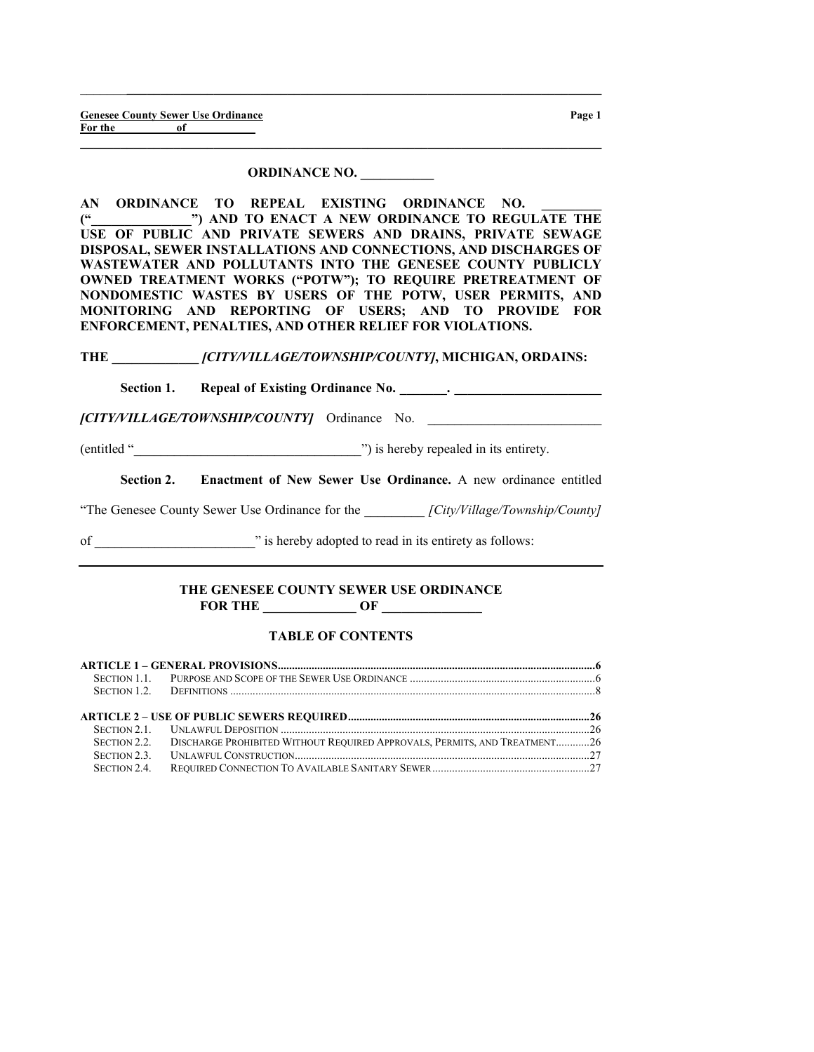**ORDINANCE NO. \_\_\_\_\_\_\_\_\_\_\_**

**AN ORDINANCE TO REPEAL EXISTING ORDINANCE NO. \_\_\_\_\_\_\_\_ ("\_\_\_\_\_\_\_\_\_\_\_\_\_\_\_") AND TO ENACT A NEW ORDINANCE TO REGULATE THE USE OF PUBLIC AND PRIVATE SEWERS AND DRAINS, PRIVATE SEWAGE DISPOSAL, SEWER INSTALLATIONS AND CONNECTIONS, AND DISCHARGES OF WASTEWATER AND POLLUTANTS INTO THE GENESEE COUNTY PUBLICLY OWNED TREATMENT WORKS ("POTW"); TO REQUIRE PRETREATMENT OF NONDOMESTIC WASTES BY USERS OF THE POTW, USER PERMITS, AND MONITORING AND REPORTING OF USERS; AND TO PROVIDE FOR ENFORCEMENT, PENALTIES, AND OTHER RELIEF FOR VIOLATIONS.**

**THE \_\_\_\_\_\_\_\_\_\_\_\_\_ *[CITY/VILLAGE/TOWNSHIP/COUNTY]*, MICHIGAN, ORDAINS:**

**Section 1. Repeal of Existing Ordinance No. \_\_\_\_\_\_\_. \_\_\_\_\_\_\_\_\_\_\_\_\_\_\_\_\_\_\_\_\_\_**

***[CITY/VILLAGE/TOWNSHIP/COUNTY]*** Ordinance No. \_\_\_\_\_\_\_\_\_\_\_\_\_\_\_\_\_\_\_\_\_\_\_\_\_\_ (entitled "\_\_\_\_\_\_\_\_\_\_\_\_\_\_\_\_\_\_\_\_\_\_\_\_\_\_\_\_\_\_\_\_\_\_") is hereby repealed in its entirety.

**Section 2. Enactment of New Sewer Use Ordinance.** A new ordinance entitled "The Genesee County Sewer Use Ordinance for the \_\_\_\_\_\_\_\_\_ *[City/Village/Township/County]* of \_\_\_\_\_\_\_\_\_\_\_\_\_\_\_\_\_\_\_\_\_\_\_\_" is hereby adopted to read in its entirety as follows:

---

## THE GENESEE COUNTY SEWER USE ORDINANCE FOR THE \_\_\_\_\_\_\_\_\_\_\_\_\_\_ OF \_\_\_\_\_\_\_\_\_\_\_\_\_\_\_

### TABLE OF CONTENTS

**ARTICLE 1 – GENERAL PROVISIONS** ..... 6
- SECTION 1.1. PURPOSE AND SCOPE OF THE SEWER USE ORDINANCE ..... 6
- SECTION 1.2. DEFINITIONS ..... 8

**ARTICLE 2 – USE OF PUBLIC SEWERS REQUIRED** ..... 26
- SECTION 2.1. UNLAWFUL DEPOSITION ..... 26
- SECTION 2.2. DISCHARGE PROHIBITED WITHOUT REQUIRED APPROVALS, PERMITS, AND TREATMENT ..... 26
- SECTION 2.3. UNLAWFUL CONSTRUCTION ..... 27
- SECTION 2.4. REQUIRED CONNECTION TO AVAILABLE SANITARY SEWER ..... 27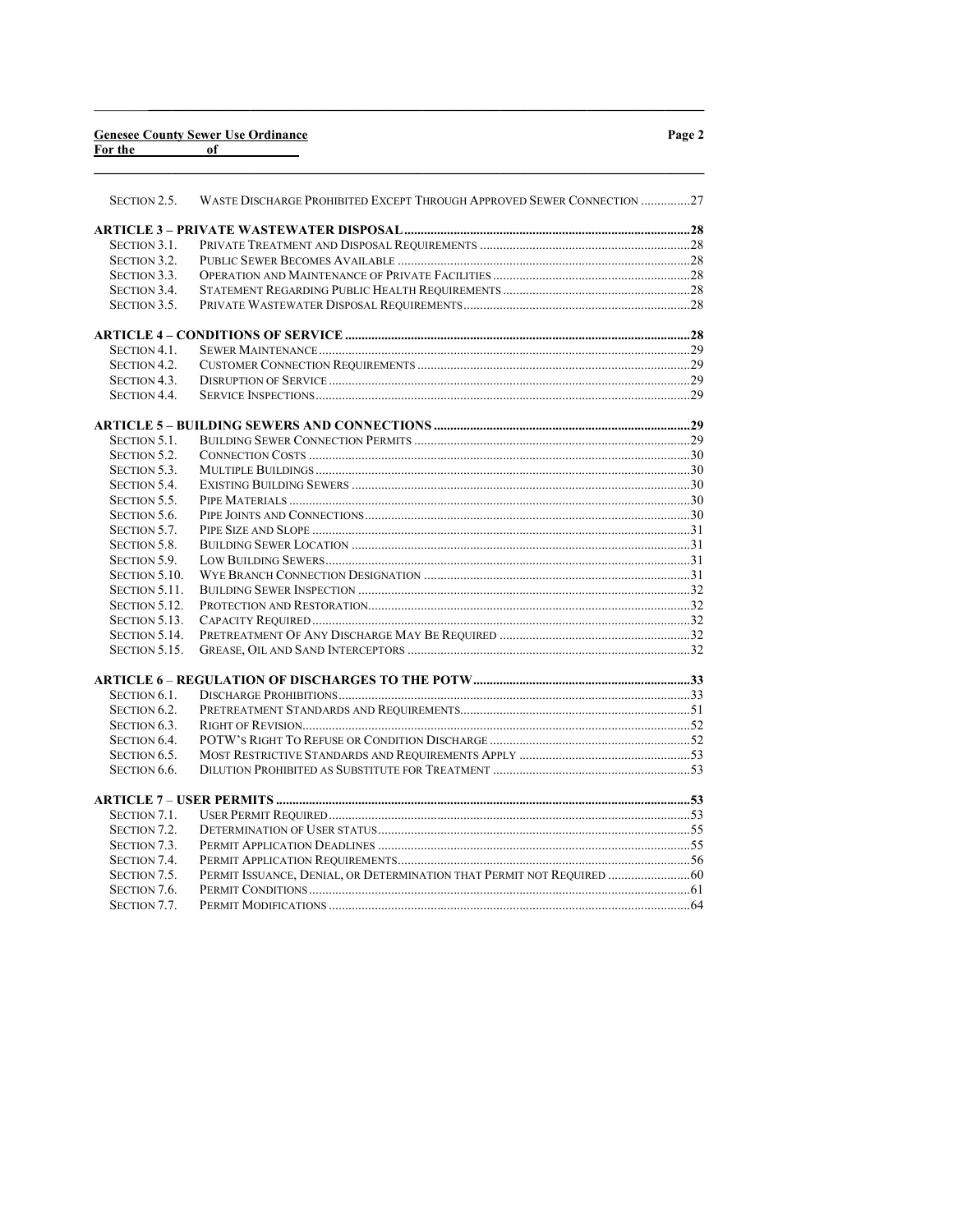| | | |
|---|---|---|
| SECTION 2.5. | WASTE DISCHARGE PROHIBITED EXCEPT THROUGH APPROVED SEWER CONNECTION | 27 |
| **ARTICLE 3 – PRIVATE WASTEWATER DISPOSAL** | | **28** |
| SECTION 3.1. | PRIVATE TREATMENT AND DISPOSAL REQUIREMENTS | 28 |
| SECTION 3.2. | PUBLIC SEWER BECOMES AVAILABLE | 28 |
| SECTION 3.3. | OPERATION AND MAINTENANCE OF PRIVATE FACILITIES | 28 |
| SECTION 3.4. | STATEMENT REGARDING PUBLIC HEALTH REQUIREMENTS | 28 |
| SECTION 3.5. | PRIVATE WASTEWATER DISPOSAL REQUIREMENTS | 28 |
| **ARTICLE 4 – CONDITIONS OF SERVICE** | | **28** |
| SECTION 4.1. | SEWER MAINTENANCE | 29 |
| SECTION 4.2. | CUSTOMER CONNECTION REQUIREMENTS | 29 |
| SECTION 4.3. | DISRUPTION OF SERVICE | 29 |
| SECTION 4.4. | SERVICE INSPECTIONS | 29 |
| **ARTICLE 5 – BUILDING SEWERS AND CONNECTIONS** | | **29** |
| SECTION 5.1. | BUILDING SEWER CONNECTION PERMITS | 29 |
| SECTION 5.2. | CONNECTION COSTS | 30 |
| SECTION 5.3. | MULTIPLE BUILDINGS | 30 |
| SECTION 5.4. | EXISTING BUILDING SEWERS | 30 |
| SECTION 5.5. | PIPE MATERIALS | 30 |
| SECTION 5.6. | PIPE JOINTS AND CONNECTIONS | 30 |
| SECTION 5.7. | PIPE SIZE AND SLOPE | 31 |
| SECTION 5.8. | BUILDING SEWER LOCATION | 31 |
| SECTION 5.9. | LOW BUILDING SEWERS | 31 |
| SECTION 5.10. | WYE BRANCH CONNECTION DESIGNATION | 31 |
| SECTION 5.11. | BUILDING SEWER INSPECTION | 32 |
| SECTION 5.12. | PROTECTION AND RESTORATION | 32 |
| SECTION 5.13. | CAPACITY REQUIRED | 32 |
| SECTION 5.14. | PRETREATMENT OF ANY DISCHARGE MAY BE REQUIRED | 32 |
| SECTION 5.15. | GREASE, OIL AND SAND INTERCEPTORS | 32 |
| **ARTICLE 6 – REGULATION OF DISCHARGES TO THE POTW** | | **33** |
| SECTION 6.1. | DISCHARGE PROHIBITIONS | 33 |
| SECTION 6.2. | PRETREATMENT STANDARDS AND REQUIREMENTS | 51 |
| SECTION 6.3. | RIGHT OF REVISION | 52 |
| SECTION 6.4. | POTW'S RIGHT TO REFUSE OR CONDITION DISCHARGE | 52 |
| SECTION 6.5. | MOST RESTRICTIVE STANDARDS AND REQUIREMENTS APPLY | 53 |
| SECTION 6.6. | DILUTION PROHIBITED AS SUBSTITUTE FOR TREATMENT | 53 |
| **ARTICLE 7 – USER PERMITS** | | **53** |
| SECTION 7.1. | USER PERMIT REQUIRED | 53 |
| SECTION 7.2. | DETERMINATION OF USER STATUS | 55 |
| SECTION 7.3. | PERMIT APPLICATION DEADLINES | 55 |
| SECTION 7.4. | PERMIT APPLICATION REQUIREMENTS | 56 |
| SECTION 7.5. | PERMIT ISSUANCE, DENIAL, OR DETERMINATION THAT PERMIT NOT REQUIRED | 60 |
| SECTION 7.6. | PERMIT CONDITIONS | 61 |
| SECTION 7.7. | PERMIT MODIFICATIONS | 64 |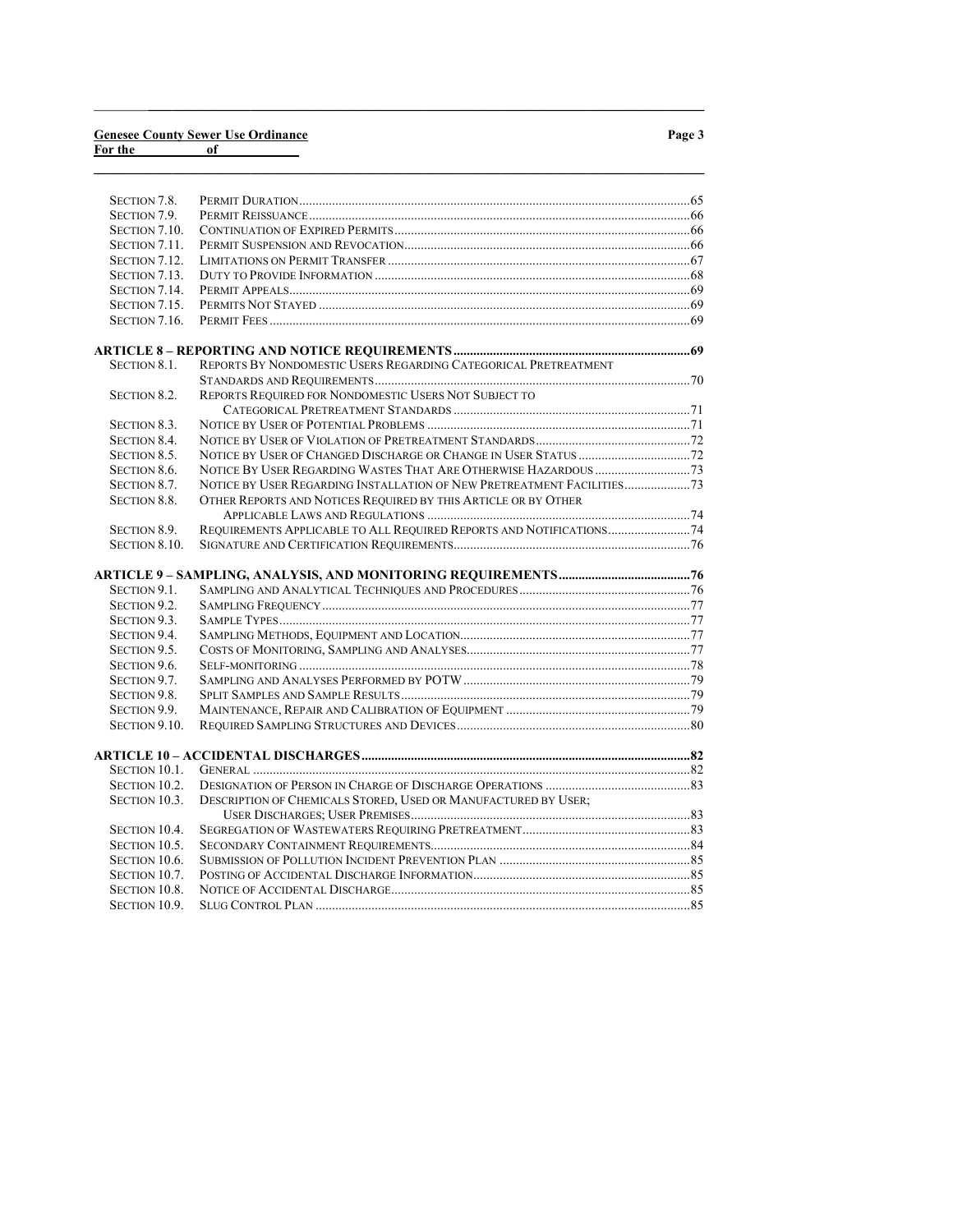| | | |
|---|---|---|
| Section 7.8. | Permit Duration | 65 |
| Section 7.9. | Permit Reissuance | 66 |
| Section 7.10. | Continuation of Expired Permits | 66 |
| Section 7.11. | Permit Suspension and Revocation | 66 |
| Section 7.12. | Limitations on Permit Transfer | 67 |
| Section 7.13. | Duty to Provide Information | 68 |
| Section 7.14. | Permit Appeals | 69 |
| Section 7.15. | Permits Not Stayed | 69 |
| Section 7.16. | Permit Fees | 69 |
| **Article 8 – Reporting and Notice Requirements** | | **69** |
| Section 8.1. | Reports By Nondomestic Users Regarding Categorical Pretreatment Standards and Requirements | 70 |
| Section 8.2. | Reports Required for Nondomestic Users Not Subject to Categorical Pretreatment Standards | 71 |
| Section 8.3. | Notice by User of Potential Problems | 71 |
| Section 8.4. | Notice by User of Violation of Pretreatment Standards | 72 |
| Section 8.5. | Notice by User of Changed Discharge or Change in User Status | 72 |
| Section 8.6. | Notice By User Regarding Wastes That Are Otherwise Hazardous | 73 |
| Section 8.7. | Notice by User Regarding Installation of New Pretreatment Facilities | 73 |
| Section 8.8. | Other Reports and Notices Required by this Article or by Other Applicable Laws and Regulations | 74 |
| Section 8.9. | Requirements Applicable to All Required Reports and Notifications | 74 |
| Section 8.10. | Signature and Certification Requirements | 76 |
| **Article 9 – Sampling, Analysis, and Monitoring Requirements** | | **76** |
| Section 9.1. | Sampling and Analytical Techniques and Procedures | 76 |
| Section 9.2. | Sampling Frequency | 77 |
| Section 9.3. | Sample Types | 77 |
| Section 9.4. | Sampling Methods, Equipment and Location | 77 |
| Section 9.5. | Costs of Monitoring, Sampling and Analyses | 77 |
| Section 9.6. | Self-monitoring | 78 |
| Section 9.7. | Sampling and Analyses Performed by POTW | 79 |
| Section 9.8. | Split Samples and Sample Results | 79 |
| Section 9.9. | Maintenance, Repair and Calibration of Equipment | 79 |
| Section 9.10. | Required Sampling Structures and Devices | 80 |
| **Article 10 – Accidental Discharges** | | **82** |
| Section 10.1. | General | 82 |
| Section 10.2. | Designation of Person in Charge of Discharge Operations | 83 |
| Section 10.3. | Description of Chemicals Stored, Used or Manufactured by User; User Discharges; User Premises | 83 |
| Section 10.4. | Segregation of Wastewaters Requiring Pretreatment | 83 |
| Section 10.5. | Secondary Containment Requirements | 84 |
| Section 10.6. | Submission of Pollution Incident Prevention Plan | 85 |
| Section 10.7. | Posting of Accidental Discharge Information | 85 |
| Section 10.8. | Notice of Accidental Discharge | 85 |
| Section 10.9. | Slug Control Plan | 85 |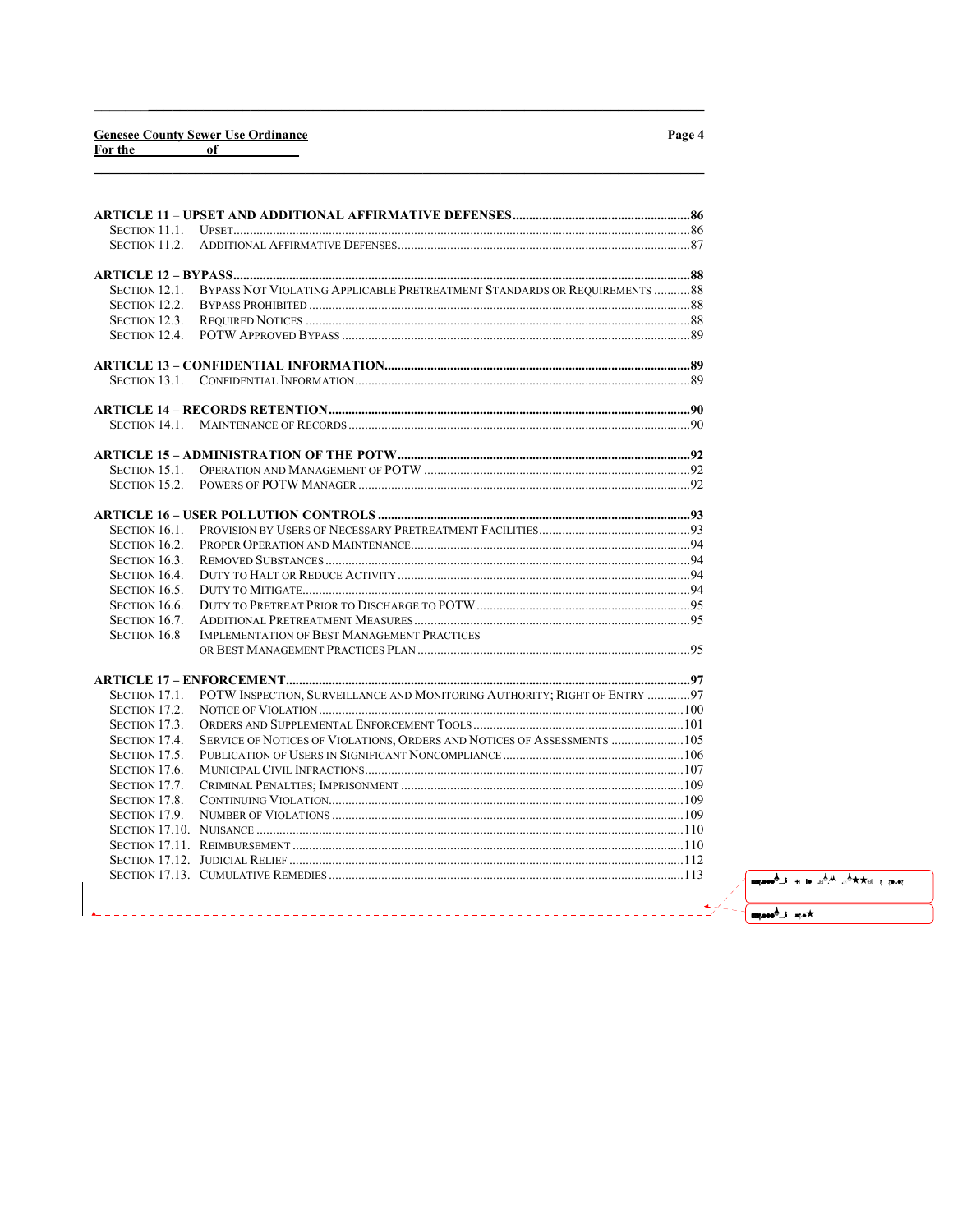**ARTICLE 11 – UPSET AND ADDITIONAL AFFIRMATIVE DEFENSES** .......... 86
- SECTION 11.1. UPSET .......... 86
- SECTION 11.2. ADDITIONAL AFFIRMATIVE DEFENSES .......... 87

**ARTICLE 12 – BYPASS** .......... 88
- SECTION 12.1. BYPASS NOT VIOLATING APPLICABLE PRETREATMENT STANDARDS OR REQUIREMENTS .......... 88
- SECTION 12.2. BYPASS PROHIBITED .......... 88
- SECTION 12.3. REQUIRED NOTICES .......... 88
- SECTION 12.4. POTW APPROVED BYPASS .......... 89

**ARTICLE 13 – CONFIDENTIAL INFORMATION** .......... 89
- SECTION 13.1. CONFIDENTIAL INFORMATION .......... 89

**ARTICLE 14 – RECORDS RETENTION** .......... 90
- SECTION 14.1. MAINTENANCE OF RECORDS .......... 90

**ARTICLE 15 – ADMINISTRATION OF THE POTW** .......... 92
- SECTION 15.1. OPERATION AND MANAGEMENT OF POTW .......... 92
- SECTION 15.2. POWERS OF POTW MANAGER .......... 92

**ARTICLE 16 – USER POLLUTION CONTROLS** .......... 93
- SECTION 16.1. PROVISION BY USERS OF NECESSARY PRETREATMENT FACILITIES .......... 93
- SECTION 16.2. PROPER OPERATION AND MAINTENANCE .......... 94
- SECTION 16.3. REMOVED SUBSTANCES .......... 94
- SECTION 16.4. DUTY TO HALT OR REDUCE ACTIVITY .......... 94
- SECTION 16.5. DUTY TO MITIGATE .......... 94
- SECTION 16.6. DUTY TO PRETREAT PRIOR TO DISCHARGE TO POTW .......... 95
- SECTION 16.7. ADDITIONAL PRETREATMENT MEASURES .......... 95
- SECTION 16.8 IMPLEMENTATION OF BEST MANAGEMENT PRACTICES OR BEST MANAGEMENT PRACTICES PLAN .......... 95

**ARTICLE 17 – ENFORCEMENT** .......... 97
- SECTION 17.1. POTW INSPECTION, SURVEILLANCE AND MONITORING AUTHORITY; RIGHT OF ENTRY .......... 97
- SECTION 17.2. NOTICE OF VIOLATION .......... 100
- SECTION 17.3. ORDERS AND SUPPLEMENTAL ENFORCEMENT TOOLS .......... 101
- SECTION 17.4. SERVICE OF NOTICES OF VIOLATIONS, ORDERS AND NOTICES OF ASSESSMENTS .......... 105
- SECTION 17.5. PUBLICATION OF USERS IN SIGNIFICANT NONCOMPLIANCE .......... 106
- SECTION 17.6. MUNICIPAL CIVIL INFRACTIONS .......... 107
- SECTION 17.7. CRIMINAL PENALTIES; IMPRISONMENT .......... 109
- SECTION 17.8. CONTINUING VIOLATION .......... 109
- SECTION 17.9. NUMBER OF VIOLATIONS .......... 109
- SECTION 17.10. NUISANCE .......... 110
- SECTION 17.11. REIMBURSEMENT .......... 110
- SECTION 17.12. JUDICIAL RELIEF .......... 112
- SECTION 17.13. CUMULATIVE REMEDIES .......... 113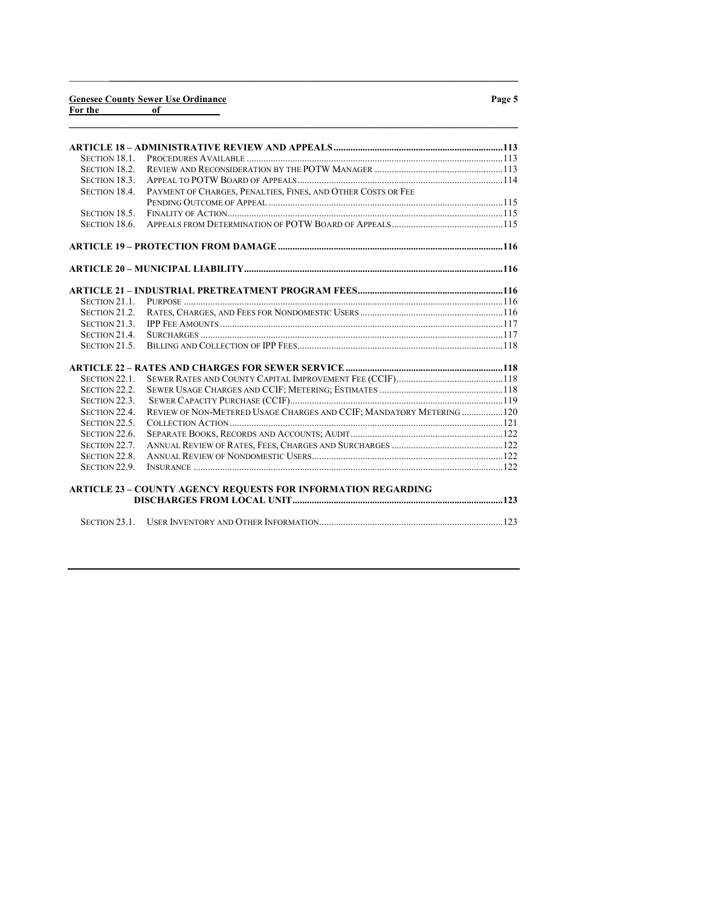**ARTICLE 18 – ADMINISTRATIVE REVIEW AND APPEALS .......... 113**

- Section 18.1. Procedures Available .......... 113
- Section 18.2. Review and Reconsideration by the POTW Manager .......... 113
- Section 18.3. Appeal to POTW Board of Appeals .......... 114
- Section 18.4. Payment of Charges, Penalties, Fines, and Other Costs or Fee Pending Outcome of Appeal .......... 115
- Section 18.5. Finality of Action .......... 115
- Section 18.6. Appeals from Determination of POTW Board of Appeals .......... 115

**ARTICLE 19 – PROTECTION FROM DAMAGE .......... 116**

**ARTICLE 20 – MUNICIPAL LIABILITY .......... 116**

**ARTICLE 21 – INDUSTRIAL PRETREATMENT PROGRAM FEES .......... 116**

- Section 21.1. Purpose .......... 116
- Section 21.2. Rates, Charges, and Fees for Nondomestic Users .......... 116
- Section 21.3. IPP Fee Amounts .......... 117
- Section 21.4. Surcharges .......... 117
- Section 21.5. Billing and Collection of IPP Fees .......... 118

**ARTICLE 22 – RATES AND CHARGES FOR SEWER SERVICE .......... 118**

- Section 22.1. Sewer Rates and County Capital Improvement Fee (CCIF) .......... 118
- Section 22.2. Sewer Usage Charges and CCIF; Metering; Estimates .......... 118
- Section 22.3. Sewer Capacity Purchase (CCIF) .......... 119
- Section 22.4. Review of Non-Metered Usage Charges and CCIF; Mandatory Metering .......... 120
- Section 22.5. Collection Action .......... 121
- Section 22.6. Separate Books, Records and Accounts; Audit .......... 122
- Section 22.7. Annual Review of Rates, Fees, Charges and Surcharges .......... 122
- Section 22.8. Annual Review of Nondomestic Users .......... 122
- Section 22.9. Insurance .......... 122

**ARTICLE 23 – COUNTY AGENCY REQUESTS FOR INFORMATION REGARDING DISCHARGES FROM LOCAL UNIT .......... 123**

- Section 23.1. User Inventory and Other Information .......... 123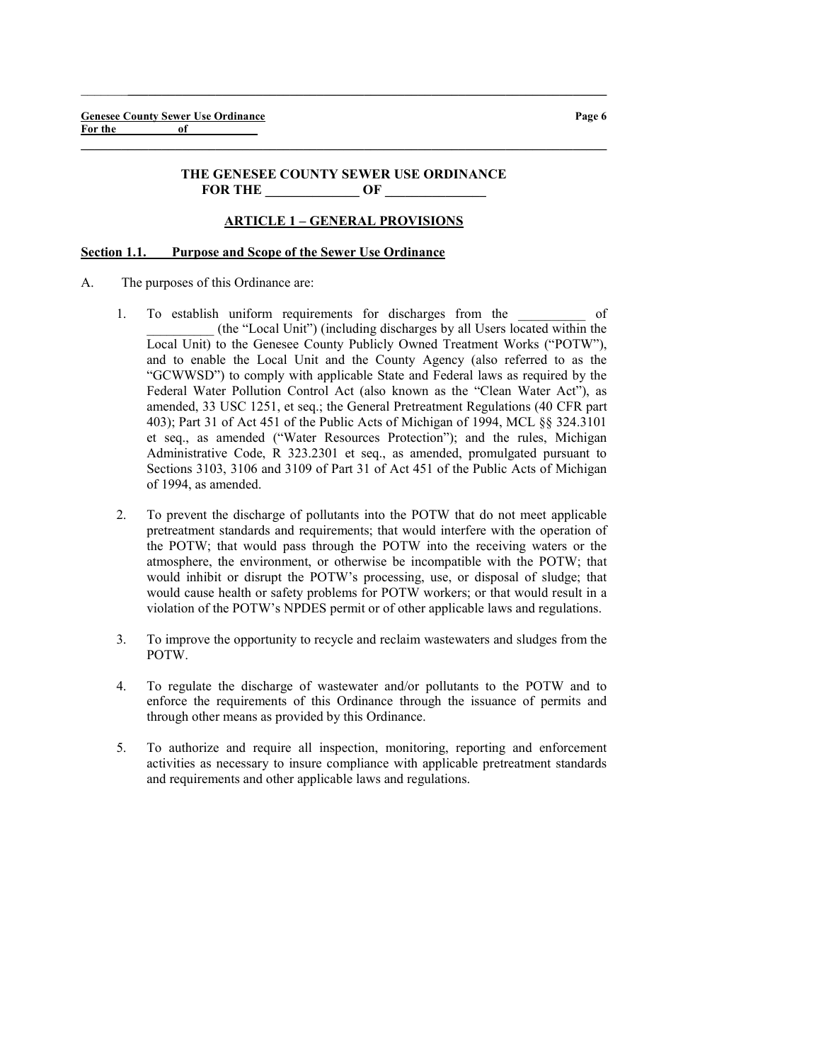# THE GENESEE COUNTY SEWER USE ORDINANCE FOR THE ______________ OF _______________

## ARTICLE 1 – GENERAL PROVISIONS

### Section 1.1. Purpose and Scope of the Sewer Use Ordinance

A. The purposes of this Ordinance are:

1. To establish uniform requirements for discharges from the __________ of __________ (the "Local Unit") (including discharges by all Users located within the Local Unit) to the Genesee County Publicly Owned Treatment Works ("POTW"), and to enable the Local Unit and the County Agency (also referred to as the "GCWWSD") to comply with applicable State and Federal laws as required by the Federal Water Pollution Control Act (also known as the "Clean Water Act"), as amended, 33 USC 1251, et seq.; the General Pretreatment Regulations (40 CFR part 403); Part 31 of Act 451 of the Public Acts of Michigan of 1994, MCL §§ 324.3101 et seq., as amended ("Water Resources Protection"); and the rules, Michigan Administrative Code, R 323.2301 et seq., as amended, promulgated pursuant to Sections 3103, 3106 and 3109 of Part 31 of Act 451 of the Public Acts of Michigan of 1994, as amended.

2. To prevent the discharge of pollutants into the POTW that do not meet applicable pretreatment standards and requirements; that would interfere with the operation of the POTW; that would pass through the POTW into the receiving waters or the atmosphere, the environment, or otherwise be incompatible with the POTW; that would inhibit or disrupt the POTW's processing, use, or disposal of sludge; that would cause health or safety problems for POTW workers; or that would result in a violation of the POTW's NPDES permit or of other applicable laws and regulations.

3. To improve the opportunity to recycle and reclaim wastewaters and sludges from the POTW.

4. To regulate the discharge of wastewater and/or pollutants to the POTW and to enforce the requirements of this Ordinance through the issuance of permits and through other means as provided by this Ordinance.

5. To authorize and require all inspection, monitoring, reporting and enforcement activities as necessary to insure compliance with applicable pretreatment standards and requirements and other applicable laws and regulations.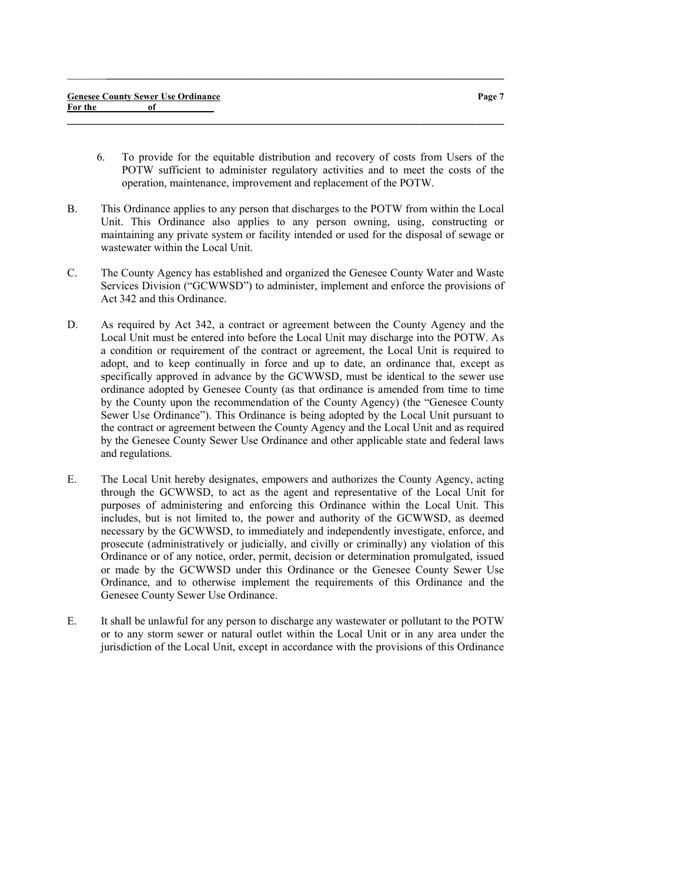6. To provide for the equitable distribution and recovery of costs from Users of the POTW sufficient to administer regulatory activities and to meet the costs of the operation, maintenance, improvement and replacement of the POTW.

B. This Ordinance applies to any person that discharges to the POTW from within the Local Unit. This Ordinance also applies to any person owning, using, constructing or maintaining any private system or facility intended or used for the disposal of sewage or wastewater within the Local Unit.

C. The County Agency has established and organized the Genesee County Water and Waste Services Division ("GCWWSD") to administer, implement and enforce the provisions of Act 342 and this Ordinance.

D. As required by Act 342, a contract or agreement between the County Agency and the Local Unit must be entered into before the Local Unit may discharge into the POTW. As a condition or requirement of the contract or agreement, the Local Unit is required to adopt, and to keep continually in force and up to date, an ordinance that, except as specifically approved in advance by the GCWWSD, must be identical to the sewer use ordinance adopted by Genesee County (as that ordinance is amended from time to time by the County upon the recommendation of the County Agency) (the "Genesee County Sewer Use Ordinance"). This Ordinance is being adopted by the Local Unit pursuant to the contract or agreement between the County Agency and the Local Unit and as required by the Genesee County Sewer Use Ordinance and other applicable state and federal laws and regulations.

E. The Local Unit hereby designates, empowers and authorizes the County Agency, acting through the GCWWSD, to act as the agent and representative of the Local Unit for purposes of administering and enforcing this Ordinance within the Local Unit. This includes, but is not limited to, the power and authority of the GCWWSD, as deemed necessary by the GCWWSD, to immediately and independently investigate, enforce, and prosecute (administratively or judicially, and civilly or criminally) any violation of this Ordinance or of any notice, order, permit, decision or determination promulgated, issued or made by the GCWWSD under this Ordinance or the Genesee County Sewer Use Ordinance, and to otherwise implement the requirements of this Ordinance and the Genesee County Sewer Use Ordinance.

E. It shall be unlawful for any person to discharge any wastewater or pollutant to the POTW or to any storm sewer or natural outlet within the Local Unit or in any area under the jurisdiction of the Local Unit, except in accordance with the provisions of this Ordinance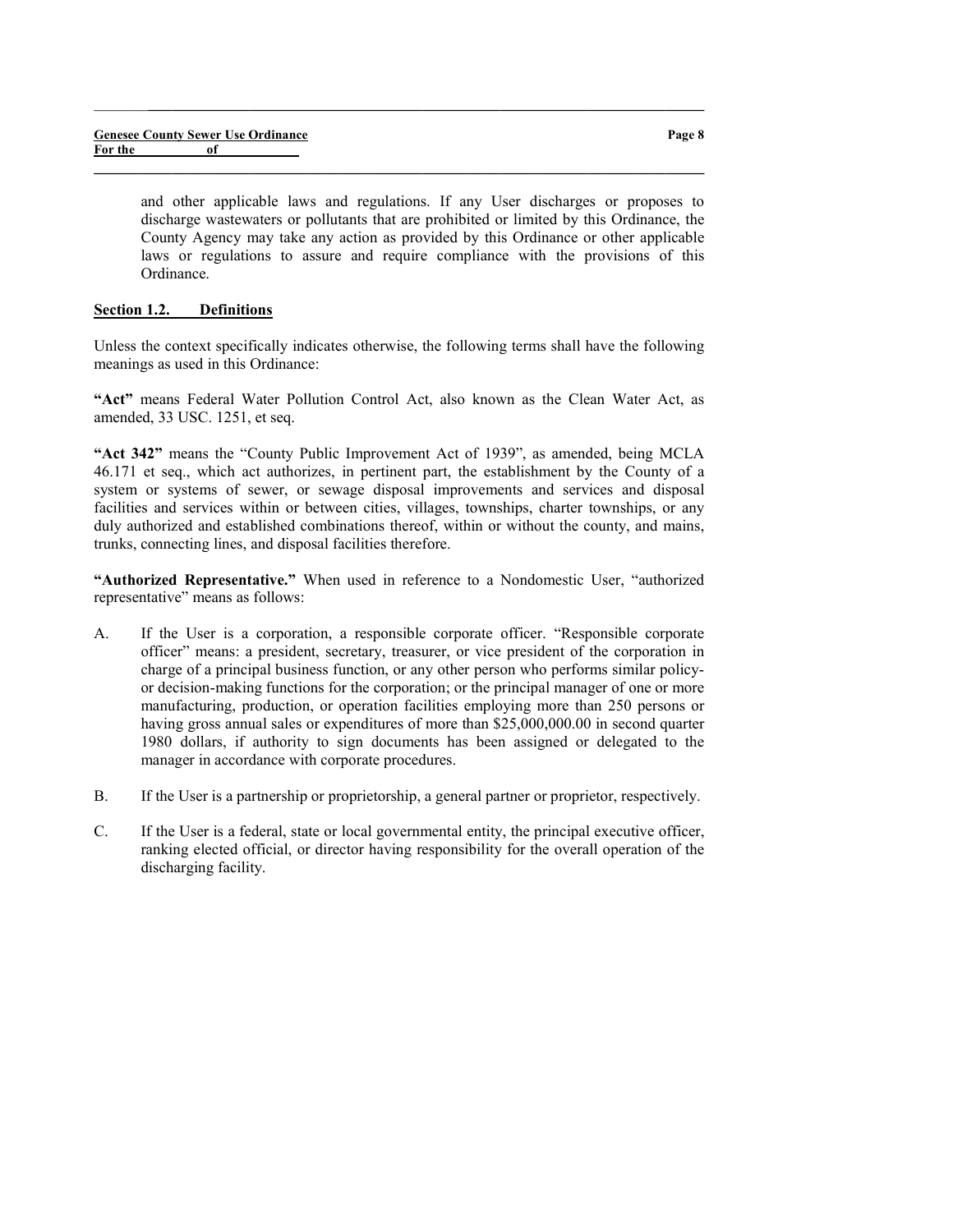and other applicable laws and regulations. If any User discharges or proposes to discharge wastewaters or pollutants that are prohibited or limited by this Ordinance, the County Agency may take any action as provided by this Ordinance or other applicable laws or regulations to assure and require compliance with the provisions of this Ordinance.

## Section 1.2. Definitions

Unless the context specifically indicates otherwise, the following terms shall have the following meanings as used in this Ordinance:

**"Act"** means Federal Water Pollution Control Act, also known as the Clean Water Act, as amended, 33 USC. 1251, et seq.

**"Act 342"** means the "County Public Improvement Act of 1939", as amended, being MCLA 46.171 et seq., which act authorizes, in pertinent part, the establishment by the County of a system or systems of sewer, or sewage disposal improvements and services and disposal facilities and services within or between cities, villages, townships, charter townships, or any duly authorized and established combinations thereof, within or without the county, and mains, trunks, connecting lines, and disposal facilities therefore.

**"Authorized Representative."** When used in reference to a Nondomestic User, "authorized representative" means as follows:

A. If the User is a corporation, a responsible corporate officer. "Responsible corporate officer" means: a president, secretary, treasurer, or vice president of the corporation in charge of a principal business function, or any other person who performs similar policy- or decision-making functions for the corporation; or the principal manager of one or more manufacturing, production, or operation facilities employing more than 250 persons or having gross annual sales or expenditures of more than $25,000,000.00 in second quarter 1980 dollars, if authority to sign documents has been assigned or delegated to the manager in accordance with corporate procedures.

B. If the User is a partnership or proprietorship, a general partner or proprietor, respectively.

C. If the User is a federal, state or local governmental entity, the principal executive officer, ranking elected official, or director having responsibility for the overall operation of the discharging facility.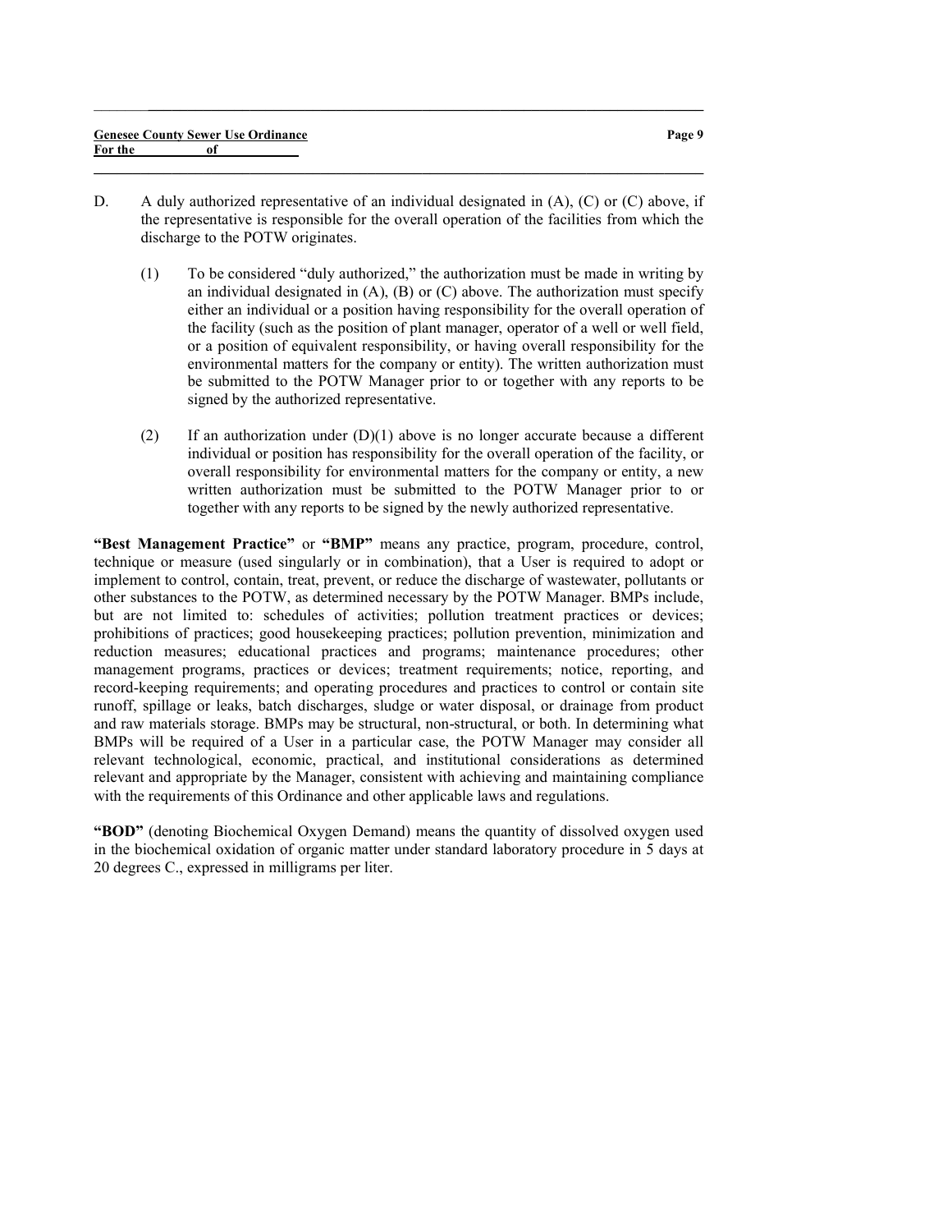D. A duly authorized representative of an individual designated in (A), (C) or (C) above, if the representative is responsible for the overall operation of the facilities from which the discharge to the POTW originates.

(1) To be considered "duly authorized," the authorization must be made in writing by an individual designated in (A), (B) or (C) above. The authorization must specify either an individual or a position having responsibility for the overall operation of the facility (such as the position of plant manager, operator of a well or well field, or a position of equivalent responsibility, or having overall responsibility for the environmental matters for the company or entity). The written authorization must be submitted to the POTW Manager prior to or together with any reports to be signed by the authorized representative.

(2) If an authorization under (D)(1) above is no longer accurate because a different individual or position has responsibility for the overall operation of the facility, or overall responsibility for environmental matters for the company or entity, a new written authorization must be submitted to the POTW Manager prior to or together with any reports to be signed by the newly authorized representative.

**"Best Management Practice"** or **"BMP"** means any practice, program, procedure, control, technique or measure (used singularly or in combination), that a User is required to adopt or implement to control, contain, treat, prevent, or reduce the discharge of wastewater, pollutants or other substances to the POTW, as determined necessary by the POTW Manager. BMPs include, but are not limited to: schedules of activities; pollution treatment practices or devices; prohibitions of practices; good housekeeping practices; pollution prevention, minimization and reduction measures; educational practices and programs; maintenance procedures; other management programs, practices or devices; treatment requirements; notice, reporting, and record-keeping requirements; and operating procedures and practices to control or contain site runoff, spillage or leaks, batch discharges, sludge or water disposal, or drainage from product and raw materials storage. BMPs may be structural, non-structural, or both. In determining what BMPs will be required of a User in a particular case, the POTW Manager may consider all relevant technological, economic, practical, and institutional considerations as determined relevant and appropriate by the Manager, consistent with achieving and maintaining compliance with the requirements of this Ordinance and other applicable laws and regulations.

**"BOD"** (denoting Biochemical Oxygen Demand) means the quantity of dissolved oxygen used in the biochemical oxidation of organic matter under standard laboratory procedure in 5 days at 20 degrees C., expressed in milligrams per liter.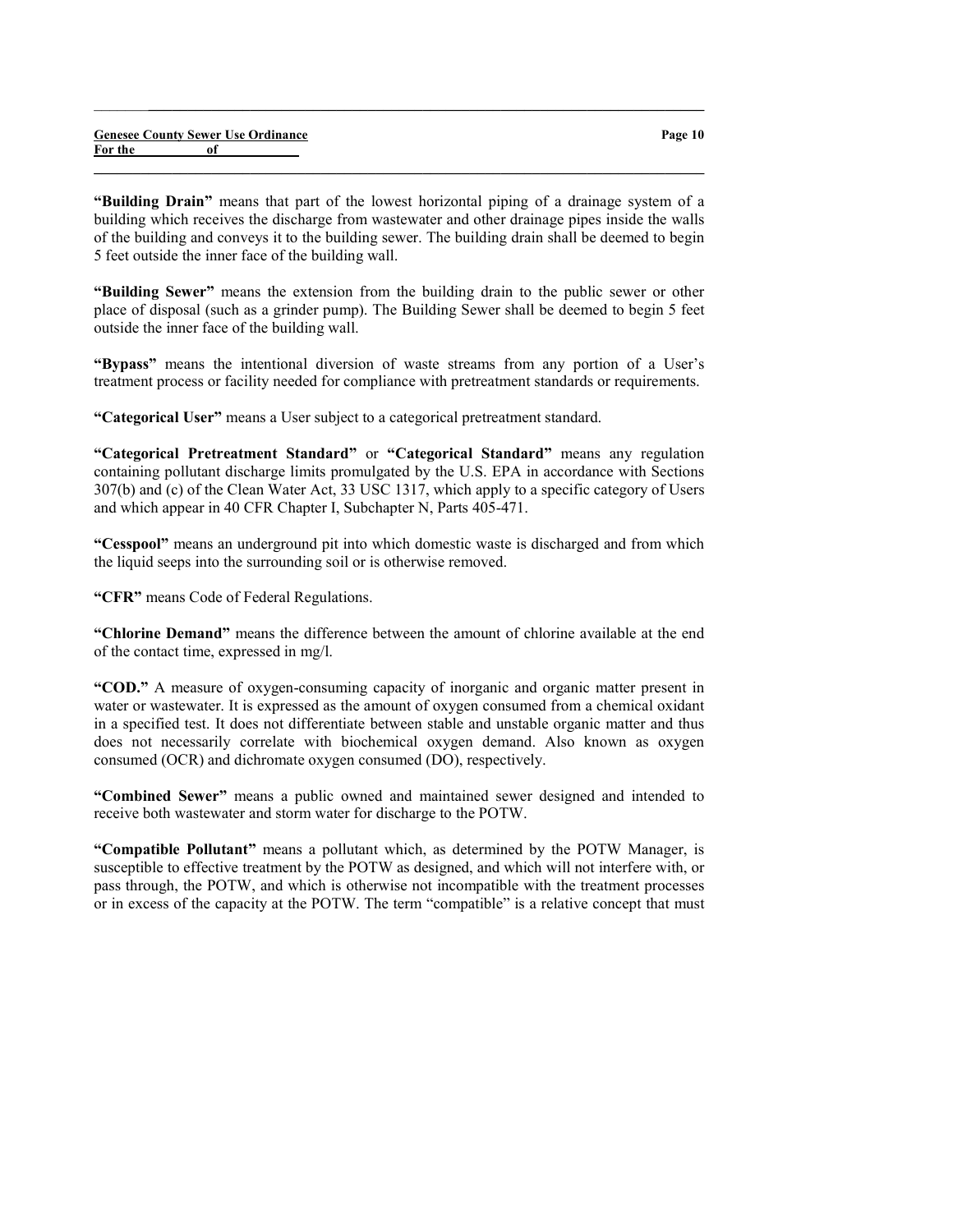**"Building Drain"** means that part of the lowest horizontal piping of a drainage system of a building which receives the discharge from wastewater and other drainage pipes inside the walls of the building and conveys it to the building sewer. The building drain shall be deemed to begin 5 feet outside the inner face of the building wall.

**"Building Sewer"** means the extension from the building drain to the public sewer or other place of disposal (such as a grinder pump). The Building Sewer shall be deemed to begin 5 feet outside the inner face of the building wall.

**"Bypass"** means the intentional diversion of waste streams from any portion of a User's treatment process or facility needed for compliance with pretreatment standards or requirements.

**"Categorical User"** means a User subject to a categorical pretreatment standard.

**"Categorical Pretreatment Standard"** or **"Categorical Standard"** means any regulation containing pollutant discharge limits promulgated by the U.S. EPA in accordance with Sections 307(b) and (c) of the Clean Water Act, 33 USC 1317, which apply to a specific category of Users and which appear in 40 CFR Chapter I, Subchapter N, Parts 405-471.

**"Cesspool"** means an underground pit into which domestic waste is discharged and from which the liquid seeps into the surrounding soil or is otherwise removed.

**"CFR"** means Code of Federal Regulations.

**"Chlorine Demand"** means the difference between the amount of chlorine available at the end of the contact time, expressed in mg/l.

**"COD."** A measure of oxygen-consuming capacity of inorganic and organic matter present in water or wastewater. It is expressed as the amount of oxygen consumed from a chemical oxidant in a specified test. It does not differentiate between stable and unstable organic matter and thus does not necessarily correlate with biochemical oxygen demand. Also known as oxygen consumed (OCR) and dichromate oxygen consumed (DO), respectively.

**"Combined Sewer"** means a public owned and maintained sewer designed and intended to receive both wastewater and storm water for discharge to the POTW.

**"Compatible Pollutant"** means a pollutant which, as determined by the POTW Manager, is susceptible to effective treatment by the POTW as designed, and which will not interfere with, or pass through, the POTW, and which is otherwise not incompatible with the treatment processes or in excess of the capacity at the POTW. The term "compatible" is a relative concept that must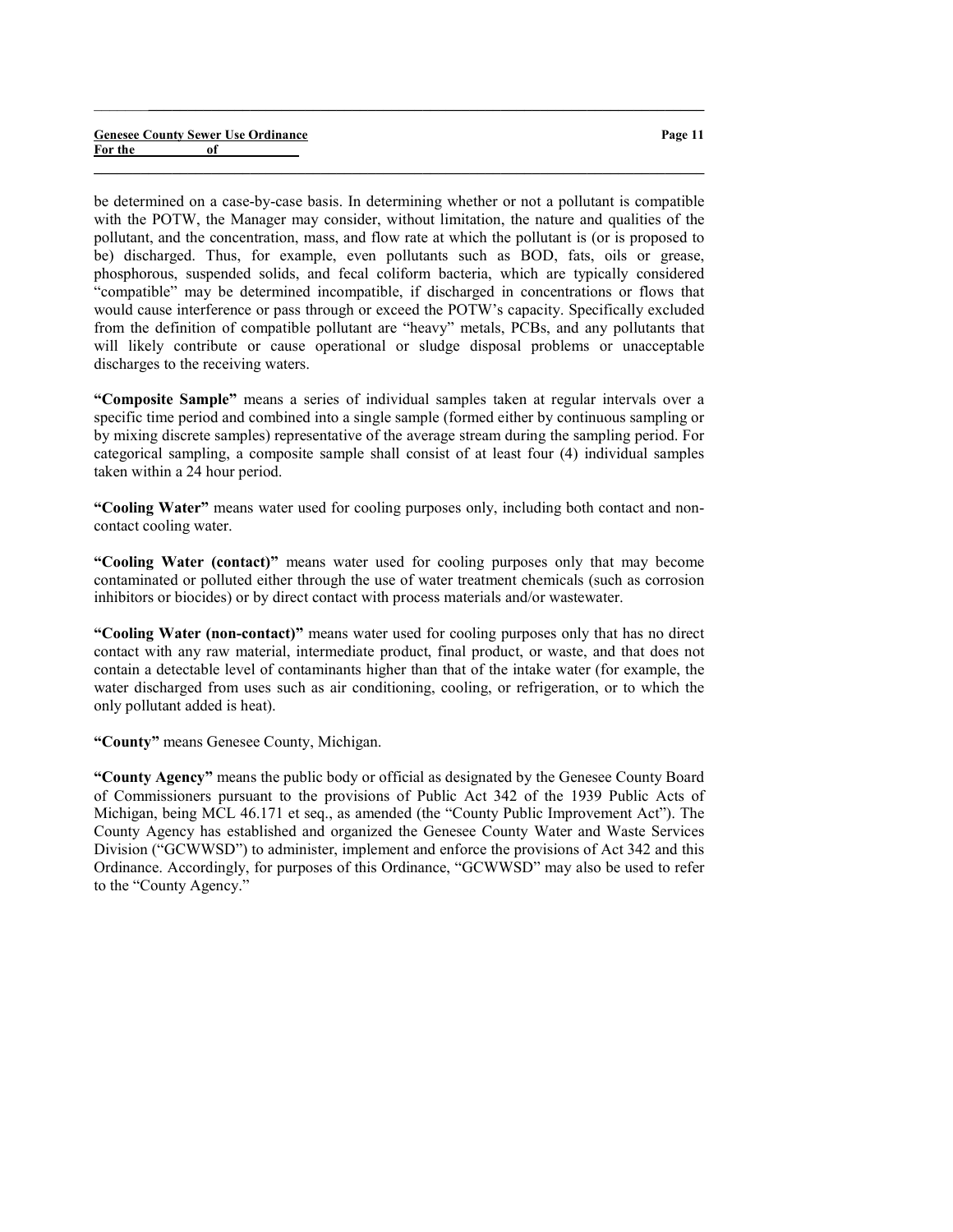be determined on a case-by-case basis. In determining whether or not a pollutant is compatible with the POTW, the Manager may consider, without limitation, the nature and qualities of the pollutant, and the concentration, mass, and flow rate at which the pollutant is (or is proposed to be) discharged. Thus, for example, even pollutants such as BOD, fats, oils or grease, phosphorous, suspended solids, and fecal coliform bacteria, which are typically considered "compatible" may be determined incompatible, if discharged in concentrations or flows that would cause interference or pass through or exceed the POTW's capacity. Specifically excluded from the definition of compatible pollutant are "heavy" metals, PCBs, and any pollutants that will likely contribute or cause operational or sludge disposal problems or unacceptable discharges to the receiving waters.

**"Composite Sample"** means a series of individual samples taken at regular intervals over a specific time period and combined into a single sample (formed either by continuous sampling or by mixing discrete samples) representative of the average stream during the sampling period. For categorical sampling, a composite sample shall consist of at least four (4) individual samples taken within a 24 hour period.

**"Cooling Water"** means water used for cooling purposes only, including both contact and non-contact cooling water.

**"Cooling Water (contact)"** means water used for cooling purposes only that may become contaminated or polluted either through the use of water treatment chemicals (such as corrosion inhibitors or biocides) or by direct contact with process materials and/or wastewater.

**"Cooling Water (non-contact)"** means water used for cooling purposes only that has no direct contact with any raw material, intermediate product, final product, or waste, and that does not contain a detectable level of contaminants higher than that of the intake water (for example, the water discharged from uses such as air conditioning, cooling, or refrigeration, or to which the only pollutant added is heat).

**"County"** means Genesee County, Michigan.

**"County Agency"** means the public body or official as designated by the Genesee County Board of Commissioners pursuant to the provisions of Public Act 342 of the 1939 Public Acts of Michigan, being MCL 46.171 et seq., as amended (the "County Public Improvement Act"). The County Agency has established and organized the Genesee County Water and Waste Services Division ("GCWWSD") to administer, implement and enforce the provisions of Act 342 and this Ordinance. Accordingly, for purposes of this Ordinance, "GCWWSD" may also be used to refer to the "County Agency."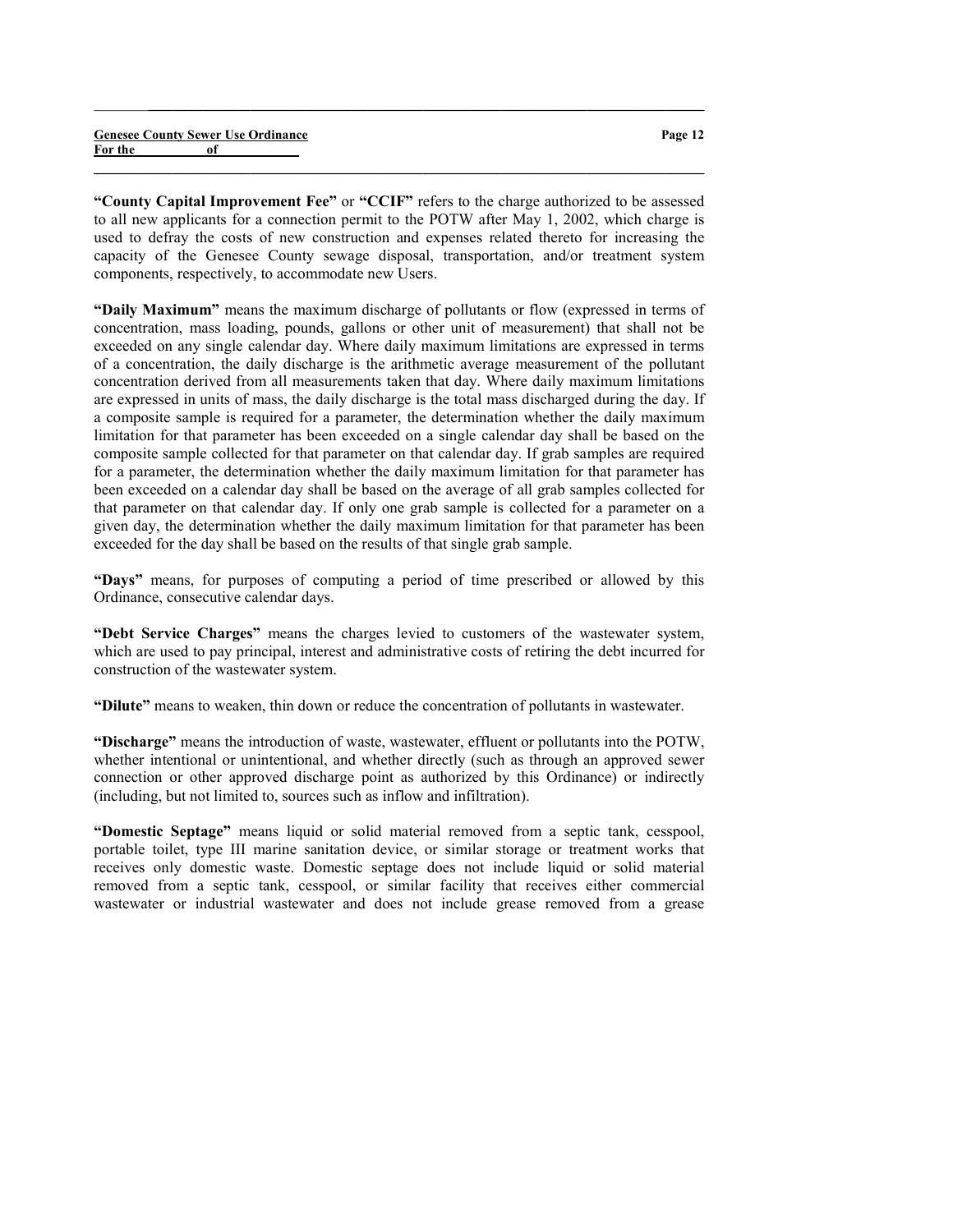**"County Capital Improvement Fee"** or **"CCIF"** refers to the charge authorized to be assessed to all new applicants for a connection permit to the POTW after May 1, 2002, which charge is used to defray the costs of new construction and expenses related thereto for increasing the capacity of the Genesee County sewage disposal, transportation, and/or treatment system components, respectively, to accommodate new Users.

**"Daily Maximum"** means the maximum discharge of pollutants or flow (expressed in terms of concentration, mass loading, pounds, gallons or other unit of measurement) that shall not be exceeded on any single calendar day. Where daily maximum limitations are expressed in terms of a concentration, the daily discharge is the arithmetic average measurement of the pollutant concentration derived from all measurements taken that day. Where daily maximum limitations are expressed in units of mass, the daily discharge is the total mass discharged during the day. If a composite sample is required for a parameter, the determination whether the daily maximum limitation for that parameter has been exceeded on a single calendar day shall be based on the composite sample collected for that parameter on that calendar day. If grab samples are required for a parameter, the determination whether the daily maximum limitation for that parameter has been exceeded on a calendar day shall be based on the average of all grab samples collected for that parameter on that calendar day. If only one grab sample is collected for a parameter on a given day, the determination whether the daily maximum limitation for that parameter has been exceeded for the day shall be based on the results of that single grab sample.

**"Days"** means, for purposes of computing a period of time prescribed or allowed by this Ordinance, consecutive calendar days.

**"Debt Service Charges"** means the charges levied to customers of the wastewater system, which are used to pay principal, interest and administrative costs of retiring the debt incurred for construction of the wastewater system.

**"Dilute"** means to weaken, thin down or reduce the concentration of pollutants in wastewater.

**"Discharge"** means the introduction of waste, wastewater, effluent or pollutants into the POTW, whether intentional or unintentional, and whether directly (such as through an approved sewer connection or other approved discharge point as authorized by this Ordinance) or indirectly (including, but not limited to, sources such as inflow and infiltration).

**"Domestic Septage"** means liquid or solid material removed from a septic tank, cesspool, portable toilet, type III marine sanitation device, or similar storage or treatment works that receives only domestic waste. Domestic septage does not include liquid or solid material removed from a septic tank, cesspool, or similar facility that receives either commercial wastewater or industrial wastewater and does not include grease removed from a grease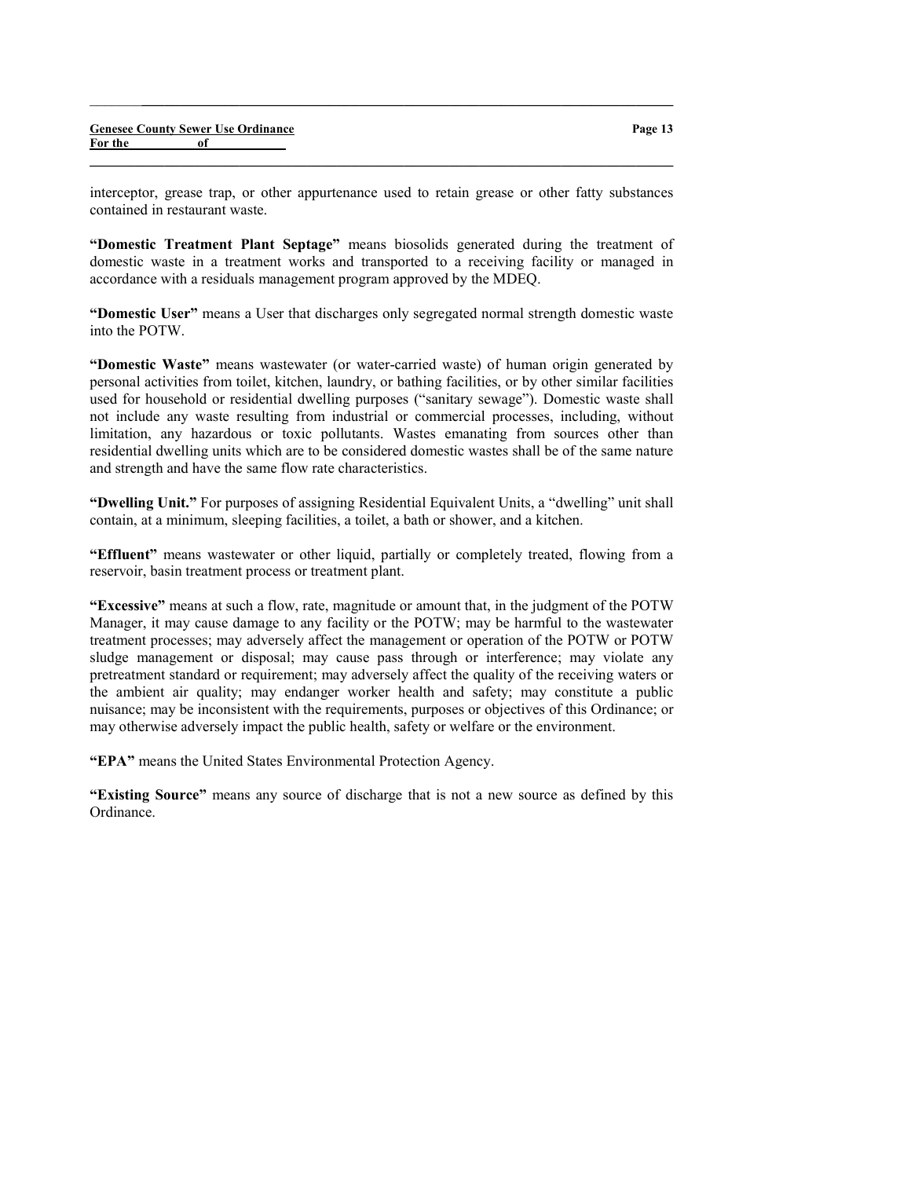interceptor, grease trap, or other appurtenance used to retain grease or other fatty substances contained in restaurant waste.

**"Domestic Treatment Plant Septage"** means biosolids generated during the treatment of domestic waste in a treatment works and transported to a receiving facility or managed in accordance with a residuals management program approved by the MDEQ.

**"Domestic User"** means a User that discharges only segregated normal strength domestic waste into the POTW.

**"Domestic Waste"** means wastewater (or water-carried waste) of human origin generated by personal activities from toilet, kitchen, laundry, or bathing facilities, or by other similar facilities used for household or residential dwelling purposes ("sanitary sewage"). Domestic waste shall not include any waste resulting from industrial or commercial processes, including, without limitation, any hazardous or toxic pollutants. Wastes emanating from sources other than residential dwelling units which are to be considered domestic wastes shall be of the same nature and strength and have the same flow rate characteristics.

**"Dwelling Unit."** For purposes of assigning Residential Equivalent Units, a "dwelling" unit shall contain, at a minimum, sleeping facilities, a toilet, a bath or shower, and a kitchen.

**"Effluent"** means wastewater or other liquid, partially or completely treated, flowing from a reservoir, basin treatment process or treatment plant.

**"Excessive"** means at such a flow, rate, magnitude or amount that, in the judgment of the POTW Manager, it may cause damage to any facility or the POTW; may be harmful to the wastewater treatment processes; may adversely affect the management or operation of the POTW or POTW sludge management or disposal; may cause pass through or interference; may violate any pretreatment standard or requirement; may adversely affect the quality of the receiving waters or the ambient air quality; may endanger worker health and safety; may constitute a public nuisance; may be inconsistent with the requirements, purposes or objectives of this Ordinance; or may otherwise adversely impact the public health, safety or welfare or the environment.

**"EPA"** means the United States Environmental Protection Agency.

**"Existing Source"** means any source of discharge that is not a new source as defined by this Ordinance.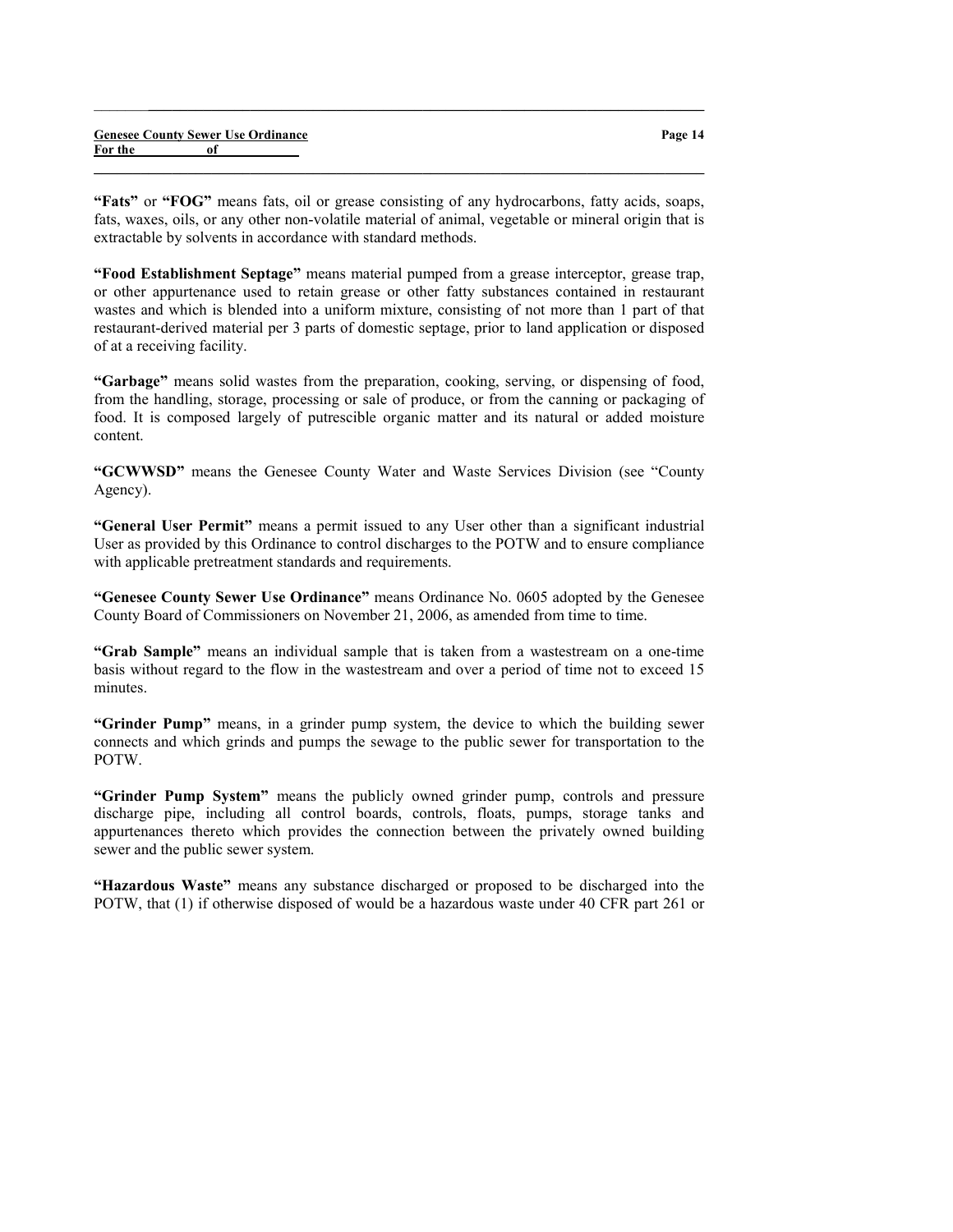**"Fats"** or **"FOG"** means fats, oil or grease consisting of any hydrocarbons, fatty acids, soaps, fats, waxes, oils, or any other non-volatile material of animal, vegetable or mineral origin that is extractable by solvents in accordance with standard methods.

**"Food Establishment Septage"** means material pumped from a grease interceptor, grease trap, or other appurtenance used to retain grease or other fatty substances contained in restaurant wastes and which is blended into a uniform mixture, consisting of not more than 1 part of that restaurant-derived material per 3 parts of domestic septage, prior to land application or disposed of at a receiving facility.

**"Garbage"** means solid wastes from the preparation, cooking, serving, or dispensing of food, from the handling, storage, processing or sale of produce, or from the canning or packaging of food. It is composed largely of putrescible organic matter and its natural or added moisture content.

**"GCWWSD"** means the Genesee County Water and Waste Services Division (see "County Agency).

**"General User Permit"** means a permit issued to any User other than a significant industrial User as provided by this Ordinance to control discharges to the POTW and to ensure compliance with applicable pretreatment standards and requirements.

**"Genesee County Sewer Use Ordinance"** means Ordinance No. 0605 adopted by the Genesee County Board of Commissioners on November 21, 2006, as amended from time to time.

**"Grab Sample"** means an individual sample that is taken from a wastestream on a one-time basis without regard to the flow in the wastestream and over a period of time not to exceed 15 minutes.

**"Grinder Pump"** means, in a grinder pump system, the device to which the building sewer connects and which grinds and pumps the sewage to the public sewer for transportation to the POTW.

**"Grinder Pump System"** means the publicly owned grinder pump, controls and pressure discharge pipe, including all control boards, controls, floats, pumps, storage tanks and appurtenances thereto which provides the connection between the privately owned building sewer and the public sewer system.

**"Hazardous Waste"** means any substance discharged or proposed to be discharged into the POTW, that (1) if otherwise disposed of would be a hazardous waste under 40 CFR part 261 or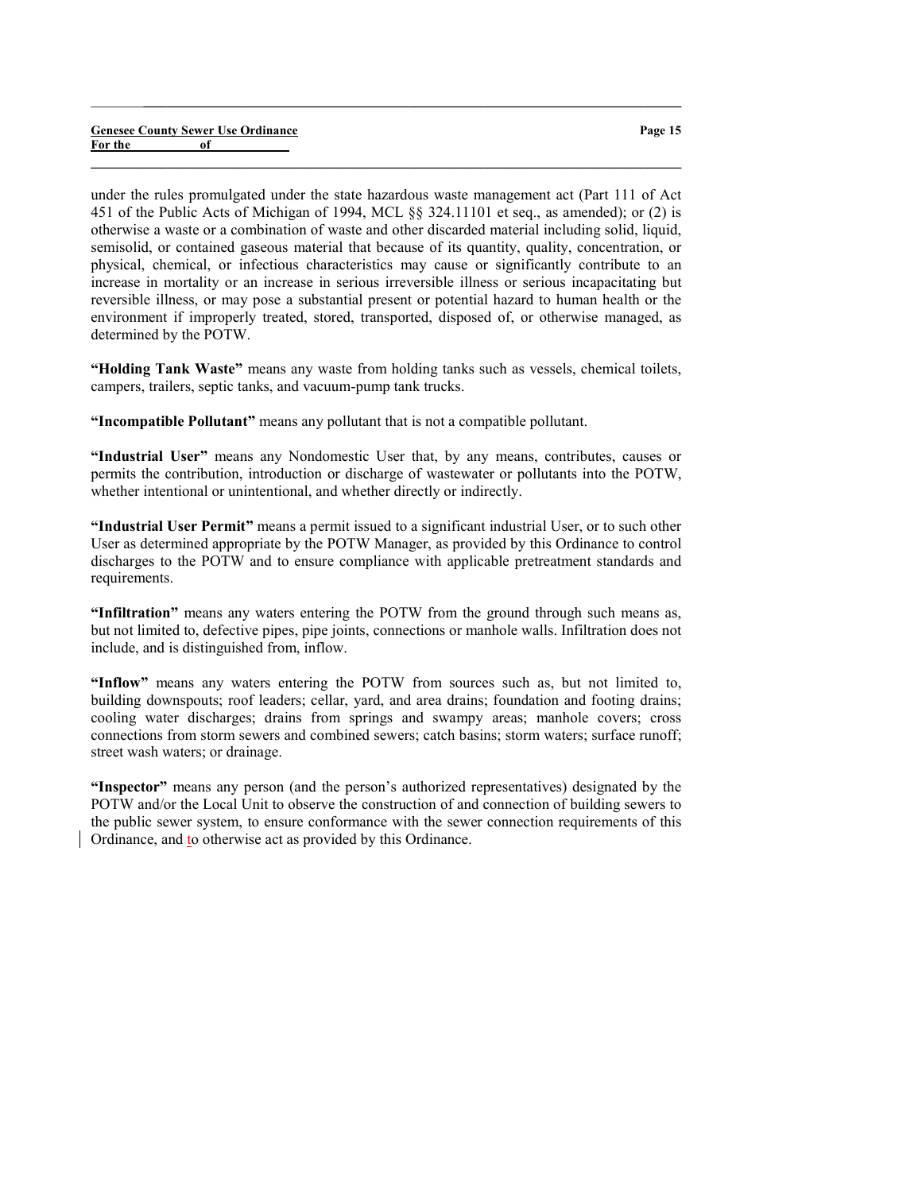under the rules promulgated under the state hazardous waste management act (Part 111 of Act 451 of the Public Acts of Michigan of 1994, MCL §§ 324.11101 et seq., as amended); or (2) is otherwise a waste or a combination of waste and other discarded material including solid, liquid, semisolid, or contained gaseous material that because of its quantity, quality, concentration, or physical, chemical, or infectious characteristics may cause or significantly contribute to an increase in mortality or an increase in serious irreversible illness or serious incapacitating but reversible illness, or may pose a substantial present or potential hazard to human health or the environment if improperly treated, stored, transported, disposed of, or otherwise managed, as determined by the POTW.

**"Holding Tank Waste"** means any waste from holding tanks such as vessels, chemical toilets, campers, trailers, septic tanks, and vacuum-pump tank trucks.

**"Incompatible Pollutant"** means any pollutant that is not a compatible pollutant.

**"Industrial User"** means any Nondomestic User that, by any means, contributes, causes or permits the contribution, introduction or discharge of wastewater or pollutants into the POTW, whether intentional or unintentional, and whether directly or indirectly.

**"Industrial User Permit"** means a permit issued to a significant industrial User, or to such other User as determined appropriate by the POTW Manager, as provided by this Ordinance to control discharges to the POTW and to ensure compliance with applicable pretreatment standards and requirements.

**"Infiltration"** means any waters entering the POTW from the ground through such means as, but not limited to, defective pipes, pipe joints, connections or manhole walls. Infiltration does not include, and is distinguished from, inflow.

**"Inflow"** means any waters entering the POTW from sources such as, but not limited to, building downspouts; roof leaders; cellar, yard, and area drains; foundation and footing drains; cooling water discharges; drains from springs and swampy areas; manhole covers; cross connections from storm sewers and combined sewers; catch basins; storm waters; surface runoff; street wash waters; or drainage.

**"Inspector"** means any person (and the person's authorized representatives) designated by the POTW and/or the Local Unit to observe the construction of and connection of building sewers to the public sewer system, to ensure conformance with the sewer connection requirements of this Ordinance, and to otherwise act as provided by this Ordinance.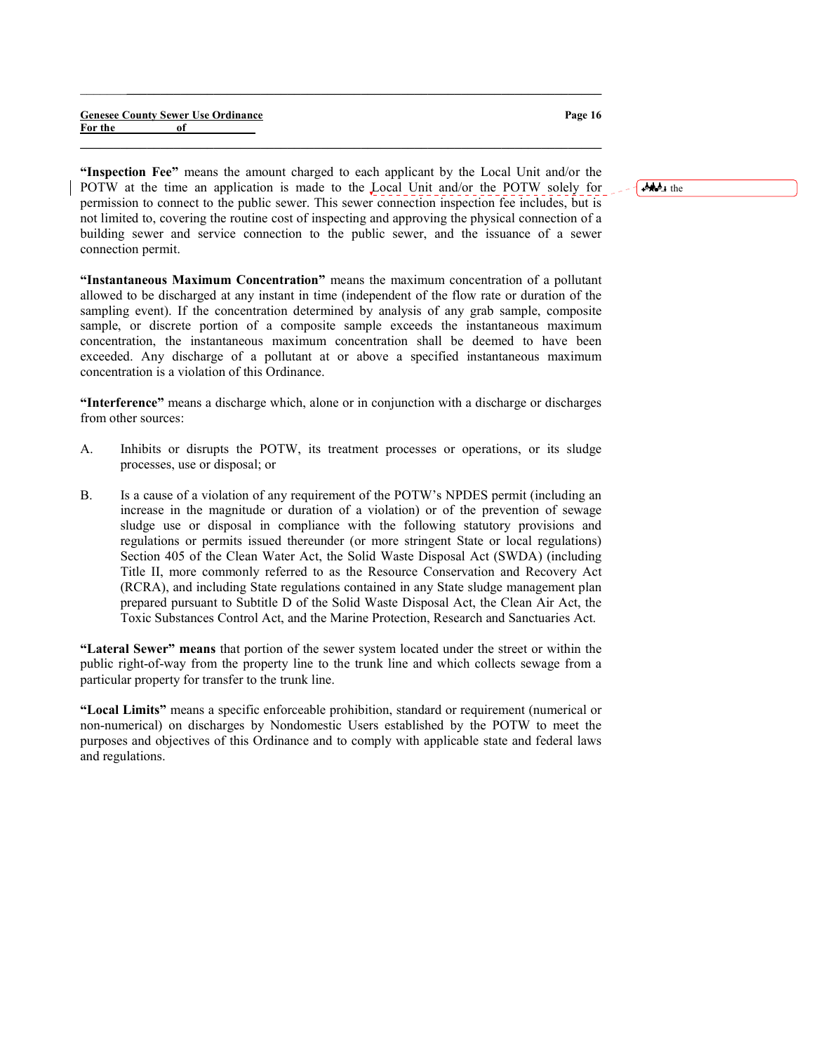**"Inspection Fee"** means the amount charged to each applicant by the Local Unit and/or the POTW at the time an application is made to the Local Unit and/or the POTW solely for permission to connect to the public sewer. This sewer connection inspection fee includes, but is not limited to, covering the routine cost of inspecting and approving the physical connection of a building sewer and service connection to the public sewer, and the issuance of a sewer connection permit.

**"Instantaneous Maximum Concentration"** means the maximum concentration of a pollutant allowed to be discharged at any instant in time (independent of the flow rate or duration of the sampling event). If the concentration determined by analysis of any grab sample, composite sample, or discrete portion of a composite sample exceeds the instantaneous maximum concentration, the instantaneous maximum concentration shall be deemed to have been exceeded. Any discharge of a pollutant at or above a specified instantaneous maximum concentration is a violation of this Ordinance.

**"Interference"** means a discharge which, alone or in conjunction with a discharge or discharges from other sources:

A. Inhibits or disrupts the POTW, its treatment processes or operations, or its sludge processes, use or disposal; or

B. Is a cause of a violation of any requirement of the POTW's NPDES permit (including an increase in the magnitude or duration of a violation) or of the prevention of sewage sludge use or disposal in compliance with the following statutory provisions and regulations or permits issued thereunder (or more stringent State or local regulations) Section 405 of the Clean Water Act, the Solid Waste Disposal Act (SWDA) (including Title II, more commonly referred to as the Resource Conservation and Recovery Act (RCRA), and including State regulations contained in any State sludge management plan prepared pursuant to Subtitle D of the Solid Waste Disposal Act, the Clean Air Act, the Toxic Substances Control Act, and the Marine Protection, Research and Sanctuaries Act.

**"Lateral Sewer" means** that portion of the sewer system located under the street or within the public right-of-way from the property line to the trunk line and which collects sewage from a particular property for transfer to the trunk line.

**"Local Limits"** means a specific enforceable prohibition, standard or requirement (numerical or non-numerical) on discharges by Nondomestic Users established by the POTW to meet the purposes and objectives of this Ordinance and to comply with applicable state and federal laws and regulations.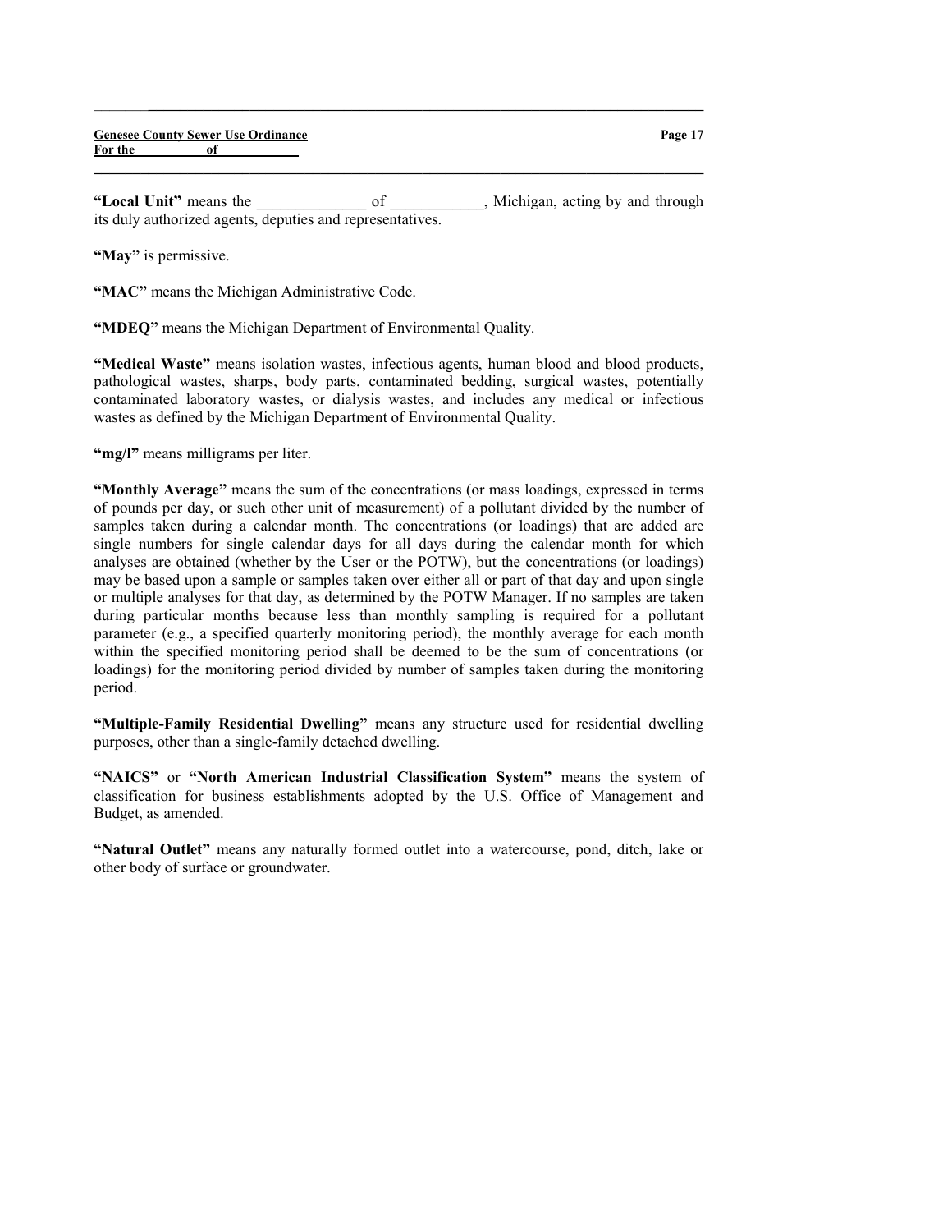**"Local Unit"** means the ______________ of ____________, Michigan, acting by and through its duly authorized agents, deputies and representatives.

**"May"** is permissive.

**"MAC"** means the Michigan Administrative Code.

**"MDEQ"** means the Michigan Department of Environmental Quality.

**"Medical Waste"** means isolation wastes, infectious agents, human blood and blood products, pathological wastes, sharps, body parts, contaminated bedding, surgical wastes, potentially contaminated laboratory wastes, or dialysis wastes, and includes any medical or infectious wastes as defined by the Michigan Department of Environmental Quality.

**"mg/l"** means milligrams per liter.

**"Monthly Average"** means the sum of the concentrations (or mass loadings, expressed in terms of pounds per day, or such other unit of measurement) of a pollutant divided by the number of samples taken during a calendar month. The concentrations (or loadings) that are added are single numbers for single calendar days for all days during the calendar month for which analyses are obtained (whether by the User or the POTW), but the concentrations (or loadings) may be based upon a sample or samples taken over either all or part of that day and upon single or multiple analyses for that day, as determined by the POTW Manager. If no samples are taken during particular months because less than monthly sampling is required for a pollutant parameter (e.g., a specified quarterly monitoring period), the monthly average for each month within the specified monitoring period shall be deemed to be the sum of concentrations (or loadings) for the monitoring period divided by number of samples taken during the monitoring period.

**"Multiple-Family Residential Dwelling"** means any structure used for residential dwelling purposes, other than a single-family detached dwelling.

**"NAICS"** or **"North American Industrial Classification System"** means the system of classification for business establishments adopted by the U.S. Office of Management and Budget, as amended.

**"Natural Outlet"** means any naturally formed outlet into a watercourse, pond, ditch, lake or other body of surface or groundwater.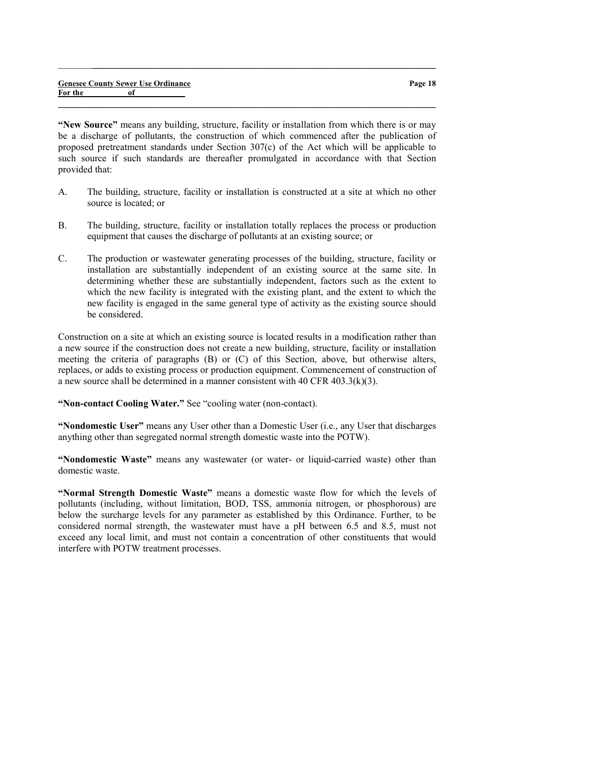**"New Source"** means any building, structure, facility or installation from which there is or may be a discharge of pollutants, the construction of which commenced after the publication of proposed pretreatment standards under Section 307(c) of the Act which will be applicable to such source if such standards are thereafter promulgated in accordance with that Section provided that:

A. The building, structure, facility or installation is constructed at a site at which no other source is located; or

B. The building, structure, facility or installation totally replaces the process or production equipment that causes the discharge of pollutants at an existing source; or

C. The production or wastewater generating processes of the building, structure, facility or installation are substantially independent of an existing source at the same site. In determining whether these are substantially independent, factors such as the extent to which the new facility is integrated with the existing plant, and the extent to which the new facility is engaged in the same general type of activity as the existing source should be considered.

Construction on a site at which an existing source is located results in a modification rather than a new source if the construction does not create a new building, structure, facility or installation meeting the criteria of paragraphs (B) or (C) of this Section, above, but otherwise alters, replaces, or adds to existing process or production equipment. Commencement of construction of a new source shall be determined in a manner consistent with 40 CFR 403.3(k)(3).

**"Non-contact Cooling Water."** See "cooling water (non-contact).

**"Nondomestic User"** means any User other than a Domestic User (i.e., any User that discharges anything other than segregated normal strength domestic waste into the POTW).

**"Nondomestic Waste"** means any wastewater (or water- or liquid-carried waste) other than domestic waste.

**"Normal Strength Domestic Waste"** means a domestic waste flow for which the levels of pollutants (including, without limitation, BOD, TSS, ammonia nitrogen, or phosphorous) are below the surcharge levels for any parameter as established by this Ordinance. Further, to be considered normal strength, the wastewater must have a pH between 6.5 and 8.5, must not exceed any local limit, and must not contain a concentration of other constituents that would interfere with POTW treatment processes.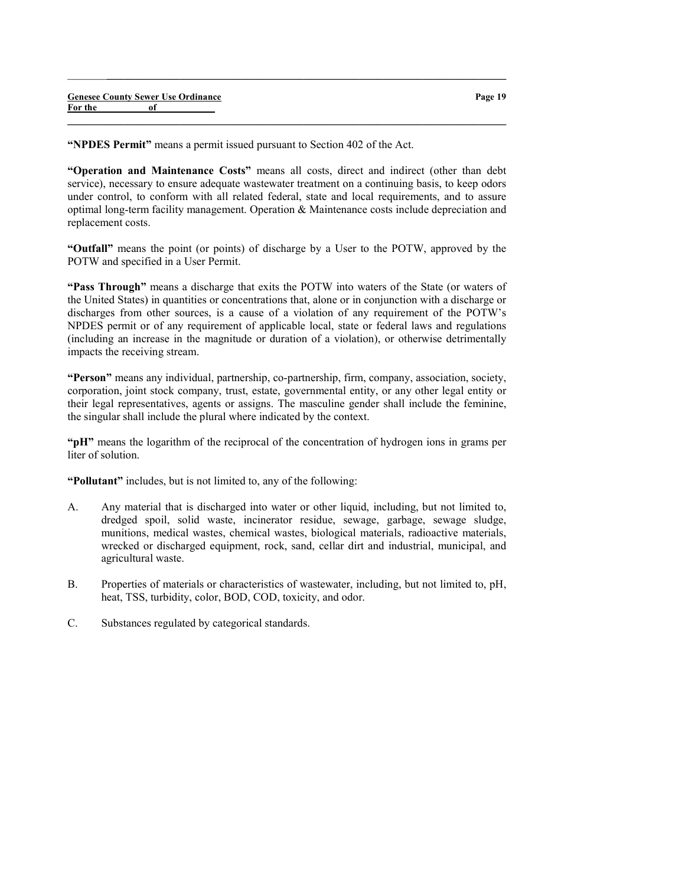**"NPDES Permit"** means a permit issued pursuant to Section 402 of the Act.

**"Operation and Maintenance Costs"** means all costs, direct and indirect (other than debt service), necessary to ensure adequate wastewater treatment on a continuing basis, to keep odors under control, to conform with all related federal, state and local requirements, and to assure optimal long-term facility management. Operation & Maintenance costs include depreciation and replacement costs.

**"Outfall"** means the point (or points) of discharge by a User to the POTW, approved by the POTW and specified in a User Permit.

**"Pass Through"** means a discharge that exits the POTW into waters of the State (or waters of the United States) in quantities or concentrations that, alone or in conjunction with a discharge or discharges from other sources, is a cause of a violation of any requirement of the POTW's NPDES permit or of any requirement of applicable local, state or federal laws and regulations (including an increase in the magnitude or duration of a violation), or otherwise detrimentally impacts the receiving stream.

**"Person"** means any individual, partnership, co-partnership, firm, company, association, society, corporation, joint stock company, trust, estate, governmental entity, or any other legal entity or their legal representatives, agents or assigns. The masculine gender shall include the feminine, the singular shall include the plural where indicated by the context.

**"pH"** means the logarithm of the reciprocal of the concentration of hydrogen ions in grams per liter of solution.

**"Pollutant"** includes, but is not limited to, any of the following:

A. Any material that is discharged into water or other liquid, including, but not limited to, dredged spoil, solid waste, incinerator residue, sewage, garbage, sewage sludge, munitions, medical wastes, chemical wastes, biological materials, radioactive materials, wrecked or discharged equipment, rock, sand, cellar dirt and industrial, municipal, and agricultural waste.

B. Properties of materials or characteristics of wastewater, including, but not limited to, pH, heat, TSS, turbidity, color, BOD, COD, toxicity, and odor.

C. Substances regulated by categorical standards.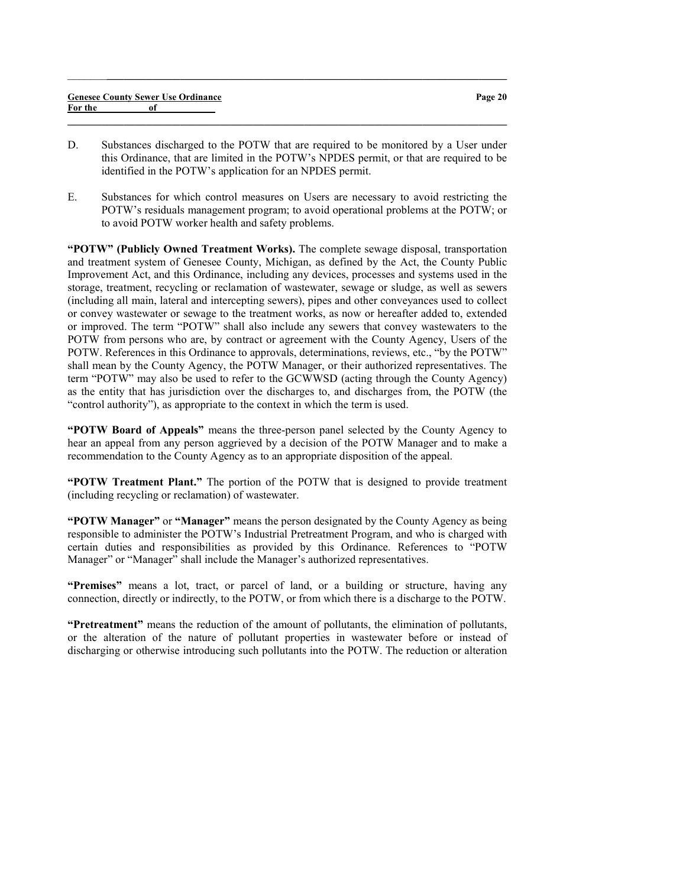D. Substances discharged to the POTW that are required to be monitored by a User under this Ordinance, that are limited in the POTW's NPDES permit, or that are required to be identified in the POTW's application for an NPDES permit.

E. Substances for which control measures on Users are necessary to avoid restricting the POTW's residuals management program; to avoid operational problems at the POTW; or to avoid POTW worker health and safety problems.

**"POTW" (Publicly Owned Treatment Works).** The complete sewage disposal, transportation and treatment system of Genesee County, Michigan, as defined by the Act, the County Public Improvement Act, and this Ordinance, including any devices, processes and systems used in the storage, treatment, recycling or reclamation of wastewater, sewage or sludge, as well as sewers (including all main, lateral and intercepting sewers), pipes and other conveyances used to collect or convey wastewater or sewage to the treatment works, as now or hereafter added to, extended or improved. The term "POTW" shall also include any sewers that convey wastewaters to the POTW from persons who are, by contract or agreement with the County Agency, Users of the POTW. References in this Ordinance to approvals, determinations, reviews, etc., "by the POTW" shall mean by the County Agency, the POTW Manager, or their authorized representatives. The term "POTW" may also be used to refer to the GCWWSD (acting through the County Agency) as the entity that has jurisdiction over the discharges to, and discharges from, the POTW (the "control authority"), as appropriate to the context in which the term is used.

**"POTW Board of Appeals"** means the three-person panel selected by the County Agency to hear an appeal from any person aggrieved by a decision of the POTW Manager and to make a recommendation to the County Agency as to an appropriate disposition of the appeal.

**"POTW Treatment Plant."** The portion of the POTW that is designed to provide treatment (including recycling or reclamation) of wastewater.

**"POTW Manager"** or **"Manager"** means the person designated by the County Agency as being responsible to administer the POTW's Industrial Pretreatment Program, and who is charged with certain duties and responsibilities as provided by this Ordinance. References to "POTW Manager" or "Manager" shall include the Manager's authorized representatives.

**"Premises"** means a lot, tract, or parcel of land, or a building or structure, having any connection, directly or indirectly, to the POTW, or from which there is a discharge to the POTW.

**"Pretreatment"** means the reduction of the amount of pollutants, the elimination of pollutants, or the alteration of the nature of pollutant properties in wastewater before or instead of discharging or otherwise introducing such pollutants into the POTW. The reduction or alteration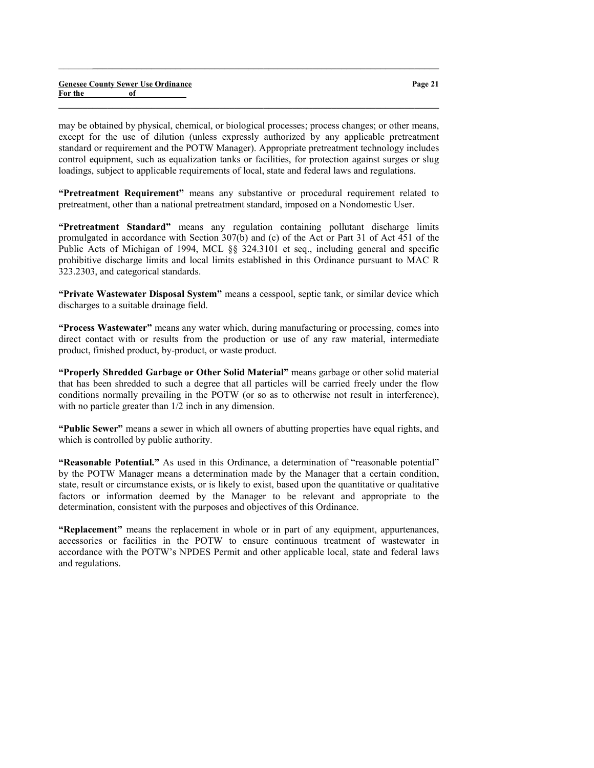may be obtained by physical, chemical, or biological processes; process changes; or other means, except for the use of dilution (unless expressly authorized by any applicable pretreatment standard or requirement and the POTW Manager). Appropriate pretreatment technology includes control equipment, such as equalization tanks or facilities, for protection against surges or slug loadings, subject to applicable requirements of local, state and federal laws and regulations.

**"Pretreatment Requirement"** means any substantive or procedural requirement related to pretreatment, other than a national pretreatment standard, imposed on a Nondomestic User.

**"Pretreatment Standard"** means any regulation containing pollutant discharge limits promulgated in accordance with Section 307(b) and (c) of the Act or Part 31 of Act 451 of the Public Acts of Michigan of 1994, MCL §§ 324.3101 et seq., including general and specific prohibitive discharge limits and local limits established in this Ordinance pursuant to MAC R 323.2303, and categorical standards.

**"Private Wastewater Disposal System"** means a cesspool, septic tank, or similar device which discharges to a suitable drainage field.

**"Process Wastewater"** means any water which, during manufacturing or processing, comes into direct contact with or results from the production or use of any raw material, intermediate product, finished product, by-product, or waste product.

**"Properly Shredded Garbage or Other Solid Material"** means garbage or other solid material that has been shredded to such a degree that all particles will be carried freely under the flow conditions normally prevailing in the POTW (or so as to otherwise not result in interference), with no particle greater than 1/2 inch in any dimension.

**"Public Sewer"** means a sewer in which all owners of abutting properties have equal rights, and which is controlled by public authority.

**"Reasonable Potential."** As used in this Ordinance, a determination of "reasonable potential" by the POTW Manager means a determination made by the Manager that a certain condition, state, result or circumstance exists, or is likely to exist, based upon the quantitative or qualitative factors or information deemed by the Manager to be relevant and appropriate to the determination, consistent with the purposes and objectives of this Ordinance.

**"Replacement"** means the replacement in whole or in part of any equipment, appurtenances, accessories or facilities in the POTW to ensure continuous treatment of wastewater in accordance with the POTW's NPDES Permit and other applicable local, state and federal laws and regulations.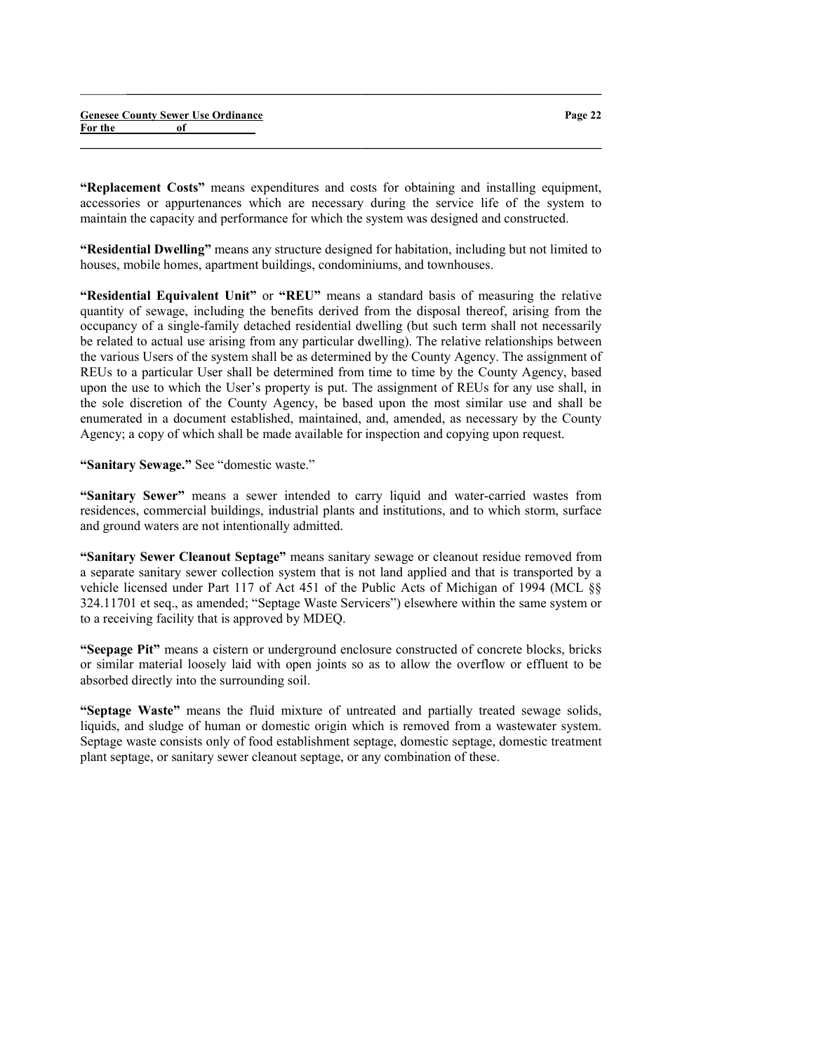**"Replacement Costs"** means expenditures and costs for obtaining and installing equipment, accessories or appurtenances which are necessary during the service life of the system to maintain the capacity and performance for which the system was designed and constructed.

**"Residential Dwelling"** means any structure designed for habitation, including but not limited to houses, mobile homes, apartment buildings, condominiums, and townhouses.

**"Residential Equivalent Unit"** or **"REU"** means a standard basis of measuring the relative quantity of sewage, including the benefits derived from the disposal thereof, arising from the occupancy of a single-family detached residential dwelling (but such term shall not necessarily be related to actual use arising from any particular dwelling). The relative relationships between the various Users of the system shall be as determined by the County Agency. The assignment of REUs to a particular User shall be determined from time to time by the County Agency, based upon the use to which the User's property is put. The assignment of REUs for any use shall, in the sole discretion of the County Agency, be based upon the most similar use and shall be enumerated in a document established, maintained, and, amended, as necessary by the County Agency; a copy of which shall be made available for inspection and copying upon request.

**"Sanitary Sewage."** See "domestic waste."

**"Sanitary Sewer"** means a sewer intended to carry liquid and water-carried wastes from residences, commercial buildings, industrial plants and institutions, and to which storm, surface and ground waters are not intentionally admitted.

**"Sanitary Sewer Cleanout Septage"** means sanitary sewage or cleanout residue removed from a separate sanitary sewer collection system that is not land applied and that is transported by a vehicle licensed under Part 117 of Act 451 of the Public Acts of Michigan of 1994 (MCL §§ 324.11701 et seq., as amended; "Septage Waste Servicers") elsewhere within the same system or to a receiving facility that is approved by MDEQ.

**"Seepage Pit"** means a cistern or underground enclosure constructed of concrete blocks, bricks or similar material loosely laid with open joints so as to allow the overflow or effluent to be absorbed directly into the surrounding soil.

**"Septage Waste"** means the fluid mixture of untreated and partially treated sewage solids, liquids, and sludge of human or domestic origin which is removed from a wastewater system. Septage waste consists only of food establishment septage, domestic septage, domestic treatment plant septage, or sanitary sewer cleanout septage, or any combination of these.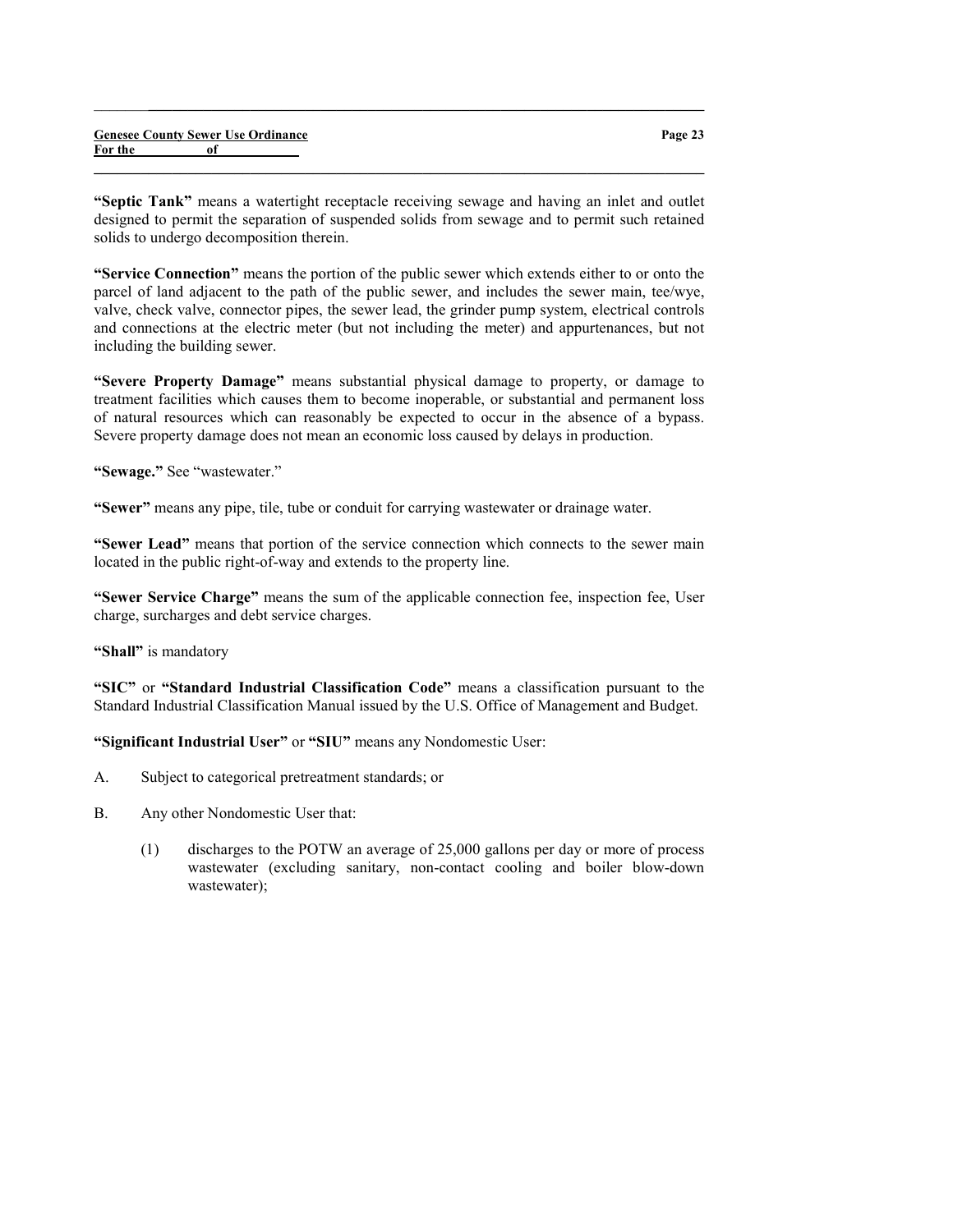**"Septic Tank"** means a watertight receptacle receiving sewage and having an inlet and outlet designed to permit the separation of suspended solids from sewage and to permit such retained solids to undergo decomposition therein.

**"Service Connection"** means the portion of the public sewer which extends either to or onto the parcel of land adjacent to the path of the public sewer, and includes the sewer main, tee/wye, valve, check valve, connector pipes, the sewer lead, the grinder pump system, electrical controls and connections at the electric meter (but not including the meter) and appurtenances, but not including the building sewer.

**"Severe Property Damage"** means substantial physical damage to property, or damage to treatment facilities which causes them to become inoperable, or substantial and permanent loss of natural resources which can reasonably be expected to occur in the absence of a bypass. Severe property damage does not mean an economic loss caused by delays in production.

**"Sewage."** See "wastewater."

**"Sewer"** means any pipe, tile, tube or conduit for carrying wastewater or drainage water.

**"Sewer Lead"** means that portion of the service connection which connects to the sewer main located in the public right-of-way and extends to the property line.

**"Sewer Service Charge"** means the sum of the applicable connection fee, inspection fee, User charge, surcharges and debt service charges.

**"Shall"** is mandatory

**"SIC"** or **"Standard Industrial Classification Code"** means a classification pursuant to the Standard Industrial Classification Manual issued by the U.S. Office of Management and Budget.

**"Significant Industrial User"** or **"SIU"** means any Nondomestic User:

A. Subject to categorical pretreatment standards; or

B. Any other Nondomestic User that:

   (1) discharges to the POTW an average of 25,000 gallons per day or more of process wastewater (excluding sanitary, non-contact cooling and boiler blow-down wastewater);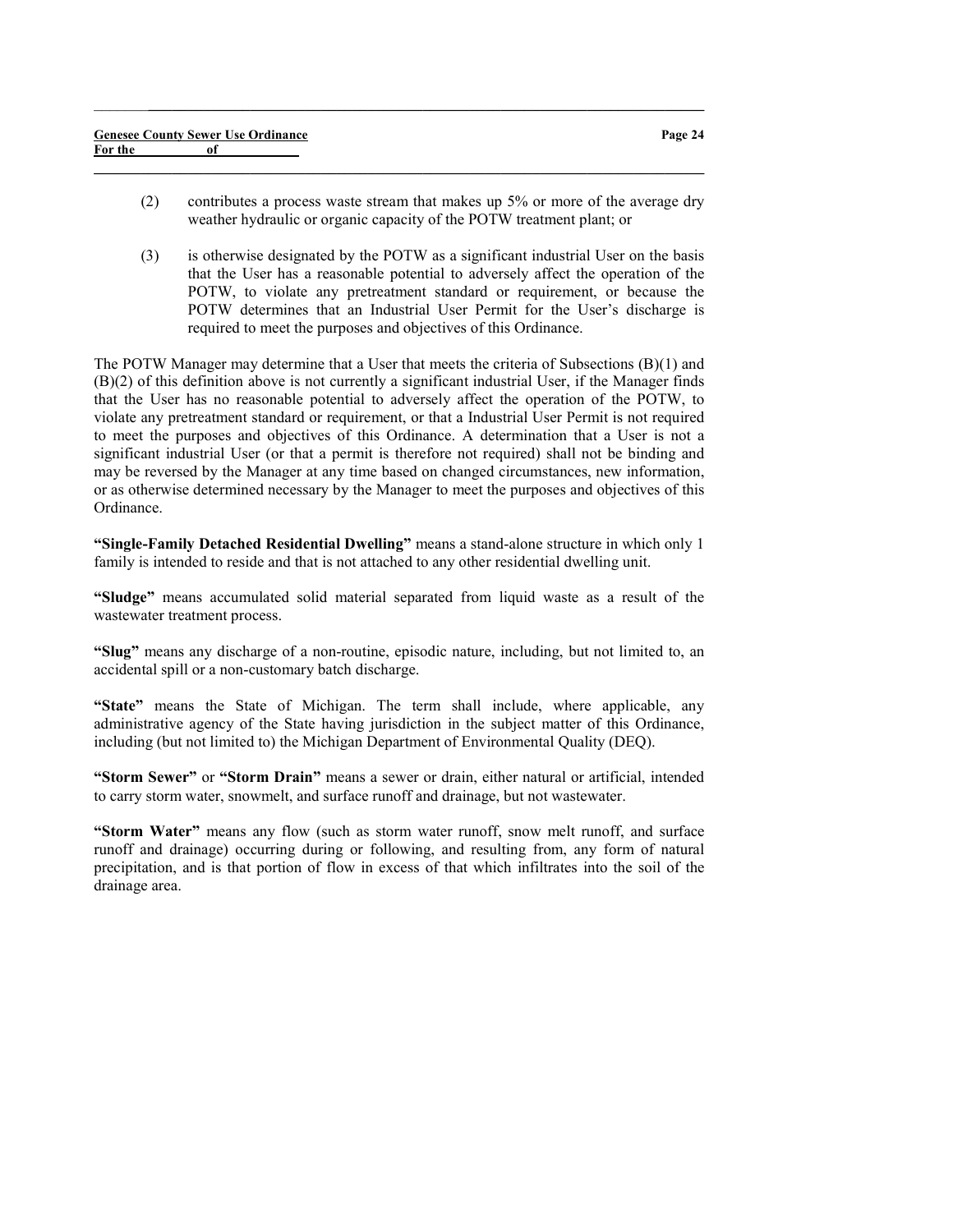(2) contributes a process waste stream that makes up 5% or more of the average dry weather hydraulic or organic capacity of the POTW treatment plant; or

(3) is otherwise designated by the POTW as a significant industrial User on the basis that the User has a reasonable potential to adversely affect the operation of the POTW, to violate any pretreatment standard or requirement, or because the POTW determines that an Industrial User Permit for the User's discharge is required to meet the purposes and objectives of this Ordinance.

The POTW Manager may determine that a User that meets the criteria of Subsections (B)(1) and (B)(2) of this definition above is not currently a significant industrial User, if the Manager finds that the User has no reasonable potential to adversely affect the operation of the POTW, to violate any pretreatment standard or requirement, or that a Industrial User Permit is not required to meet the purposes and objectives of this Ordinance. A determination that a User is not a significant industrial User (or that a permit is therefore not required) shall not be binding and may be reversed by the Manager at any time based on changed circumstances, new information, or as otherwise determined necessary by the Manager to meet the purposes and objectives of this Ordinance.

**"Single-Family Detached Residential Dwelling"** means a stand-alone structure in which only 1 family is intended to reside and that is not attached to any other residential dwelling unit.

**"Sludge"** means accumulated solid material separated from liquid waste as a result of the wastewater treatment process.

**"Slug"** means any discharge of a non-routine, episodic nature, including, but not limited to, an accidental spill or a non-customary batch discharge.

**"State"** means the State of Michigan. The term shall include, where applicable, any administrative agency of the State having jurisdiction in the subject matter of this Ordinance, including (but not limited to) the Michigan Department of Environmental Quality (DEQ).

**"Storm Sewer"** or **"Storm Drain"** means a sewer or drain, either natural or artificial, intended to carry storm water, snowmelt, and surface runoff and drainage, but not wastewater.

**"Storm Water"** means any flow (such as storm water runoff, snow melt runoff, and surface runoff and drainage) occurring during or following, and resulting from, any form of natural precipitation, and is that portion of flow in excess of that which infiltrates into the soil of the drainage area.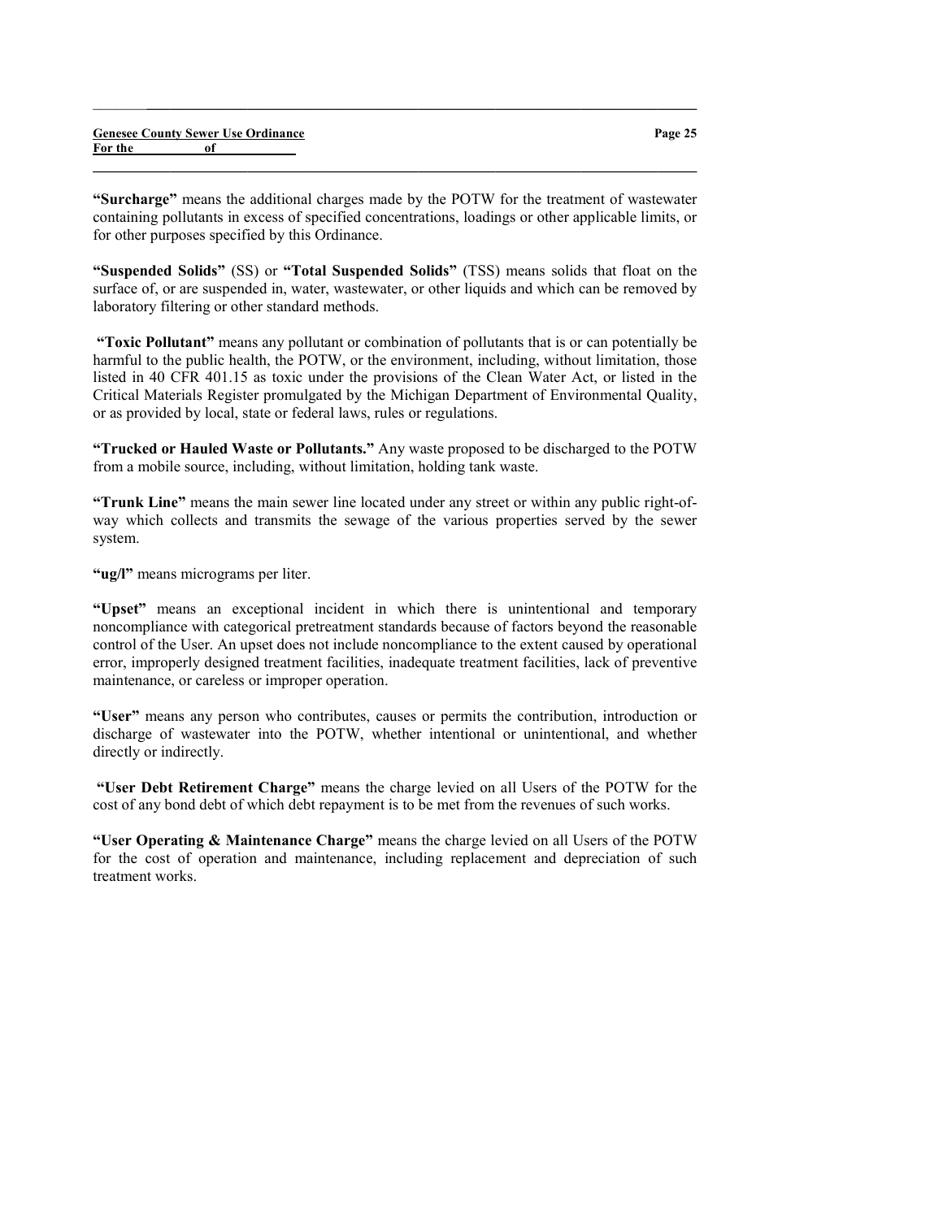**"Surcharge"** means the additional charges made by the POTW for the treatment of wastewater containing pollutants in excess of specified concentrations, loadings or other applicable limits, or for other purposes specified by this Ordinance.

**"Suspended Solids"** (SS) or **"Total Suspended Solids"** (TSS) means solids that float on the surface of, or are suspended in, water, wastewater, or other liquids and which can be removed by laboratory filtering or other standard methods.

**"Toxic Pollutant"** means any pollutant or combination of pollutants that is or can potentially be harmful to the public health, the POTW, or the environment, including, without limitation, those listed in 40 CFR 401.15 as toxic under the provisions of the Clean Water Act, or listed in the Critical Materials Register promulgated by the Michigan Department of Environmental Quality, or as provided by local, state or federal laws, rules or regulations.

**"Trucked or Hauled Waste or Pollutants."** Any waste proposed to be discharged to the POTW from a mobile source, including, without limitation, holding tank waste.

**"Trunk Line"** means the main sewer line located under any street or within any public right-of-way which collects and transmits the sewage of the various properties served by the sewer system.

**"ug/l"** means micrograms per liter.

**"Upset"** means an exceptional incident in which there is unintentional and temporary noncompliance with categorical pretreatment standards because of factors beyond the reasonable control of the User. An upset does not include noncompliance to the extent caused by operational error, improperly designed treatment facilities, inadequate treatment facilities, lack of preventive maintenance, or careless or improper operation.

**"User"** means any person who contributes, causes or permits the contribution, introduction or discharge of wastewater into the POTW, whether intentional or unintentional, and whether directly or indirectly.

**"User Debt Retirement Charge"** means the charge levied on all Users of the POTW for the cost of any bond debt of which debt repayment is to be met from the revenues of such works.

**"User Operating & Maintenance Charge"** means the charge levied on all Users of the POTW for the cost of operation and maintenance, including replacement and depreciation of such treatment works.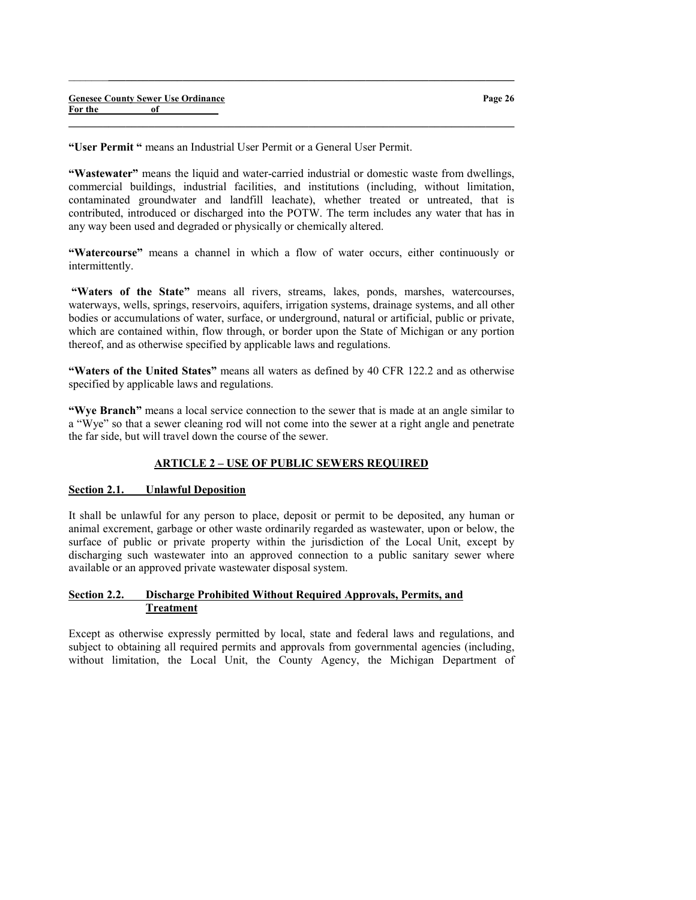**"User Permit "** means an Industrial User Permit or a General User Permit.

**"Wastewater"** means the liquid and water-carried industrial or domestic waste from dwellings, commercial buildings, industrial facilities, and institutions (including, without limitation, contaminated groundwater and landfill leachate), whether treated or untreated, that is contributed, introduced or discharged into the POTW. The term includes any water that has in any way been used and degraded or physically or chemically altered.

**"Watercourse"** means a channel in which a flow of water occurs, either continuously or intermittently.

**"Waters of the State"** means all rivers, streams, lakes, ponds, marshes, watercourses, waterways, wells, springs, reservoirs, aquifers, irrigation systems, drainage systems, and all other bodies or accumulations of water, surface, or underground, natural or artificial, public or private, which are contained within, flow through, or border upon the State of Michigan or any portion thereof, and as otherwise specified by applicable laws and regulations.

**"Waters of the United States"** means all waters as defined by 40 CFR 122.2 and as otherwise specified by applicable laws and regulations.

**"Wye Branch"** means a local service connection to the sewer that is made at an angle similar to a "Wye" so that a sewer cleaning rod will not come into the sewer at a right angle and penetrate the far side, but will travel down the course of the sewer.

## ARTICLE 2 – USE OF PUBLIC SEWERS REQUIRED

### Section 2.1. Unlawful Deposition

It shall be unlawful for any person to place, deposit or permit to be deposited, any human or animal excrement, garbage or other waste ordinarily regarded as wastewater, upon or below, the surface of public or private property within the jurisdiction of the Local Unit, except by discharging such wastewater into an approved connection to a public sanitary sewer where available or an approved private wastewater disposal system.

### Section 2.2. Discharge Prohibited Without Required Approvals, Permits, and Treatment

Except as otherwise expressly permitted by local, state and federal laws and regulations, and subject to obtaining all required permits and approvals from governmental agencies (including, without limitation, the Local Unit, the County Agency, the Michigan Department of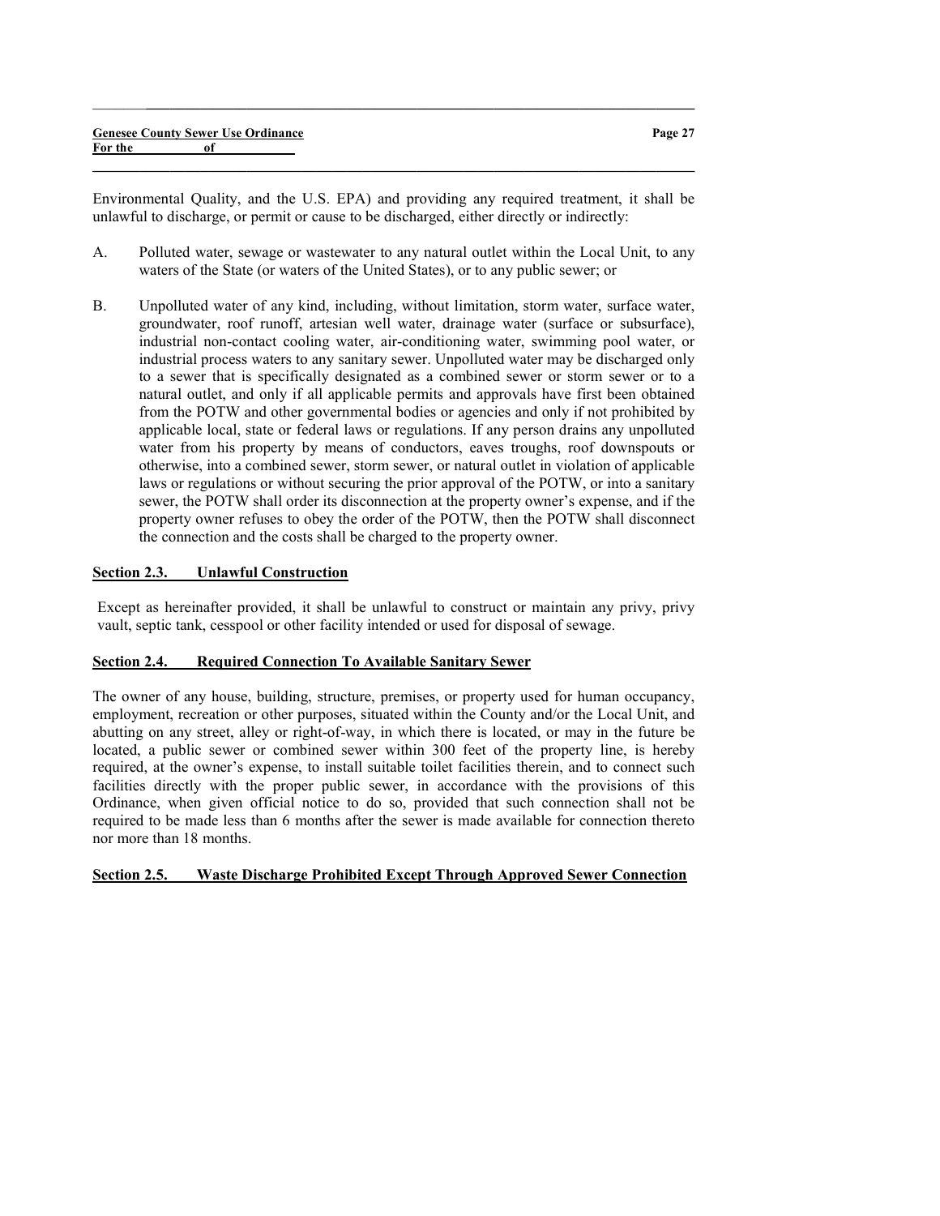Environmental Quality, and the U.S. EPA) and providing any required treatment, it shall be unlawful to discharge, or permit or cause to be discharged, either directly or indirectly:

A. Polluted water, sewage or wastewater to any natural outlet within the Local Unit, to any waters of the State (or waters of the United States), or to any public sewer; or

B. Unpolluted water of any kind, including, without limitation, storm water, surface water, groundwater, roof runoff, artesian well water, drainage water (surface or subsurface), industrial non-contact cooling water, air-conditioning water, swimming pool water, or industrial process waters to any sanitary sewer. Unpolluted water may be discharged only to a sewer that is specifically designated as a combined sewer or storm sewer or to a natural outlet, and only if all applicable permits and approvals have first been obtained from the POTW and other governmental bodies or agencies and only if not prohibited by applicable local, state or federal laws or regulations. If any person drains any unpolluted water from his property by means of conductors, eaves troughs, roof downspouts or otherwise, into a combined sewer, storm sewer, or natural outlet in violation of applicable laws or regulations or without securing the prior approval of the POTW, or into a sanitary sewer, the POTW shall order its disconnection at the property owner's expense, and if the property owner refuses to obey the order of the POTW, then the POTW shall disconnect the connection and the costs shall be charged to the property owner.

## Section 2.3. Unlawful Construction

Except as hereinafter provided, it shall be unlawful to construct or maintain any privy, privy vault, septic tank, cesspool or other facility intended or used for disposal of sewage.

## Section 2.4. Required Connection To Available Sanitary Sewer

The owner of any house, building, structure, premises, or property used for human occupancy, employment, recreation or other purposes, situated within the County and/or the Local Unit, and abutting on any street, alley or right-of-way, in which there is located, or may in the future be located, a public sewer or combined sewer within 300 feet of the property line, is hereby required, at the owner's expense, to install suitable toilet facilities therein, and to connect such facilities directly with the proper public sewer, in accordance with the provisions of this Ordinance, when given official notice to do so, provided that such connection shall not be required to be made less than 6 months after the sewer is made available for connection thereto nor more than 18 months.

## Section 2.5. Waste Discharge Prohibited Except Through Approved Sewer Connection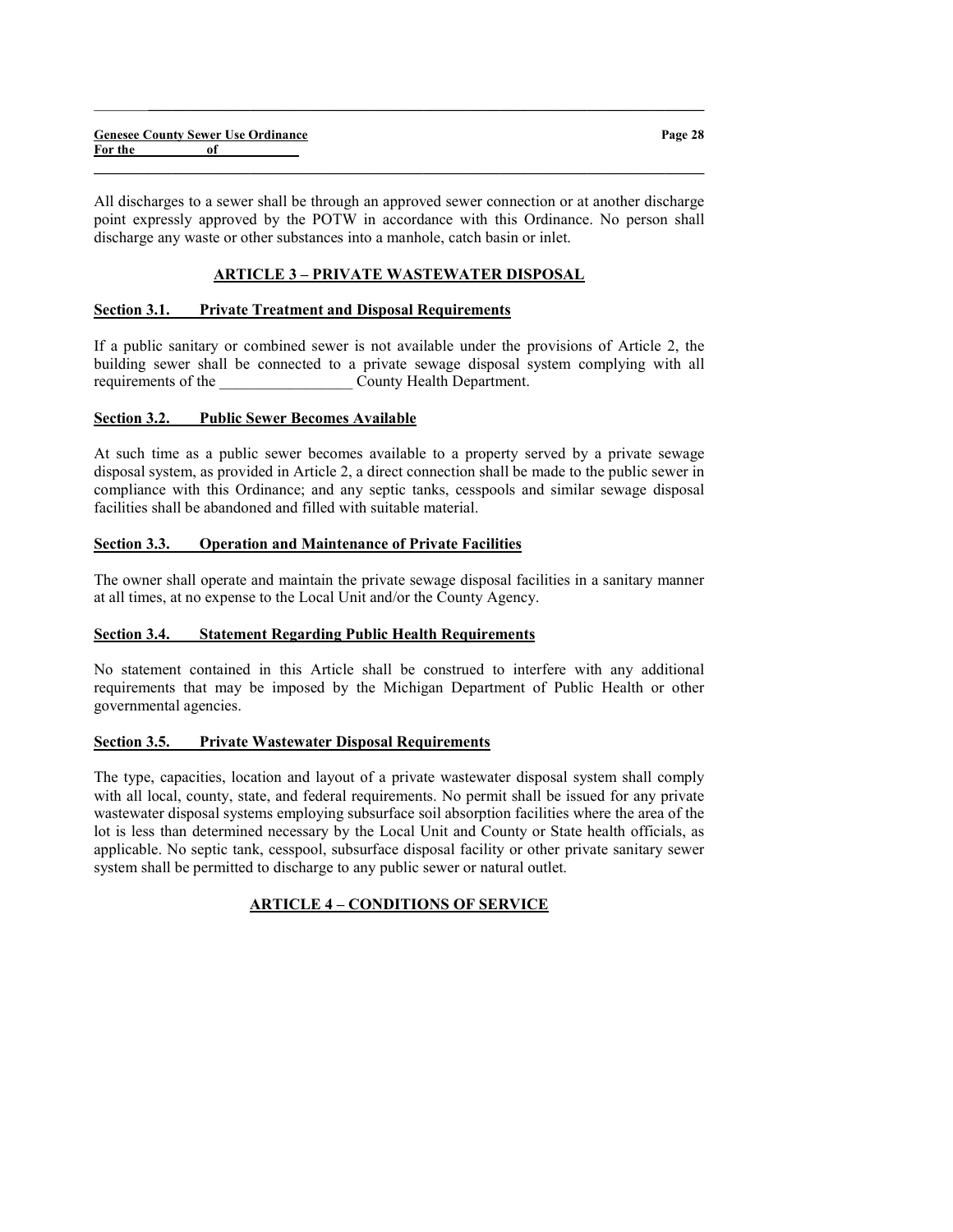All discharges to a sewer shall be through an approved sewer connection or at another discharge point expressly approved by the POTW in accordance with this Ordinance. No person shall discharge any waste or other substances into a manhole, catch basin or inlet.

## ARTICLE 3 – PRIVATE WASTEWATER DISPOSAL

### Section 3.1. Private Treatment and Disposal Requirements

If a public sanitary or combined sewer is not available under the provisions of Article 2, the building sewer shall be connected to a private sewage disposal system complying with all requirements of the _________________ County Health Department.

### Section 3.2. Public Sewer Becomes Available

At such time as a public sewer becomes available to a property served by a private sewage disposal system, as provided in Article 2, a direct connection shall be made to the public sewer in compliance with this Ordinance; and any septic tanks, cesspools and similar sewage disposal facilities shall be abandoned and filled with suitable material.

### Section 3.3. Operation and Maintenance of Private Facilities

The owner shall operate and maintain the private sewage disposal facilities in a sanitary manner at all times, at no expense to the Local Unit and/or the County Agency.

### Section 3.4. Statement Regarding Public Health Requirements

No statement contained in this Article shall be construed to interfere with any additional requirements that may be imposed by the Michigan Department of Public Health or other governmental agencies.

### Section 3.5. Private Wastewater Disposal Requirements

The type, capacities, location and layout of a private wastewater disposal system shall comply with all local, county, state, and federal requirements. No permit shall be issued for any private wastewater disposal systems employing subsurface soil absorption facilities where the area of the lot is less than determined necessary by the Local Unit and County or State health officials, as applicable. No septic tank, cesspool, subsurface disposal facility or other private sanitary sewer system shall be permitted to discharge to any public sewer or natural outlet.

## ARTICLE 4 – CONDITIONS OF SERVICE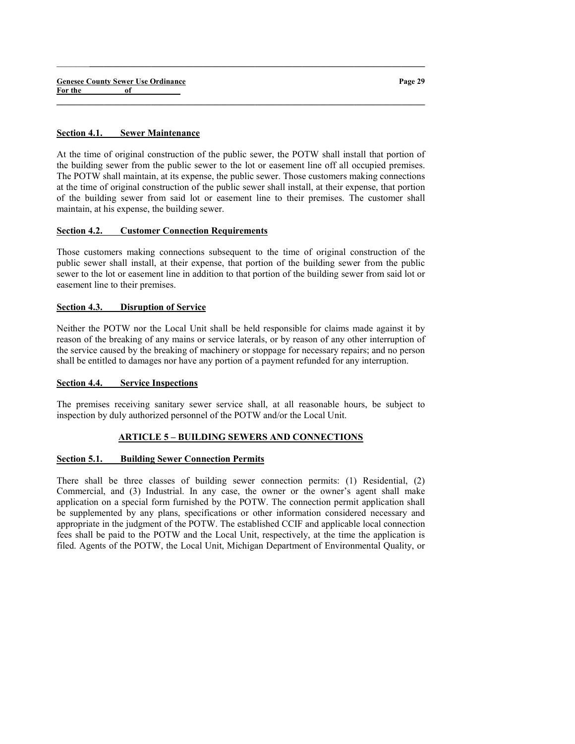**Section 4.1. Sewer Maintenance**

At the time of original construction of the public sewer, the POTW shall install that portion of the building sewer from the public sewer to the lot or easement line off all occupied premises. The POTW shall maintain, at its expense, the public sewer. Those customers making connections at the time of original construction of the public sewer shall install, at their expense, that portion of the building sewer from said lot or easement line to their premises. The customer shall maintain, at his expense, the building sewer.

**Section 4.2. Customer Connection Requirements**

Those customers making connections subsequent to the time of original construction of the public sewer shall install, at their expense, that portion of the building sewer from the public sewer to the lot or easement line in addition to that portion of the building sewer from said lot or easement line to their premises.

**Section 4.3. Disruption of Service**

Neither the POTW nor the Local Unit shall be held responsible for claims made against it by reason of the breaking of any mains or service laterals, or by reason of any other interruption of the service caused by the breaking of machinery or stoppage for necessary repairs; and no person shall be entitled to damages nor have any portion of a payment refunded for any interruption.

**Section 4.4. Service Inspections**

The premises receiving sanitary sewer service shall, at all reasonable hours, be subject to inspection by duly authorized personnel of the POTW and/or the Local Unit.

## ARTICLE 5 – BUILDING SEWERS AND CONNECTIONS

**Section 5.1. Building Sewer Connection Permits**

There shall be three classes of building sewer connection permits: (1) Residential, (2) Commercial, and (3) Industrial. In any case, the owner or the owner's agent shall make application on a special form furnished by the POTW. The connection permit application shall be supplemented by any plans, specifications or other information considered necessary and appropriate in the judgment of the POTW. The established CCIF and applicable local connection fees shall be paid to the POTW and the Local Unit, respectively, at the time the application is filed. Agents of the POTW, the Local Unit, Michigan Department of Environmental Quality, or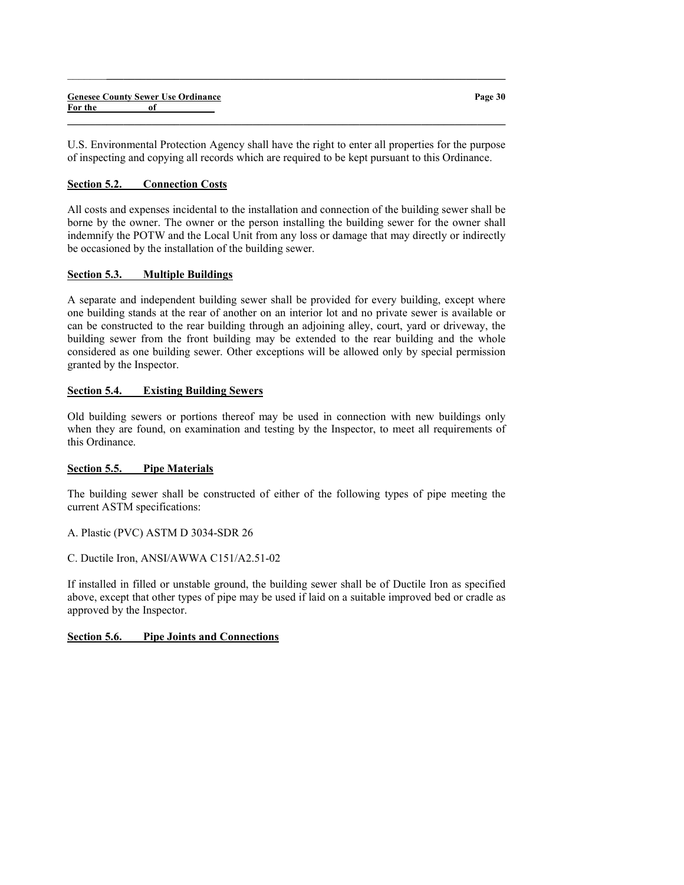U.S. Environmental Protection Agency shall have the right to enter all properties for the purpose of inspecting and copying all records which are required to be kept pursuant to this Ordinance.

**Section 5.2. Connection Costs**

All costs and expenses incidental to the installation and connection of the building sewer shall be borne by the owner. The owner or the person installing the building sewer for the owner shall indemnify the POTW and the Local Unit from any loss or damage that may directly or indirectly be occasioned by the installation of the building sewer.

**Section 5.3. Multiple Buildings**

A separate and independent building sewer shall be provided for every building, except where one building stands at the rear of another on an interior lot and no private sewer is available or can be constructed to the rear building through an adjoining alley, court, yard or driveway, the building sewer from the front building may be extended to the rear building and the whole considered as one building sewer. Other exceptions will be allowed only by special permission granted by the Inspector.

**Section 5.4. Existing Building Sewers**

Old building sewers or portions thereof may be used in connection with new buildings only when they are found, on examination and testing by the Inspector, to meet all requirements of this Ordinance.

**Section 5.5. Pipe Materials**

The building sewer shall be constructed of either of the following types of pipe meeting the current ASTM specifications:

A. Plastic (PVC) ASTM D 3034-SDR 26

C. Ductile Iron, ANSI/AWWA C151/A2.51-02

If installed in filled or unstable ground, the building sewer shall be of Ductile Iron as specified above, except that other types of pipe may be used if laid on a suitable improved bed or cradle as approved by the Inspector.

**Section 5.6. Pipe Joints and Connections**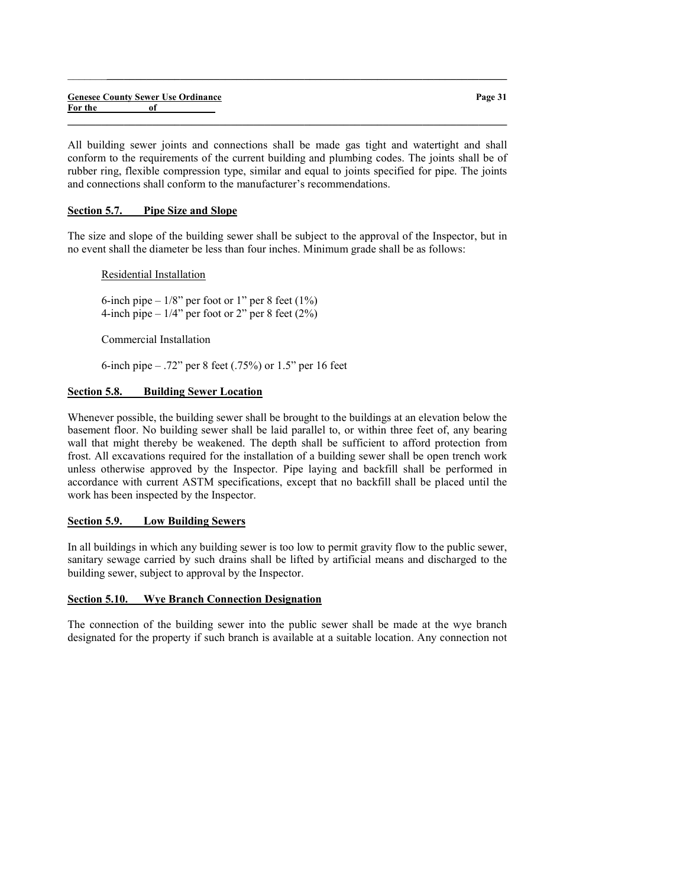All building sewer joints and connections shall be made gas tight and watertight and shall conform to the requirements of the current building and plumbing codes. The joints shall be of rubber ring, flexible compression type, similar and equal to joints specified for pipe. The joints and connections shall conform to the manufacturer's recommendations.

## Section 5.7. Pipe Size and Slope

The size and slope of the building sewer shall be subject to the approval of the Inspector, but in no event shall the diameter be less than four inches. Minimum grade shall be as follows:

Residential Installation

6-inch pipe – 1/8" per foot or 1" per 8 feet (1%)
4-inch pipe – 1/4" per foot or 2" per 8 feet (2%)

Commercial Installation

6-inch pipe – .72" per 8 feet (.75%) or 1.5" per 16 feet

## Section 5.8. Building Sewer Location

Whenever possible, the building sewer shall be brought to the buildings at an elevation below the basement floor. No building sewer shall be laid parallel to, or within three feet of, any bearing wall that might thereby be weakened. The depth shall be sufficient to afford protection from frost. All excavations required for the installation of a building sewer shall be open trench work unless otherwise approved by the Inspector. Pipe laying and backfill shall be performed in accordance with current ASTM specifications, except that no backfill shall be placed until the work has been inspected by the Inspector.

## Section 5.9. Low Building Sewers

In all buildings in which any building sewer is too low to permit gravity flow to the public sewer, sanitary sewage carried by such drains shall be lifted by artificial means and discharged to the building sewer, subject to approval by the Inspector.

## Section 5.10. Wye Branch Connection Designation

The connection of the building sewer into the public sewer shall be made at the wye branch designated for the property if such branch is available at a suitable location. Any connection not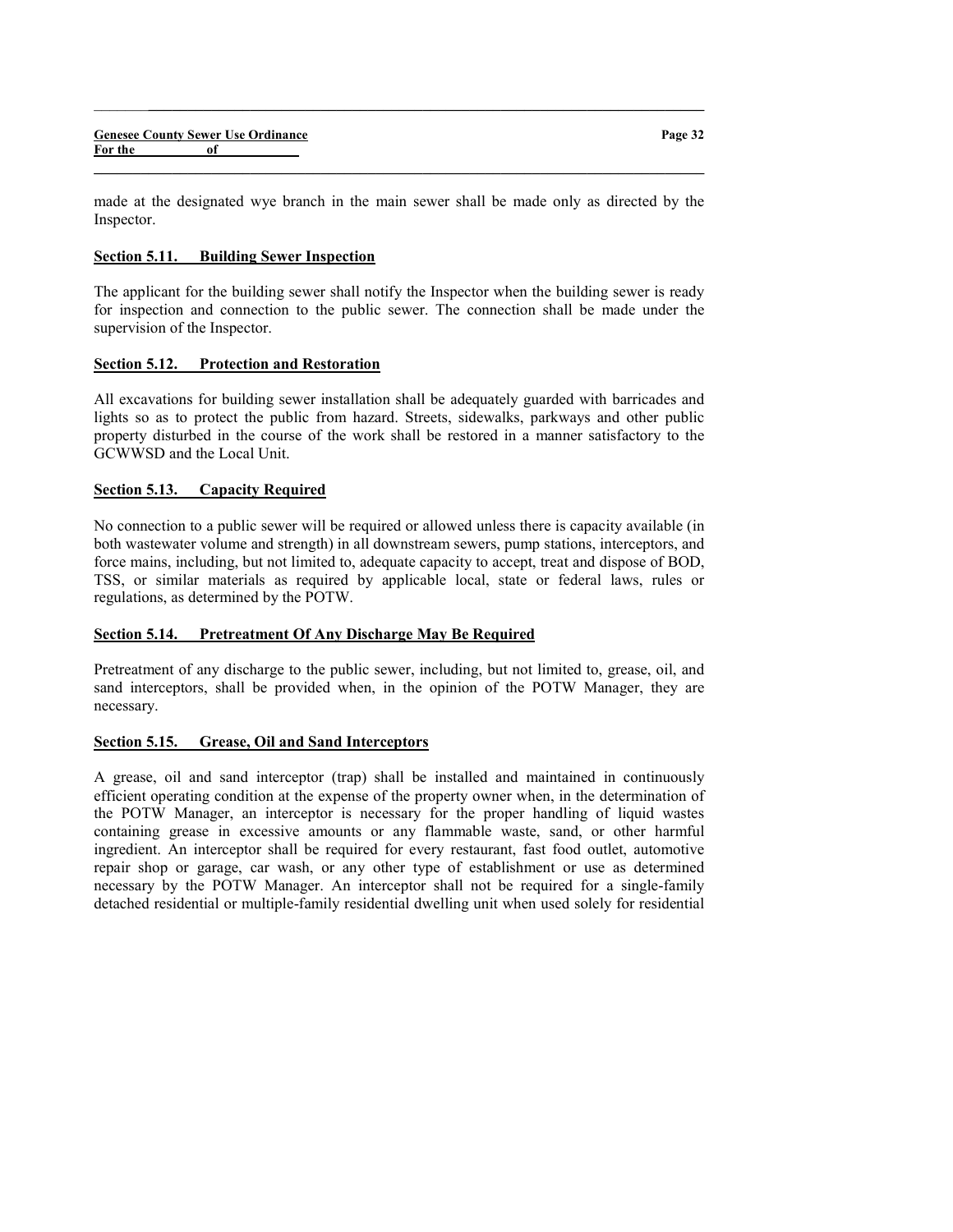made at the designated wye branch in the main sewer shall be made only as directed by the Inspector.

**Section 5.11. Building Sewer Inspection**

The applicant for the building sewer shall notify the Inspector when the building sewer is ready for inspection and connection to the public sewer. The connection shall be made under the supervision of the Inspector.

**Section 5.12. Protection and Restoration**

All excavations for building sewer installation shall be adequately guarded with barricades and lights so as to protect the public from hazard. Streets, sidewalks, parkways and other public property disturbed in the course of the work shall be restored in a manner satisfactory to the GCWWSD and the Local Unit.

**Section 5.13. Capacity Required**

No connection to a public sewer will be required or allowed unless there is capacity available (in both wastewater volume and strength) in all downstream sewers, pump stations, interceptors, and force mains, including, but not limited to, adequate capacity to accept, treat and dispose of BOD, TSS, or similar materials as required by applicable local, state or federal laws, rules or regulations, as determined by the POTW.

**Section 5.14. Pretreatment Of Any Discharge May Be Required**

Pretreatment of any discharge to the public sewer, including, but not limited to, grease, oil, and sand interceptors, shall be provided when, in the opinion of the POTW Manager, they are necessary.

**Section 5.15. Grease, Oil and Sand Interceptors**

A grease, oil and sand interceptor (trap) shall be installed and maintained in continuously efficient operating condition at the expense of the property owner when, in the determination of the POTW Manager, an interceptor is necessary for the proper handling of liquid wastes containing grease in excessive amounts or any flammable waste, sand, or other harmful ingredient. An interceptor shall be required for every restaurant, fast food outlet, automotive repair shop or garage, car wash, or any other type of establishment or use as determined necessary by the POTW Manager. An interceptor shall not be required for a single-family detached residential or multiple-family residential dwelling unit when used solely for residential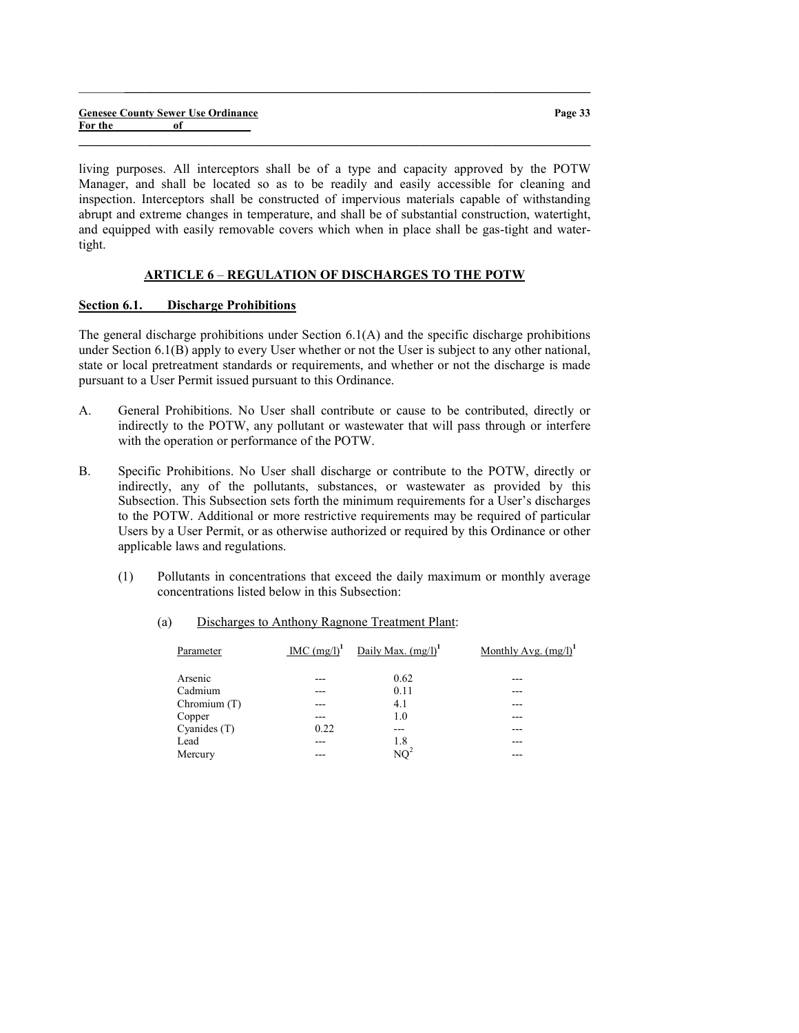living purposes. All interceptors shall be of a type and capacity approved by the POTW Manager, and shall be located so as to be readily and easily accessible for cleaning and inspection. Interceptors shall be constructed of impervious materials capable of withstanding abrupt and extreme changes in temperature, and shall be of substantial construction, watertight, and equipped with easily removable covers which when in place shall be gas-tight and water-tight.

## ARTICLE 6 – REGULATION OF DISCHARGES TO THE POTW

### Section 6.1. Discharge Prohibitions

The general discharge prohibitions under Section 6.1(A) and the specific discharge prohibitions under Section 6.1(B) apply to every User whether or not the User is subject to any other national, state or local pretreatment standards or requirements, and whether or not the discharge is made pursuant to a User Permit issued pursuant to this Ordinance.

A. General Prohibitions. No User shall contribute or cause to be contributed, directly or indirectly to the POTW, any pollutant or wastewater that will pass through or interfere with the operation or performance of the POTW.

B. Specific Prohibitions. No User shall discharge or contribute to the POTW, directly or indirectly, any of the pollutants, substances, or wastewater as provided by this Subsection. This Subsection sets forth the minimum requirements for a User's discharges to the POTW. Additional or more restrictive requirements may be required of particular Users by a User Permit, or as otherwise authorized or required by this Ordinance or other applicable laws and regulations.

   (1) Pollutants in concentrations that exceed the daily maximum or monthly average concentrations listed below in this Subsection:

      (a) Discharges to Anthony Ragnone Treatment Plant:

| Parameter | IMC (mg/l)[1] | Daily Max. (mg/l)[1] | Monthly Avg. (mg/l)[1] |
|---|---|---|---|
| Arsenic | --- | 0.62 | --- |
| Cadmium | --- | 0.11 | --- |
| Chromium (T) | --- | 4.1 | --- |
| Copper | --- | 1.0 | --- |
| Cyanides (T) | 0.22 | --- | --- |
| Lead | --- | 1.8 | --- |
| Mercury | --- | NQ[2] | --- |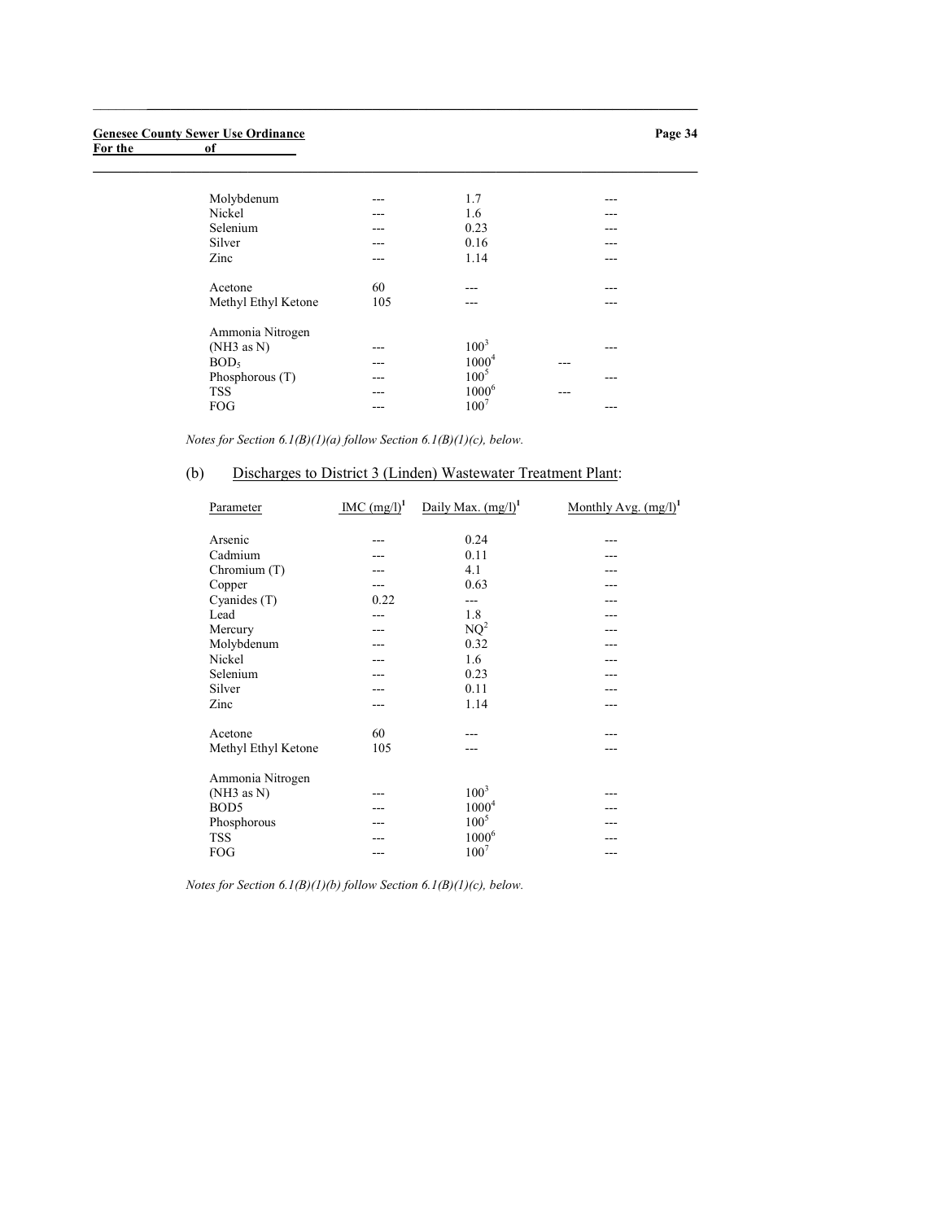| | | | |
|---|---|---|---|
| Molybdenum | --- | 1.7 | --- |
| Nickel | --- | 1.6 | --- |
| Selenium | --- | 0.23 | --- |
| Silver | --- | 0.16 | --- |
| Zinc | --- | 1.14 | --- |
| | | | |
| Acetone | 60 | --- | --- |
| Methyl Ethyl Ketone | 105 | --- | --- |
| | | | |
| Ammonia Nitrogen (NH3 as N) | --- | 100[3] | --- |
| $BOD_5$ | --- | 1000[4] | --- |
| Phosphorous (T) | --- | 100[5] | --- |
| TSS | --- | 1000[6] | --- |
| FOG | --- | 100[7] | --- |

*Notes for Section 6.1(B)(1)(a) follow Section 6.1(B)(1)(c), below.*

(b) Discharges to District 3 (Linden) Wastewater Treatment Plant:

| Parameter | IMC (mg/l)[1] | Daily Max. (mg/l)[1] | Monthly Avg. (mg/l)[1] |
|---|---|---|---|
| Arsenic | --- | 0.24 | --- |
| Cadmium | --- | 0.11 | --- |
| Chromium (T) | --- | 4.1 | --- |
| Copper | --- | 0.63 | --- |
| Cyanides (T) | 0.22 | --- | --- |
| Lead | --- | 1.8 | --- |
| Mercury | --- | NQ[2] | --- |
| Molybdenum | --- | 0.32 | --- |
| Nickel | --- | 1.6 | --- |
| Selenium | --- | 0.23 | --- |
| Silver | --- | 0.11 | --- |
| Zinc | --- | 1.14 | --- |
| | | | |
| Acetone | 60 | --- | --- |
| Methyl Ethyl Ketone | 105 | --- | --- |
| | | | |
| Ammonia Nitrogen (NH3 as N) | --- | 100[3] | --- |
| BOD5 | --- | 1000[4] | --- |
| Phosphorous | --- | 100[5] | --- |
| TSS | --- | 1000[6] | --- |
| FOG | --- | 100[7] | --- |

*Notes for Section 6.1(B)(1)(b) follow Section 6.1(B)(1)(c), below.*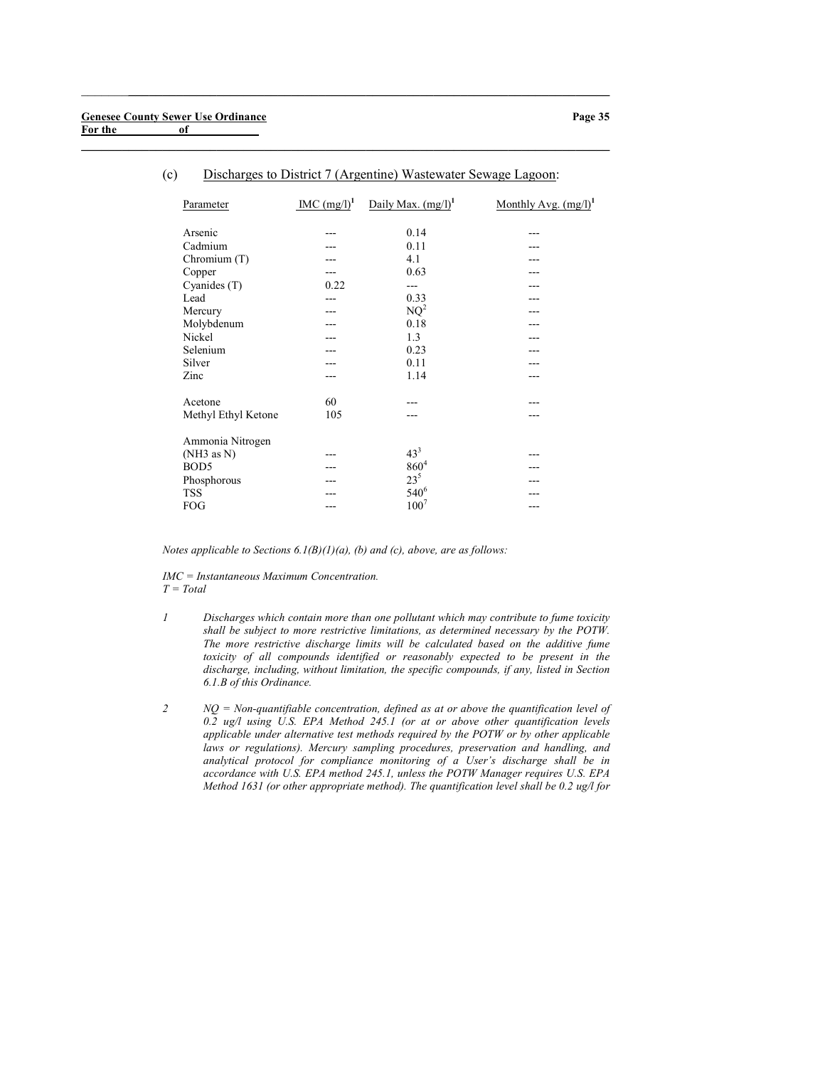(c) Discharges to District 7 (Argentine) Wastewater Sewage Lagoon:

| Parameter | IMC (mg/l)[1] | Daily Max. (mg/l)[1] | Monthly Avg. (mg/l)[1] |
|---|---|---|---|
| Arsenic | --- | 0.14 | --- |
| Cadmium | --- | 0.11 | --- |
| Chromium (T) | --- | 4.1 | --- |
| Copper | --- | 0.63 | --- |
| Cyanides (T) | 0.22 | --- | --- |
| Lead | --- | 0.33 | --- |
| Mercury | --- | NQ[2] | --- |
| Molybdenum | --- | 0.18 | --- |
| Nickel | --- | 1.3 | --- |
| Selenium | --- | 0.23 | --- |
| Silver | --- | 0.11 | --- |
| Zinc | --- | 1.14 | --- |
| Acetone | 60 | --- | --- |
| Methyl Ethyl Ketone | 105 | --- | --- |
| Ammonia Nitrogen (NH3 as N) | --- | 43[3] | --- |
| BOD5 | --- | 860[4] | --- |
| Phosphorous | --- | 23[5] | --- |
| TSS | --- | 540[6] | --- |
| FOG | --- | 100[7] | --- |

*Notes applicable to Sections 6.1(B)(1)(a), (b) and (c), above, are as follows:*

*IMC = Instantaneous Maximum Concentration.*
*T = Total*

1. *Discharges which contain more than one pollutant which may contribute to fume toxicity shall be subject to more restrictive limitations, as determined necessary by the POTW. The more restrictive discharge limits will be calculated based on the additive fume toxicity of all compounds identified or reasonably expected to be present in the discharge, including, without limitation, the specific compounds, if any, listed in Section 6.1.B of this Ordinance.*

2. *NQ = Non-quantifiable concentration, defined as at or above the quantification level of 0.2 ug/l using U.S. EPA Method 245.1 (or at or above other quantification levels applicable under alternative test methods required by the POTW or by other applicable laws or regulations). Mercury sampling procedures, preservation and handling, and analytical protocol for compliance monitoring of a User's discharge shall be in accordance with U.S. EPA method 245.1, unless the POTW Manager requires U.S. EPA Method 1631 (or other appropriate method). The quantification level shall be 0.2 ug/l for*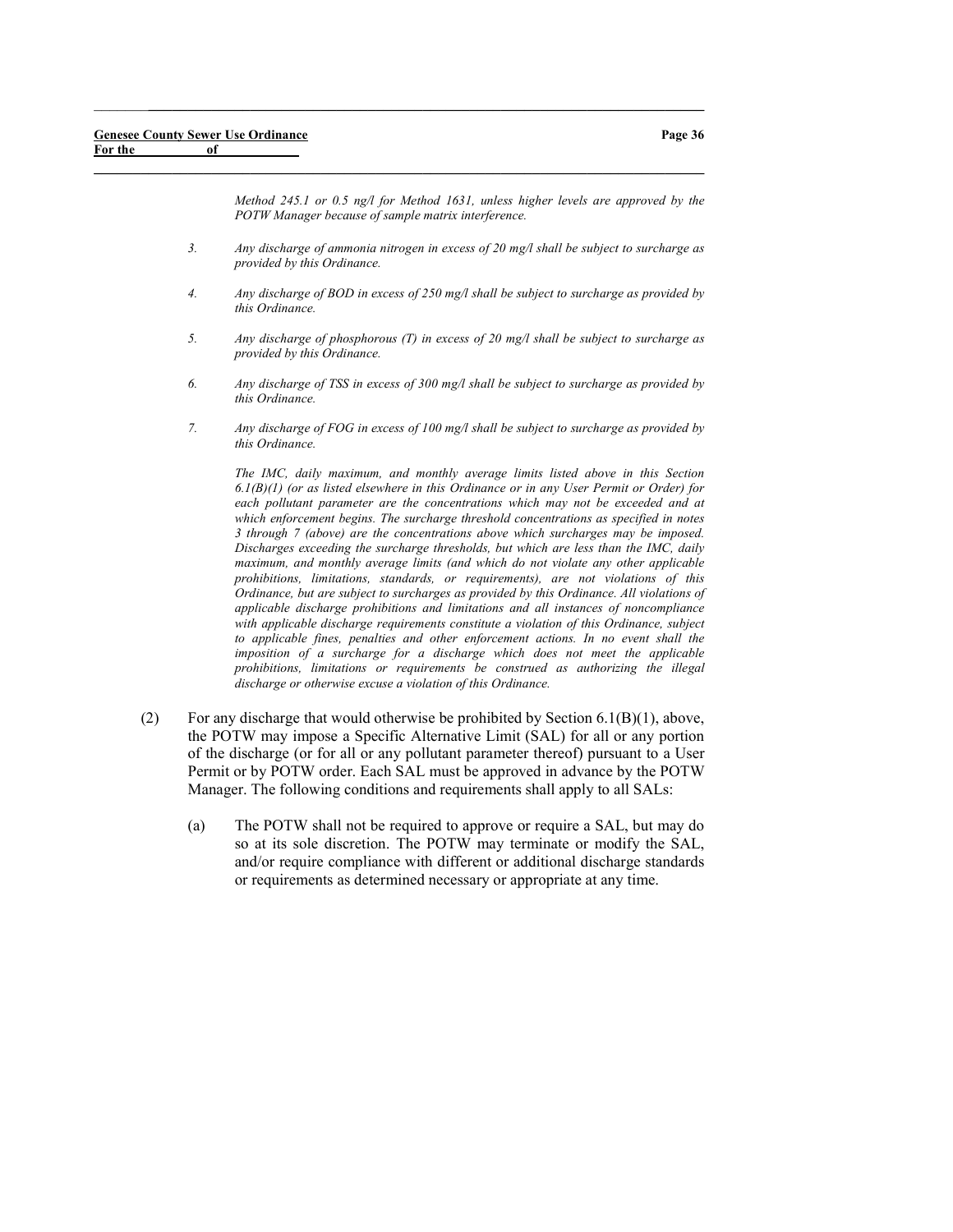*Method 245.1 or 0.5 ng/l for Method 1631, unless higher levels are approved by the POTW Manager because of sample matrix interference.*

*3.* *Any discharge of ammonia nitrogen in excess of 20 mg/l shall be subject to surcharge as provided by this Ordinance.*

*4.* *Any discharge of BOD in excess of 250 mg/l shall be subject to surcharge as provided by this Ordinance.*

*5.* *Any discharge of phosphorous (T) in excess of 20 mg/l shall be subject to surcharge as provided by this Ordinance.*

*6.* *Any discharge of TSS in excess of 300 mg/l shall be subject to surcharge as provided by this Ordinance.*

*7.* *Any discharge of FOG in excess of 100 mg/l shall be subject to surcharge as provided by this Ordinance.*

*The IMC, daily maximum, and monthly average limits listed above in this Section 6.1(B)(1) (or as listed elsewhere in this Ordinance or in any User Permit or Order) for each pollutant parameter are the concentrations which may not be exceeded and at which enforcement begins. The surcharge threshold concentrations as specified in notes 3 through 7 (above) are the concentrations above which surcharges may be imposed. Discharges exceeding the surcharge thresholds, but which are less than the IMC, daily maximum, and monthly average limits (and which do not violate any other applicable prohibitions, limitations, standards, or requirements), are not violations of this Ordinance, but are subject to surcharges as provided by this Ordinance. All violations of applicable discharge prohibitions and limitations and all instances of noncompliance with applicable discharge requirements constitute a violation of this Ordinance, subject to applicable fines, penalties and other enforcement actions. In no event shall the imposition of a surcharge for a discharge which does not meet the applicable prohibitions, limitations or requirements be construed as authorizing the illegal discharge or otherwise excuse a violation of this Ordinance.*

(2) For any discharge that would otherwise be prohibited by Section 6.1(B)(1), above, the POTW may impose a Specific Alternative Limit (SAL) for all or any portion of the discharge (or for all or any pollutant parameter thereof) pursuant to a User Permit or by POTW order. Each SAL must be approved in advance by the POTW Manager. The following conditions and requirements shall apply to all SALs:

(a) The POTW shall not be required to approve or require a SAL, but may do so at its sole discretion. The POTW may terminate or modify the SAL, and/or require compliance with different or additional discharge standards or requirements as determined necessary or appropriate at any time.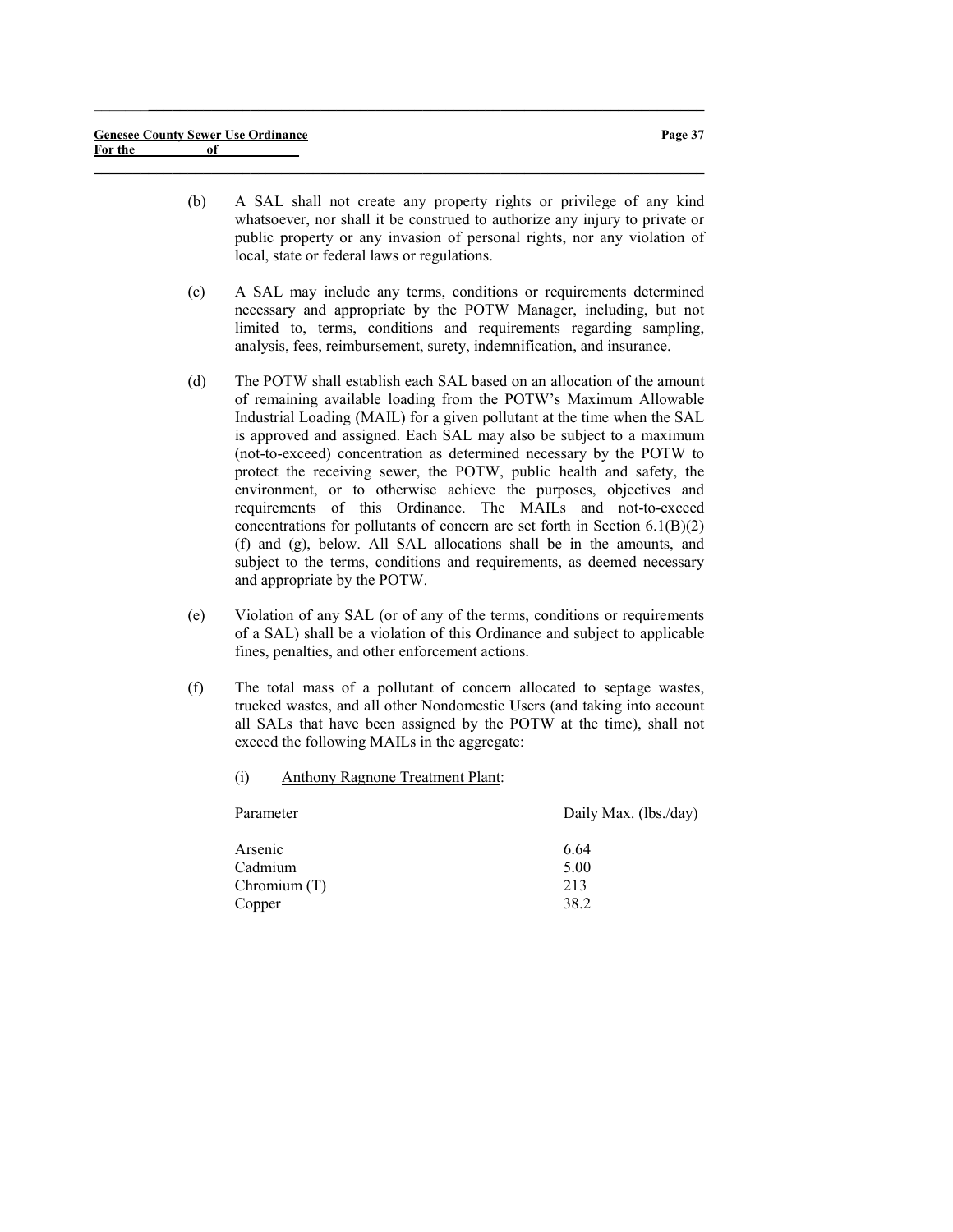(b) A SAL shall not create any property rights or privilege of any kind whatsoever, nor shall it be construed to authorize any injury to private or public property or any invasion of personal rights, nor any violation of local, state or federal laws or regulations.

(c) A SAL may include any terms, conditions or requirements determined necessary and appropriate by the POTW Manager, including, but not limited to, terms, conditions and requirements regarding sampling, analysis, fees, reimbursement, surety, indemnification, and insurance.

(d) The POTW shall establish each SAL based on an allocation of the amount of remaining available loading from the POTW's Maximum Allowable Industrial Loading (MAIL) for a given pollutant at the time when the SAL is approved and assigned. Each SAL may also be subject to a maximum (not-to-exceed) concentration as determined necessary by the POTW to protect the receiving sewer, the POTW, public health and safety, the environment, or to otherwise achieve the purposes, objectives and requirements of this Ordinance. The MAILs and not-to-exceed concentrations for pollutants of concern are set forth in Section 6.1(B)(2) (f) and (g), below. All SAL allocations shall be in the amounts, and subject to the terms, conditions and requirements, as deemed necessary and appropriate by the POTW.

(e) Violation of any SAL (or of any of the terms, conditions or requirements of a SAL) shall be a violation of this Ordinance and subject to applicable fines, penalties, and other enforcement actions.

(f) The total mass of a pollutant of concern allocated to septage wastes, trucked wastes, and all other Nondomestic Users (and taking into account all SALs that have been assigned by the POTW at the time), shall not exceed the following MAILs in the aggregate:

(i) Anthony Ragnone Treatment Plant:

| Parameter | Daily Max. (lbs./day) |
|---|---|
| Arsenic | 6.64 |
| Cadmium | 5.00 |
| Chromium (T) | 213 |
| Copper | 38.2 |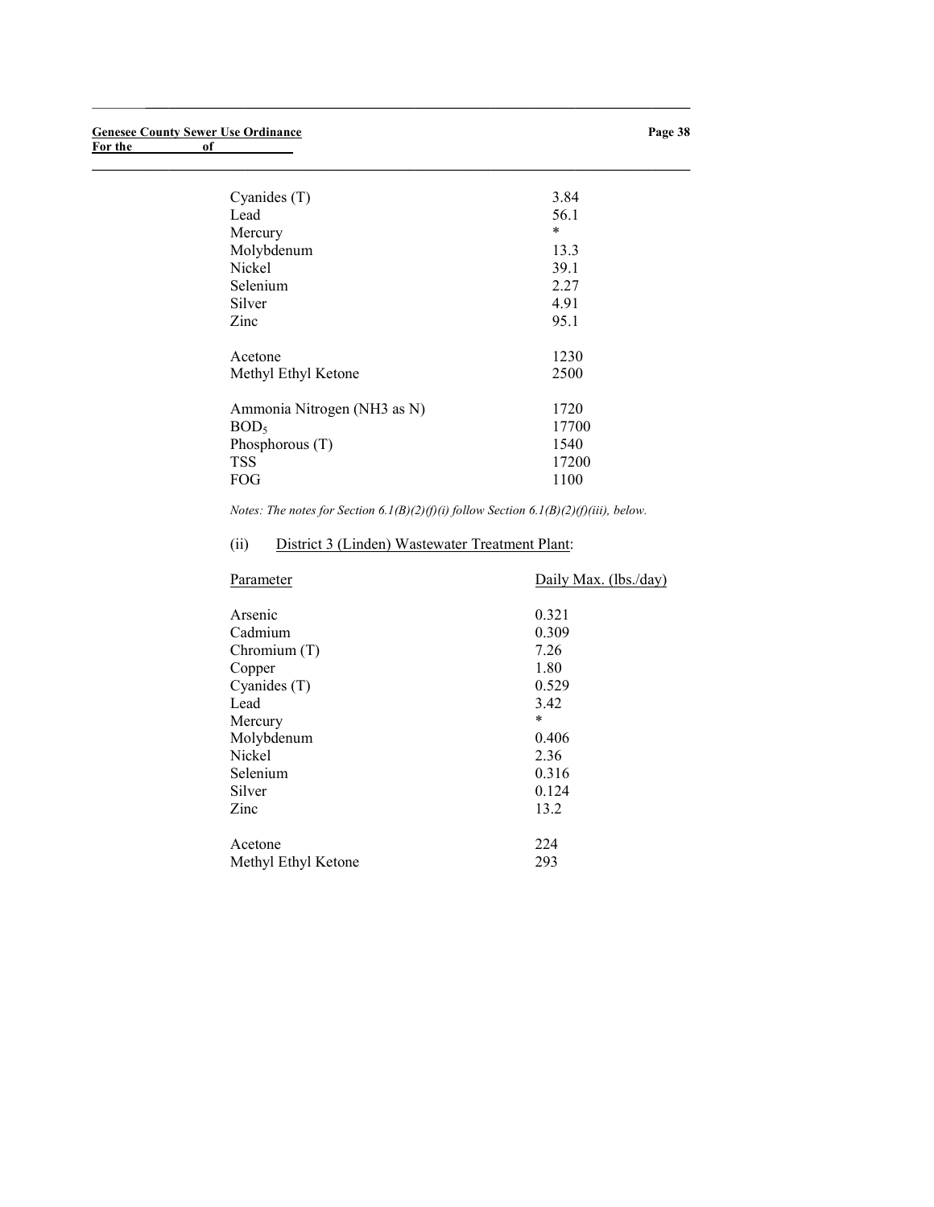| | |
|---|---|
| Cyanides (T) | 3.84 |
| Lead | 56.1 |
| Mercury | * |
| Molybdenum | 13.3 |
| Nickel | 39.1 |
| Selenium | 2.27 |
| Silver | 4.91 |
| Zinc | 95.1 |
| | |
| Acetone | 1230 |
| Methyl Ethyl Ketone | 2500 |
| | |
| Ammonia Nitrogen (NH3 as N) | 1720 |
| $BOD_5$ | 17700 |
| Phosphorous (T) | 1540 |
| TSS | 17200 |
| FOG | 1100 |

*Notes: The notes for Section 6.1(B)(2)(f)(i) follow Section 6.1(B)(2)(f)(iii), below.*

(ii) District 3 (Linden) Wastewater Treatment Plant:

| Parameter | Daily Max. (lbs./day) |
|---|---|
| Arsenic | 0.321 |
| Cadmium | 0.309 |
| Chromium (T) | 7.26 |
| Copper | 1.80 |
| Cyanides (T) | 0.529 |
| Lead | 3.42 |
| Mercury | * |
| Molybdenum | 0.406 |
| Nickel | 2.36 |
| Selenium | 0.316 |
| Silver | 0.124 |
| Zinc | 13.2 |
| | |
| Acetone | 224 |
| Methyl Ethyl Ketone | 293 |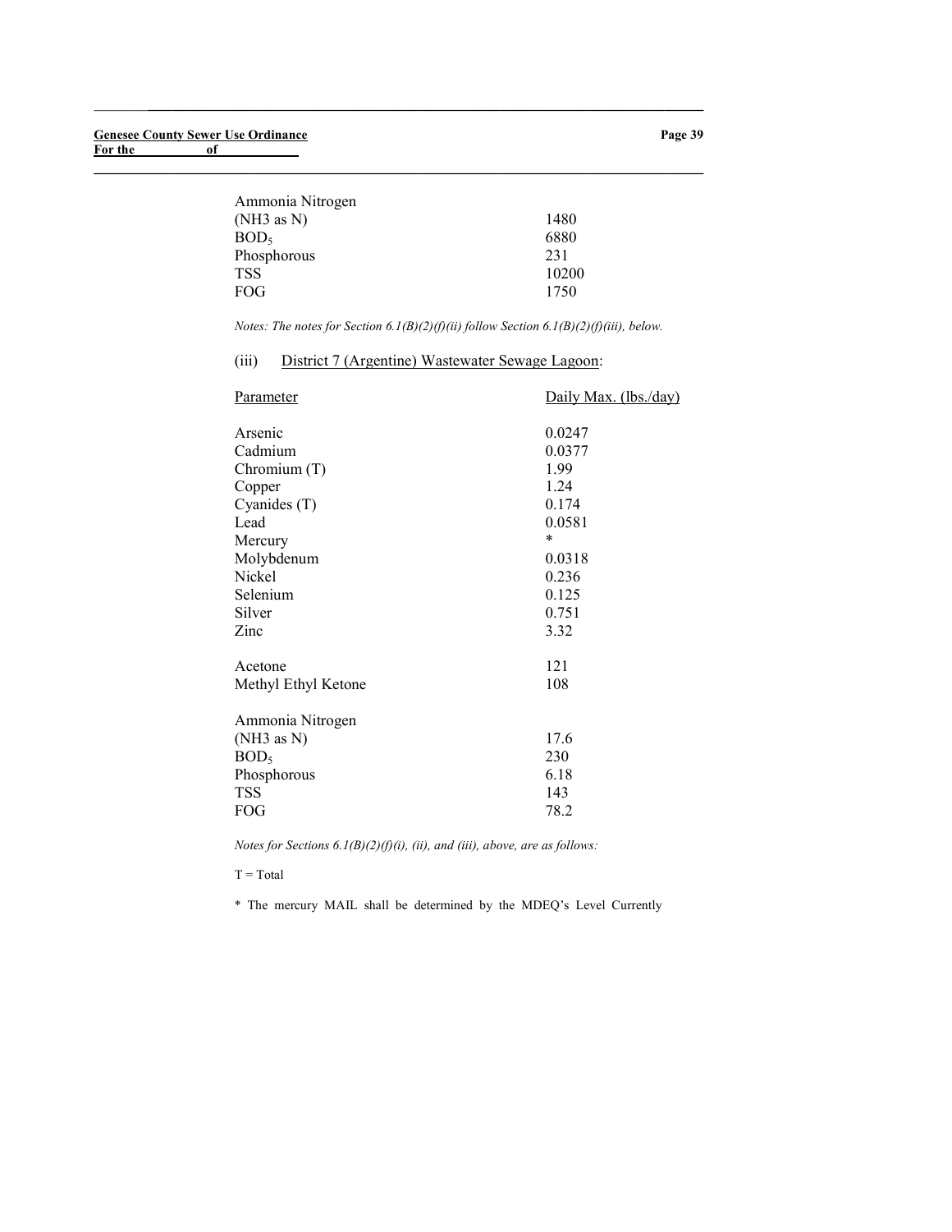| | |
|---|---|
| Ammonia Nitrogen (NH3 as N) | 1480 |
| $BOD_5$ | 6880 |
| Phosphorous | 231 |
| TSS | 10200 |
| FOG | 1750 |

*Notes: The notes for Section 6.1(B)(2)(f)(ii) follow Section 6.1(B)(2)(f)(iii), below.*

(iii) District 7 (Argentine) Wastewater Sewage Lagoon:

| Parameter | Daily Max. (lbs./day) |
|---|---|
| Arsenic | 0.0247 |
| Cadmium | 0.0377 |
| Chromium (T) | 1.99 |
| Copper | 1.24 |
| Cyanides (T) | 0.174 |
| Lead | 0.0581 |
| Mercury | * |
| Molybdenum | 0.0318 |
| Nickel | 0.236 |
| Selenium | 0.125 |
| Silver | 0.751 |
| Zinc | 3.32 |
| | |
| Acetone | 121 |
| Methyl Ethyl Ketone | 108 |
| | |
| Ammonia Nitrogen (NH3 as N) | 17.6 |
| $BOD_5$ | 230 |
| Phosphorous | 6.18 |
| TSS | 143 |
| FOG | 78.2 |

*Notes for Sections 6.1(B)(2)(f)(i), (ii), and (iii), above, are as follows:*

T = Total

* The mercury MAIL shall be determined by the MDEQ's Level Currently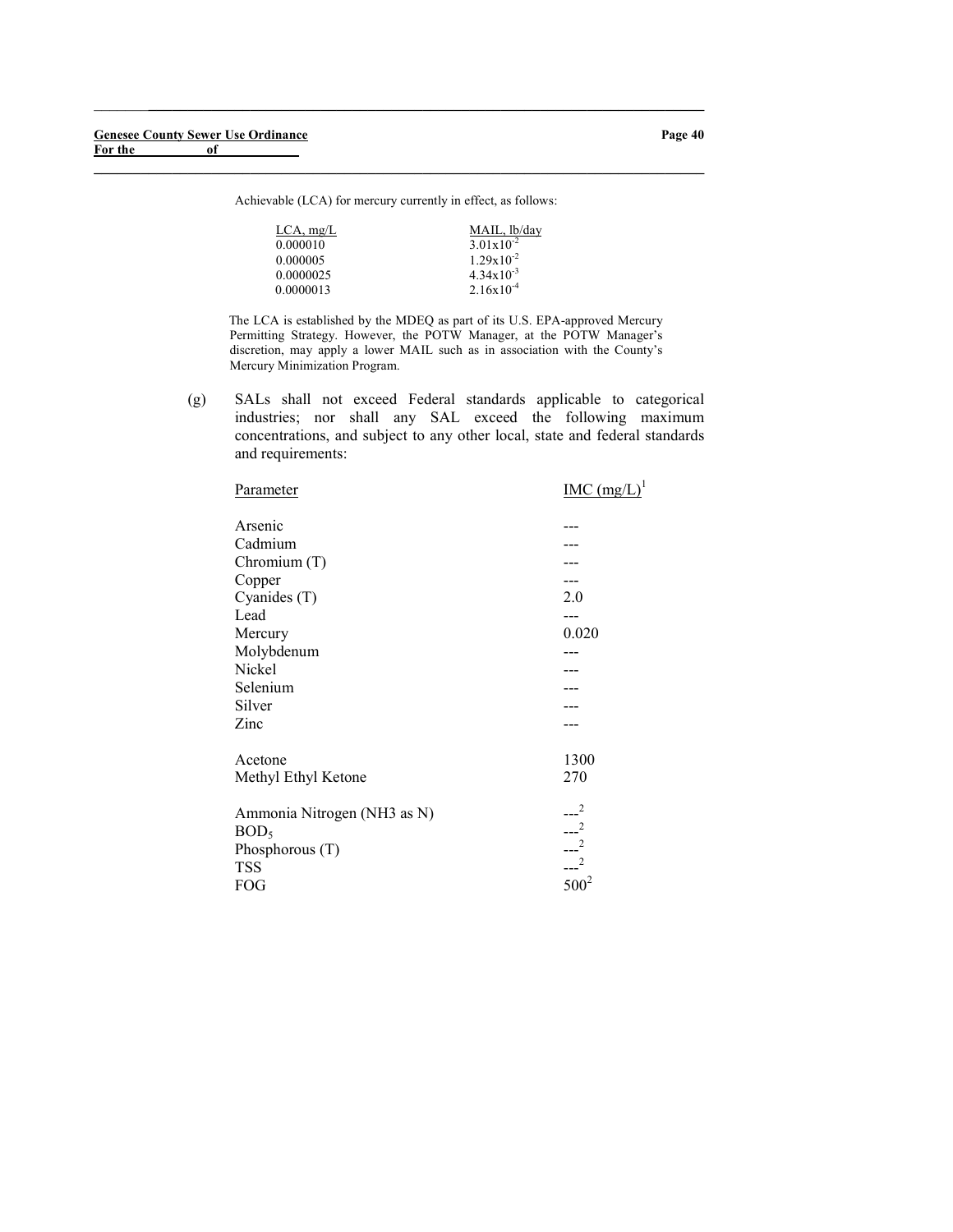Achievable (LCA) for mercury currently in effect, as follows:

| LCA, mg/L | MAIL, lb/day |
|---|---|
| 0.000010 | $3.01 \times 10^{-2}$ |
| 0.000005 | $1.29 \times 10^{-2}$ |
| 0.0000025 | $4.34 \times 10^{-3}$ |
| 0.0000013 | $2.16 \times 10^{-4}$ |

The LCA is established by the MDEQ as part of its U.S. EPA-approved Mercury Permitting Strategy. However, the POTW Manager, at the POTW Manager's discretion, may apply a lower MAIL such as in association with the County's Mercury Minimization Program.

(g) SALs shall not exceed Federal standards applicable to categorical industries; nor shall any SAL exceed the following maximum concentrations, and subject to any other local, state and federal standards and requirements:

| Parameter | IMC (mg/L)[1] |
|---|---|
| Arsenic | --- |
| Cadmium | --- |
| Chromium (T) | --- |
| Copper | --- |
| Cyanides (T) | 2.0 |
| Lead | --- |
| Mercury | 0.020 |
| Molybdenum | --- |
| Nickel | --- |
| Selenium | --- |
| Silver | --- |
| Zinc | --- |
| | |
| Acetone | 1300 |
| Methyl Ethyl Ketone | 270 |
| | |
| Ammonia Nitrogen (NH3 as N) | ---[2] |
| $BOD_5$ | ---[2] |
| Phosphorous (T) | ---[2] |
| TSS | ---[2] |
| FOG | 500[2] |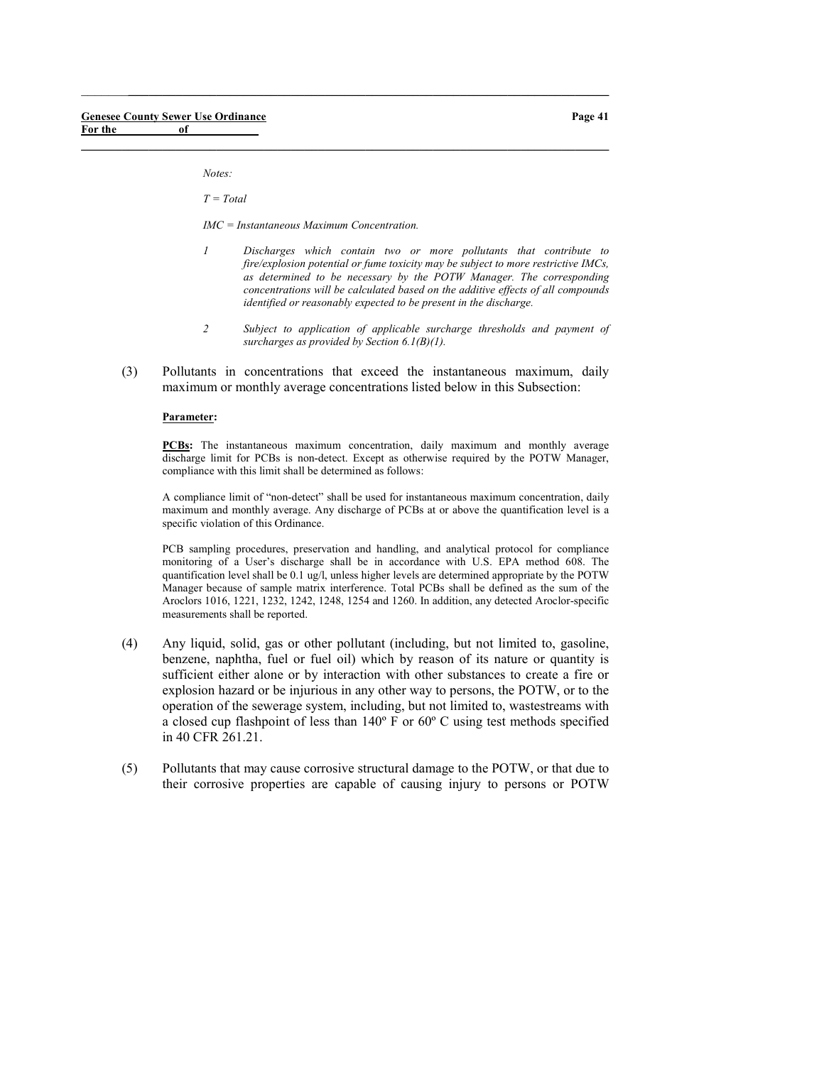*Notes:*

*T = Total*

*IMC = Instantaneous Maximum Concentration.*

*1 Discharges which contain two or more pollutants that contribute to fire/explosion potential or fume toxicity may be subject to more restrictive IMCs, as determined to be necessary by the POTW Manager. The corresponding concentrations will be calculated based on the additive effects of all compounds identified or reasonably expected to be present in the discharge.*

*2 Subject to application of applicable surcharge thresholds and payment of surcharges as provided by Section 6.1(B)(1).*

(3) Pollutants in concentrations that exceed the instantaneous maximum, daily maximum or monthly average concentrations listed below in this Subsection:

**Parameter:**

**PCBs:** The instantaneous maximum concentration, daily maximum and monthly average discharge limit for PCBs is non-detect. Except as otherwise required by the POTW Manager, compliance with this limit shall be determined as follows:

A compliance limit of "non-detect" shall be used for instantaneous maximum concentration, daily maximum and monthly average. Any discharge of PCBs at or above the quantification level is a specific violation of this Ordinance.

PCB sampling procedures, preservation and handling, and analytical protocol for compliance monitoring of a User's discharge shall be in accordance with U.S. EPA method 608. The quantification level shall be 0.1 ug/l, unless higher levels are determined appropriate by the POTW Manager because of sample matrix interference. Total PCBs shall be defined as the sum of the Aroclors 1016, 1221, 1232, 1242, 1248, 1254 and 1260. In addition, any detected Aroclor-specific measurements shall be reported.

(4) Any liquid, solid, gas or other pollutant (including, but not limited to, gasoline, benzene, naphtha, fuel or fuel oil) which by reason of its nature or quantity is sufficient either alone or by interaction with other substances to create a fire or explosion hazard or be injurious in any other way to persons, the POTW, or to the operation of the sewerage system, including, but not limited to, wastestreams with a closed cup flashpoint of less than 140º F or 60º C using test methods specified in 40 CFR 261.21.

(5) Pollutants that may cause corrosive structural damage to the POTW, or that due to their corrosive properties are capable of causing injury to persons or POTW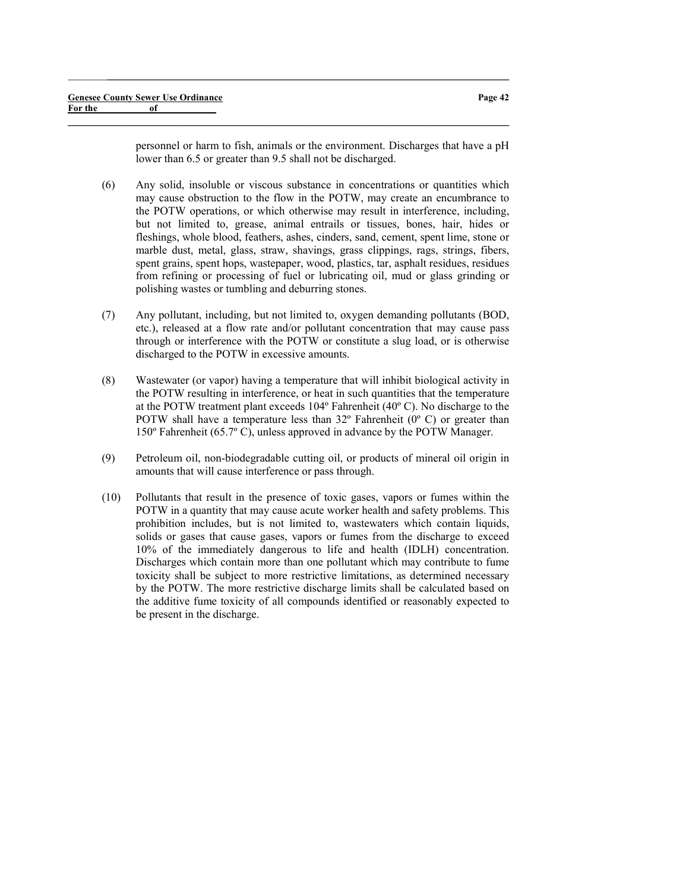personnel or harm to fish, animals or the environment. Discharges that have a pH lower than 6.5 or greater than 9.5 shall not be discharged.

(6) Any solid, insoluble or viscous substance in concentrations or quantities which may cause obstruction to the flow in the POTW, may create an encumbrance to the POTW operations, or which otherwise may result in interference, including, but not limited to, grease, animal entrails or tissues, bones, hair, hides or fleshings, whole blood, feathers, ashes, cinders, sand, cement, spent lime, stone or marble dust, metal, glass, straw, shavings, grass clippings, rags, strings, fibers, spent grains, spent hops, wastepaper, wood, plastics, tar, asphalt residues, residues from refining or processing of fuel or lubricating oil, mud or glass grinding or polishing wastes or tumbling and deburring stones.

(7) Any pollutant, including, but not limited to, oxygen demanding pollutants (BOD, etc.), released at a flow rate and/or pollutant concentration that may cause pass through or interference with the POTW or constitute a slug load, or is otherwise discharged to the POTW in excessive amounts.

(8) Wastewater (or vapor) having a temperature that will inhibit biological activity in the POTW resulting in interference, or heat in such quantities that the temperature at the POTW treatment plant exceeds 104º Fahrenheit (40º C). No discharge to the POTW shall have a temperature less than 32º Fahrenheit (0º C) or greater than 150º Fahrenheit (65.7º C), unless approved in advance by the POTW Manager.

(9) Petroleum oil, non-biodegradable cutting oil, or products of mineral oil origin in amounts that will cause interference or pass through.

(10) Pollutants that result in the presence of toxic gases, vapors or fumes within the POTW in a quantity that may cause acute worker health and safety problems. This prohibition includes, but is not limited to, wastewaters which contain liquids, solids or gases that cause gases, vapors or fumes from the discharge to exceed 10% of the immediately dangerous to life and health (IDLH) concentration. Discharges which contain more than one pollutant which may contribute to fume toxicity shall be subject to more restrictive limitations, as determined necessary by the POTW. The more restrictive discharge limits shall be calculated based on the additive fume toxicity of all compounds identified or reasonably expected to be present in the discharge.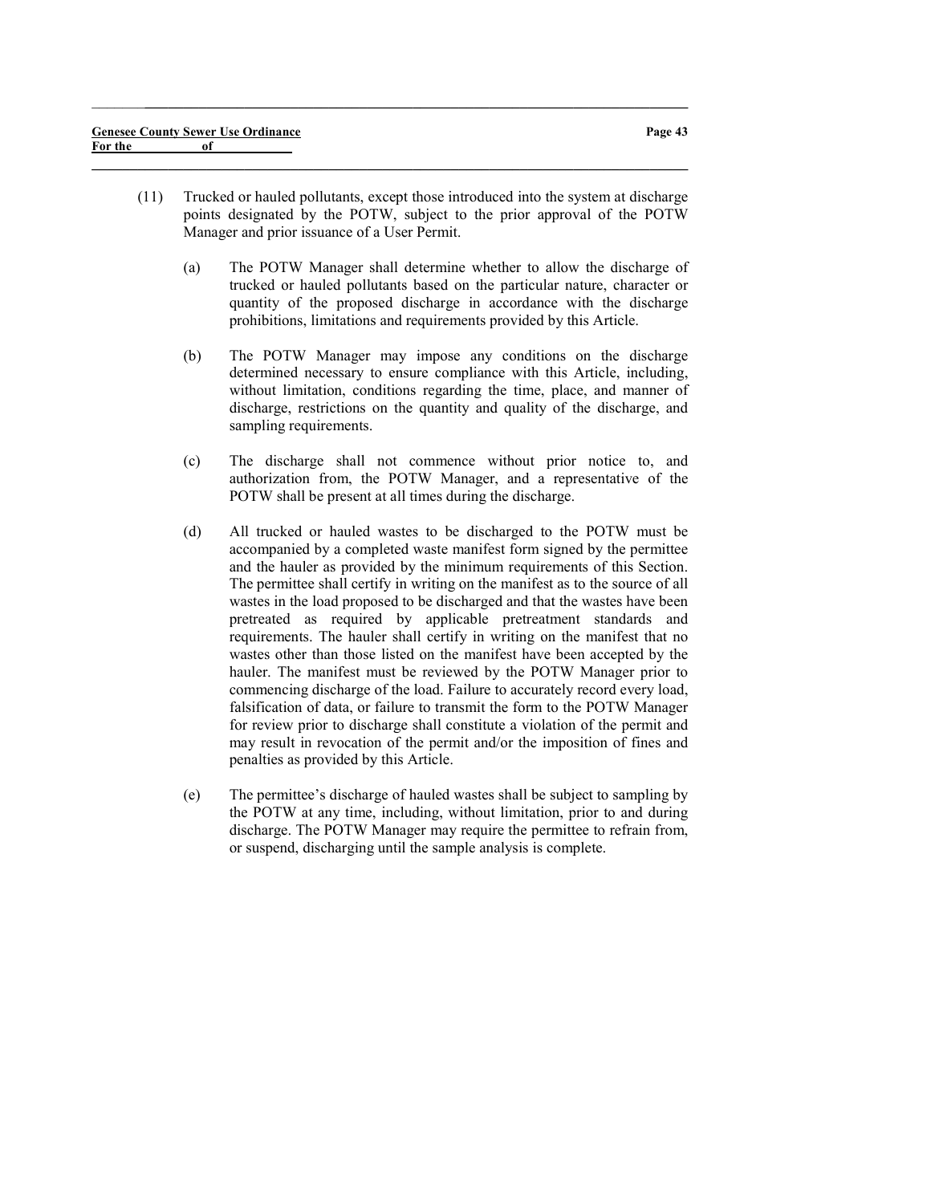(11) Trucked or hauled pollutants, except those introduced into the system at discharge points designated by the POTW, subject to the prior approval of the POTW Manager and prior issuance of a User Permit.

   (a) The POTW Manager shall determine whether to allow the discharge of trucked or hauled pollutants based on the particular nature, character or quantity of the proposed discharge in accordance with the discharge prohibitions, limitations and requirements provided by this Article.

   (b) The POTW Manager may impose any conditions on the discharge determined necessary to ensure compliance with this Article, including, without limitation, conditions regarding the time, place, and manner of discharge, restrictions on the quantity and quality of the discharge, and sampling requirements.

   (c) The discharge shall not commence without prior notice to, and authorization from, the POTW Manager, and a representative of the POTW shall be present at all times during the discharge.

   (d) All trucked or hauled wastes to be discharged to the POTW must be accompanied by a completed waste manifest form signed by the permittee and the hauler as provided by the minimum requirements of this Section. The permittee shall certify in writing on the manifest as to the source of all wastes in the load proposed to be discharged and that the wastes have been pretreated as required by applicable pretreatment standards and requirements. The hauler shall certify in writing on the manifest that no wastes other than those listed on the manifest have been accepted by the hauler. The manifest must be reviewed by the POTW Manager prior to commencing discharge of the load. Failure to accurately record every load, falsification of data, or failure to transmit the form to the POTW Manager for review prior to discharge shall constitute a violation of the permit and may result in revocation of the permit and/or the imposition of fines and penalties as provided by this Article.

   (e) The permittee's discharge of hauled wastes shall be subject to sampling by the POTW at any time, including, without limitation, prior to and during discharge. The POTW Manager may require the permittee to refrain from, or suspend, discharging until the sample analysis is complete.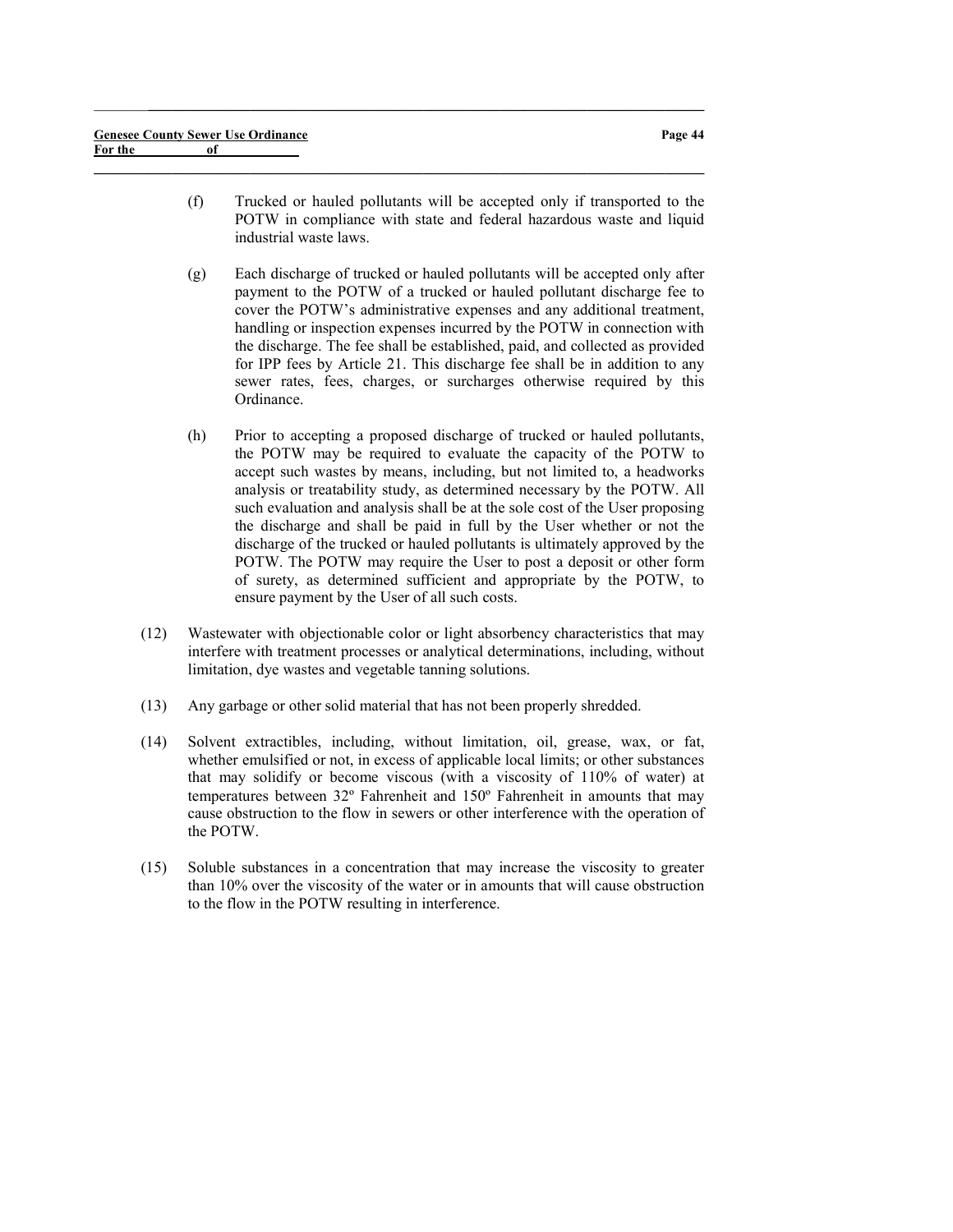(f) Trucked or hauled pollutants will be accepted only if transported to the POTW in compliance with state and federal hazardous waste and liquid industrial waste laws.

(g) Each discharge of trucked or hauled pollutants will be accepted only after payment to the POTW of a trucked or hauled pollutant discharge fee to cover the POTW's administrative expenses and any additional treatment, handling or inspection expenses incurred by the POTW in connection with the discharge. The fee shall be established, paid, and collected as provided for IPP fees by Article 21. This discharge fee shall be in addition to any sewer rates, fees, charges, or surcharges otherwise required by this Ordinance.

(h) Prior to accepting a proposed discharge of trucked or hauled pollutants, the POTW may be required to evaluate the capacity of the POTW to accept such wastes by means, including, but not limited to, a headworks analysis or treatability study, as determined necessary by the POTW. All such evaluation and analysis shall be at the sole cost of the User proposing the discharge and shall be paid in full by the User whether or not the discharge of the trucked or hauled pollutants is ultimately approved by the POTW. The POTW may require the User to post a deposit or other form of surety, as determined sufficient and appropriate by the POTW, to ensure payment by the User of all such costs.

(12) Wastewater with objectionable color or light absorbency characteristics that may interfere with treatment processes or analytical determinations, including, without limitation, dye wastes and vegetable tanning solutions.

(13) Any garbage or other solid material that has not been properly shredded.

(14) Solvent extractibles, including, without limitation, oil, grease, wax, or fat, whether emulsified or not, in excess of applicable local limits; or other substances that may solidify or become viscous (with a viscosity of 110% of water) at temperatures between 32º Fahrenheit and 150º Fahrenheit in amounts that may cause obstruction to the flow in sewers or other interference with the operation of the POTW.

(15) Soluble substances in a concentration that may increase the viscosity to greater than 10% over the viscosity of the water or in amounts that will cause obstruction to the flow in the POTW resulting in interference.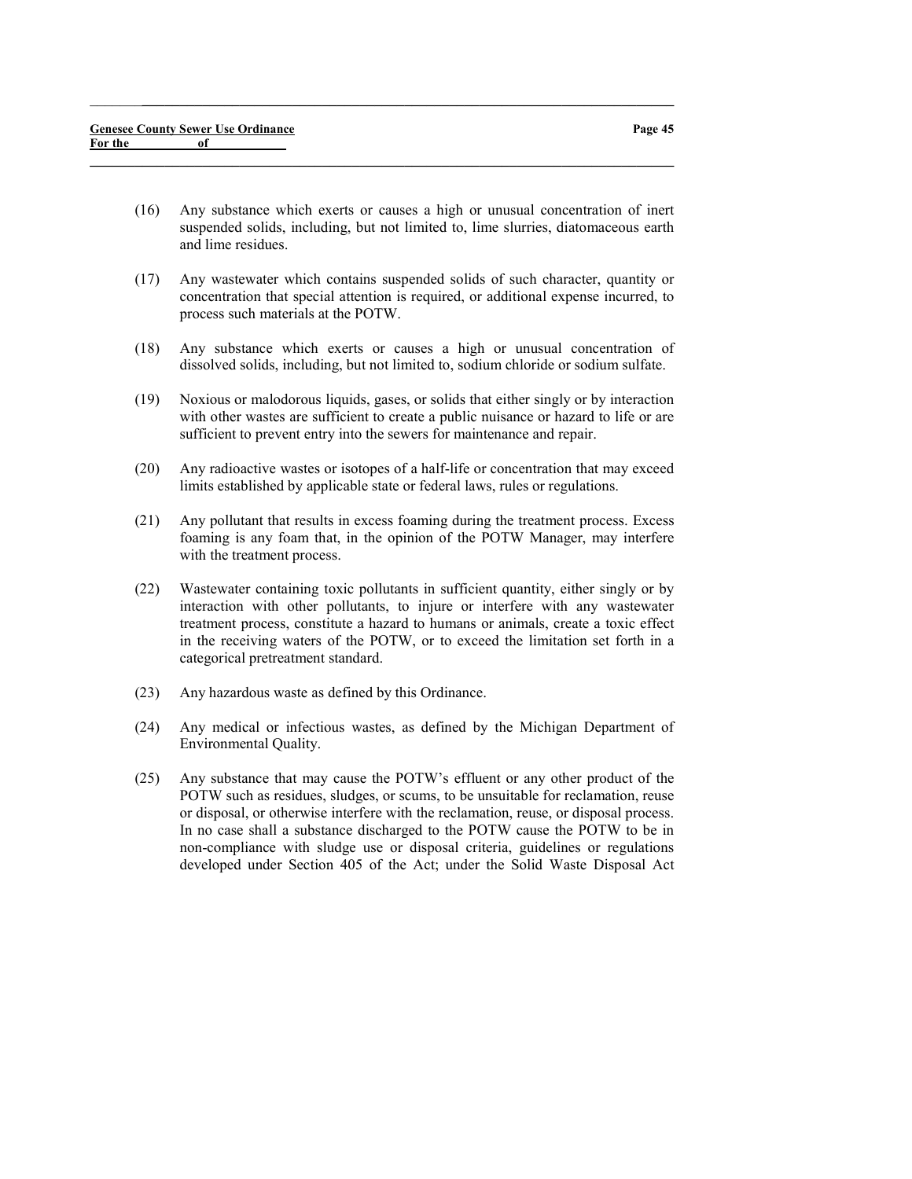(16) Any substance which exerts or causes a high or unusual concentration of inert suspended solids, including, but not limited to, lime slurries, diatomaceous earth and lime residues.

(17) Any wastewater which contains suspended solids of such character, quantity or concentration that special attention is required, or additional expense incurred, to process such materials at the POTW.

(18) Any substance which exerts or causes a high or unusual concentration of dissolved solids, including, but not limited to, sodium chloride or sodium sulfate.

(19) Noxious or malodorous liquids, gases, or solids that either singly or by interaction with other wastes are sufficient to create a public nuisance or hazard to life or are sufficient to prevent entry into the sewers for maintenance and repair.

(20) Any radioactive wastes or isotopes of a half-life or concentration that may exceed limits established by applicable state or federal laws, rules or regulations.

(21) Any pollutant that results in excess foaming during the treatment process. Excess foaming is any foam that, in the opinion of the POTW Manager, may interfere with the treatment process.

(22) Wastewater containing toxic pollutants in sufficient quantity, either singly or by interaction with other pollutants, to injure or interfere with any wastewater treatment process, constitute a hazard to humans or animals, create a toxic effect in the receiving waters of the POTW, or to exceed the limitation set forth in a categorical pretreatment standard.

(23) Any hazardous waste as defined by this Ordinance.

(24) Any medical or infectious wastes, as defined by the Michigan Department of Environmental Quality.

(25) Any substance that may cause the POTW's effluent or any other product of the POTW such as residues, sludges, or scums, to be unsuitable for reclamation, reuse or disposal, or otherwise interfere with the reclamation, reuse, or disposal process. In no case shall a substance discharged to the POTW cause the POTW to be in non-compliance with sludge use or disposal criteria, guidelines or regulations developed under Section 405 of the Act; under the Solid Waste Disposal Act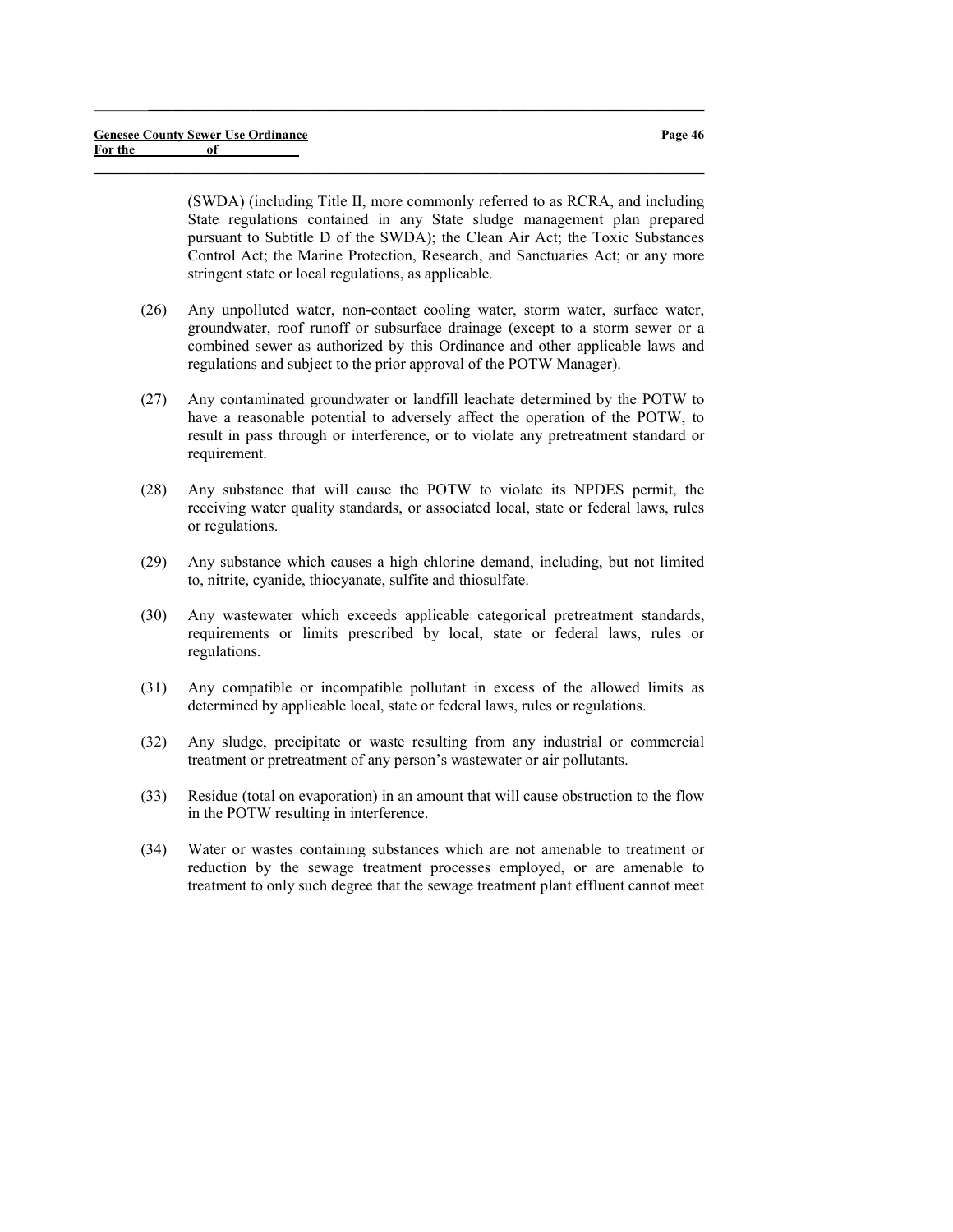(SWDA) (including Title II, more commonly referred to as RCRA, and including State regulations contained in any State sludge management plan prepared pursuant to Subtitle D of the SWDA); the Clean Air Act; the Toxic Substances Control Act; the Marine Protection, Research, and Sanctuaries Act; or any more stringent state or local regulations, as applicable.

(26) Any unpolluted water, non-contact cooling water, storm water, surface water, groundwater, roof runoff or subsurface drainage (except to a storm sewer or a combined sewer as authorized by this Ordinance and other applicable laws and regulations and subject to the prior approval of the POTW Manager).

(27) Any contaminated groundwater or landfill leachate determined by the POTW to have a reasonable potential to adversely affect the operation of the POTW, to result in pass through or interference, or to violate any pretreatment standard or requirement.

(28) Any substance that will cause the POTW to violate its NPDES permit, the receiving water quality standards, or associated local, state or federal laws, rules or regulations.

(29) Any substance which causes a high chlorine demand, including, but not limited to, nitrite, cyanide, thiocyanate, sulfite and thiosulfate.

(30) Any wastewater which exceeds applicable categorical pretreatment standards, requirements or limits prescribed by local, state or federal laws, rules or regulations.

(31) Any compatible or incompatible pollutant in excess of the allowed limits as determined by applicable local, state or federal laws, rules or regulations.

(32) Any sludge, precipitate or waste resulting from any industrial or commercial treatment or pretreatment of any person's wastewater or air pollutants.

(33) Residue (total on evaporation) in an amount that will cause obstruction to the flow in the POTW resulting in interference.

(34) Water or wastes containing substances which are not amenable to treatment or reduction by the sewage treatment processes employed, or are amenable to treatment to only such degree that the sewage treatment plant effluent cannot meet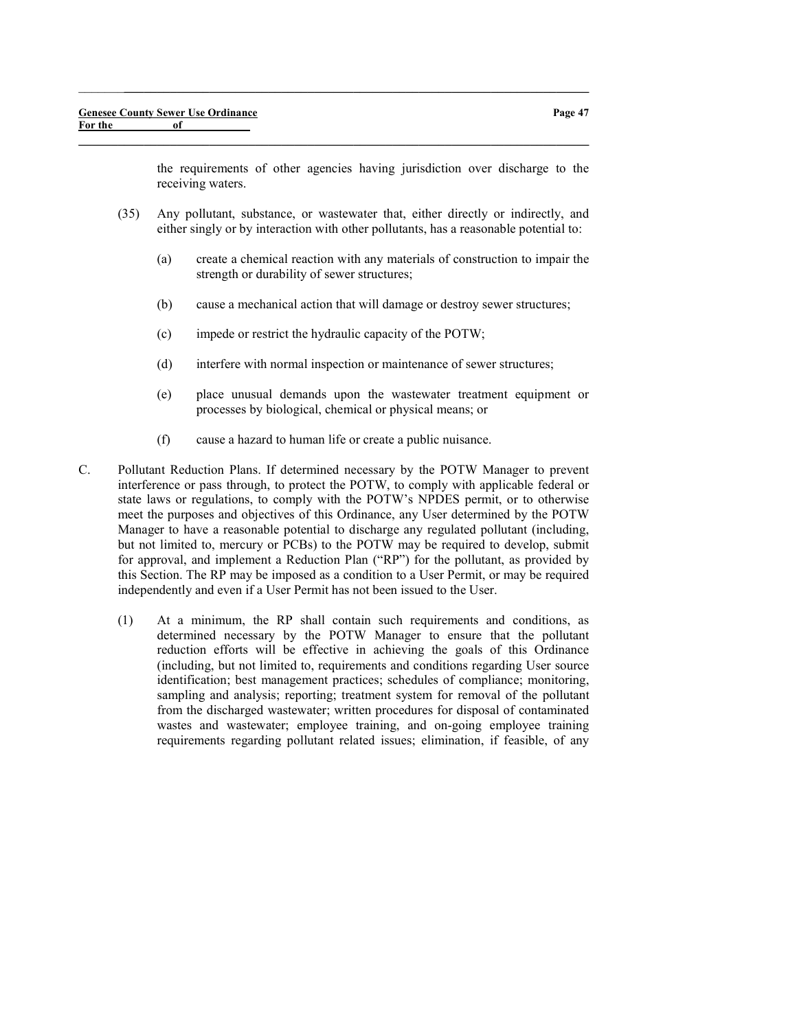the requirements of other agencies having jurisdiction over discharge to the receiving waters.

(35) Any pollutant, substance, or wastewater that, either directly or indirectly, and either singly or by interaction with other pollutants, has a reasonable potential to:

(a) create a chemical reaction with any materials of construction to impair the strength or durability of sewer structures;

(b) cause a mechanical action that will damage or destroy sewer structures;

(c) impede or restrict the hydraulic capacity of the POTW;

(d) interfere with normal inspection or maintenance of sewer structures;

(e) place unusual demands upon the wastewater treatment equipment or processes by biological, chemical or physical means; or

(f) cause a hazard to human life or create a public nuisance.

C. Pollutant Reduction Plans. If determined necessary by the POTW Manager to prevent interference or pass through, to protect the POTW, to comply with applicable federal or state laws or regulations, to comply with the POTW's NPDES permit, or to otherwise meet the purposes and objectives of this Ordinance, any User determined by the POTW Manager to have a reasonable potential to discharge any regulated pollutant (including, but not limited to, mercury or PCBs) to the POTW may be required to develop, submit for approval, and implement a Reduction Plan ("RP") for the pollutant, as provided by this Section. The RP may be imposed as a condition to a User Permit, or may be required independently and even if a User Permit has not been issued to the User.

(1) At a minimum, the RP shall contain such requirements and conditions, as determined necessary by the POTW Manager to ensure that the pollutant reduction efforts will be effective in achieving the goals of this Ordinance (including, but not limited to, requirements and conditions regarding User source identification; best management practices; schedules of compliance; monitoring, sampling and analysis; reporting; treatment system for removal of the pollutant from the discharged wastewater; written procedures for disposal of contaminated wastes and wastewater; employee training, and on-going employee training requirements regarding pollutant related issues; elimination, if feasible, of any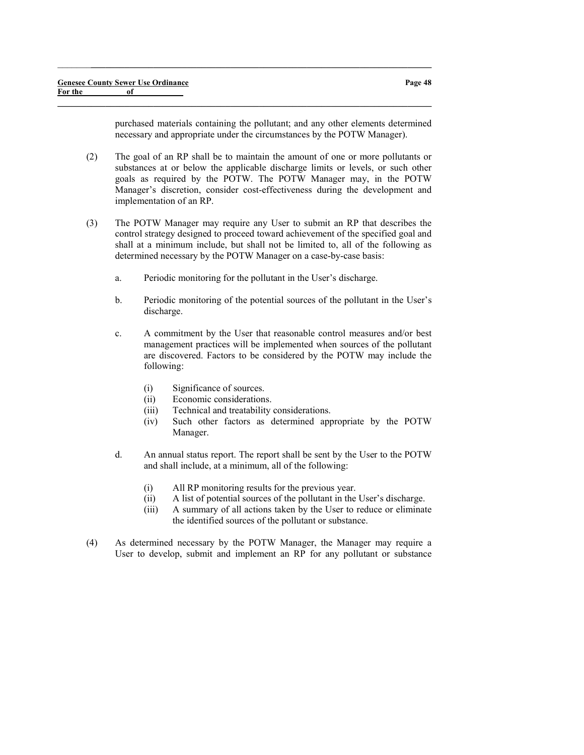purchased materials containing the pollutant; and any other elements determined necessary and appropriate under the circumstances by the POTW Manager).

(2) The goal of an RP shall be to maintain the amount of one or more pollutants or substances at or below the applicable discharge limits or levels, or such other goals as required by the POTW. The POTW Manager may, in the POTW Manager's discretion, consider cost-effectiveness during the development and implementation of an RP.

(3) The POTW Manager may require any User to submit an RP that describes the control strategy designed to proceed toward achievement of the specified goal and shall at a minimum include, but shall not be limited to, all of the following as determined necessary by the POTW Manager on a case-by-case basis:

  a. Periodic monitoring for the pollutant in the User's discharge.

  b. Periodic monitoring of the potential sources of the pollutant in the User's discharge.

  c. A commitment by the User that reasonable control measures and/or best management practices will be implemented when sources of the pollutant are discovered. Factors to be considered by the POTW may include the following:

    (i) Significance of sources.
    (ii) Economic considerations.
    (iii) Technical and treatability considerations.
    (iv) Such other factors as determined appropriate by the POTW Manager.

  d. An annual status report. The report shall be sent by the User to the POTW and shall include, at a minimum, all of the following:

    (i) All RP monitoring results for the previous year.
    (ii) A list of potential sources of the pollutant in the User's discharge.
    (iii) A summary of all actions taken by the User to reduce or eliminate the identified sources of the pollutant or substance.

(4) As determined necessary by the POTW Manager, the Manager may require a User to develop, submit and implement an RP for any pollutant or substance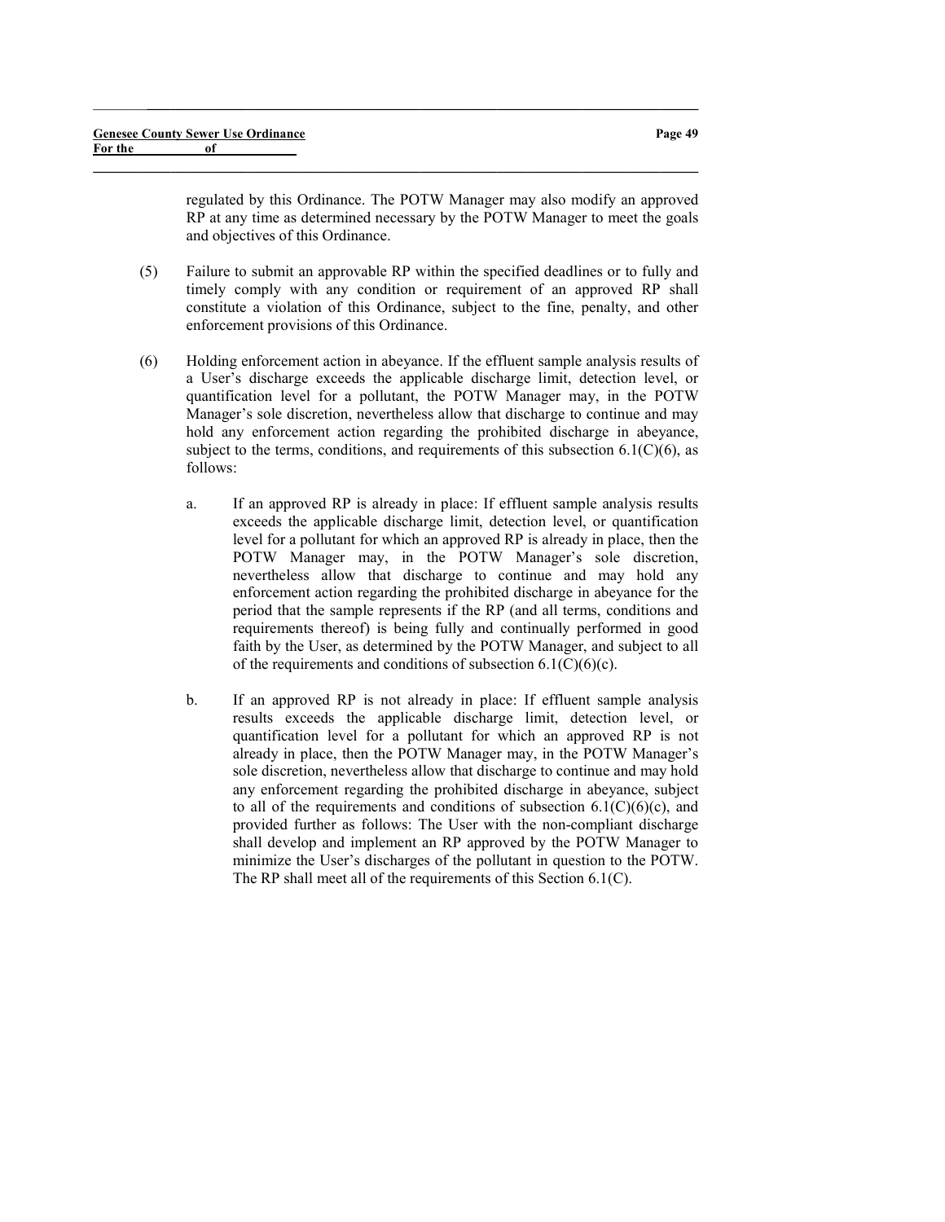regulated by this Ordinance. The POTW Manager may also modify an approved RP at any time as determined necessary by the POTW Manager to meet the goals and objectives of this Ordinance.

(5) Failure to submit an approvable RP within the specified deadlines or to fully and timely comply with any condition or requirement of an approved RP shall constitute a violation of this Ordinance, subject to the fine, penalty, and other enforcement provisions of this Ordinance.

(6) Holding enforcement action in abeyance. If the effluent sample analysis results of a User's discharge exceeds the applicable discharge limit, detection level, or quantification level for a pollutant, the POTW Manager may, in the POTW Manager's sole discretion, nevertheless allow that discharge to continue and may hold any enforcement action regarding the prohibited discharge in abeyance, subject to the terms, conditions, and requirements of this subsection 6.1(C)(6), as follows:

a. If an approved RP is already in place: If effluent sample analysis results exceeds the applicable discharge limit, detection level, or quantification level for a pollutant for which an approved RP is already in place, then the POTW Manager may, in the POTW Manager's sole discretion, nevertheless allow that discharge to continue and may hold any enforcement action regarding the prohibited discharge in abeyance for the period that the sample represents if the RP (and all terms, conditions and requirements thereof) is being fully and continually performed in good faith by the User, as determined by the POTW Manager, and subject to all of the requirements and conditions of subsection 6.1(C)(6)(c).

b. If an approved RP is not already in place: If effluent sample analysis results exceeds the applicable discharge limit, detection level, or quantification level for a pollutant for which an approved RP is not already in place, then the POTW Manager may, in the POTW Manager's sole discretion, nevertheless allow that discharge to continue and may hold any enforcement regarding the prohibited discharge in abeyance, subject to all of the requirements and conditions of subsection 6.1(C)(6)(c), and provided further as follows: The User with the non-compliant discharge shall develop and implement an RP approved by the POTW Manager to minimize the User's discharges of the pollutant in question to the POTW. The RP shall meet all of the requirements of this Section 6.1(C).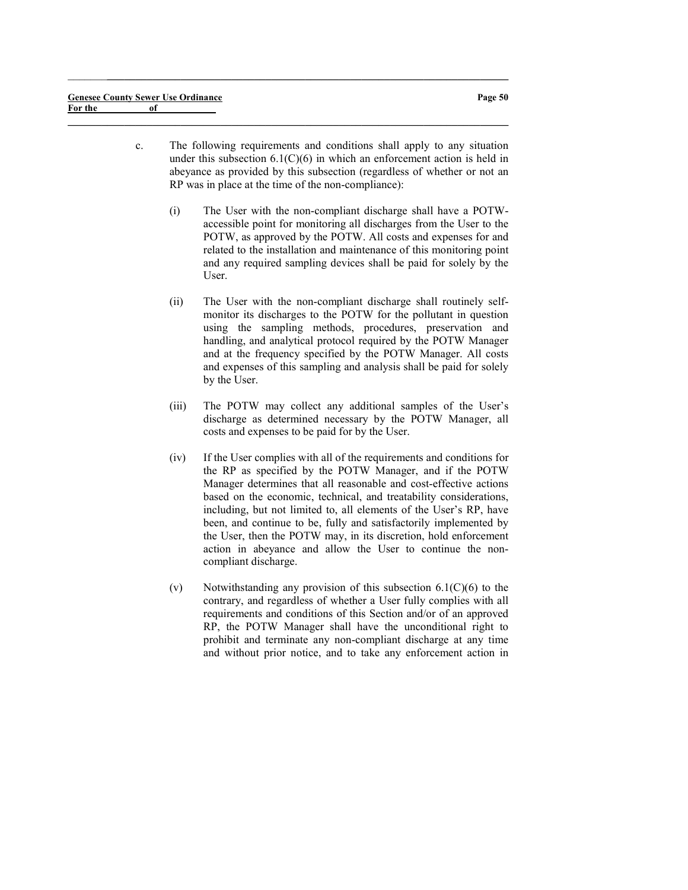c. The following requirements and conditions shall apply to any situation under this subsection 6.1(C)(6) in which an enforcement action is held in abeyance as provided by this subsection (regardless of whether or not an RP was in place at the time of the non-compliance):

   (i) The User with the non-compliant discharge shall have a POTW-accessible point for monitoring all discharges from the User to the POTW, as approved by the POTW. All costs and expenses for and related to the installation and maintenance of this monitoring point and any required sampling devices shall be paid for solely by the User.

   (ii) The User with the non-compliant discharge shall routinely self-monitor its discharges to the POTW for the pollutant in question using the sampling methods, procedures, preservation and handling, and analytical protocol required by the POTW Manager and at the frequency specified by the POTW Manager. All costs and expenses of this sampling and analysis shall be paid for solely by the User.

   (iii) The POTW may collect any additional samples of the User's discharge as determined necessary by the POTW Manager, all costs and expenses to be paid for by the User.

   (iv) If the User complies with all of the requirements and conditions for the RP as specified by the POTW Manager, and if the POTW Manager determines that all reasonable and cost-effective actions based on the economic, technical, and treatability considerations, including, but not limited to, all elements of the User's RP, have been, and continue to be, fully and satisfactorily implemented by the User, then the POTW may, in its discretion, hold enforcement action in abeyance and allow the User to continue the non-compliant discharge.

   (v) Notwithstanding any provision of this subsection 6.1(C)(6) to the contrary, and regardless of whether a User fully complies with all requirements and conditions of this Section and/or of an approved RP, the POTW Manager shall have the unconditional right to prohibit and terminate any non-compliant discharge at any time and without prior notice, and to take any enforcement action in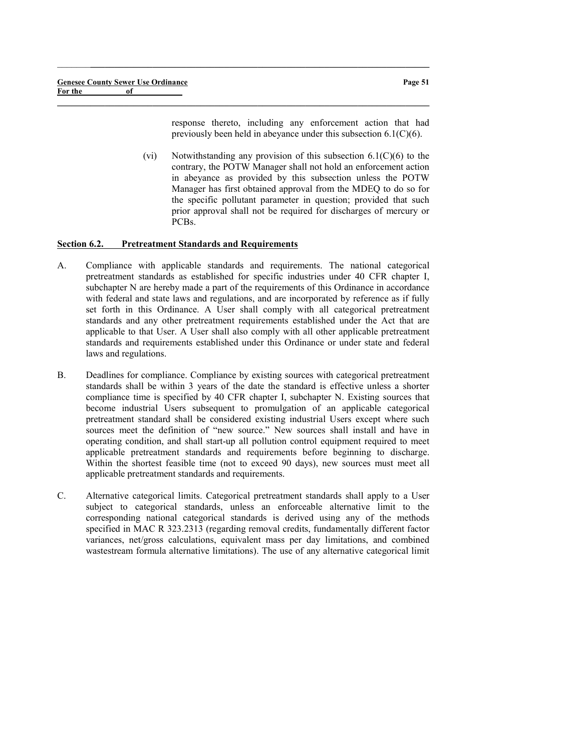response thereto, including any enforcement action that had previously been held in abeyance under this subsection 6.1(C)(6).

(vi) Notwithstanding any provision of this subsection 6.1(C)(6) to the contrary, the POTW Manager shall not hold an enforcement action in abeyance as provided by this subsection unless the POTW Manager has first obtained approval from the MDEQ to do so for the specific pollutant parameter in question; provided that such prior approval shall not be required for discharges of mercury or PCBs.

## Section 6.2. Pretreatment Standards and Requirements

A. Compliance with applicable standards and requirements. The national categorical pretreatment standards as established for specific industries under 40 CFR chapter I, subchapter N are hereby made a part of the requirements of this Ordinance in accordance with federal and state laws and regulations, and are incorporated by reference as if fully set forth in this Ordinance. A User shall comply with all categorical pretreatment standards and any other pretreatment requirements established under the Act that are applicable to that User. A User shall also comply with all other applicable pretreatment standards and requirements established under this Ordinance or under state and federal laws and regulations.

B. Deadlines for compliance. Compliance by existing sources with categorical pretreatment standards shall be within 3 years of the date the standard is effective unless a shorter compliance time is specified by 40 CFR chapter I, subchapter N. Existing sources that become industrial Users subsequent to promulgation of an applicable categorical pretreatment standard shall be considered existing industrial Users except where such sources meet the definition of "new source." New sources shall install and have in operating condition, and shall start-up all pollution control equipment required to meet applicable pretreatment standards and requirements before beginning to discharge. Within the shortest feasible time (not to exceed 90 days), new sources must meet all applicable pretreatment standards and requirements.

C. Alternative categorical limits. Categorical pretreatment standards shall apply to a User subject to categorical standards, unless an enforceable alternative limit to the corresponding national categorical standards is derived using any of the methods specified in MAC R 323.2313 (regarding removal credits, fundamentally different factor variances, net/gross calculations, equivalent mass per day limitations, and combined wastestream formula alternative limitations). The use of any alternative categorical limit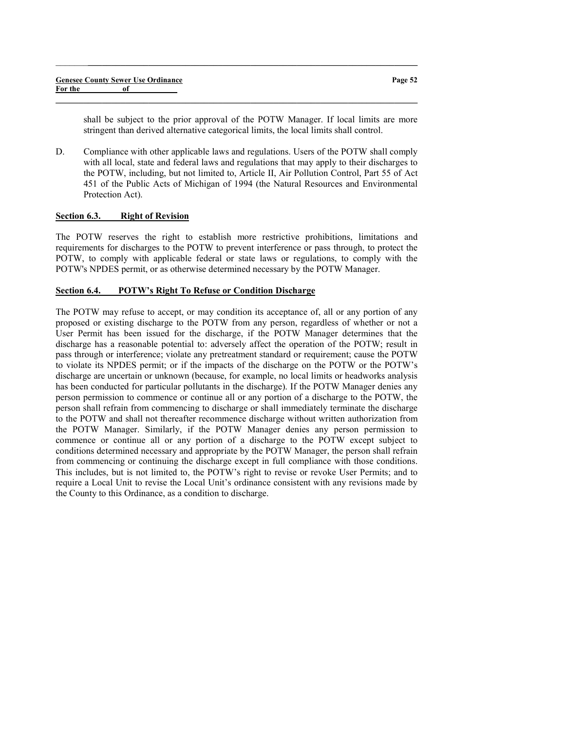shall be subject to the prior approval of the POTW Manager. If local limits are more stringent than derived alternative categorical limits, the local limits shall control.

D. Compliance with other applicable laws and regulations. Users of the POTW shall comply with all local, state and federal laws and regulations that may apply to their discharges to the POTW, including, but not limited to, Article II, Air Pollution Control, Part 55 of Act 451 of the Public Acts of Michigan of 1994 (the Natural Resources and Environmental Protection Act).

## Section 6.3. Right of Revision

The POTW reserves the right to establish more restrictive prohibitions, limitations and requirements for discharges to the POTW to prevent interference or pass through, to protect the POTW, to comply with applicable federal or state laws or regulations, to comply with the POTW's NPDES permit, or as otherwise determined necessary by the POTW Manager.

## Section 6.4. POTW's Right To Refuse or Condition Discharge

The POTW may refuse to accept, or may condition its acceptance of, all or any portion of any proposed or existing discharge to the POTW from any person, regardless of whether or not a User Permit has been issued for the discharge, if the POTW Manager determines that the discharge has a reasonable potential to: adversely affect the operation of the POTW; result in pass through or interference; violate any pretreatment standard or requirement; cause the POTW to violate its NPDES permit; or if the impacts of the discharge on the POTW or the POTW's discharge are uncertain or unknown (because, for example, no local limits or headworks analysis has been conducted for particular pollutants in the discharge). If the POTW Manager denies any person permission to commence or continue all or any portion of a discharge to the POTW, the person shall refrain from commencing to discharge or shall immediately terminate the discharge to the POTW and shall not thereafter recommence discharge without written authorization from the POTW Manager. Similarly, if the POTW Manager denies any person permission to commence or continue all or any portion of a discharge to the POTW except subject to conditions determined necessary and appropriate by the POTW Manager, the person shall refrain from commencing or continuing the discharge except in full compliance with those conditions. This includes, but is not limited to, the POTW's right to revise or revoke User Permits; and to require a Local Unit to revise the Local Unit's ordinance consistent with any revisions made by the County to this Ordinance, as a condition to discharge.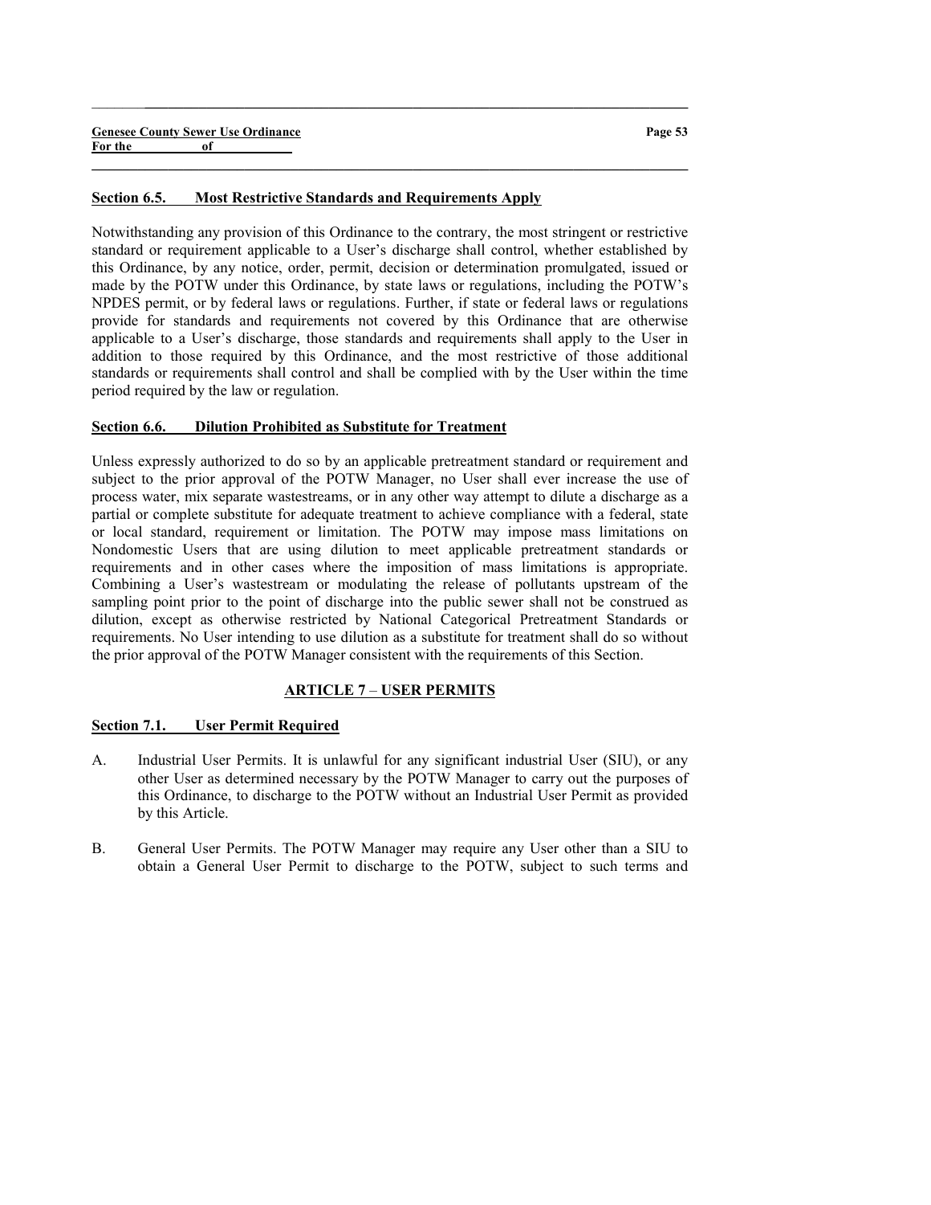**Section 6.5. Most Restrictive Standards and Requirements Apply**

Notwithstanding any provision of this Ordinance to the contrary, the most stringent or restrictive standard or requirement applicable to a User's discharge shall control, whether established by this Ordinance, by any notice, order, permit, decision or determination promulgated, issued or made by the POTW under this Ordinance, by state laws or regulations, including the POTW's NPDES permit, or by federal laws or regulations. Further, if state or federal laws or regulations provide for standards and requirements not covered by this Ordinance that are otherwise applicable to a User's discharge, those standards and requirements shall apply to the User in addition to those required by this Ordinance, and the most restrictive of those additional standards or requirements shall control and shall be complied with by the User within the time period required by the law or regulation.

**Section 6.6. Dilution Prohibited as Substitute for Treatment**

Unless expressly authorized to do so by an applicable pretreatment standard or requirement and subject to the prior approval of the POTW Manager, no User shall ever increase the use of process water, mix separate wastestreams, or in any other way attempt to dilute a discharge as a partial or complete substitute for adequate treatment to achieve compliance with a federal, state or local standard, requirement or limitation. The POTW may impose mass limitations on Nondomestic Users that are using dilution to meet applicable pretreatment standards or requirements and in other cases where the imposition of mass limitations is appropriate. Combining a User's wastestream or modulating the release of pollutants upstream of the sampling point prior to the point of discharge into the public sewer shall not be construed as dilution, except as otherwise restricted by National Categorical Pretreatment Standards or requirements. No User intending to use dilution as a substitute for treatment shall do so without the prior approval of the POTW Manager consistent with the requirements of this Section.

## ARTICLE 7 – USER PERMITS

**Section 7.1. User Permit Required**

A. Industrial User Permits. It is unlawful for any significant industrial User (SIU), or any other User as determined necessary by the POTW Manager to carry out the purposes of this Ordinance, to discharge to the POTW without an Industrial User Permit as provided by this Article.

B. General User Permits. The POTW Manager may require any User other than a SIU to obtain a General User Permit to discharge to the POTW, subject to such terms and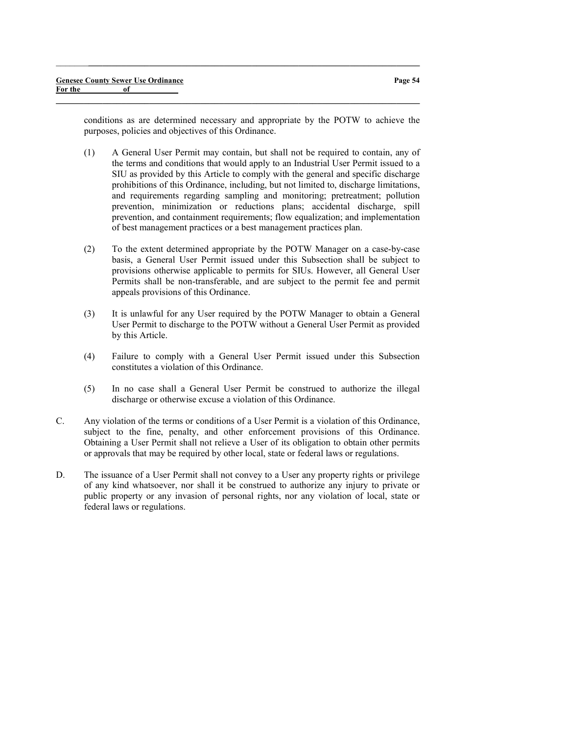conditions as are determined necessary and appropriate by the POTW to achieve the purposes, policies and objectives of this Ordinance.

(1) A General User Permit may contain, but shall not be required to contain, any of the terms and conditions that would apply to an Industrial User Permit issued to a SIU as provided by this Article to comply with the general and specific discharge prohibitions of this Ordinance, including, but not limited to, discharge limitations, and requirements regarding sampling and monitoring; pretreatment; pollution prevention, minimization or reductions plans; accidental discharge, spill prevention, and containment requirements; flow equalization; and implementation of best management practices or a best management practices plan.

(2) To the extent determined appropriate by the POTW Manager on a case-by-case basis, a General User Permit issued under this Subsection shall be subject to provisions otherwise applicable to permits for SIUs. However, all General User Permits shall be non-transferable, and are subject to the permit fee and permit appeals provisions of this Ordinance.

(3) It is unlawful for any User required by the POTW Manager to obtain a General User Permit to discharge to the POTW without a General User Permit as provided by this Article.

(4) Failure to comply with a General User Permit issued under this Subsection constitutes a violation of this Ordinance.

(5) In no case shall a General User Permit be construed to authorize the illegal discharge or otherwise excuse a violation of this Ordinance.

C. Any violation of the terms or conditions of a User Permit is a violation of this Ordinance, subject to the fine, penalty, and other enforcement provisions of this Ordinance. Obtaining a User Permit shall not relieve a User of its obligation to obtain other permits or approvals that may be required by other local, state or federal laws or regulations.

D. The issuance of a User Permit shall not convey to a User any property rights or privilege of any kind whatsoever, nor shall it be construed to authorize any injury to private or public property or any invasion of personal rights, nor any violation of local, state or federal laws or regulations.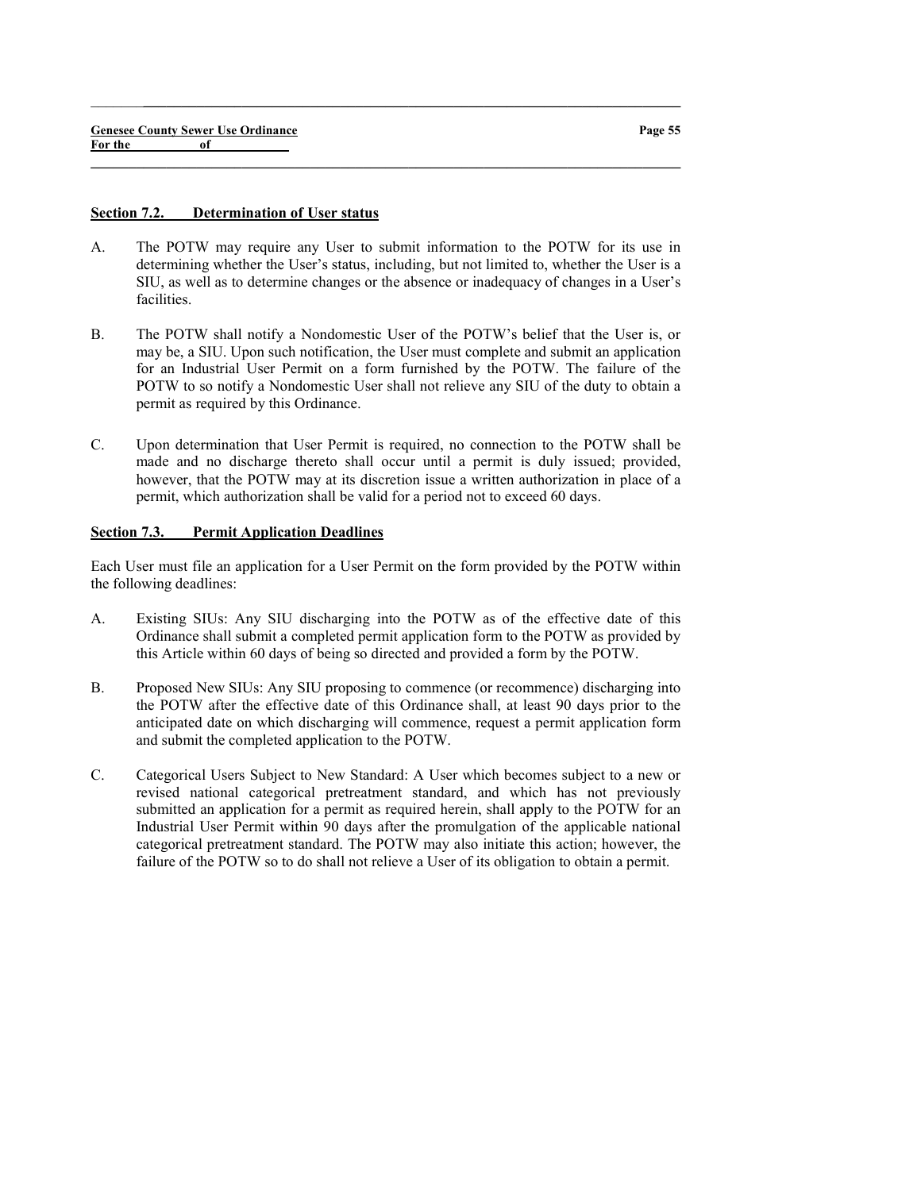## Section 7.2. Determination of User status

A. The POTW may require any User to submit information to the POTW for its use in determining whether the User's status, including, but not limited to, whether the User is a SIU, as well as to determine changes or the absence or inadequacy of changes in a User's facilities.

B. The POTW shall notify a Nondomestic User of the POTW's belief that the User is, or may be, a SIU. Upon such notification, the User must complete and submit an application for an Industrial User Permit on a form furnished by the POTW. The failure of the POTW to so notify a Nondomestic User shall not relieve any SIU of the duty to obtain a permit as required by this Ordinance.

C. Upon determination that User Permit is required, no connection to the POTW shall be made and no discharge thereto shall occur until a permit is duly issued; provided, however, that the POTW may at its discretion issue a written authorization in place of a permit, which authorization shall be valid for a period not to exceed 60 days.

## Section 7.3. Permit Application Deadlines

Each User must file an application for a User Permit on the form provided by the POTW within the following deadlines:

A. Existing SIUs: Any SIU discharging into the POTW as of the effective date of this Ordinance shall submit a completed permit application form to the POTW as provided by this Article within 60 days of being so directed and provided a form by the POTW.

B. Proposed New SIUs: Any SIU proposing to commence (or recommence) discharging into the POTW after the effective date of this Ordinance shall, at least 90 days prior to the anticipated date on which discharging will commence, request a permit application form and submit the completed application to the POTW.

C. Categorical Users Subject to New Standard: A User which becomes subject to a new or revised national categorical pretreatment standard, and which has not previously submitted an application for a permit as required herein, shall apply to the POTW for an Industrial User Permit within 90 days after the promulgation of the applicable national categorical pretreatment standard. The POTW may also initiate this action; however, the failure of the POTW so to do shall not relieve a User of its obligation to obtain a permit.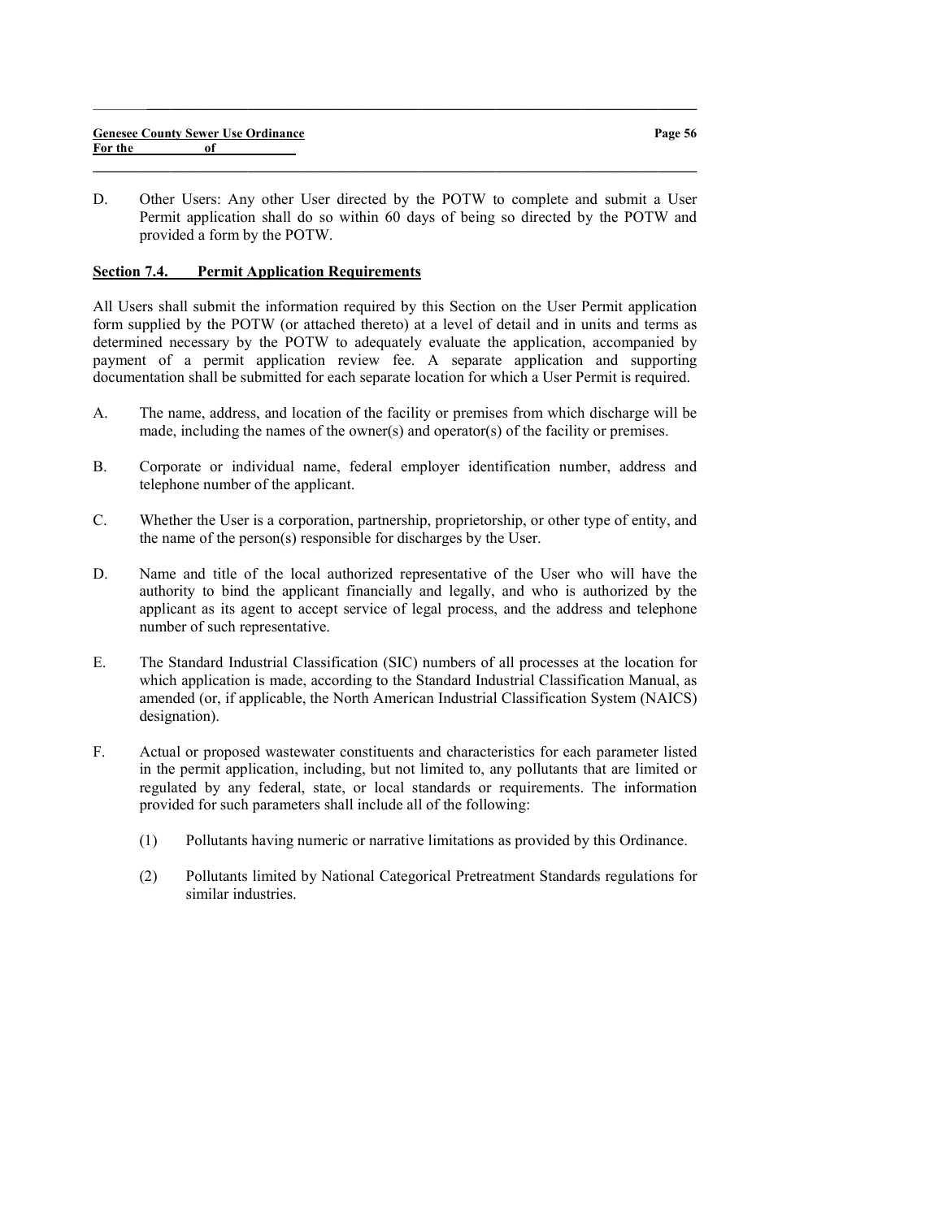D. Other Users: Any other User directed by the POTW to complete and submit a User Permit application shall do so within 60 days of being so directed by the POTW and provided a form by the POTW.

## Section 7.4. Permit Application Requirements

All Users shall submit the information required by this Section on the User Permit application form supplied by the POTW (or attached thereto) at a level of detail and in units and terms as determined necessary by the POTW to adequately evaluate the application, accompanied by payment of a permit application review fee. A separate application and supporting documentation shall be submitted for each separate location for which a User Permit is required.

A. The name, address, and location of the facility or premises from which discharge will be made, including the names of the owner(s) and operator(s) of the facility or premises.

B. Corporate or individual name, federal employer identification number, address and telephone number of the applicant.

C. Whether the User is a corporation, partnership, proprietorship, or other type of entity, and the name of the person(s) responsible for discharges by the User.

D. Name and title of the local authorized representative of the User who will have the authority to bind the applicant financially and legally, and who is authorized by the applicant as its agent to accept service of legal process, and the address and telephone number of such representative.

E. The Standard Industrial Classification (SIC) numbers of all processes at the location for which application is made, according to the Standard Industrial Classification Manual, as amended (or, if applicable, the North American Industrial Classification System (NAICS) designation).

F. Actual or proposed wastewater constituents and characteristics for each parameter listed in the permit application, including, but not limited to, any pollutants that are limited or regulated by any federal, state, or local standards or requirements. The information provided for such parameters shall include all of the following:

   (1) Pollutants having numeric or narrative limitations as provided by this Ordinance.

   (2) Pollutants limited by National Categorical Pretreatment Standards regulations for similar industries.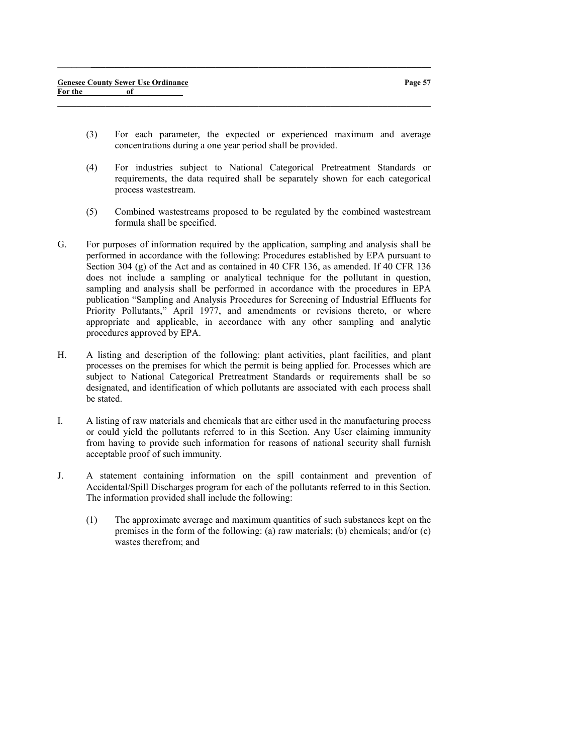(3) For each parameter, the expected or experienced maximum and average concentrations during a one year period shall be provided.

(4) For industries subject to National Categorical Pretreatment Standards or requirements, the data required shall be separately shown for each categorical process wastestream.

(5) Combined wastestreams proposed to be regulated by the combined wastestream formula shall be specified.

G. For purposes of information required by the application, sampling and analysis shall be performed in accordance with the following: Procedures established by EPA pursuant to Section 304 (g) of the Act and as contained in 40 CFR 136, as amended. If 40 CFR 136 does not include a sampling or analytical technique for the pollutant in question, sampling and analysis shall be performed in accordance with the procedures in EPA publication "Sampling and Analysis Procedures for Screening of Industrial Effluents for Priority Pollutants," April 1977, and amendments or revisions thereto, or where appropriate and applicable, in accordance with any other sampling and analytic procedures approved by EPA.

H. A listing and description of the following: plant activities, plant facilities, and plant processes on the premises for which the permit is being applied for. Processes which are subject to National Categorical Pretreatment Standards or requirements shall be so designated, and identification of which pollutants are associated with each process shall be stated.

I. A listing of raw materials and chemicals that are either used in the manufacturing process or could yield the pollutants referred to in this Section. Any User claiming immunity from having to provide such information for reasons of national security shall furnish acceptable proof of such immunity.

J. A statement containing information on the spill containment and prevention of Accidental/Spill Discharges program for each of the pollutants referred to in this Section. The information provided shall include the following:

(1) The approximate average and maximum quantities of such substances kept on the premises in the form of the following: (a) raw materials; (b) chemicals; and/or (c) wastes therefrom; and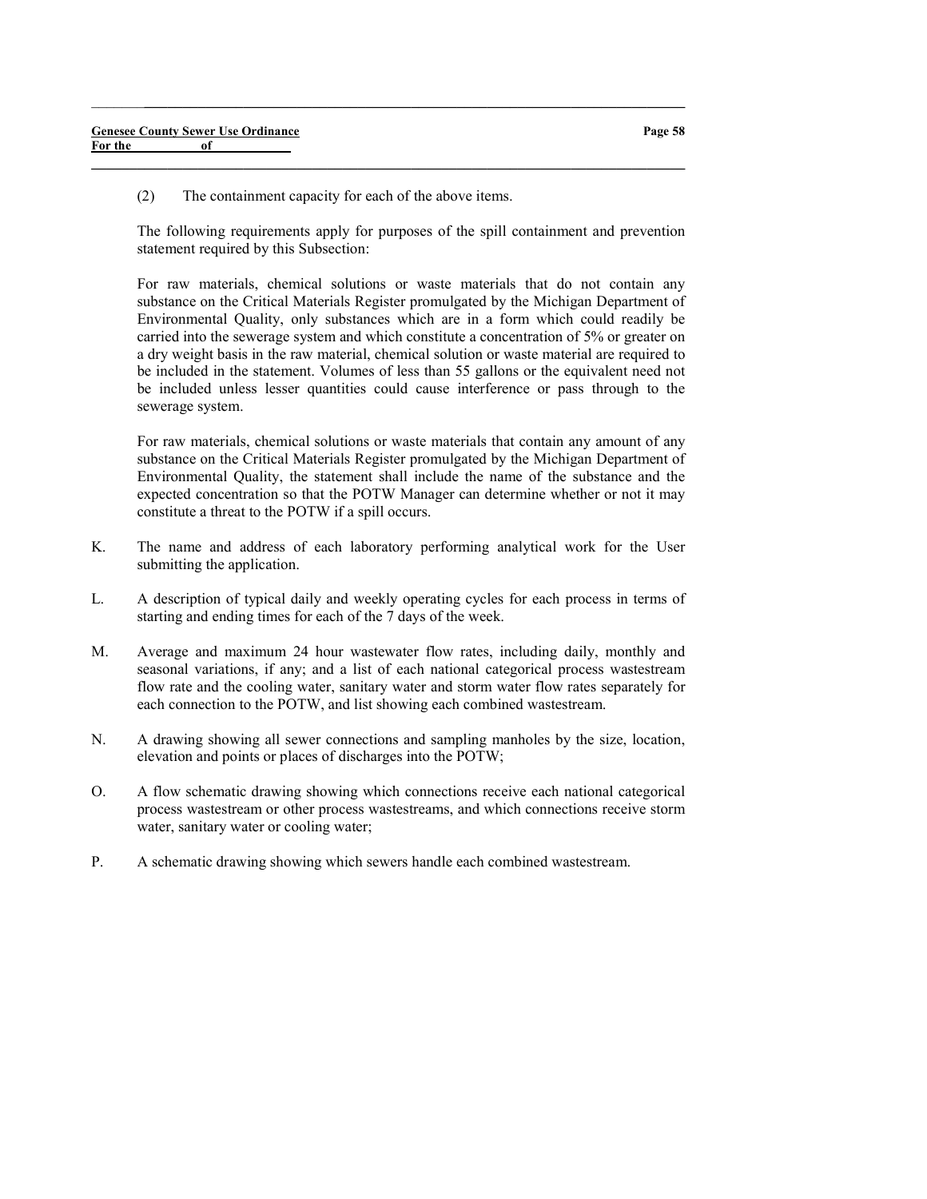(2) The containment capacity for each of the above items.

The following requirements apply for purposes of the spill containment and prevention statement required by this Subsection:

For raw materials, chemical solutions or waste materials that do not contain any substance on the Critical Materials Register promulgated by the Michigan Department of Environmental Quality, only substances which are in a form which could readily be carried into the sewerage system and which constitute a concentration of 5% or greater on a dry weight basis in the raw material, chemical solution or waste material are required to be included in the statement. Volumes of less than 55 gallons or the equivalent need not be included unless lesser quantities could cause interference or pass through to the sewerage system.

For raw materials, chemical solutions or waste materials that contain any amount of any substance on the Critical Materials Register promulgated by the Michigan Department of Environmental Quality, the statement shall include the name of the substance and the expected concentration so that the POTW Manager can determine whether or not it may constitute a threat to the POTW if a spill occurs.

K. The name and address of each laboratory performing analytical work for the User submitting the application.

L. A description of typical daily and weekly operating cycles for each process in terms of starting and ending times for each of the 7 days of the week.

M. Average and maximum 24 hour wastewater flow rates, including daily, monthly and seasonal variations, if any; and a list of each national categorical process wastestream flow rate and the cooling water, sanitary water and storm water flow rates separately for each connection to the POTW, and list showing each combined wastestream.

N. A drawing showing all sewer connections and sampling manholes by the size, location, elevation and points or places of discharges into the POTW;

O. A flow schematic drawing showing which connections receive each national categorical process wastestream or other process wastestreams, and which connections receive storm water, sanitary water or cooling water;

P. A schematic drawing showing which sewers handle each combined wastestream.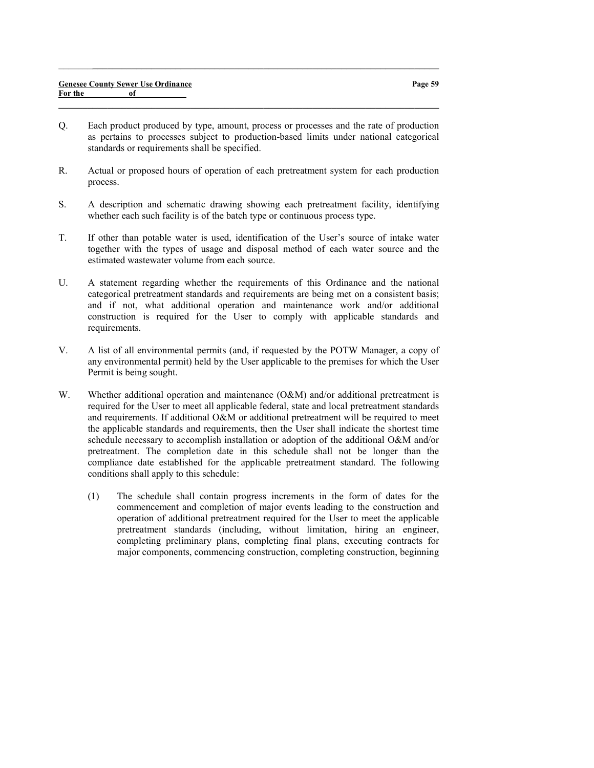Q. Each product produced by type, amount, process or processes and the rate of production as pertains to processes subject to production-based limits under national categorical standards or requirements shall be specified.

R. Actual or proposed hours of operation of each pretreatment system for each production process.

S. A description and schematic drawing showing each pretreatment facility, identifying whether each such facility is of the batch type or continuous process type.

T. If other than potable water is used, identification of the User's source of intake water together with the types of usage and disposal method of each water source and the estimated wastewater volume from each source.

U. A statement regarding whether the requirements of this Ordinance and the national categorical pretreatment standards and requirements are being met on a consistent basis; and if not, what additional operation and maintenance work and/or additional construction is required for the User to comply with applicable standards and requirements.

V. A list of all environmental permits (and, if requested by the POTW Manager, a copy of any environmental permit) held by the User applicable to the premises for which the User Permit is being sought.

W. Whether additional operation and maintenance (O&M) and/or additional pretreatment is required for the User to meet all applicable federal, state and local pretreatment standards and requirements. If additional O&M or additional pretreatment will be required to meet the applicable standards and requirements, then the User shall indicate the shortest time schedule necessary to accomplish installation or adoption of the additional O&M and/or pretreatment. The completion date in this schedule shall not be longer than the compliance date established for the applicable pretreatment standard. The following conditions shall apply to this schedule:

   (1) The schedule shall contain progress increments in the form of dates for the commencement and completion of major events leading to the construction and operation of additional pretreatment required for the User to meet the applicable pretreatment standards (including, without limitation, hiring an engineer, completing preliminary plans, completing final plans, executing contracts for major components, commencing construction, completing construction, beginning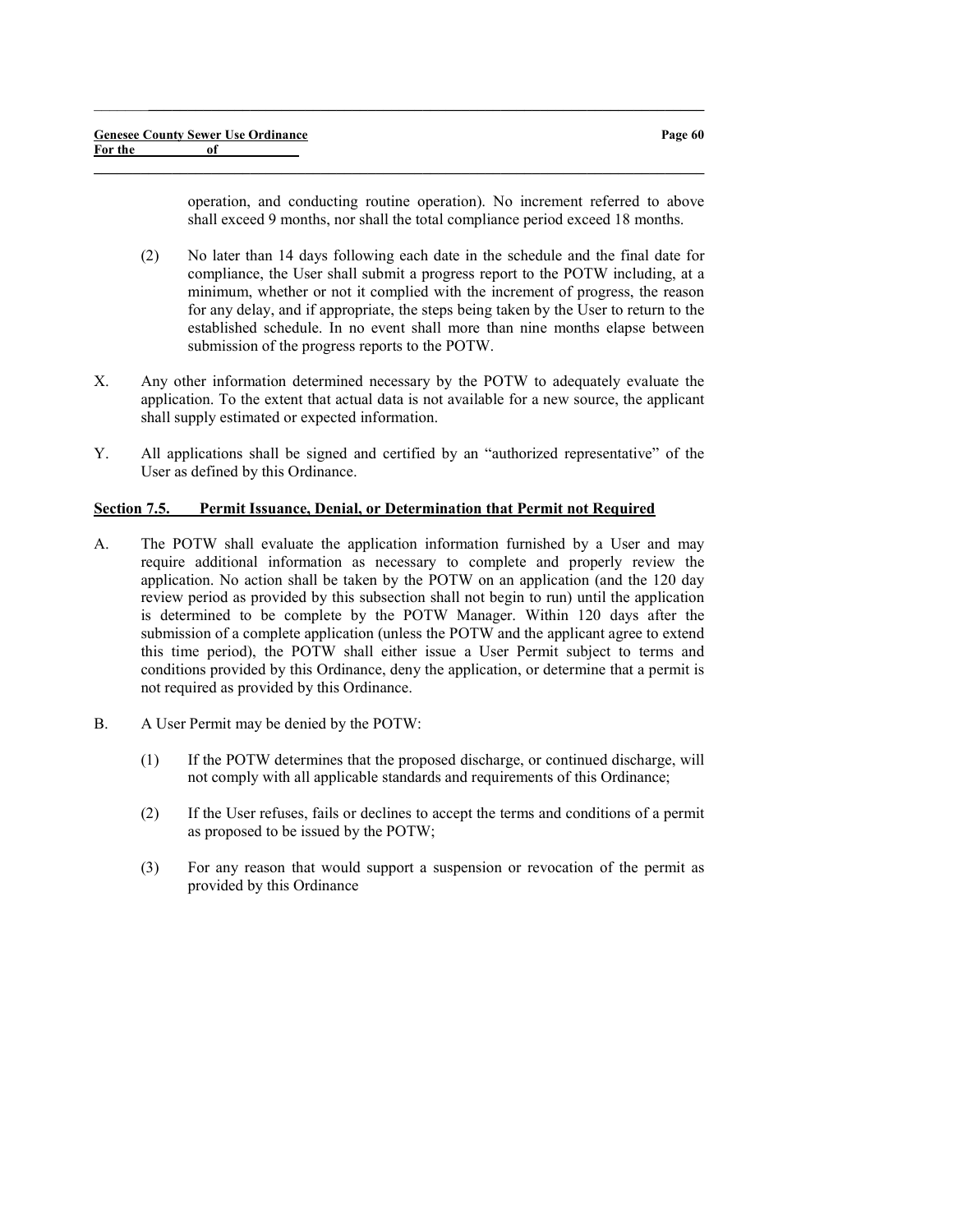operation, and conducting routine operation). No increment referred to above shall exceed 9 months, nor shall the total compliance period exceed 18 months.

(2) No later than 14 days following each date in the schedule and the final date for compliance, the User shall submit a progress report to the POTW including, at a minimum, whether or not it complied with the increment of progress, the reason for any delay, and if appropriate, the steps being taken by the User to return to the established schedule. In no event shall more than nine months elapse between submission of the progress reports to the POTW.

X. Any other information determined necessary by the POTW to adequately evaluate the application. To the extent that actual data is not available for a new source, the applicant shall supply estimated or expected information.

Y. All applications shall be signed and certified by an "authorized representative" of the User as defined by this Ordinance.

**Section 7.5. Permit Issuance, Denial, or Determination that Permit not Required**

A. The POTW shall evaluate the application information furnished by a User and may require additional information as necessary to complete and properly review the application. No action shall be taken by the POTW on an application (and the 120 day review period as provided by this subsection shall not begin to run) until the application is determined to be complete by the POTW Manager. Within 120 days after the submission of a complete application (unless the POTW and the applicant agree to extend this time period), the POTW shall either issue a User Permit subject to terms and conditions provided by this Ordinance, deny the application, or determine that a permit is not required as provided by this Ordinance.

B. A User Permit may be denied by the POTW:

(1) If the POTW determines that the proposed discharge, or continued discharge, will not comply with all applicable standards and requirements of this Ordinance;

(2) If the User refuses, fails or declines to accept the terms and conditions of a permit as proposed to be issued by the POTW;

(3) For any reason that would support a suspension or revocation of the permit as provided by this Ordinance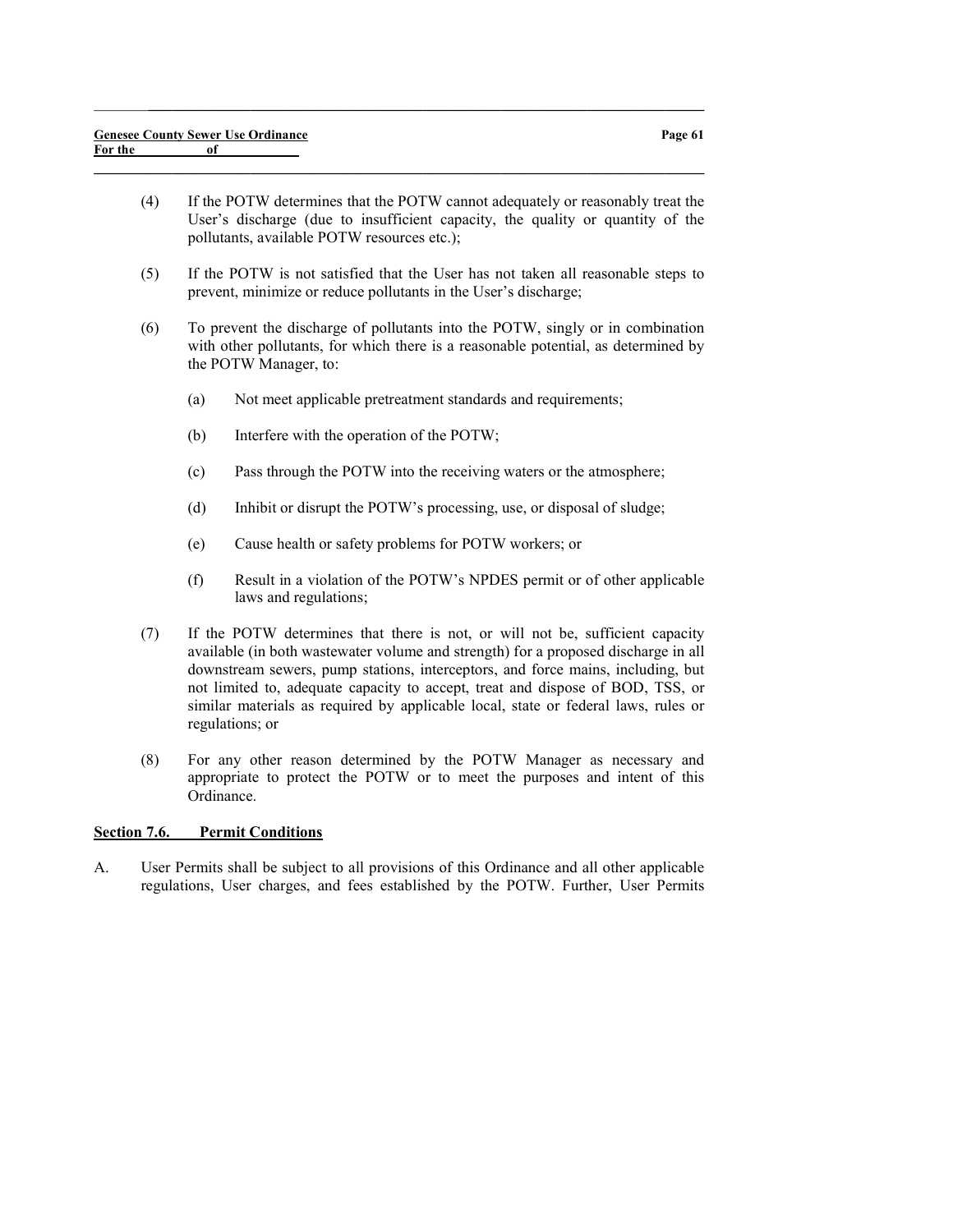(4) If the POTW determines that the POTW cannot adequately or reasonably treat the User's discharge (due to insufficient capacity, the quality or quantity of the pollutants, available POTW resources etc.);

(5) If the POTW is not satisfied that the User has not taken all reasonable steps to prevent, minimize or reduce pollutants in the User's discharge;

(6) To prevent the discharge of pollutants into the POTW, singly or in combination with other pollutants, for which there is a reasonable potential, as determined by the POTW Manager, to:

   (a) Not meet applicable pretreatment standards and requirements;

   (b) Interfere with the operation of the POTW;

   (c) Pass through the POTW into the receiving waters or the atmosphere;

   (d) Inhibit or disrupt the POTW's processing, use, or disposal of sludge;

   (e) Cause health or safety problems for POTW workers; or

   (f) Result in a violation of the POTW's NPDES permit or of other applicable laws and regulations;

(7) If the POTW determines that there is not, or will not be, sufficient capacity available (in both wastewater volume and strength) for a proposed discharge in all downstream sewers, pump stations, interceptors, and force mains, including, but not limited to, adequate capacity to accept, treat and dispose of BOD, TSS, or similar materials as required by applicable local, state or federal laws, rules or regulations; or

(8) For any other reason determined by the POTW Manager as necessary and appropriate to protect the POTW or to meet the purposes and intent of this Ordinance.

**Section 7.6. Permit Conditions**

A. User Permits shall be subject to all provisions of this Ordinance and all other applicable regulations, User charges, and fees established by the POTW. Further, User Permits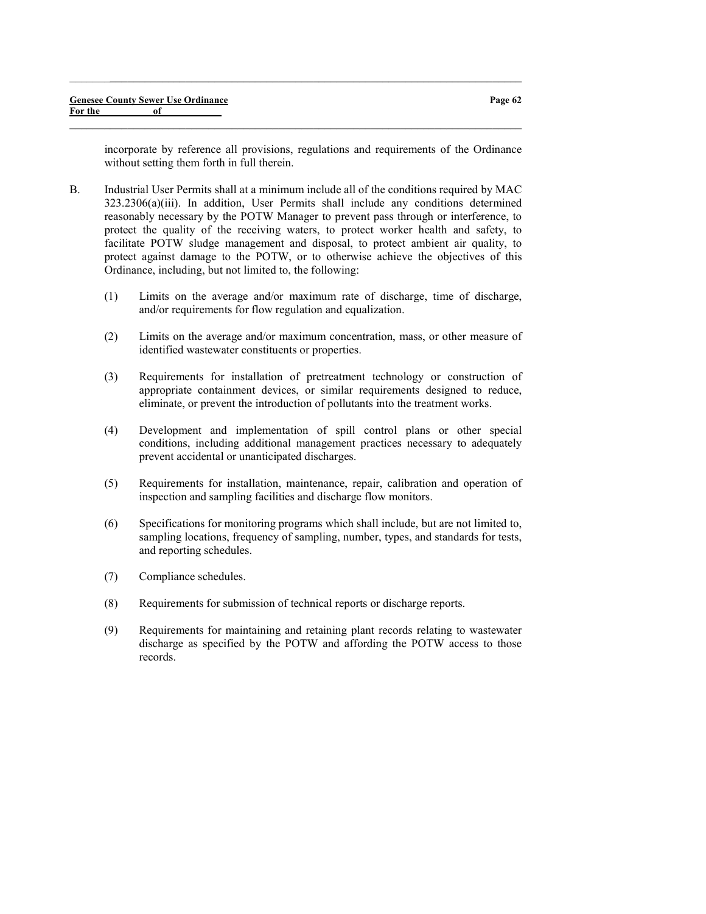incorporate by reference all provisions, regulations and requirements of the Ordinance without setting them forth in full therein.

B. Industrial User Permits shall at a minimum include all of the conditions required by MAC 323.2306(a)(iii). In addition, User Permits shall include any conditions determined reasonably necessary by the POTW Manager to prevent pass through or interference, to protect the quality of the receiving waters, to protect worker health and safety, to facilitate POTW sludge management and disposal, to protect ambient air quality, to protect against damage to the POTW, or to otherwise achieve the objectives of this Ordinance, including, but not limited to, the following:

   (1) Limits on the average and/or maximum rate of discharge, time of discharge, and/or requirements for flow regulation and equalization.

   (2) Limits on the average and/or maximum concentration, mass, or other measure of identified wastewater constituents or properties.

   (3) Requirements for installation of pretreatment technology or construction of appropriate containment devices, or similar requirements designed to reduce, eliminate, or prevent the introduction of pollutants into the treatment works.

   (4) Development and implementation of spill control plans or other special conditions, including additional management practices necessary to adequately prevent accidental or unanticipated discharges.

   (5) Requirements for installation, maintenance, repair, calibration and operation of inspection and sampling facilities and discharge flow monitors.

   (6) Specifications for monitoring programs which shall include, but are not limited to, sampling locations, frequency of sampling, number, types, and standards for tests, and reporting schedules.

   (7) Compliance schedules.

   (8) Requirements for submission of technical reports or discharge reports.

   (9) Requirements for maintaining and retaining plant records relating to wastewater discharge as specified by the POTW and affording the POTW access to those records.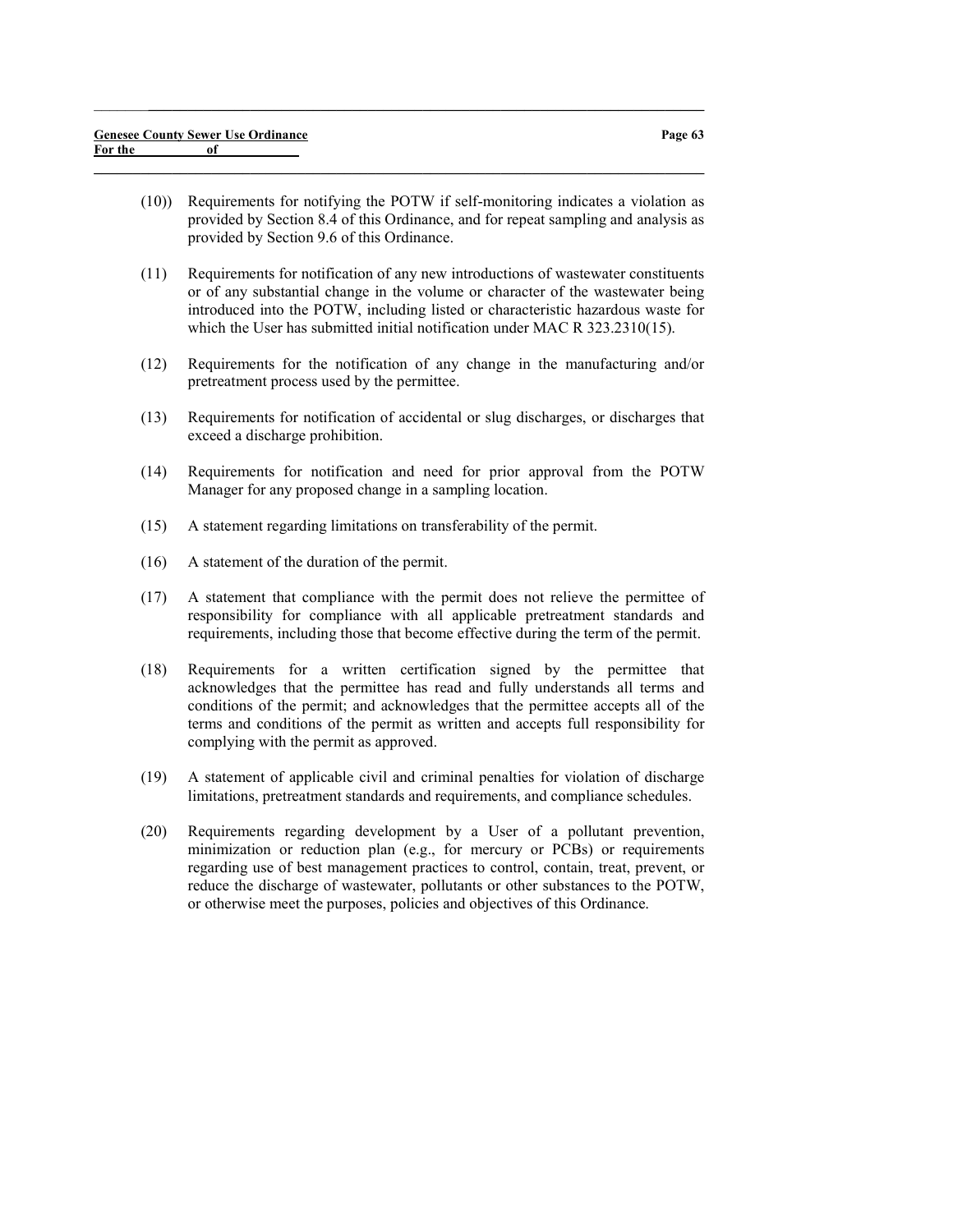(10)) Requirements for notifying the POTW if self-monitoring indicates a violation as provided by Section 8.4 of this Ordinance, and for repeat sampling and analysis as provided by Section 9.6 of this Ordinance.

(11) Requirements for notification of any new introductions of wastewater constituents or of any substantial change in the volume or character of the wastewater being introduced into the POTW, including listed or characteristic hazardous waste for which the User has submitted initial notification under MAC R 323.2310(15).

(12) Requirements for the notification of any change in the manufacturing and/or pretreatment process used by the permittee.

(13) Requirements for notification of accidental or slug discharges, or discharges that exceed a discharge prohibition.

(14) Requirements for notification and need for prior approval from the POTW Manager for any proposed change in a sampling location.

(15) A statement regarding limitations on transferability of the permit.

(16) A statement of the duration of the permit.

(17) A statement that compliance with the permit does not relieve the permittee of responsibility for compliance with all applicable pretreatment standards and requirements, including those that become effective during the term of the permit.

(18) Requirements for a written certification signed by the permittee that acknowledges that the permittee has read and fully understands all terms and conditions of the permit; and acknowledges that the permittee accepts all of the terms and conditions of the permit as written and accepts full responsibility for complying with the permit as approved.

(19) A statement of applicable civil and criminal penalties for violation of discharge limitations, pretreatment standards and requirements, and compliance schedules.

(20) Requirements regarding development by a User of a pollutant prevention, minimization or reduction plan (e.g., for mercury or PCBs) or requirements regarding use of best management practices to control, contain, treat, prevent, or reduce the discharge of wastewater, pollutants or other substances to the POTW, or otherwise meet the purposes, policies and objectives of this Ordinance.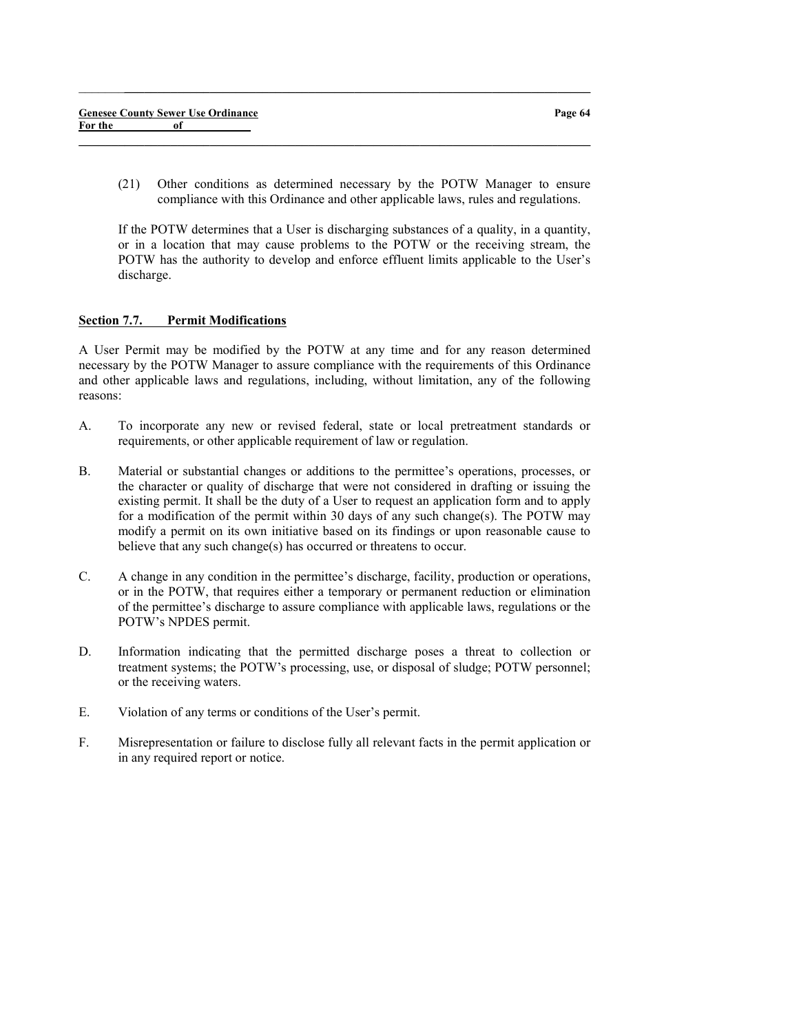(21) Other conditions as determined necessary by the POTW Manager to ensure compliance with this Ordinance and other applicable laws, rules and regulations.

If the POTW determines that a User is discharging substances of a quality, in a quantity, or in a location that may cause problems to the POTW or the receiving stream, the POTW has the authority to develop and enforce effluent limits applicable to the User's discharge.

## Section 7.7. Permit Modifications

A User Permit may be modified by the POTW at any time and for any reason determined necessary by the POTW Manager to assure compliance with the requirements of this Ordinance and other applicable laws and regulations, including, without limitation, any of the following reasons:

A. To incorporate any new or revised federal, state or local pretreatment standards or requirements, or other applicable requirement of law or regulation.

B. Material or substantial changes or additions to the permittee's operations, processes, or the character or quality of discharge that were not considered in drafting or issuing the existing permit. It shall be the duty of a User to request an application form and to apply for a modification of the permit within 30 days of any such change(s). The POTW may modify a permit on its own initiative based on its findings or upon reasonable cause to believe that any such change(s) has occurred or threatens to occur.

C. A change in any condition in the permittee's discharge, facility, production or operations, or in the POTW, that requires either a temporary or permanent reduction or elimination of the permittee's discharge to assure compliance with applicable laws, regulations or the POTW's NPDES permit.

D. Information indicating that the permitted discharge poses a threat to collection or treatment systems; the POTW's processing, use, or disposal of sludge; POTW personnel; or the receiving waters.

E. Violation of any terms or conditions of the User's permit.

F. Misrepresentation or failure to disclose fully all relevant facts in the permit application or in any required report or notice.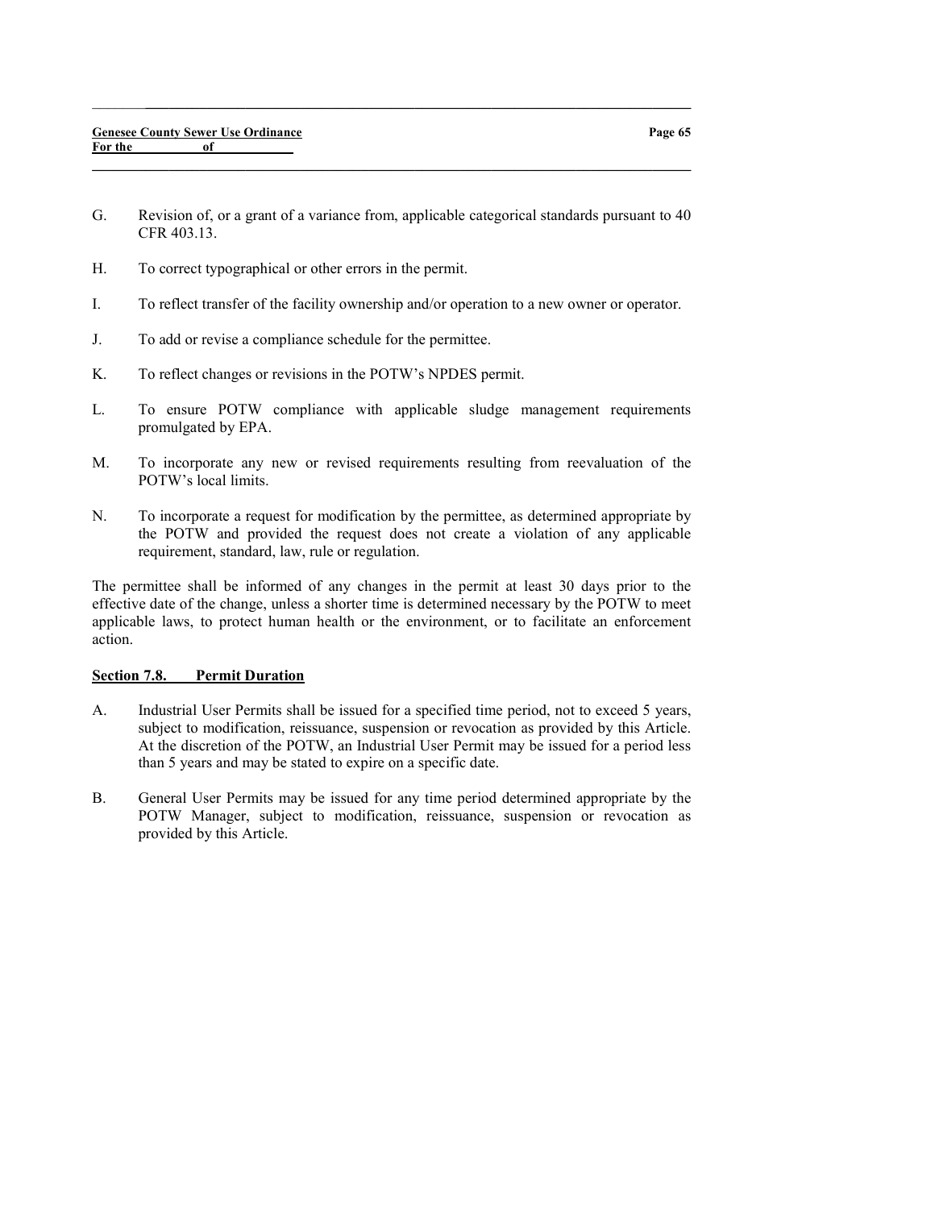G. Revision of, or a grant of a variance from, applicable categorical standards pursuant to 40 CFR 403.13.

H. To correct typographical or other errors in the permit.

I. To reflect transfer of the facility ownership and/or operation to a new owner or operator.

J. To add or revise a compliance schedule for the permittee.

K. To reflect changes or revisions in the POTW's NPDES permit.

L. To ensure POTW compliance with applicable sludge management requirements promulgated by EPA.

M. To incorporate any new or revised requirements resulting from reevaluation of the POTW's local limits.

N. To incorporate a request for modification by the permittee, as determined appropriate by the POTW and provided the request does not create a violation of any applicable requirement, standard, law, rule or regulation.

The permittee shall be informed of any changes in the permit at least 30 days prior to the effective date of the change, unless a shorter time is determined necessary by the POTW to meet applicable laws, to protect human health or the environment, or to facilitate an enforcement action.

**Section 7.8. Permit Duration**

A. Industrial User Permits shall be issued for a specified time period, not to exceed 5 years, subject to modification, reissuance, suspension or revocation as provided by this Article. At the discretion of the POTW, an Industrial User Permit may be issued for a period less than 5 years and may be stated to expire on a specific date.

B. General User Permits may be issued for any time period determined appropriate by the POTW Manager, subject to modification, reissuance, suspension or revocation as provided by this Article.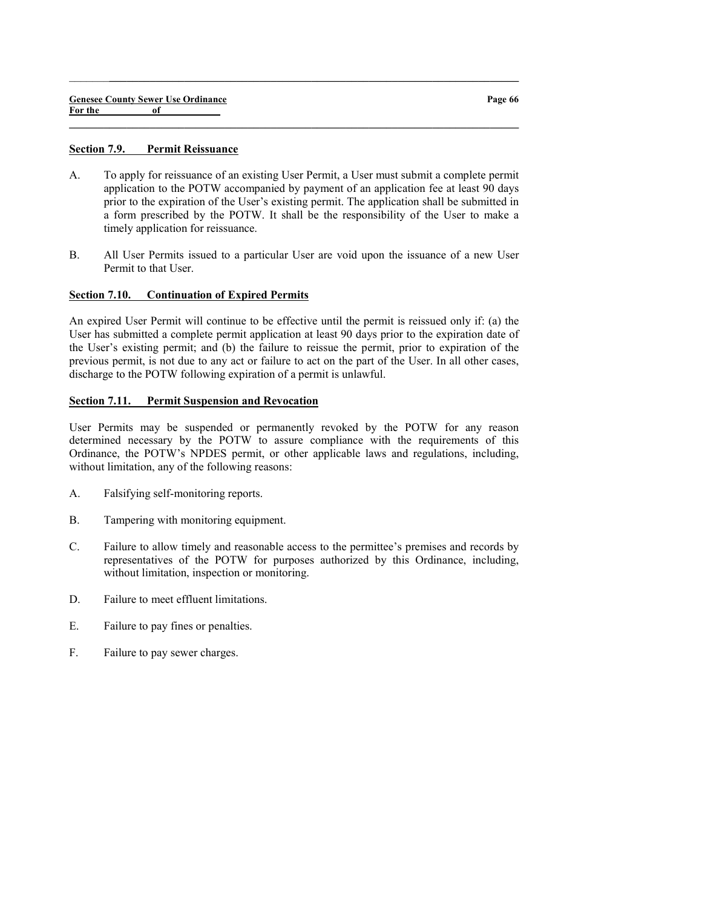### Section 7.9. Permit Reissuance

A. To apply for reissuance of an existing User Permit, a User must submit a complete permit application to the POTW accompanied by payment of an application fee at least 90 days prior to the expiration of the User's existing permit. The application shall be submitted in a form prescribed by the POTW. It shall be the responsibility of the User to make a timely application for reissuance.

B. All User Permits issued to a particular User are void upon the issuance of a new User Permit to that User.

### Section 7.10. Continuation of Expired Permits

An expired User Permit will continue to be effective until the permit is reissued only if: (a) the User has submitted a complete permit application at least 90 days prior to the expiration date of the User's existing permit; and (b) the failure to reissue the permit, prior to expiration of the previous permit, is not due to any act or failure to act on the part of the User. In all other cases, discharge to the POTW following expiration of a permit is unlawful.

### Section 7.11. Permit Suspension and Revocation

User Permits may be suspended or permanently revoked by the POTW for any reason determined necessary by the POTW to assure compliance with the requirements of this Ordinance, the POTW's NPDES permit, or other applicable laws and regulations, including, without limitation, any of the following reasons:

A. Falsifying self-monitoring reports.

B. Tampering with monitoring equipment.

C. Failure to allow timely and reasonable access to the permittee's premises and records by representatives of the POTW for purposes authorized by this Ordinance, including, without limitation, inspection or monitoring.

D. Failure to meet effluent limitations.

E. Failure to pay fines or penalties.

F. Failure to pay sewer charges.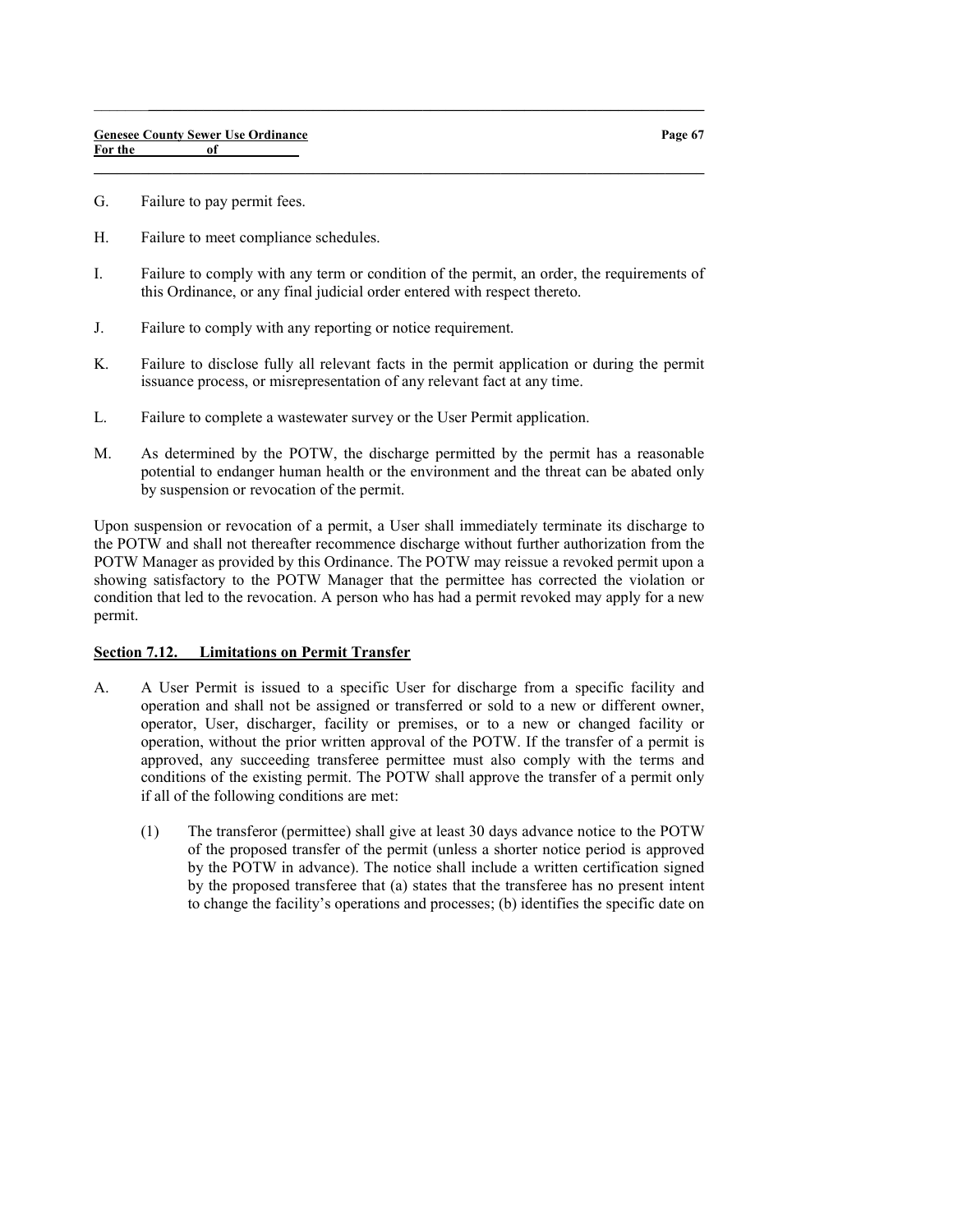G. Failure to pay permit fees.

H. Failure to meet compliance schedules.

I. Failure to comply with any term or condition of the permit, an order, the requirements of this Ordinance, or any final judicial order entered with respect thereto.

J. Failure to comply with any reporting or notice requirement.

K. Failure to disclose fully all relevant facts in the permit application or during the permit issuance process, or misrepresentation of any relevant fact at any time.

L. Failure to complete a wastewater survey or the User Permit application.

M. As determined by the POTW, the discharge permitted by the permit has a reasonable potential to endanger human health or the environment and the threat can be abated only by suspension or revocation of the permit.

Upon suspension or revocation of a permit, a User shall immediately terminate its discharge to the POTW and shall not thereafter recommence discharge without further authorization from the POTW Manager as provided by this Ordinance. The POTW may reissue a revoked permit upon a showing satisfactory to the POTW Manager that the permittee has corrected the violation or condition that led to the revocation. A person who has had a permit revoked may apply for a new permit.

## Section 7.12. Limitations on Permit Transfer

A. A User Permit is issued to a specific User for discharge from a specific facility and operation and shall not be assigned or transferred or sold to a new or different owner, operator, User, discharger, facility or premises, or to a new or changed facility or operation, without the prior written approval of the POTW. If the transfer of a permit is approved, any succeeding transferee permittee must also comply with the terms and conditions of the existing permit. The POTW shall approve the transfer of a permit only if all of the following conditions are met:

   (1) The transferor (permittee) shall give at least 30 days advance notice to the POTW of the proposed transfer of the permit (unless a shorter notice period is approved by the POTW in advance). The notice shall include a written certification signed by the proposed transferee that (a) states that the transferee has no present intent to change the facility's operations and processes; (b) identifies the specific date on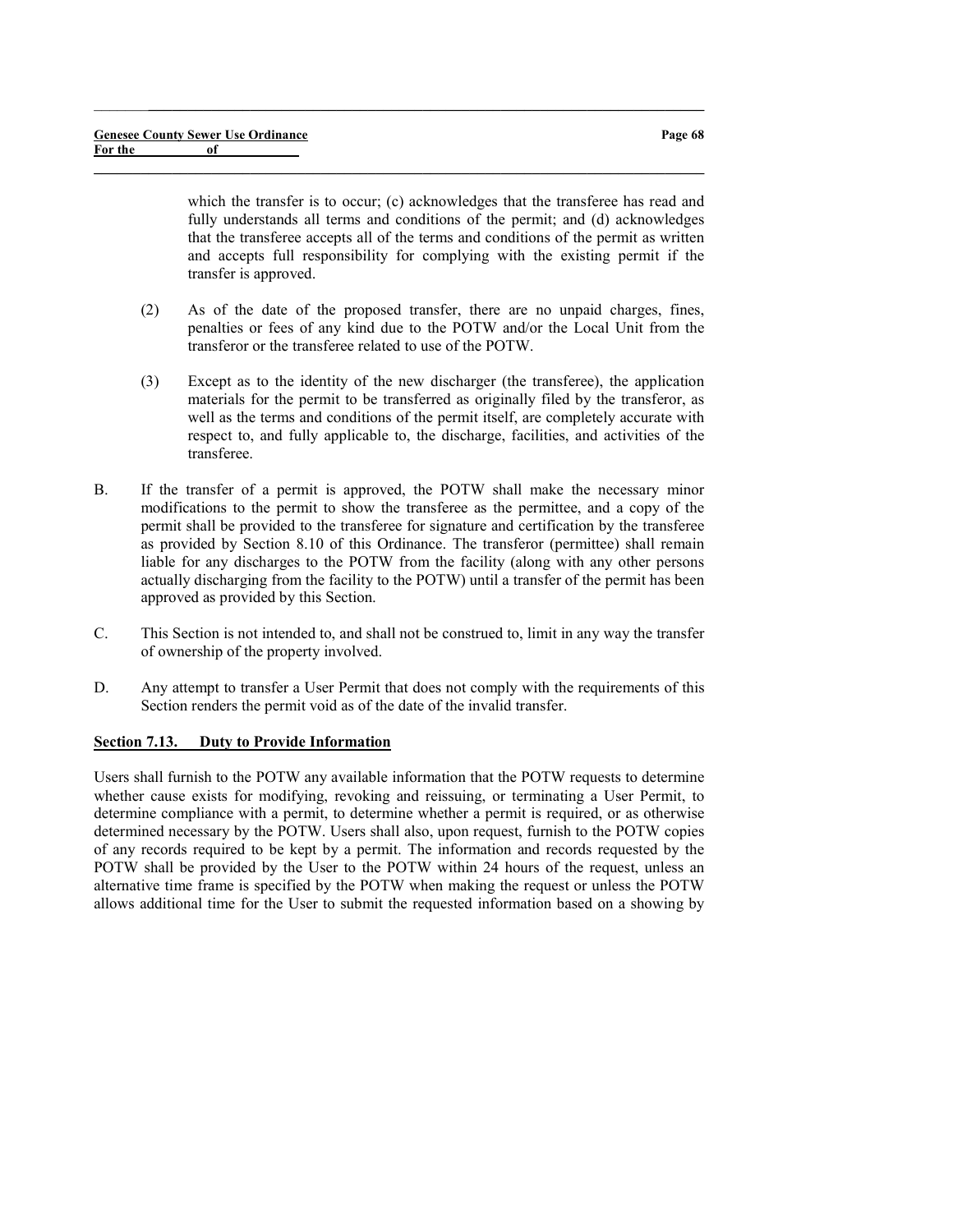which the transfer is to occur; (c) acknowledges that the transferee has read and fully understands all terms and conditions of the permit; and (d) acknowledges that the transferee accepts all of the terms and conditions of the permit as written and accepts full responsibility for complying with the existing permit if the transfer is approved.

(2) As of the date of the proposed transfer, there are no unpaid charges, fines, penalties or fees of any kind due to the POTW and/or the Local Unit from the transferor or the transferee related to use of the POTW.

(3) Except as to the identity of the new discharger (the transferee), the application materials for the permit to be transferred as originally filed by the transferor, as well as the terms and conditions of the permit itself, are completely accurate with respect to, and fully applicable to, the discharge, facilities, and activities of the transferee.

B. If the transfer of a permit is approved, the POTW shall make the necessary minor modifications to the permit to show the transferee as the permittee, and a copy of the permit shall be provided to the transferee for signature and certification by the transferee as provided by Section 8.10 of this Ordinance. The transferor (permittee) shall remain liable for any discharges to the POTW from the facility (along with any other persons actually discharging from the facility to the POTW) until a transfer of the permit has been approved as provided by this Section.

C. This Section is not intended to, and shall not be construed to, limit in any way the transfer of ownership of the property involved.

D. Any attempt to transfer a User Permit that does not comply with the requirements of this Section renders the permit void as of the date of the invalid transfer.

**Section 7.13. Duty to Provide Information**

Users shall furnish to the POTW any available information that the POTW requests to determine whether cause exists for modifying, revoking and reissuing, or terminating a User Permit, to determine compliance with a permit, to determine whether a permit is required, or as otherwise determined necessary by the POTW. Users shall also, upon request, furnish to the POTW copies of any records required to be kept by a permit. The information and records requested by the POTW shall be provided by the User to the POTW within 24 hours of the request, unless an alternative time frame is specified by the POTW when making the request or unless the POTW allows additional time for the User to submit the requested information based on a showing by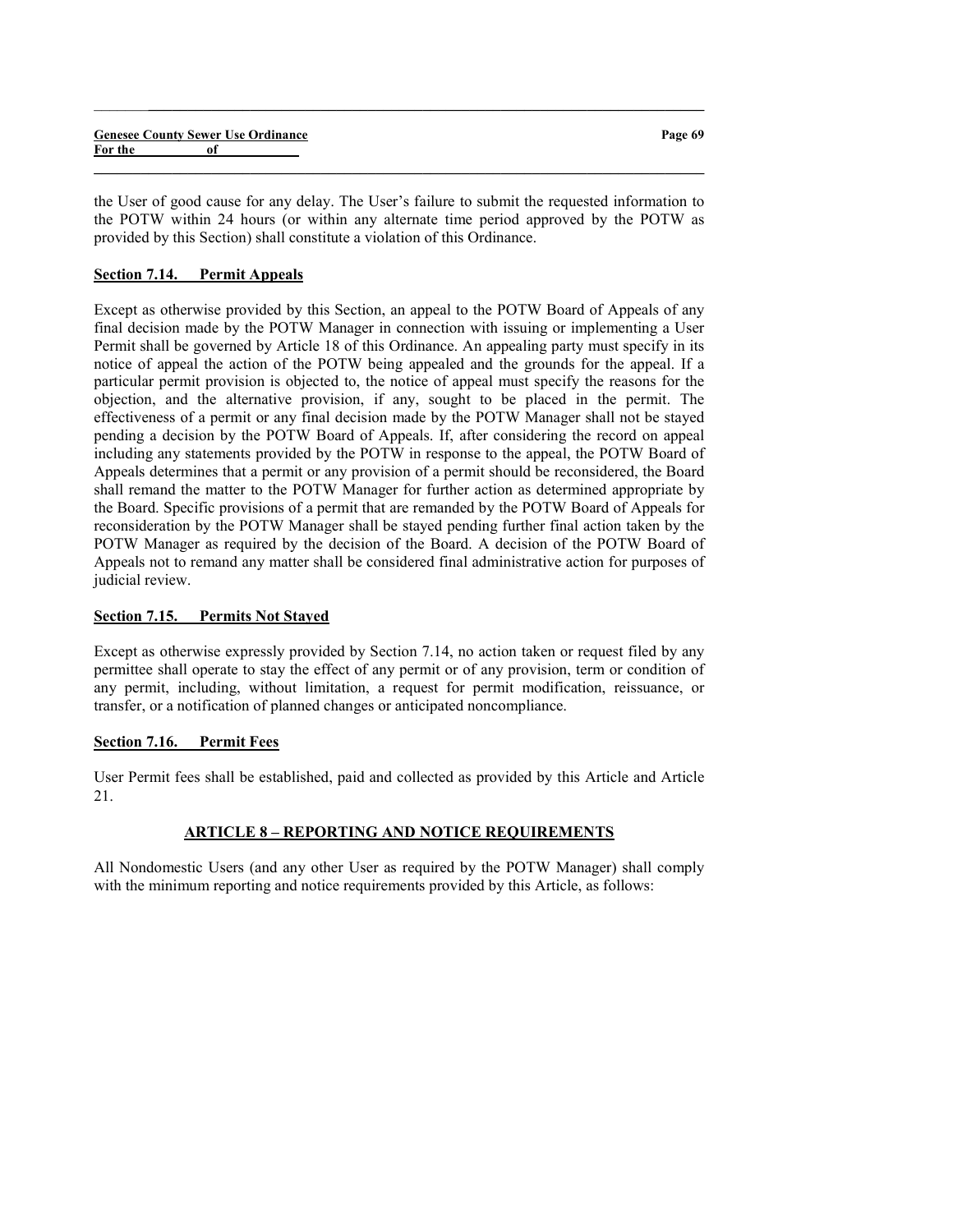the User of good cause for any delay. The User's failure to submit the requested information to the POTW within 24 hours (or within any alternate time period approved by the POTW as provided by this Section) shall constitute a violation of this Ordinance.

### Section 7.14. Permit Appeals

Except as otherwise provided by this Section, an appeal to the POTW Board of Appeals of any final decision made by the POTW Manager in connection with issuing or implementing a User Permit shall be governed by Article 18 of this Ordinance. An appealing party must specify in its notice of appeal the action of the POTW being appealed and the grounds for the appeal. If a particular permit provision is objected to, the notice of appeal must specify the reasons for the objection, and the alternative provision, if any, sought to be placed in the permit. The effectiveness of a permit or any final decision made by the POTW Manager shall not be stayed pending a decision by the POTW Board of Appeals. If, after considering the record on appeal including any statements provided by the POTW in response to the appeal, the POTW Board of Appeals determines that a permit or any provision of a permit should be reconsidered, the Board shall remand the matter to the POTW Manager for further action as determined appropriate by the Board. Specific provisions of a permit that are remanded by the POTW Board of Appeals for reconsideration by the POTW Manager shall be stayed pending further final action taken by the POTW Manager as required by the decision of the Board. A decision of the POTW Board of Appeals not to remand any matter shall be considered final administrative action for purposes of judicial review.

### Section 7.15. Permits Not Stayed

Except as otherwise expressly provided by Section 7.14, no action taken or request filed by any permittee shall operate to stay the effect of any permit or of any provision, term or condition of any permit, including, without limitation, a request for permit modification, reissuance, or transfer, or a notification of planned changes or anticipated noncompliance.

### Section 7.16. Permit Fees

User Permit fees shall be established, paid and collected as provided by this Article and Article 21.

## ARTICLE 8 – REPORTING AND NOTICE REQUIREMENTS

All Nondomestic Users (and any other User as required by the POTW Manager) shall comply with the minimum reporting and notice requirements provided by this Article, as follows: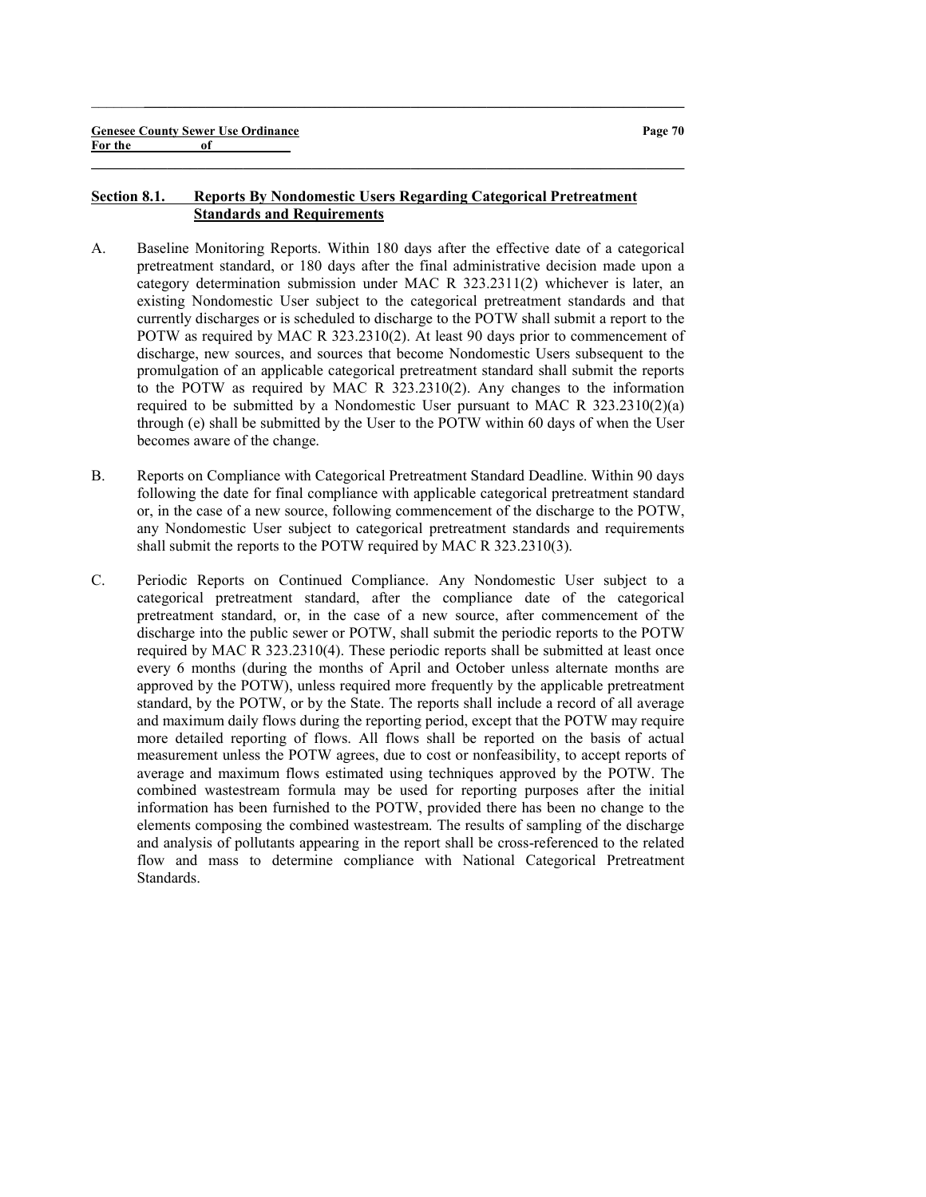## Section 8.1. Reports By Nondomestic Users Regarding Categorical Pretreatment Standards and Requirements

A. Baseline Monitoring Reports. Within 180 days after the effective date of a categorical pretreatment standard, or 180 days after the final administrative decision made upon a category determination submission under MAC R 323.2311(2) whichever is later, an existing Nondomestic User subject to the categorical pretreatment standards and that currently discharges or is scheduled to discharge to the POTW shall submit a report to the POTW as required by MAC R 323.2310(2). At least 90 days prior to commencement of discharge, new sources, and sources that become Nondomestic Users subsequent to the promulgation of an applicable categorical pretreatment standard shall submit the reports to the POTW as required by MAC R 323.2310(2). Any changes to the information required to be submitted by a Nondomestic User pursuant to MAC R 323.2310(2)(a) through (e) shall be submitted by the User to the POTW within 60 days of when the User becomes aware of the change.

B. Reports on Compliance with Categorical Pretreatment Standard Deadline. Within 90 days following the date for final compliance with applicable categorical pretreatment standard or, in the case of a new source, following commencement of the discharge to the POTW, any Nondomestic User subject to categorical pretreatment standards and requirements shall submit the reports to the POTW required by MAC R 323.2310(3).

C. Periodic Reports on Continued Compliance. Any Nondomestic User subject to a categorical pretreatment standard, after the compliance date of the categorical pretreatment standard, or, in the case of a new source, after commencement of the discharge into the public sewer or POTW, shall submit the periodic reports to the POTW required by MAC R 323.2310(4). These periodic reports shall be submitted at least once every 6 months (during the months of April and October unless alternate months are approved by the POTW), unless required more frequently by the applicable pretreatment standard, by the POTW, or by the State. The reports shall include a record of all average and maximum daily flows during the reporting period, except that the POTW may require more detailed reporting of flows. All flows shall be reported on the basis of actual measurement unless the POTW agrees, due to cost or nonfeasibility, to accept reports of average and maximum flows estimated using techniques approved by the POTW. The combined wastestream formula may be used for reporting purposes after the initial information has been furnished to the POTW, provided there has been no change to the elements composing the combined wastestream. The results of sampling of the discharge and analysis of pollutants appearing in the report shall be cross-referenced to the related flow and mass to determine compliance with National Categorical Pretreatment Standards.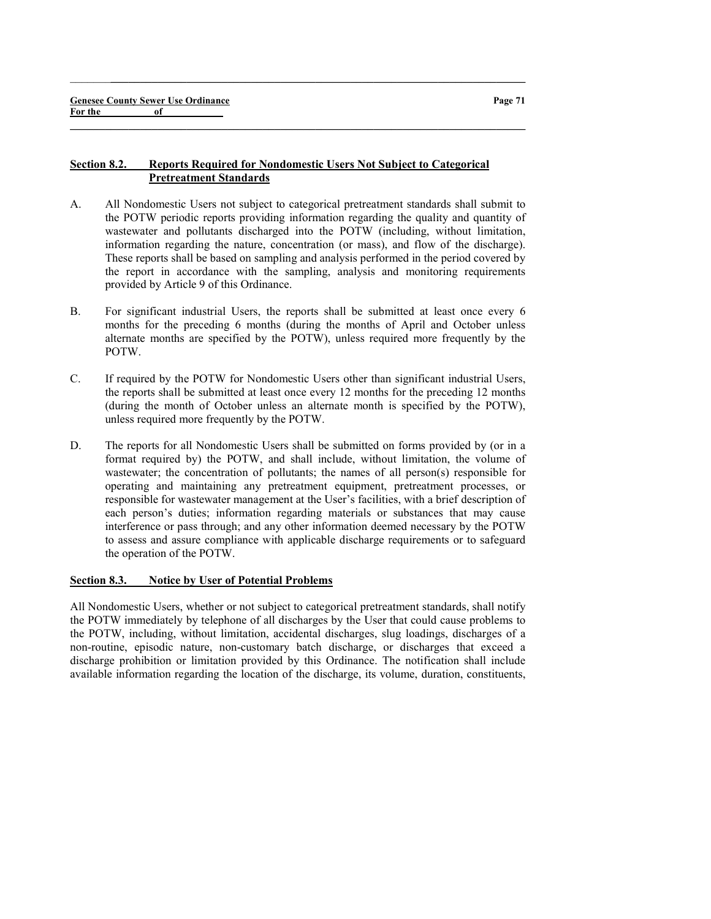## Section 8.2. Reports Required for Nondomestic Users Not Subject to Categorical Pretreatment Standards

A. All Nondomestic Users not subject to categorical pretreatment standards shall submit to the POTW periodic reports providing information regarding the quality and quantity of wastewater and pollutants discharged into the POTW (including, without limitation, information regarding the nature, concentration (or mass), and flow of the discharge). These reports shall be based on sampling and analysis performed in the period covered by the report in accordance with the sampling, analysis and monitoring requirements provided by Article 9 of this Ordinance.

B. For significant industrial Users, the reports shall be submitted at least once every 6 months for the preceding 6 months (during the months of April and October unless alternate months are specified by the POTW), unless required more frequently by the POTW.

C. If required by the POTW for Nondomestic Users other than significant industrial Users, the reports shall be submitted at least once every 12 months for the preceding 12 months (during the month of October unless an alternate month is specified by the POTW), unless required more frequently by the POTW.

D. The reports for all Nondomestic Users shall be submitted on forms provided by (or in a format required by) the POTW, and shall include, without limitation, the volume of wastewater; the concentration of pollutants; the names of all person(s) responsible for operating and maintaining any pretreatment equipment, pretreatment processes, or responsible for wastewater management at the User's facilities, with a brief description of each person's duties; information regarding materials or substances that may cause interference or pass through; and any other information deemed necessary by the POTW to assess and assure compliance with applicable discharge requirements or to safeguard the operation of the POTW.

## Section 8.3. Notice by User of Potential Problems

All Nondomestic Users, whether or not subject to categorical pretreatment standards, shall notify the POTW immediately by telephone of all discharges by the User that could cause problems to the POTW, including, without limitation, accidental discharges, slug loadings, discharges of a non-routine, episodic nature, non-customary batch discharge, or discharges that exceed a discharge prohibition or limitation provided by this Ordinance. The notification shall include available information regarding the location of the discharge, its volume, duration, constituents,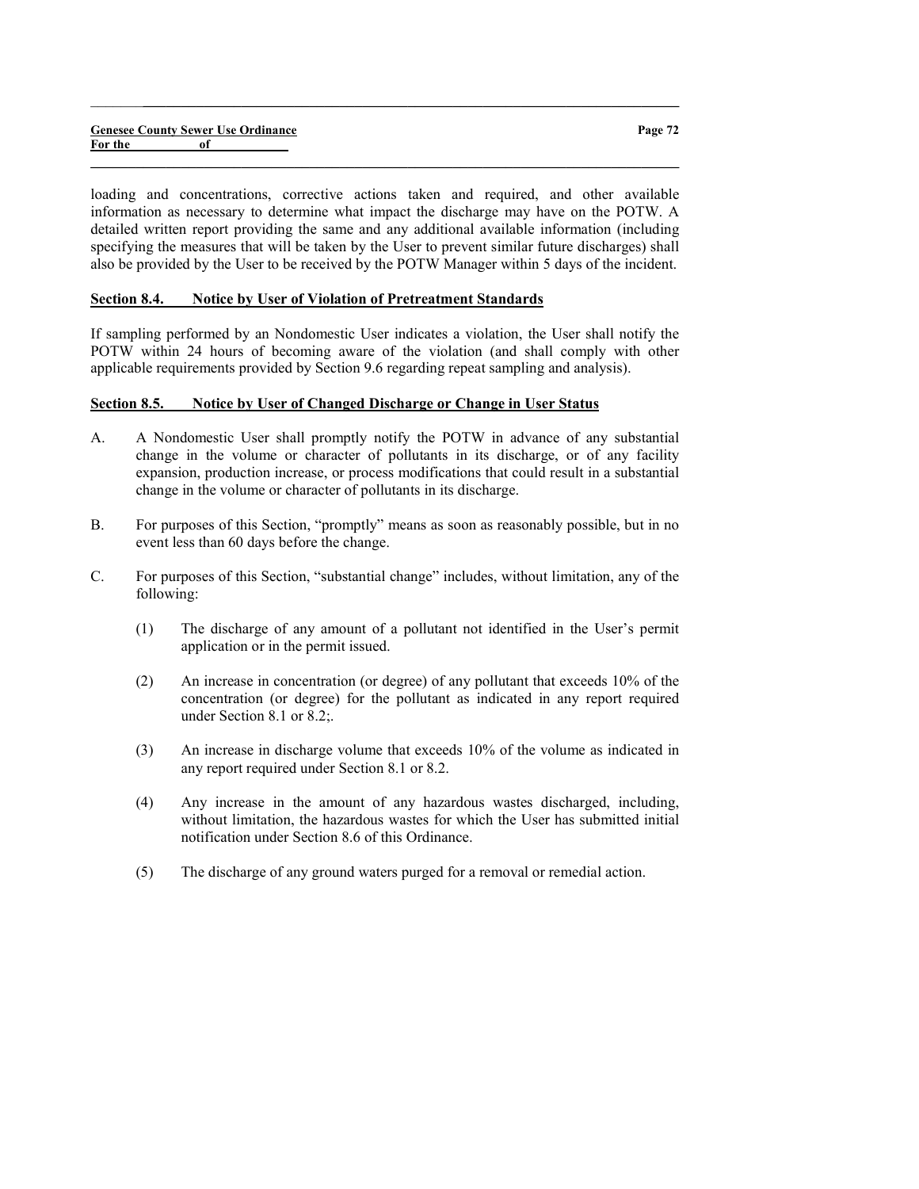loading and concentrations, corrective actions taken and required, and other available information as necessary to determine what impact the discharge may have on the POTW. A detailed written report providing the same and any additional available information (including specifying the measures that will be taken by the User to prevent similar future discharges) shall also be provided by the User to be received by the POTW Manager within 5 days of the incident.

## Section 8.4. Notice by User of Violation of Pretreatment Standards

If sampling performed by an Nondomestic User indicates a violation, the User shall notify the POTW within 24 hours of becoming aware of the violation (and shall comply with other applicable requirements provided by Section 9.6 regarding repeat sampling and analysis).

## Section 8.5. Notice by User of Changed Discharge or Change in User Status

A. A Nondomestic User shall promptly notify the POTW in advance of any substantial change in the volume or character of pollutants in its discharge, or of any facility expansion, production increase, or process modifications that could result in a substantial change in the volume or character of pollutants in its discharge.

B. For purposes of this Section, "promptly" means as soon as reasonably possible, but in no event less than 60 days before the change.

C. For purposes of this Section, "substantial change" includes, without limitation, any of the following:

   (1) The discharge of any amount of a pollutant not identified in the User's permit application or in the permit issued.

   (2) An increase in concentration (or degree) of any pollutant that exceeds 10% of the concentration (or degree) for the pollutant as indicated in any report required under Section 8.1 or 8.2;.

   (3) An increase in discharge volume that exceeds 10% of the volume as indicated in any report required under Section 8.1 or 8.2.

   (4) Any increase in the amount of any hazardous wastes discharged, including, without limitation, the hazardous wastes for which the User has submitted initial notification under Section 8.6 of this Ordinance.

   (5) The discharge of any ground waters purged for a removal or remedial action.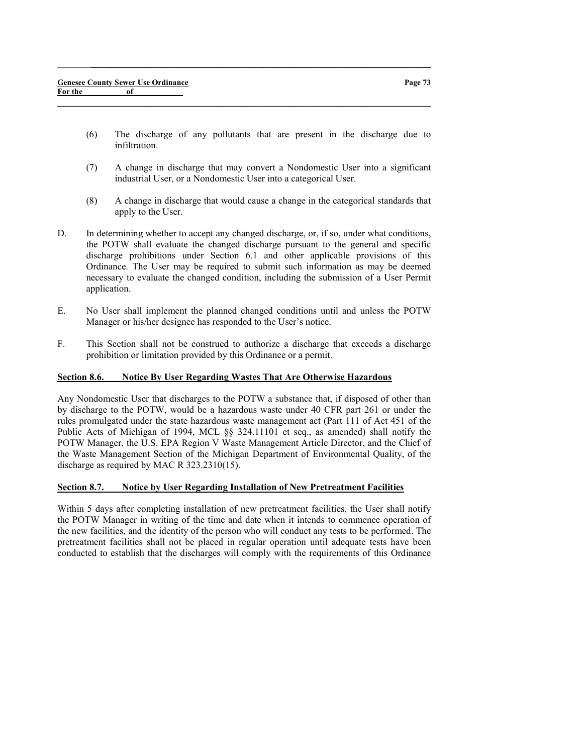(6) The discharge of any pollutants that are present in the discharge due to infiltration.

(7) A change in discharge that may convert a Nondomestic User into a significant industrial User, or a Nondomestic User into a categorical User.

(8) A change in discharge that would cause a change in the categorical standards that apply to the User.

D. In determining whether to accept any changed discharge, or, if so, under what conditions, the POTW shall evaluate the changed discharge pursuant to the general and specific discharge prohibitions under Section 6.1 and other applicable provisions of this Ordinance. The User may be required to submit such information as may be deemed necessary to evaluate the changed condition, including the submission of a User Permit application.

E. No User shall implement the planned changed conditions until and unless the POTW Manager or his/her designee has responded to the User's notice.

F. This Section shall not be construed to authorize a discharge that exceeds a discharge prohibition or limitation provided by this Ordinance or a permit.

**Section 8.6. Notice By User Regarding Wastes That Are Otherwise Hazardous**

Any Nondomestic User that discharges to the POTW a substance that, if disposed of other than by discharge to the POTW, would be a hazardous waste under 40 CFR part 261 or under the rules promulgated under the state hazardous waste management act (Part 111 of Act 451 of the Public Acts of Michigan of 1994, MCL §§ 324.11101 et seq., as amended) shall notify the POTW Manager, the U.S. EPA Region V Waste Management Article Director, and the Chief of the Waste Management Section of the Michigan Department of Environmental Quality, of the discharge as required by MAC R 323.2310(15).

**Section 8.7. Notice by User Regarding Installation of New Pretreatment Facilities**

Within 5 days after completing installation of new pretreatment facilities, the User shall notify the POTW Manager in writing of the time and date when it intends to commence operation of the new facilities, and the identity of the person who will conduct any tests to be performed. The pretreatment facilities shall not be placed in regular operation until adequate tests have been conducted to establish that the discharges will comply with the requirements of this Ordinance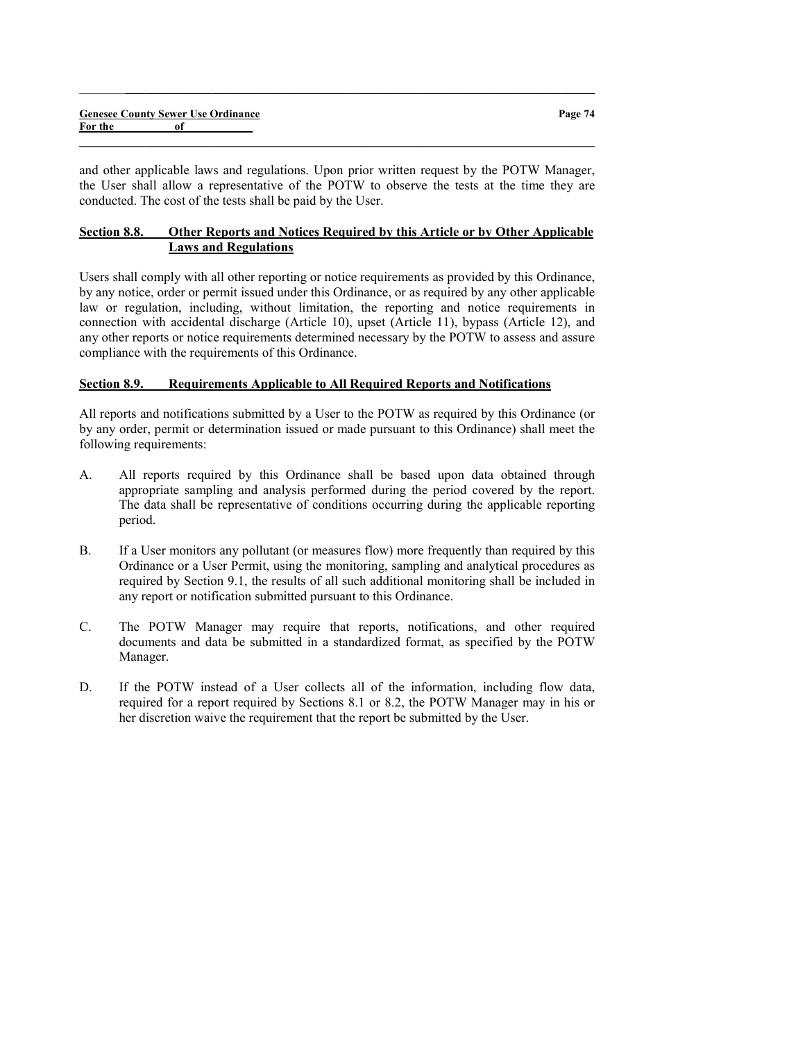and other applicable laws and regulations. Upon prior written request by the POTW Manager, the User shall allow a representative of the POTW to observe the tests at the time they are conducted. The cost of the tests shall be paid by the User.

## Section 8.8. Other Reports and Notices Required by this Article or by Other Applicable Laws and Regulations

Users shall comply with all other reporting or notice requirements as provided by this Ordinance, by any notice, order or permit issued under this Ordinance, or as required by any other applicable law or regulation, including, without limitation, the reporting and notice requirements in connection with accidental discharge (Article 10), upset (Article 11), bypass (Article 12), and any other reports or notice requirements determined necessary by the POTW to assess and assure compliance with the requirements of this Ordinance.

## Section 8.9. Requirements Applicable to All Required Reports and Notifications

All reports and notifications submitted by a User to the POTW as required by this Ordinance (or by any order, permit or determination issued or made pursuant to this Ordinance) shall meet the following requirements:

A. All reports required by this Ordinance shall be based upon data obtained through appropriate sampling and analysis performed during the period covered by the report. The data shall be representative of conditions occurring during the applicable reporting period.

B. If a User monitors any pollutant (or measures flow) more frequently than required by this Ordinance or a User Permit, using the monitoring, sampling and analytical procedures as required by Section 9.1, the results of all such additional monitoring shall be included in any report or notification submitted pursuant to this Ordinance.

C. The POTW Manager may require that reports, notifications, and other required documents and data be submitted in a standardized format, as specified by the POTW Manager.

D. If the POTW instead of a User collects all of the information, including flow data, required for a report required by Sections 8.1 or 8.2, the POTW Manager may in his or her discretion waive the requirement that the report be submitted by the User.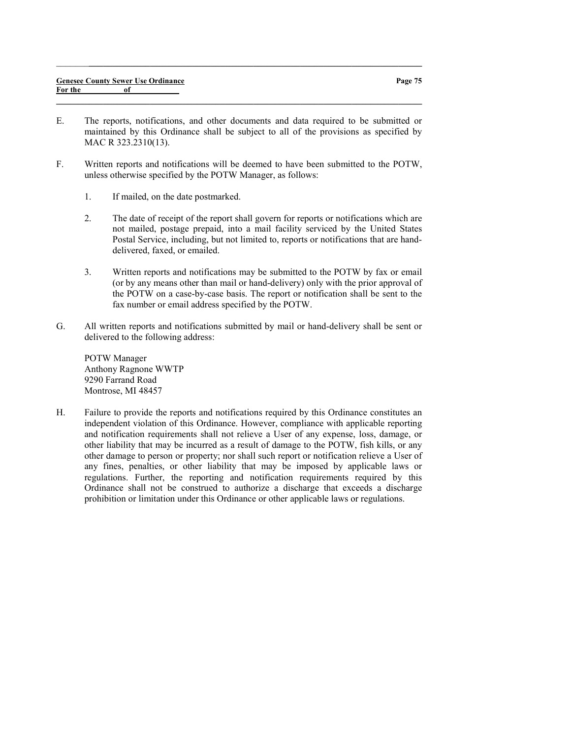E. The reports, notifications, and other documents and data required to be submitted or maintained by this Ordinance shall be subject to all of the provisions as specified by MAC R 323.2310(13).

F. Written reports and notifications will be deemed to have been submitted to the POTW, unless otherwise specified by the POTW Manager, as follows:

   1. If mailed, on the date postmarked.

   2. The date of receipt of the report shall govern for reports or notifications which are not mailed, postage prepaid, into a mail facility serviced by the United States Postal Service, including, but not limited to, reports or notifications that are hand-delivered, faxed, or emailed.

   3. Written reports and notifications may be submitted to the POTW by fax or email (or by any means other than mail or hand-delivery) only with the prior approval of the POTW on a case-by-case basis. The report or notification shall be sent to the fax number or email address specified by the POTW.

G. All written reports and notifications submitted by mail or hand-delivery shall be sent or delivered to the following address:

   POTW Manager
   Anthony Ragnone WWTP
   9290 Farrand Road
   Montrose, MI 48457

H. Failure to provide the reports and notifications required by this Ordinance constitutes an independent violation of this Ordinance. However, compliance with applicable reporting and notification requirements shall not relieve a User of any expense, loss, damage, or other liability that may be incurred as a result of damage to the POTW, fish kills, or any other damage to person or property; nor shall such report or notification relieve a User of any fines, penalties, or other liability that may be imposed by applicable laws or regulations. Further, the reporting and notification requirements required by this Ordinance shall not be construed to authorize a discharge that exceeds a discharge prohibition or limitation under this Ordinance or other applicable laws or regulations.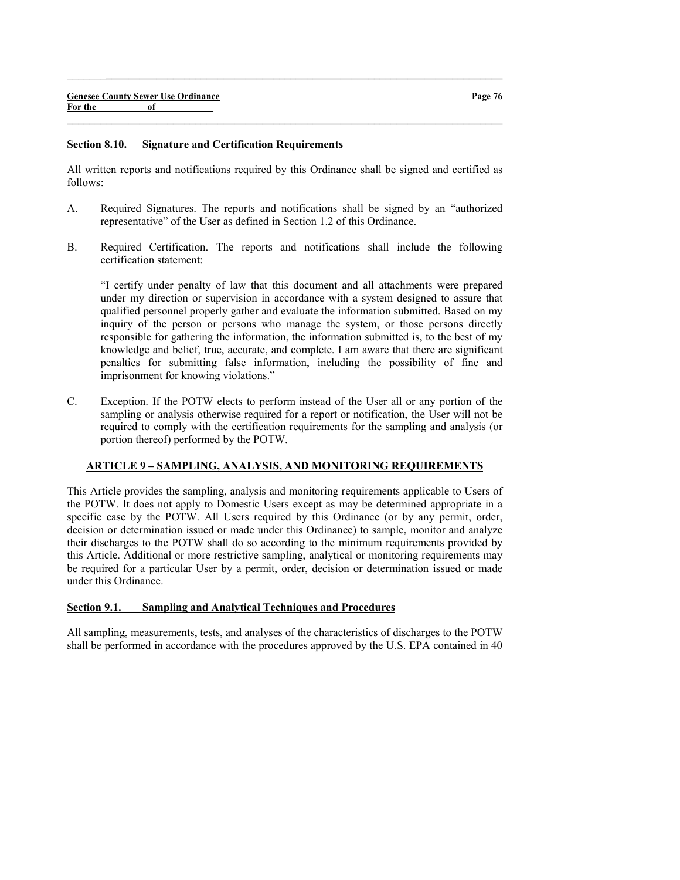## Section 8.10. Signature and Certification Requirements

All written reports and notifications required by this Ordinance shall be signed and certified as follows:

A. Required Signatures. The reports and notifications shall be signed by an "authorized representative" of the User as defined in Section 1.2 of this Ordinance.

B. Required Certification. The reports and notifications shall include the following certification statement:

   "I certify under penalty of law that this document and all attachments were prepared under my direction or supervision in accordance with a system designed to assure that qualified personnel properly gather and evaluate the information submitted. Based on my inquiry of the person or persons who manage the system, or those persons directly responsible for gathering the information, the information submitted is, to the best of my knowledge and belief, true, accurate, and complete. I am aware that there are significant penalties for submitting false information, including the possibility of fine and imprisonment for knowing violations."

C. Exception. If the POTW elects to perform instead of the User all or any portion of the sampling or analysis otherwise required for a report or notification, the User will not be required to comply with the certification requirements for the sampling and analysis (or portion thereof) performed by the POTW.

# ARTICLE 9 – SAMPLING, ANALYSIS, AND MONITORING REQUIREMENTS

This Article provides the sampling, analysis and monitoring requirements applicable to Users of the POTW. It does not apply to Domestic Users except as may be determined appropriate in a specific case by the POTW. All Users required by this Ordinance (or by any permit, order, decision or determination issued or made under this Ordinance) to sample, monitor and analyze their discharges to the POTW shall do so according to the minimum requirements provided by this Article. Additional or more restrictive sampling, analytical or monitoring requirements may be required for a particular User by a permit, order, decision or determination issued or made under this Ordinance.

## Section 9.1. Sampling and Analytical Techniques and Procedures

All sampling, measurements, tests, and analyses of the characteristics of discharges to the POTW shall be performed in accordance with the procedures approved by the U.S. EPA contained in 40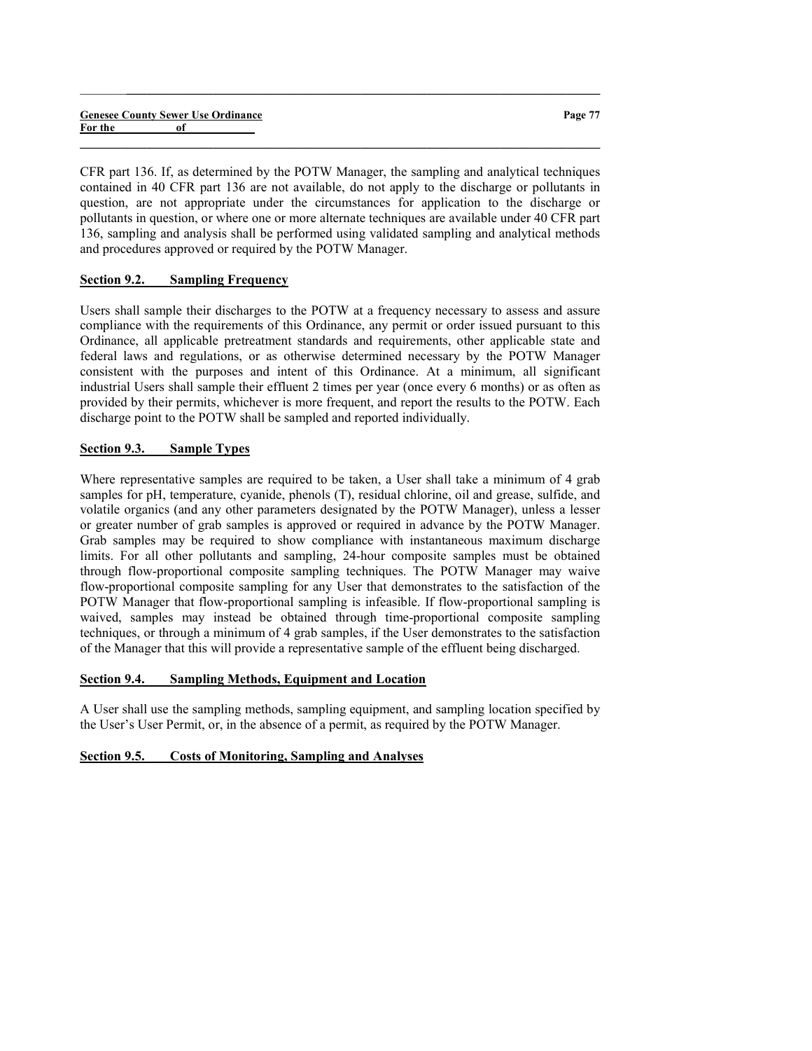CFR part 136. If, as determined by the POTW Manager, the sampling and analytical techniques contained in 40 CFR part 136 are not available, do not apply to the discharge or pollutants in question, are not appropriate under the circumstances for application to the discharge or pollutants in question, or where one or more alternate techniques are available under 40 CFR part 136, sampling and analysis shall be performed using validated sampling and analytical methods and procedures approved or required by the POTW Manager.

## Section 9.2. Sampling Frequency

Users shall sample their discharges to the POTW at a frequency necessary to assess and assure compliance with the requirements of this Ordinance, any permit or order issued pursuant to this Ordinance, all applicable pretreatment standards and requirements, other applicable state and federal laws and regulations, or as otherwise determined necessary by the POTW Manager consistent with the purposes and intent of this Ordinance. At a minimum, all significant industrial Users shall sample their effluent 2 times per year (once every 6 months) or as often as provided by their permits, whichever is more frequent, and report the results to the POTW. Each discharge point to the POTW shall be sampled and reported individually.

## Section 9.3. Sample Types

Where representative samples are required to be taken, a User shall take a minimum of 4 grab samples for pH, temperature, cyanide, phenols (T), residual chlorine, oil and grease, sulfide, and volatile organics (and any other parameters designated by the POTW Manager), unless a lesser or greater number of grab samples is approved or required in advance by the POTW Manager. Grab samples may be required to show compliance with instantaneous maximum discharge limits. For all other pollutants and sampling, 24-hour composite samples must be obtained through flow-proportional composite sampling techniques. The POTW Manager may waive flow-proportional composite sampling for any User that demonstrates to the satisfaction of the POTW Manager that flow-proportional sampling is infeasible. If flow-proportional sampling is waived, samples may instead be obtained through time-proportional composite sampling techniques, or through a minimum of 4 grab samples, if the User demonstrates to the satisfaction of the Manager that this will provide a representative sample of the effluent being discharged.

## Section 9.4. Sampling Methods, Equipment and Location

A User shall use the sampling methods, sampling equipment, and sampling location specified by the User's User Permit, or, in the absence of a permit, as required by the POTW Manager.

## Section 9.5. Costs of Monitoring, Sampling and Analyses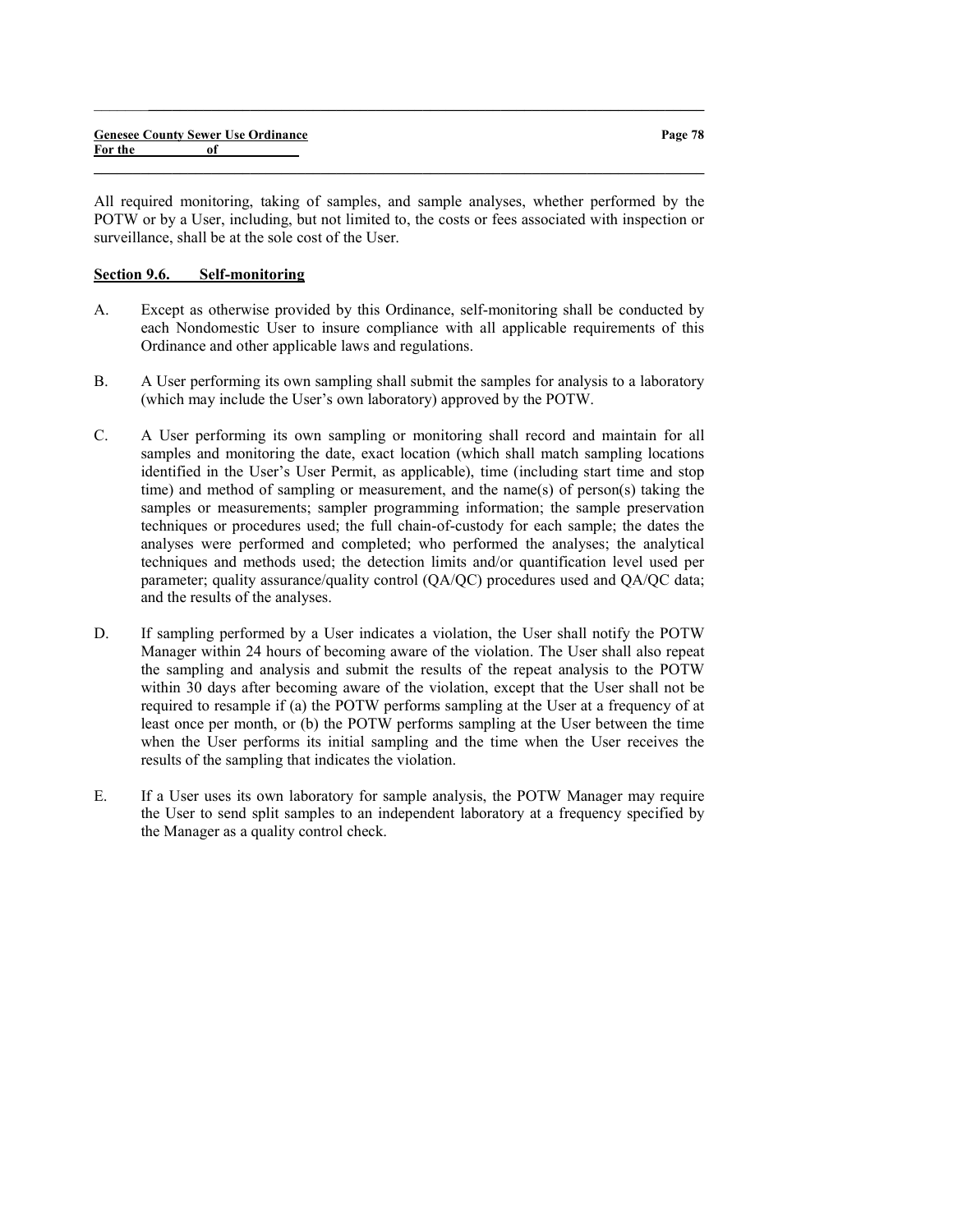All required monitoring, taking of samples, and sample analyses, whether performed by the POTW or by a User, including, but not limited to, the costs or fees associated with inspection or surveillance, shall be at the sole cost of the User.

## Section 9.6. Self-monitoring

A. Except as otherwise provided by this Ordinance, self-monitoring shall be conducted by each Nondomestic User to insure compliance with all applicable requirements of this Ordinance and other applicable laws and regulations.

B. A User performing its own sampling shall submit the samples for analysis to a laboratory (which may include the User's own laboratory) approved by the POTW.

C. A User performing its own sampling or monitoring shall record and maintain for all samples and monitoring the date, exact location (which shall match sampling locations identified in the User's User Permit, as applicable), time (including start time and stop time) and method of sampling or measurement, and the name(s) of person(s) taking the samples or measurements; sampler programming information; the sample preservation techniques or procedures used; the full chain-of-custody for each sample; the dates the analyses were performed and completed; who performed the analyses; the analytical techniques and methods used; the detection limits and/or quantification level used per parameter; quality assurance/quality control (QA/QC) procedures used and QA/QC data; and the results of the analyses.

D. If sampling performed by a User indicates a violation, the User shall notify the POTW Manager within 24 hours of becoming aware of the violation. The User shall also repeat the sampling and analysis and submit the results of the repeat analysis to the POTW within 30 days after becoming aware of the violation, except that the User shall not be required to resample if (a) the POTW performs sampling at the User at a frequency of at least once per month, or (b) the POTW performs sampling at the User between the time when the User performs its initial sampling and the time when the User receives the results of the sampling that indicates the violation.

E. If a User uses its own laboratory for sample analysis, the POTW Manager may require the User to send split samples to an independent laboratory at a frequency specified by the Manager as a quality control check.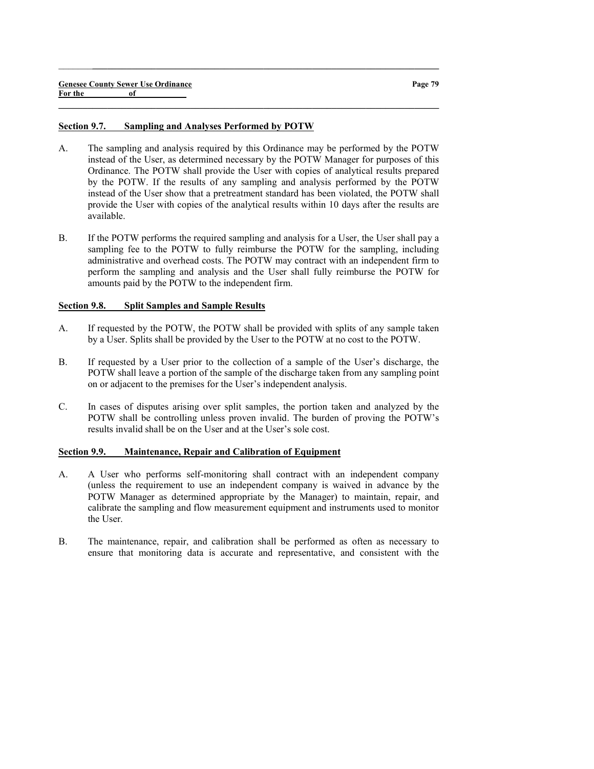## Section 9.7. Sampling and Analyses Performed by POTW

A. The sampling and analysis required by this Ordinance may be performed by the POTW instead of the User, as determined necessary by the POTW Manager for purposes of this Ordinance. The POTW shall provide the User with copies of analytical results prepared by the POTW. If the results of any sampling and analysis performed by the POTW instead of the User show that a pretreatment standard has been violated, the POTW shall provide the User with copies of the analytical results within 10 days after the results are available.

B. If the POTW performs the required sampling and analysis for a User, the User shall pay a sampling fee to the POTW to fully reimburse the POTW for the sampling, including administrative and overhead costs. The POTW may contract with an independent firm to perform the sampling and analysis and the User shall fully reimburse the POTW for amounts paid by the POTW to the independent firm.

## Section 9.8. Split Samples and Sample Results

A. If requested by the POTW, the POTW shall be provided with splits of any sample taken by a User. Splits shall be provided by the User to the POTW at no cost to the POTW.

B. If requested by a User prior to the collection of a sample of the User's discharge, the POTW shall leave a portion of the sample of the discharge taken from any sampling point on or adjacent to the premises for the User's independent analysis.

C. In cases of disputes arising over split samples, the portion taken and analyzed by the POTW shall be controlling unless proven invalid. The burden of proving the POTW's results invalid shall be on the User and at the User's sole cost.

## Section 9.9. Maintenance, Repair and Calibration of Equipment

A. A User who performs self-monitoring shall contract with an independent company (unless the requirement to use an independent company is waived in advance by the POTW Manager as determined appropriate by the Manager) to maintain, repair, and calibrate the sampling and flow measurement equipment and instruments used to monitor the User.

B. The maintenance, repair, and calibration shall be performed as often as necessary to ensure that monitoring data is accurate and representative, and consistent with the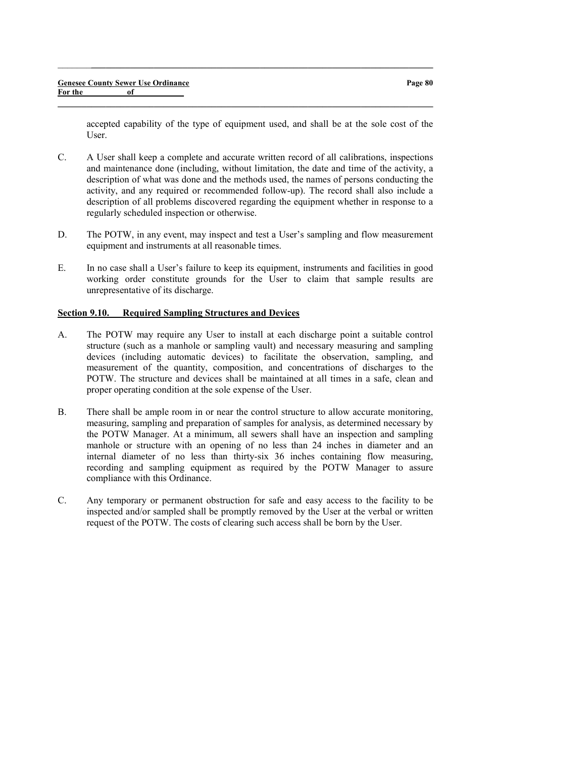accepted capability of the type of equipment used, and shall be at the sole cost of the User.

C. A User shall keep a complete and accurate written record of all calibrations, inspections and maintenance done (including, without limitation, the date and time of the activity, a description of what was done and the methods used, the names of persons conducting the activity, and any required or recommended follow-up). The record shall also include a description of all problems discovered regarding the equipment whether in response to a regularly scheduled inspection or otherwise.

D. The POTW, in any event, may inspect and test a User's sampling and flow measurement equipment and instruments at all reasonable times.

E. In no case shall a User's failure to keep its equipment, instruments and facilities in good working order constitute grounds for the User to claim that sample results are unrepresentative of its discharge.

## Section 9.10. Required Sampling Structures and Devices

A. The POTW may require any User to install at each discharge point a suitable control structure (such as a manhole or sampling vault) and necessary measuring and sampling devices (including automatic devices) to facilitate the observation, sampling, and measurement of the quantity, composition, and concentrations of discharges to the POTW. The structure and devices shall be maintained at all times in a safe, clean and proper operating condition at the sole expense of the User.

B. There shall be ample room in or near the control structure to allow accurate monitoring, measuring, sampling and preparation of samples for analysis, as determined necessary by the POTW Manager. At a minimum, all sewers shall have an inspection and sampling manhole or structure with an opening of no less than 24 inches in diameter and an internal diameter of no less than thirty-six 36 inches containing flow measuring, recording and sampling equipment as required by the POTW Manager to assure compliance with this Ordinance.

C. Any temporary or permanent obstruction for safe and easy access to the facility to be inspected and/or sampled shall be promptly removed by the User at the verbal or written request of the POTW. The costs of clearing such access shall be born by the User.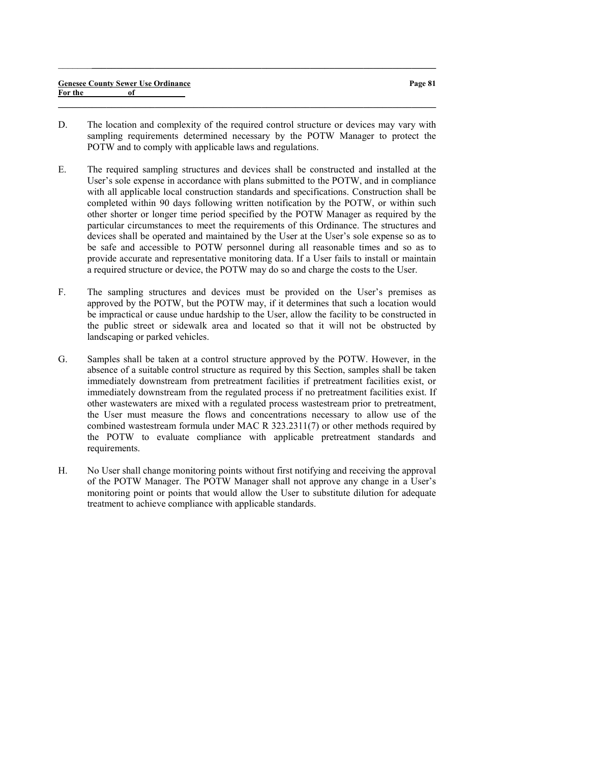D. The location and complexity of the required control structure or devices may vary with sampling requirements determined necessary by the POTW Manager to protect the POTW and to comply with applicable laws and regulations.

E. The required sampling structures and devices shall be constructed and installed at the User's sole expense in accordance with plans submitted to the POTW, and in compliance with all applicable local construction standards and specifications. Construction shall be completed within 90 days following written notification by the POTW, or within such other shorter or longer time period specified by the POTW Manager as required by the particular circumstances to meet the requirements of this Ordinance. The structures and devices shall be operated and maintained by the User at the User's sole expense so as to be safe and accessible to POTW personnel during all reasonable times and so as to provide accurate and representative monitoring data. If a User fails to install or maintain a required structure or device, the POTW may do so and charge the costs to the User.

F. The sampling structures and devices must be provided on the User's premises as approved by the POTW, but the POTW may, if it determines that such a location would be impractical or cause undue hardship to the User, allow the facility to be constructed in the public street or sidewalk area and located so that it will not be obstructed by landscaping or parked vehicles.

G. Samples shall be taken at a control structure approved by the POTW. However, in the absence of a suitable control structure as required by this Section, samples shall be taken immediately downstream from pretreatment facilities if pretreatment facilities exist, or immediately downstream from the regulated process if no pretreatment facilities exist. If other wastewaters are mixed with a regulated process wastestream prior to pretreatment, the User must measure the flows and concentrations necessary to allow use of the combined wastestream formula under MAC R 323.2311(7) or other methods required by the POTW to evaluate compliance with applicable pretreatment standards and requirements.

H. No User shall change monitoring points without first notifying and receiving the approval of the POTW Manager. The POTW Manager shall not approve any change in a User's monitoring point or points that would allow the User to substitute dilution for adequate treatment to achieve compliance with applicable standards.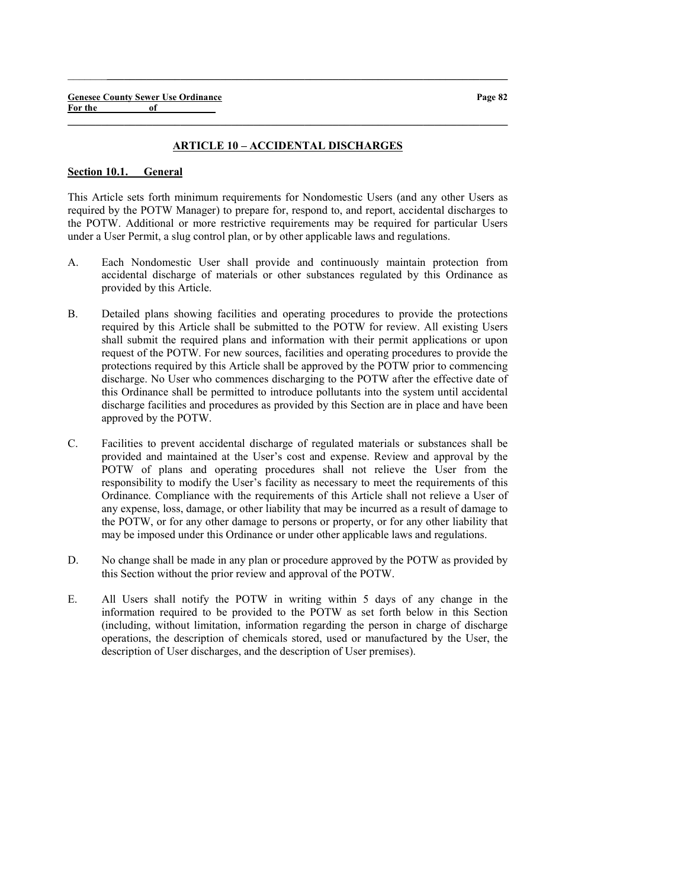## ARTICLE 10 – ACCIDENTAL DISCHARGES

### Section 10.1. General

This Article sets forth minimum requirements for Nondomestic Users (and any other Users as required by the POTW Manager) to prepare for, respond to, and report, accidental discharges to the POTW. Additional or more restrictive requirements may be required for particular Users under a User Permit, a slug control plan, or by other applicable laws and regulations.

A. Each Nondomestic User shall provide and continuously maintain protection from accidental discharge of materials or other substances regulated by this Ordinance as provided by this Article.

B. Detailed plans showing facilities and operating procedures to provide the protections required by this Article shall be submitted to the POTW for review. All existing Users shall submit the required plans and information with their permit applications or upon request of the POTW. For new sources, facilities and operating procedures to provide the protections required by this Article shall be approved by the POTW prior to commencing discharge. No User who commences discharging to the POTW after the effective date of this Ordinance shall be permitted to introduce pollutants into the system until accidental discharge facilities and procedures as provided by this Section are in place and have been approved by the POTW.

C. Facilities to prevent accidental discharge of regulated materials or substances shall be provided and maintained at the User's cost and expense. Review and approval by the POTW of plans and operating procedures shall not relieve the User from the responsibility to modify the User's facility as necessary to meet the requirements of this Ordinance. Compliance with the requirements of this Article shall not relieve a User of any expense, loss, damage, or other liability that may be incurred as a result of damage to the POTW, or for any other damage to persons or property, or for any other liability that may be imposed under this Ordinance or under other applicable laws and regulations.

D. No change shall be made in any plan or procedure approved by the POTW as provided by this Section without the prior review and approval of the POTW.

E. All Users shall notify the POTW in writing within 5 days of any change in the information required to be provided to the POTW as set forth below in this Section (including, without limitation, information regarding the person in charge of discharge operations, the description of chemicals stored, used or manufactured by the User, the description of User discharges, and the description of User premises).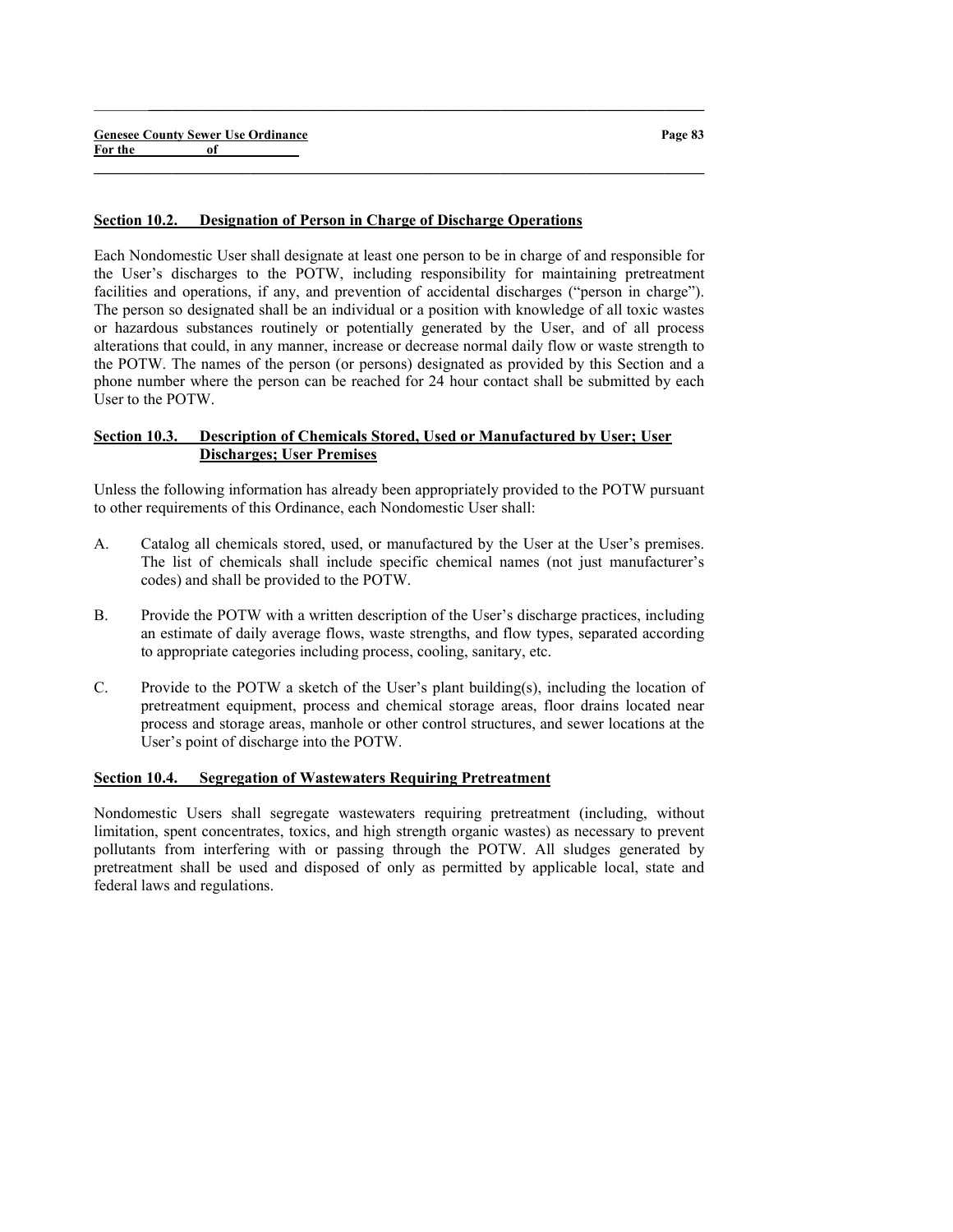## Section 10.2. Designation of Person in Charge of Discharge Operations

Each Nondomestic User shall designate at least one person to be in charge of and responsible for the User's discharges to the POTW, including responsibility for maintaining pretreatment facilities and operations, if any, and prevention of accidental discharges ("person in charge"). The person so designated shall be an individual or a position with knowledge of all toxic wastes or hazardous substances routinely or potentially generated by the User, and of all process alterations that could, in any manner, increase or decrease normal daily flow or waste strength to the POTW. The names of the person (or persons) designated as provided by this Section and a phone number where the person can be reached for 24 hour contact shall be submitted by each User to the POTW.

## Section 10.3. Description of Chemicals Stored, Used or Manufactured by User; User Discharges; User Premises

Unless the following information has already been appropriately provided to the POTW pursuant to other requirements of this Ordinance, each Nondomestic User shall:

A. Catalog all chemicals stored, used, or manufactured by the User at the User's premises. The list of chemicals shall include specific chemical names (not just manufacturer's codes) and shall be provided to the POTW.

B. Provide the POTW with a written description of the User's discharge practices, including an estimate of daily average flows, waste strengths, and flow types, separated according to appropriate categories including process, cooling, sanitary, etc.

C. Provide to the POTW a sketch of the User's plant building(s), including the location of pretreatment equipment, process and chemical storage areas, floor drains located near process and storage areas, manhole or other control structures, and sewer locations at the User's point of discharge into the POTW.

## Section 10.4. Segregation of Wastewaters Requiring Pretreatment

Nondomestic Users shall segregate wastewaters requiring pretreatment (including, without limitation, spent concentrates, toxics, and high strength organic wastes) as necessary to prevent pollutants from interfering with or passing through the POTW. All sludges generated by pretreatment shall be used and disposed of only as permitted by applicable local, state and federal laws and regulations.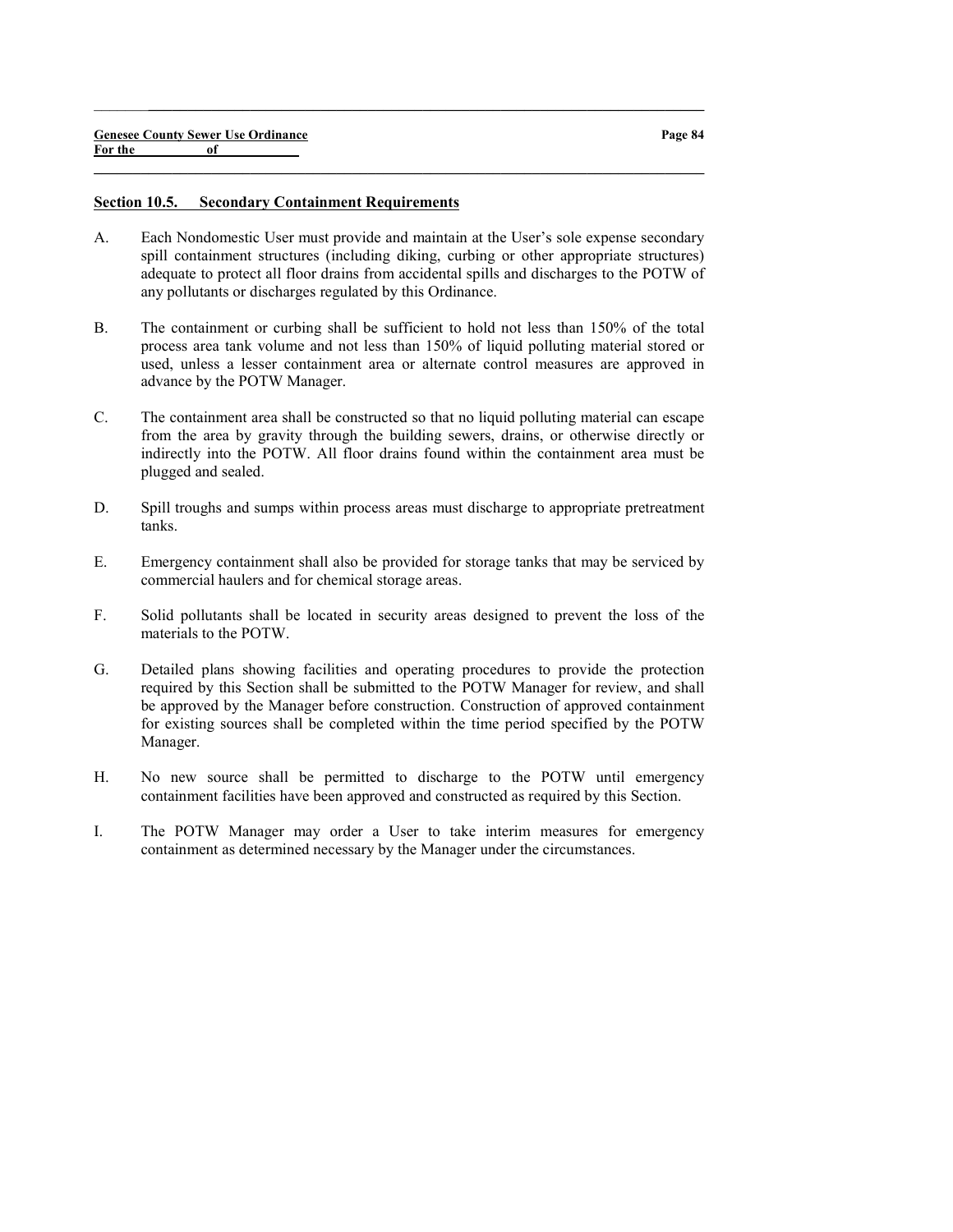## Section 10.5. Secondary Containment Requirements

A. Each Nondomestic User must provide and maintain at the User's sole expense secondary spill containment structures (including diking, curbing or other appropriate structures) adequate to protect all floor drains from accidental spills and discharges to the POTW of any pollutants or discharges regulated by this Ordinance.

B. The containment or curbing shall be sufficient to hold not less than 150% of the total process area tank volume and not less than 150% of liquid polluting material stored or used, unless a lesser containment area or alternate control measures are approved in advance by the POTW Manager.

C. The containment area shall be constructed so that no liquid polluting material can escape from the area by gravity through the building sewers, drains, or otherwise directly or indirectly into the POTW. All floor drains found within the containment area must be plugged and sealed.

D. Spill troughs and sumps within process areas must discharge to appropriate pretreatment tanks.

E. Emergency containment shall also be provided for storage tanks that may be serviced by commercial haulers and for chemical storage areas.

F. Solid pollutants shall be located in security areas designed to prevent the loss of the materials to the POTW.

G. Detailed plans showing facilities and operating procedures to provide the protection required by this Section shall be submitted to the POTW Manager for review, and shall be approved by the Manager before construction. Construction of approved containment for existing sources shall be completed within the time period specified by the POTW Manager.

H. No new source shall be permitted to discharge to the POTW until emergency containment facilities have been approved and constructed as required by this Section.

I. The POTW Manager may order a User to take interim measures for emergency containment as determined necessary by the Manager under the circumstances.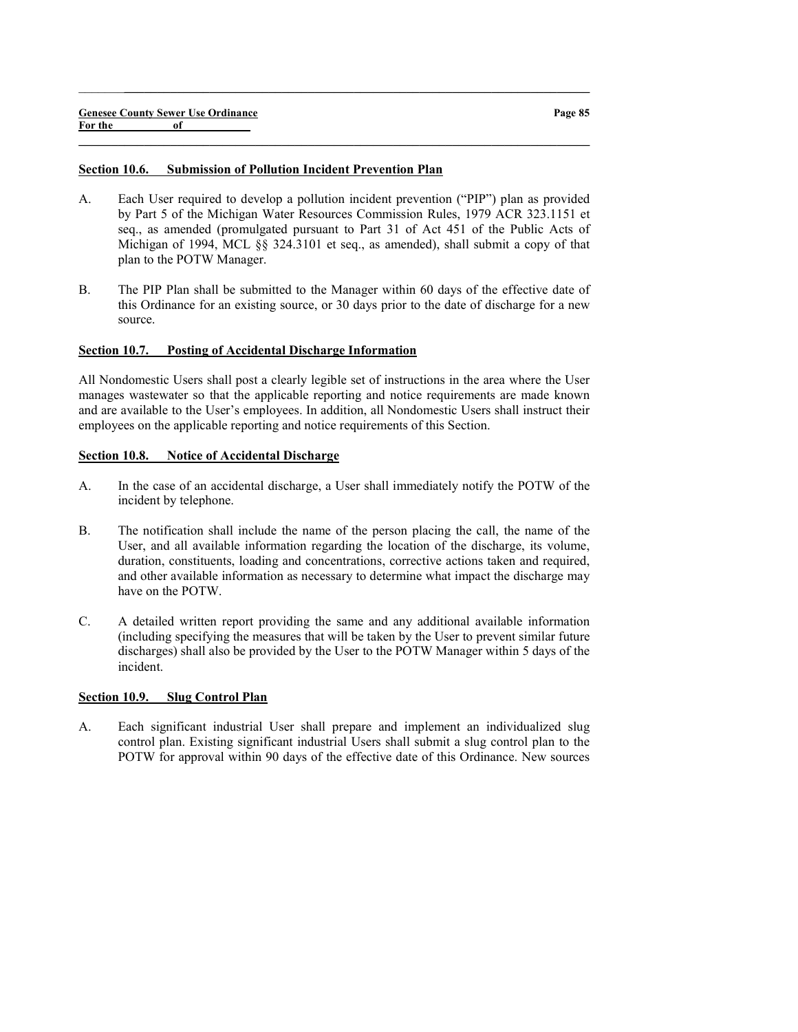## Section 10.6. Submission of Pollution Incident Prevention Plan

A. Each User required to develop a pollution incident prevention ("PIP") plan as provided by Part 5 of the Michigan Water Resources Commission Rules, 1979 ACR 323.1151 et seq., as amended (promulgated pursuant to Part 31 of Act 451 of the Public Acts of Michigan of 1994, MCL §§ 324.3101 et seq., as amended), shall submit a copy of that plan to the POTW Manager.

B. The PIP Plan shall be submitted to the Manager within 60 days of the effective date of this Ordinance for an existing source, or 30 days prior to the date of discharge for a new source.

## Section 10.7. Posting of Accidental Discharge Information

All Nondomestic Users shall post a clearly legible set of instructions in the area where the User manages wastewater so that the applicable reporting and notice requirements are made known and are available to the User's employees. In addition, all Nondomestic Users shall instruct their employees on the applicable reporting and notice requirements of this Section.

## Section 10.8. Notice of Accidental Discharge

A. In the case of an accidental discharge, a User shall immediately notify the POTW of the incident by telephone.

B. The notification shall include the name of the person placing the call, the name of the User, and all available information regarding the location of the discharge, its volume, duration, constituents, loading and concentrations, corrective actions taken and required, and other available information as necessary to determine what impact the discharge may have on the POTW.

C. A detailed written report providing the same and any additional available information (including specifying the measures that will be taken by the User to prevent similar future discharges) shall also be provided by the User to the POTW Manager within 5 days of the incident.

## Section 10.9. Slug Control Plan

A. Each significant industrial User shall prepare and implement an individualized slug control plan. Existing significant industrial Users shall submit a slug control plan to the POTW for approval within 90 days of the effective date of this Ordinance. New sources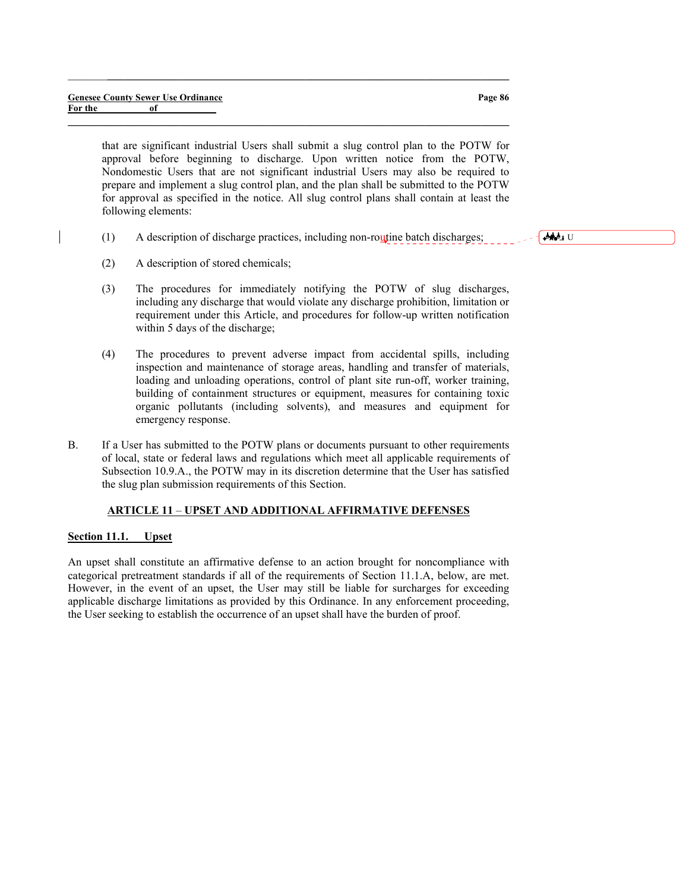that are significant industrial Users shall submit a slug control plan to the POTW for approval before beginning to discharge. Upon written notice from the POTW, Nondomestic Users that are not significant industrial Users may also be required to prepare and implement a slug control plan, and the plan shall be submitted to the POTW for approval as specified in the notice. All slug control plans shall contain at least the following elements:

(1) A description of discharge practices, including non-routine batch discharges;

(2) A description of stored chemicals;

(3) The procedures for immediately notifying the POTW of slug discharges, including any discharge that would violate any discharge prohibition, limitation or requirement under this Article, and procedures for follow-up written notification within 5 days of the discharge;

(4) The procedures to prevent adverse impact from accidental spills, including inspection and maintenance of storage areas, handling and transfer of materials, loading and unloading operations, control of plant site run-off, worker training, building of containment structures or equipment, measures for containing toxic organic pollutants (including solvents), and measures and equipment for emergency response.

B. If a User has submitted to the POTW plans or documents pursuant to other requirements of local, state or federal laws and regulations which meet all applicable requirements of Subsection 10.9.A., the POTW may in its discretion determine that the User has satisfied the slug plan submission requirements of this Section.

## ARTICLE 11 – UPSET AND ADDITIONAL AFFIRMATIVE DEFENSES

### Section 11.1. Upset

An upset shall constitute an affirmative defense to an action brought for noncompliance with categorical pretreatment standards if all of the requirements of Section 11.1.A, below, are met. However, in the event of an upset, the User may still be liable for surcharges for exceeding applicable discharge limitations as provided by this Ordinance. In any enforcement proceeding, the User seeking to establish the occurrence of an upset shall have the burden of proof.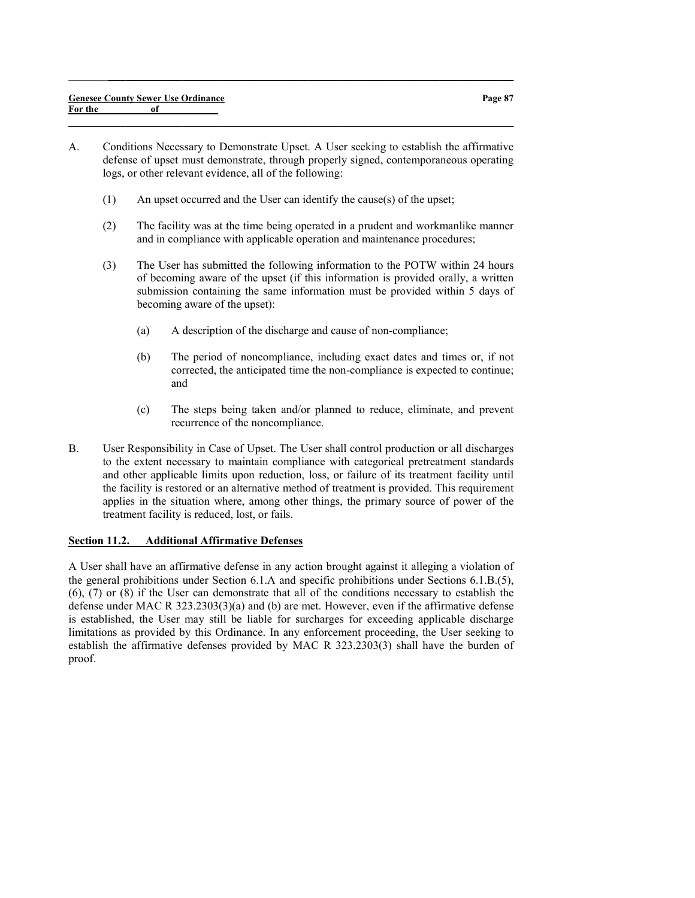A. Conditions Necessary to Demonstrate Upset. A User seeking to establish the affirmative defense of upset must demonstrate, through properly signed, contemporaneous operating logs, or other relevant evidence, all of the following:

   (1) An upset occurred and the User can identify the cause(s) of the upset;

   (2) The facility was at the time being operated in a prudent and workmanlike manner and in compliance with applicable operation and maintenance procedures;

   (3) The User has submitted the following information to the POTW within 24 hours of becoming aware of the upset (if this information is provided orally, a written submission containing the same information must be provided within 5 days of becoming aware of the upset):

      (a) A description of the discharge and cause of non-compliance;

      (b) The period of noncompliance, including exact dates and times or, if not corrected, the anticipated time the non-compliance is expected to continue; and

      (c) The steps being taken and/or planned to reduce, eliminate, and prevent recurrence of the noncompliance.

B. User Responsibility in Case of Upset. The User shall control production or all discharges to the extent necessary to maintain compliance with categorical pretreatment standards and other applicable limits upon reduction, loss, or failure of its treatment facility until the facility is restored or an alternative method of treatment is provided. This requirement applies in the situation where, among other things, the primary source of power of the treatment facility is reduced, lost, or fails.

### Section 11.2. Additional Affirmative Defenses

A User shall have an affirmative defense in any action brought against it alleging a violation of the general prohibitions under Section 6.1.A and specific prohibitions under Sections 6.1.B.(5), (6), (7) or (8) if the User can demonstrate that all of the conditions necessary to establish the defense under MAC R 323.2303(3)(a) and (b) are met. However, even if the affirmative defense is established, the User may still be liable for surcharges for exceeding applicable discharge limitations as provided by this Ordinance. In any enforcement proceeding, the User seeking to establish the affirmative defenses provided by MAC R 323.2303(3) shall have the burden of proof.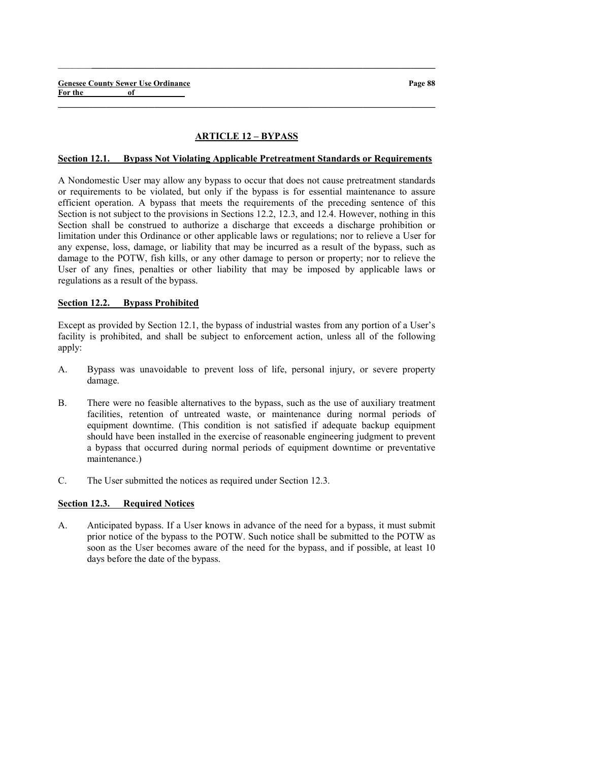## ARTICLE 12 – BYPASS

### Section 12.1. Bypass Not Violating Applicable Pretreatment Standards or Requirements

A Nondomestic User may allow any bypass to occur that does not cause pretreatment standards or requirements to be violated, but only if the bypass is for essential maintenance to assure efficient operation. A bypass that meets the requirements of the preceding sentence of this Section is not subject to the provisions in Sections 12.2, 12.3, and 12.4. However, nothing in this Section shall be construed to authorize a discharge that exceeds a discharge prohibition or limitation under this Ordinance or other applicable laws or regulations; nor to relieve a User for any expense, loss, damage, or liability that may be incurred as a result of the bypass, such as damage to the POTW, fish kills, or any other damage to person or property; nor to relieve the User of any fines, penalties or other liability that may be imposed by applicable laws or regulations as a result of the bypass.

### Section 12.2. Bypass Prohibited

Except as provided by Section 12.1, the bypass of industrial wastes from any portion of a User's facility is prohibited, and shall be subject to enforcement action, unless all of the following apply:

A. Bypass was unavoidable to prevent loss of life, personal injury, or severe property damage.

B. There were no feasible alternatives to the bypass, such as the use of auxiliary treatment facilities, retention of untreated waste, or maintenance during normal periods of equipment downtime. (This condition is not satisfied if adequate backup equipment should have been installed in the exercise of reasonable engineering judgment to prevent a bypass that occurred during normal periods of equipment downtime or preventative maintenance.)

C. The User submitted the notices as required under Section 12.3.

### Section 12.3. Required Notices

A. Anticipated bypass. If a User knows in advance of the need for a bypass, it must submit prior notice of the bypass to the POTW. Such notice shall be submitted to the POTW as soon as the User becomes aware of the need for the bypass, and if possible, at least 10 days before the date of the bypass.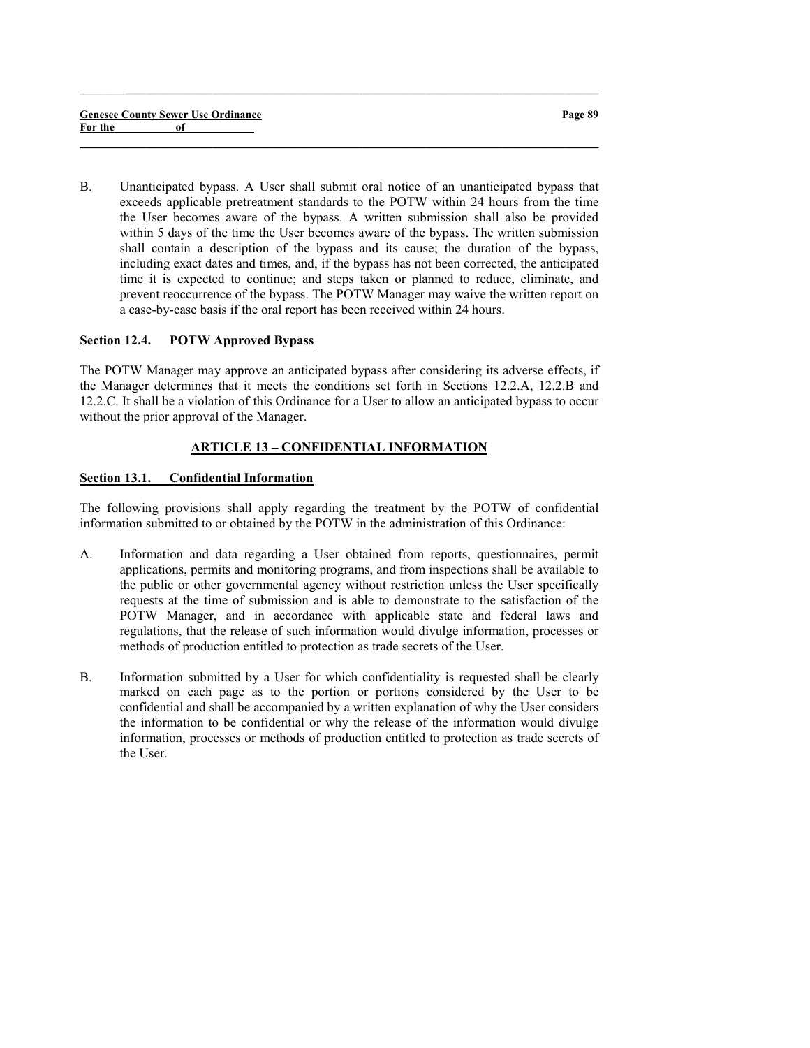B. Unanticipated bypass. A User shall submit oral notice of an unanticipated bypass that exceeds applicable pretreatment standards to the POTW within 24 hours from the time the User becomes aware of the bypass. A written submission shall also be provided within 5 days of the time the User becomes aware of the bypass. The written submission shall contain a description of the bypass and its cause; the duration of the bypass, including exact dates and times, and, if the bypass has not been corrected, the anticipated time it is expected to continue; and steps taken or planned to reduce, eliminate, and prevent reoccurrence of the bypass. The POTW Manager may waive the written report on a case-by-case basis if the oral report has been received within 24 hours.

### Section 12.4. POTW Approved Bypass

The POTW Manager may approve an anticipated bypass after considering its adverse effects, if the Manager determines that it meets the conditions set forth in Sections 12.2.A, 12.2.B and 12.2.C. It shall be a violation of this Ordinance for a User to allow an anticipated bypass to occur without the prior approval of the Manager.

## ARTICLE 13 – CONFIDENTIAL INFORMATION

### Section 13.1. Confidential Information

The following provisions shall apply regarding the treatment by the POTW of confidential information submitted to or obtained by the POTW in the administration of this Ordinance:

A. Information and data regarding a User obtained from reports, questionnaires, permit applications, permits and monitoring programs, and from inspections shall be available to the public or other governmental agency without restriction unless the User specifically requests at the time of submission and is able to demonstrate to the satisfaction of the POTW Manager, and in accordance with applicable state and federal laws and regulations, that the release of such information would divulge information, processes or methods of production entitled to protection as trade secrets of the User.

B. Information submitted by a User for which confidentiality is requested shall be clearly marked on each page as to the portion or portions considered by the User to be confidential and shall be accompanied by a written explanation of why the User considers the information to be confidential or why the release of the information would divulge information, processes or methods of production entitled to protection as trade secrets of the User.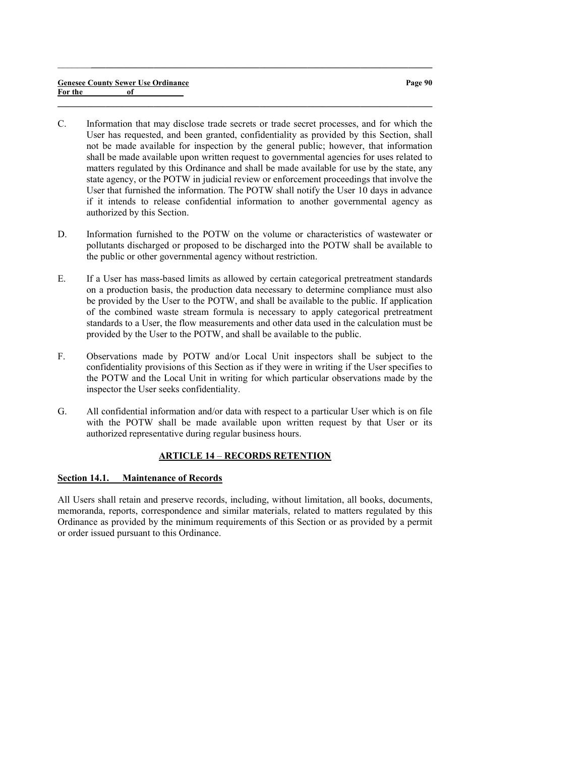C. Information that may disclose trade secrets or trade secret processes, and for which the User has requested, and been granted, confidentiality as provided by this Section, shall not be made available for inspection by the general public; however, that information shall be made available upon written request to governmental agencies for uses related to matters regulated by this Ordinance and shall be made available for use by the state, any state agency, or the POTW in judicial review or enforcement proceedings that involve the User that furnished the information. The POTW shall notify the User 10 days in advance if it intends to release confidential information to another governmental agency as authorized by this Section.

D. Information furnished to the POTW on the volume or characteristics of wastewater or pollutants discharged or proposed to be discharged into the POTW shall be available to the public or other governmental agency without restriction.

E. If a User has mass-based limits as allowed by certain categorical pretreatment standards on a production basis, the production data necessary to determine compliance must also be provided by the User to the POTW, and shall be available to the public. If application of the combined waste stream formula is necessary to apply categorical pretreatment standards to a User, the flow measurements and other data used in the calculation must be provided by the User to the POTW, and shall be available to the public.

F. Observations made by POTW and/or Local Unit inspectors shall be subject to the confidentiality provisions of this Section as if they were in writing if the User specifies to the POTW and the Local Unit in writing for which particular observations made by the inspector the User seeks confidentiality.

G. All confidential information and/or data with respect to a particular User which is on file with the POTW shall be made available upon written request by that User or its authorized representative during regular business hours.

## ARTICLE 14 – RECORDS RETENTION

### Section 14.1. Maintenance of Records

All Users shall retain and preserve records, including, without limitation, all books, documents, memoranda, reports, correspondence and similar materials, related to matters regulated by this Ordinance as provided by the minimum requirements of this Section or as provided by a permit or order issued pursuant to this Ordinance.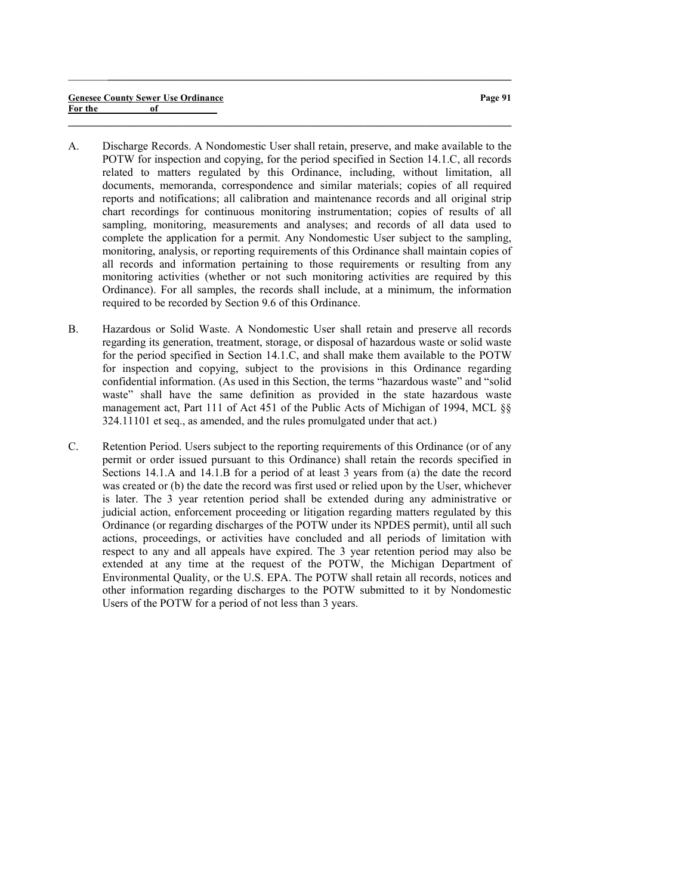A. Discharge Records. A Nondomestic User shall retain, preserve, and make available to the POTW for inspection and copying, for the period specified in Section 14.1.C, all records related to matters regulated by this Ordinance, including, without limitation, all documents, memoranda, correspondence and similar materials; copies of all required reports and notifications; all calibration and maintenance records and all original strip chart recordings for continuous monitoring instrumentation; copies of results of all sampling, monitoring, measurements and analyses; and records of all data used to complete the application for a permit. Any Nondomestic User subject to the sampling, monitoring, analysis, or reporting requirements of this Ordinance shall maintain copies of all records and information pertaining to those requirements or resulting from any monitoring activities (whether or not such monitoring activities are required by this Ordinance). For all samples, the records shall include, at a minimum, the information required to be recorded by Section 9.6 of this Ordinance.

B. Hazardous or Solid Waste. A Nondomestic User shall retain and preserve all records regarding its generation, treatment, storage, or disposal of hazardous waste or solid waste for the period specified in Section 14.1.C, and shall make them available to the POTW for inspection and copying, subject to the provisions in this Ordinance regarding confidential information. (As used in this Section, the terms "hazardous waste" and "solid waste" shall have the same definition as provided in the state hazardous waste management act, Part 111 of Act 451 of the Public Acts of Michigan of 1994, MCL §§ 324.11101 et seq., as amended, and the rules promulgated under that act.)

C. Retention Period. Users subject to the reporting requirements of this Ordinance (or of any permit or order issued pursuant to this Ordinance) shall retain the records specified in Sections 14.1.A and 14.1.B for a period of at least 3 years from (a) the date the record was created or (b) the date the record was first used or relied upon by the User, whichever is later. The 3 year retention period shall be extended during any administrative or judicial action, enforcement proceeding or litigation regarding matters regulated by this Ordinance (or regarding discharges of the POTW under its NPDES permit), until all such actions, proceedings, or activities have concluded and all periods of limitation with respect to any and all appeals have expired. The 3 year retention period may also be extended at any time at the request of the POTW, the Michigan Department of Environmental Quality, or the U.S. EPA. The POTW shall retain all records, notices and other information regarding discharges to the POTW submitted to it by Nondomestic Users of the POTW for a period of not less than 3 years.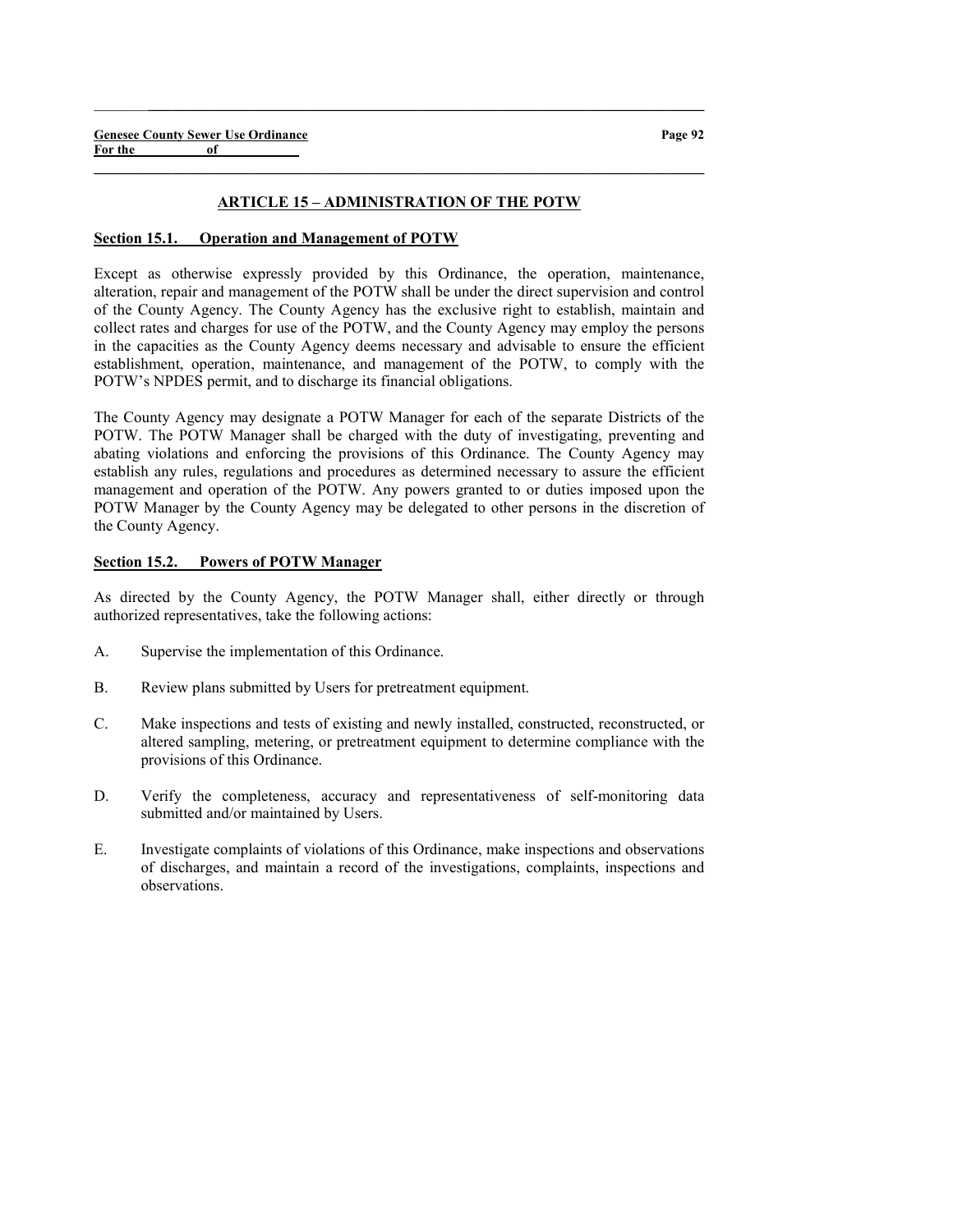## ARTICLE 15 – ADMINISTRATION OF THE POTW

### Section 15.1. Operation and Management of POTW

Except as otherwise expressly provided by this Ordinance, the operation, maintenance, alteration, repair and management of the POTW shall be under the direct supervision and control of the County Agency. The County Agency has the exclusive right to establish, maintain and collect rates and charges for use of the POTW, and the County Agency may employ the persons in the capacities as the County Agency deems necessary and advisable to ensure the efficient establishment, operation, maintenance, and management of the POTW, to comply with the POTW's NPDES permit, and to discharge its financial obligations.

The County Agency may designate a POTW Manager for each of the separate Districts of the POTW. The POTW Manager shall be charged with the duty of investigating, preventing and abating violations and enforcing the provisions of this Ordinance. The County Agency may establish any rules, regulations and procedures as determined necessary to assure the efficient management and operation of the POTW. Any powers granted to or duties imposed upon the POTW Manager by the County Agency may be delegated to other persons in the discretion of the County Agency.

### Section 15.2. Powers of POTW Manager

As directed by the County Agency, the POTW Manager shall, either directly or through authorized representatives, take the following actions:

A. Supervise the implementation of this Ordinance.

B. Review plans submitted by Users for pretreatment equipment.

C. Make inspections and tests of existing and newly installed, constructed, reconstructed, or altered sampling, metering, or pretreatment equipment to determine compliance with the provisions of this Ordinance.

D. Verify the completeness, accuracy and representativeness of self-monitoring data submitted and/or maintained by Users.

E. Investigate complaints of violations of this Ordinance, make inspections and observations of discharges, and maintain a record of the investigations, complaints, inspections and observations.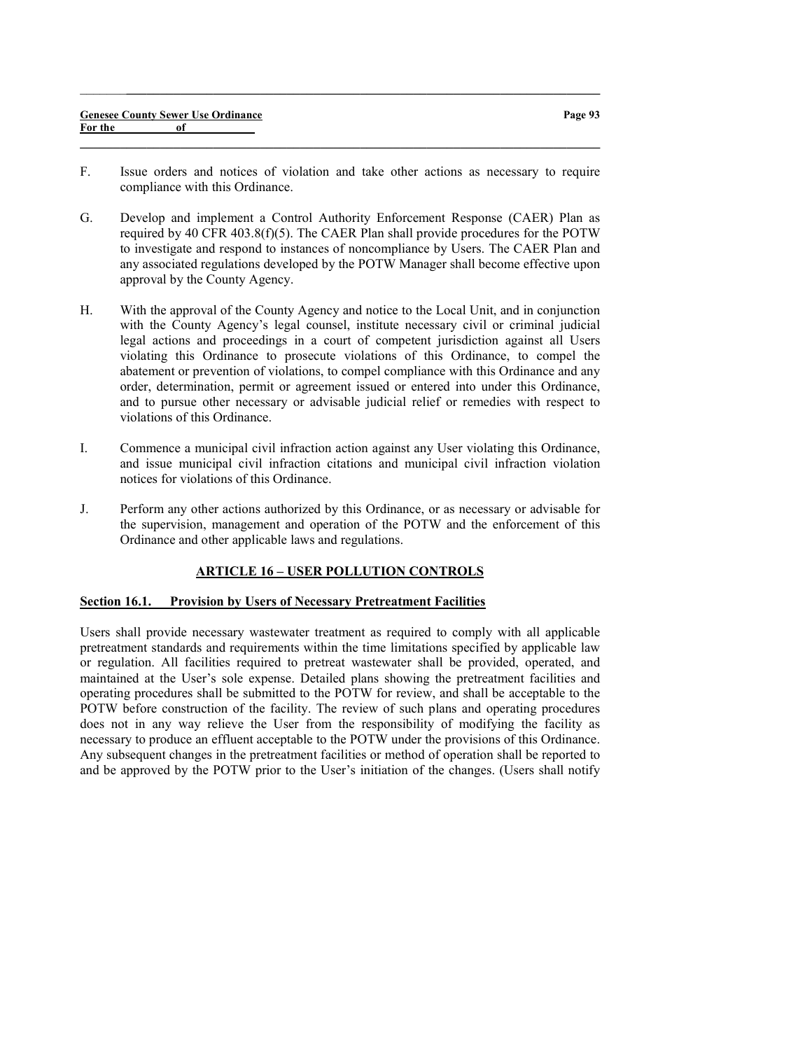F. Issue orders and notices of violation and take other actions as necessary to require compliance with this Ordinance.

G. Develop and implement a Control Authority Enforcement Response (CAER) Plan as required by 40 CFR 403.8(f)(5). The CAER Plan shall provide procedures for the POTW to investigate and respond to instances of noncompliance by Users. The CAER Plan and any associated regulations developed by the POTW Manager shall become effective upon approval by the County Agency.

H. With the approval of the County Agency and notice to the Local Unit, and in conjunction with the County Agency's legal counsel, institute necessary civil or criminal judicial legal actions and proceedings in a court of competent jurisdiction against all Users violating this Ordinance to prosecute violations of this Ordinance, to compel the abatement or prevention of violations, to compel compliance with this Ordinance and any order, determination, permit or agreement issued or entered into under this Ordinance, and to pursue other necessary or advisable judicial relief or remedies with respect to violations of this Ordinance.

I. Commence a municipal civil infraction action against any User violating this Ordinance, and issue municipal civil infraction citations and municipal civil infraction violation notices for violations of this Ordinance.

J. Perform any other actions authorized by this Ordinance, or as necessary or advisable for the supervision, management and operation of the POTW and the enforcement of this Ordinance and other applicable laws and regulations.

## ARTICLE 16 – USER POLLUTION CONTROLS

### Section 16.1. Provision by Users of Necessary Pretreatment Facilities

Users shall provide necessary wastewater treatment as required to comply with all applicable pretreatment standards and requirements within the time limitations specified by applicable law or regulation. All facilities required to pretreat wastewater shall be provided, operated, and maintained at the User's sole expense. Detailed plans showing the pretreatment facilities and operating procedures shall be submitted to the POTW for review, and shall be acceptable to the POTW before construction of the facility. The review of such plans and operating procedures does not in any way relieve the User from the responsibility of modifying the facility as necessary to produce an effluent acceptable to the POTW under the provisions of this Ordinance. Any subsequent changes in the pretreatment facilities or method of operation shall be reported to and be approved by the POTW prior to the User's initiation of the changes. (Users shall notify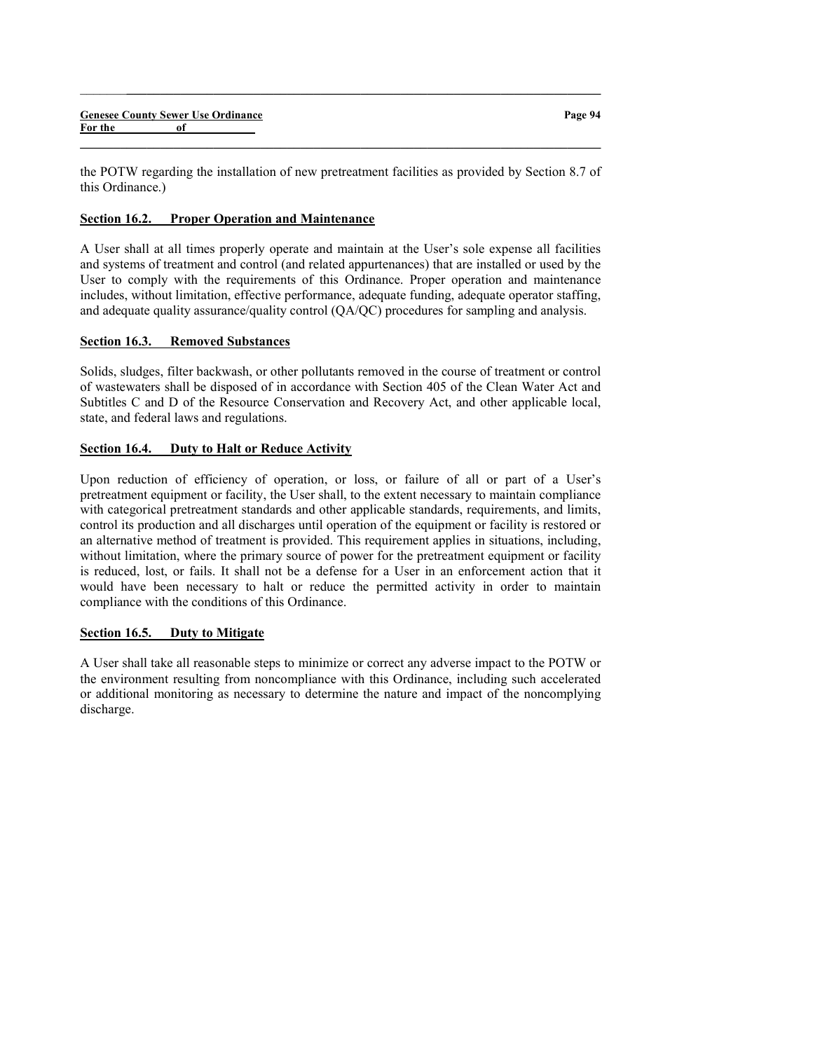the POTW regarding the installation of new pretreatment facilities as provided by Section 8.7 of this Ordinance.)

## Section 16.2. Proper Operation and Maintenance

A User shall at all times properly operate and maintain at the User's sole expense all facilities and systems of treatment and control (and related appurtenances) that are installed or used by the User to comply with the requirements of this Ordinance. Proper operation and maintenance includes, without limitation, effective performance, adequate funding, adequate operator staffing, and adequate quality assurance/quality control (QA/QC) procedures for sampling and analysis.

## Section 16.3. Removed Substances

Solids, sludges, filter backwash, or other pollutants removed in the course of treatment or control of wastewaters shall be disposed of in accordance with Section 405 of the Clean Water Act and Subtitles C and D of the Resource Conservation and Recovery Act, and other applicable local, state, and federal laws and regulations.

## Section 16.4. Duty to Halt or Reduce Activity

Upon reduction of efficiency of operation, or loss, or failure of all or part of a User's pretreatment equipment or facility, the User shall, to the extent necessary to maintain compliance with categorical pretreatment standards and other applicable standards, requirements, and limits, control its production and all discharges until operation of the equipment or facility is restored or an alternative method of treatment is provided. This requirement applies in situations, including, without limitation, where the primary source of power for the pretreatment equipment or facility is reduced, lost, or fails. It shall not be a defense for a User in an enforcement action that it would have been necessary to halt or reduce the permitted activity in order to maintain compliance with the conditions of this Ordinance.

## Section 16.5. Duty to Mitigate

A User shall take all reasonable steps to minimize or correct any adverse impact to the POTW or the environment resulting from noncompliance with this Ordinance, including such accelerated or additional monitoring as necessary to determine the nature and impact of the noncomplying discharge.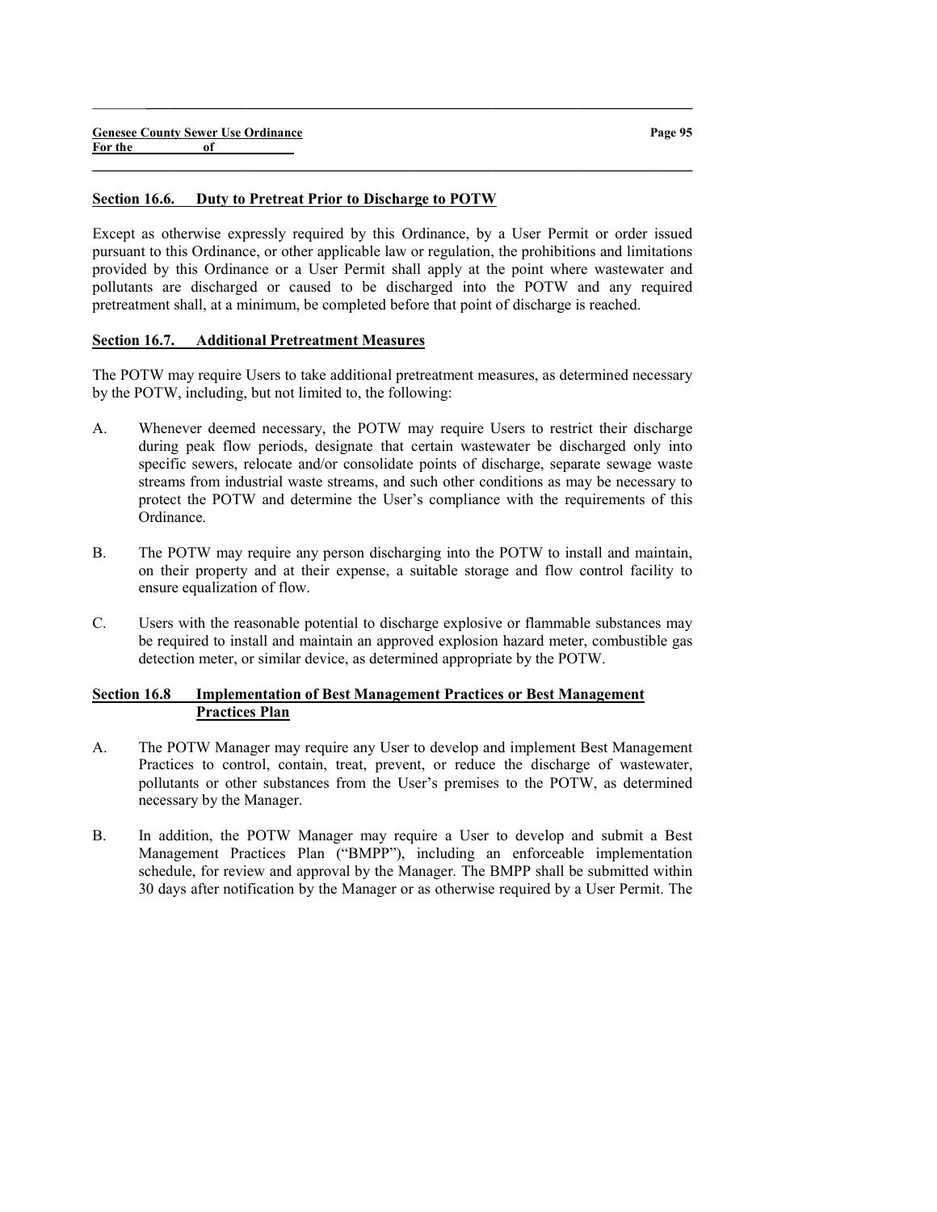## Section 16.6. Duty to Pretreat Prior to Discharge to POTW

Except as otherwise expressly required by this Ordinance, by a User Permit or order issued pursuant to this Ordinance, or other applicable law or regulation, the prohibitions and limitations provided by this Ordinance or a User Permit shall apply at the point where wastewater and pollutants are discharged or caused to be discharged into the POTW and any required pretreatment shall, at a minimum, be completed before that point of discharge is reached.

## Section 16.7. Additional Pretreatment Measures

The POTW may require Users to take additional pretreatment measures, as determined necessary by the POTW, including, but not limited to, the following:

A. Whenever deemed necessary, the POTW may require Users to restrict their discharge during peak flow periods, designate that certain wastewater be discharged only into specific sewers, relocate and/or consolidate points of discharge, separate sewage waste streams from industrial waste streams, and such other conditions as may be necessary to protect the POTW and determine the User's compliance with the requirements of this Ordinance.

B. The POTW may require any person discharging into the POTW to install and maintain, on their property and at their expense, a suitable storage and flow control facility to ensure equalization of flow.

C. Users with the reasonable potential to discharge explosive or flammable substances may be required to install and maintain an approved explosion hazard meter, combustible gas detection meter, or similar device, as determined appropriate by the POTW.

## Section 16.8 Implementation of Best Management Practices or Best Management Practices Plan

A. The POTW Manager may require any User to develop and implement Best Management Practices to control, contain, treat, prevent, or reduce the discharge of wastewater, pollutants or other substances from the User's premises to the POTW, as determined necessary by the Manager.

B. In addition, the POTW Manager may require a User to develop and submit a Best Management Practices Plan ("BMPP"), including an enforceable implementation schedule, for review and approval by the Manager. The BMPP shall be submitted within 30 days after notification by the Manager or as otherwise required by a User Permit. The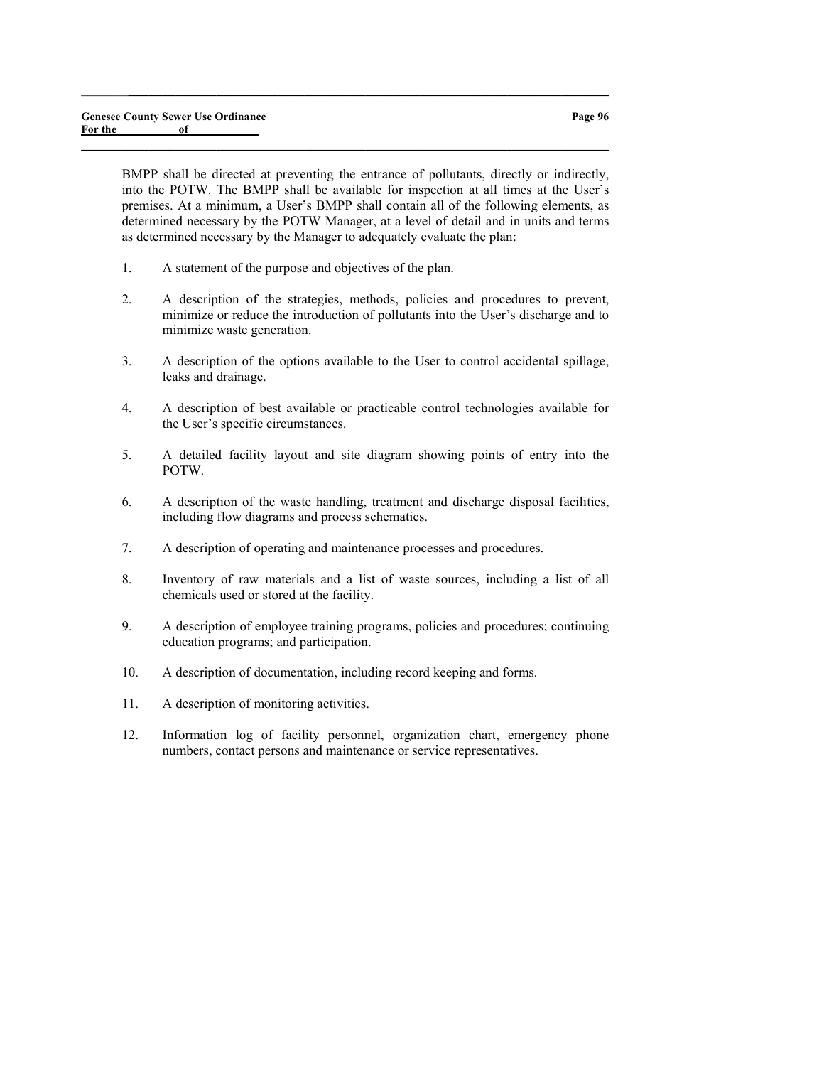BMPP shall be directed at preventing the entrance of pollutants, directly or indirectly, into the POTW. The BMPP shall be available for inspection at all times at the User's premises. At a minimum, a User's BMPP shall contain all of the following elements, as determined necessary by the POTW Manager, at a level of detail and in units and terms as determined necessary by the Manager to adequately evaluate the plan:

1. A statement of the purpose and objectives of the plan.

2. A description of the strategies, methods, policies and procedures to prevent, minimize or reduce the introduction of pollutants into the User's discharge and to minimize waste generation.

3. A description of the options available to the User to control accidental spillage, leaks and drainage.

4. A description of best available or practicable control technologies available for the User's specific circumstances.

5. A detailed facility layout and site diagram showing points of entry into the POTW.

6. A description of the waste handling, treatment and discharge disposal facilities, including flow diagrams and process schematics.

7. A description of operating and maintenance processes and procedures.

8. Inventory of raw materials and a list of waste sources, including a list of all chemicals used or stored at the facility.

9. A description of employee training programs, policies and procedures; continuing education programs; and participation.

10. A description of documentation, including record keeping and forms.

11. A description of monitoring activities.

12. Information log of facility personnel, organization chart, emergency phone numbers, contact persons and maintenance or service representatives.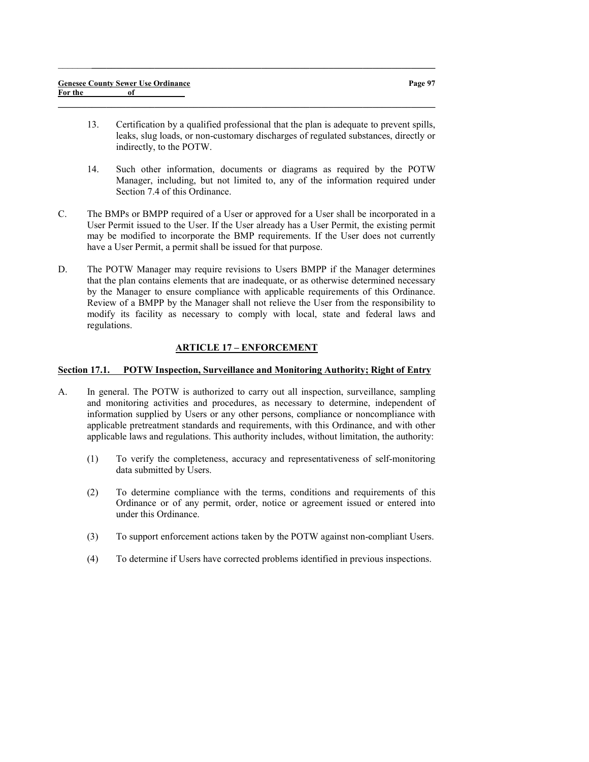13. Certification by a qualified professional that the plan is adequate to prevent spills, leaks, slug loads, or non-customary discharges of regulated substances, directly or indirectly, to the POTW.

14. Such other information, documents or diagrams as required by the POTW Manager, including, but not limited to, any of the information required under Section 7.4 of this Ordinance.

C. The BMPs or BMPP required of a User or approved for a User shall be incorporated in a User Permit issued to the User. If the User already has a User Permit, the existing permit may be modified to incorporate the BMP requirements. If the User does not currently have a User Permit, a permit shall be issued for that purpose.

D. The POTW Manager may require revisions to Users BMPP if the Manager determines that the plan contains elements that are inadequate, or as otherwise determined necessary by the Manager to ensure compliance with applicable requirements of this Ordinance. Review of a BMPP by the Manager shall not relieve the User from the responsibility to modify its facility as necessary to comply with local, state and federal laws and regulations.

## ARTICLE 17 – ENFORCEMENT

### Section 17.1. POTW Inspection, Surveillance and Monitoring Authority; Right of Entry

A. In general. The POTW is authorized to carry out all inspection, surveillance, sampling and monitoring activities and procedures, as necessary to determine, independent of information supplied by Users or any other persons, compliance or noncompliance with applicable pretreatment standards and requirements, with this Ordinance, and with other applicable laws and regulations. This authority includes, without limitation, the authority:

(1) To verify the completeness, accuracy and representativeness of self-monitoring data submitted by Users.

(2) To determine compliance with the terms, conditions and requirements of this Ordinance or of any permit, order, notice or agreement issued or entered into under this Ordinance.

(3) To support enforcement actions taken by the POTW against non-compliant Users.

(4) To determine if Users have corrected problems identified in previous inspections.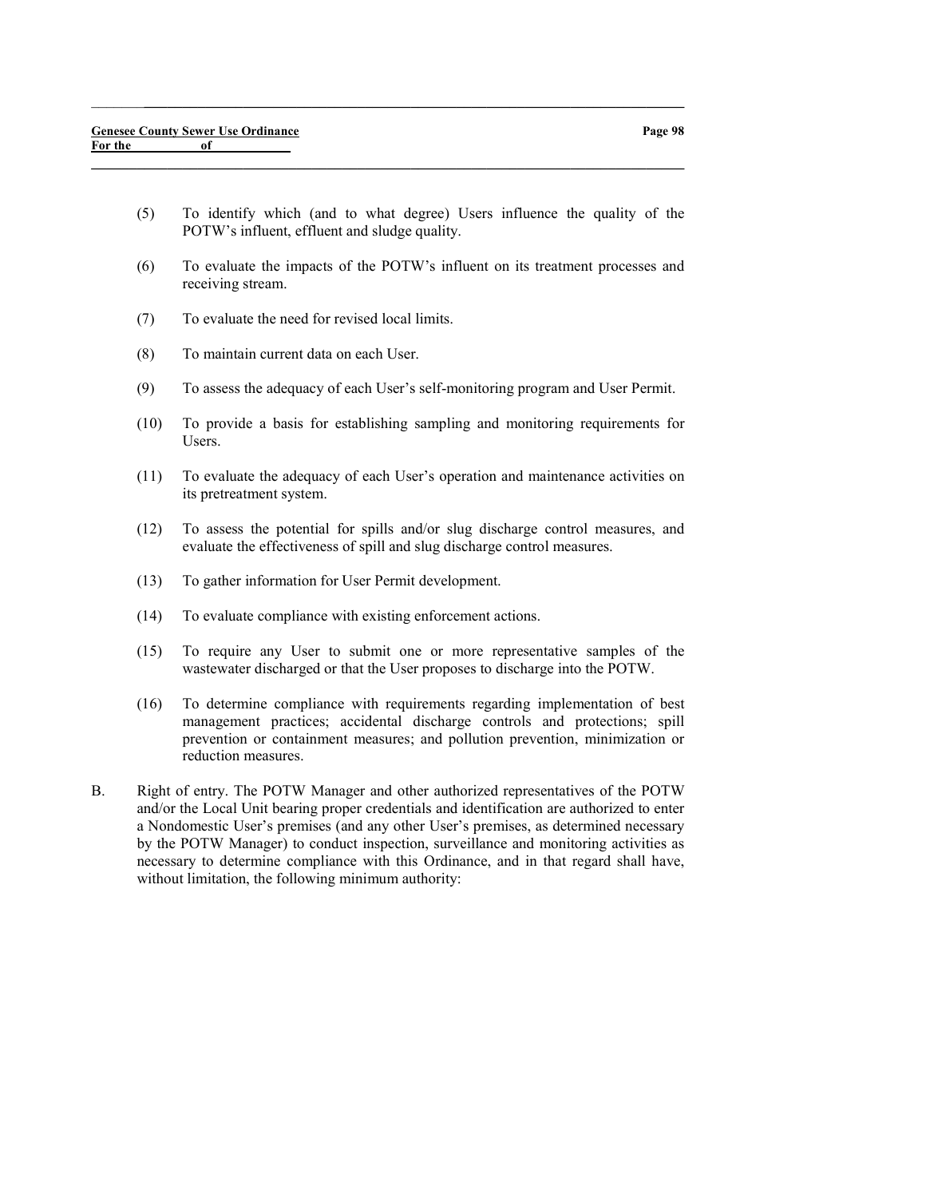(5) To identify which (and to what degree) Users influence the quality of the POTW's influent, effluent and sludge quality.

(6) To evaluate the impacts of the POTW's influent on its treatment processes and receiving stream.

(7) To evaluate the need for revised local limits.

(8) To maintain current data on each User.

(9) To assess the adequacy of each User's self-monitoring program and User Permit.

(10) To provide a basis for establishing sampling and monitoring requirements for Users.

(11) To evaluate the adequacy of each User's operation and maintenance activities on its pretreatment system.

(12) To assess the potential for spills and/or slug discharge control measures, and evaluate the effectiveness of spill and slug discharge control measures.

(13) To gather information for User Permit development.

(14) To evaluate compliance with existing enforcement actions.

(15) To require any User to submit one or more representative samples of the wastewater discharged or that the User proposes to discharge into the POTW.

(16) To determine compliance with requirements regarding implementation of best management practices; accidental discharge controls and protections; spill prevention or containment measures; and pollution prevention, minimization or reduction measures.

B. Right of entry. The POTW Manager and other authorized representatives of the POTW and/or the Local Unit bearing proper credentials and identification are authorized to enter a Nondomestic User's premises (and any other User's premises, as determined necessary by the POTW Manager) to conduct inspection, surveillance and monitoring activities as necessary to determine compliance with this Ordinance, and in that regard shall have, without limitation, the following minimum authority: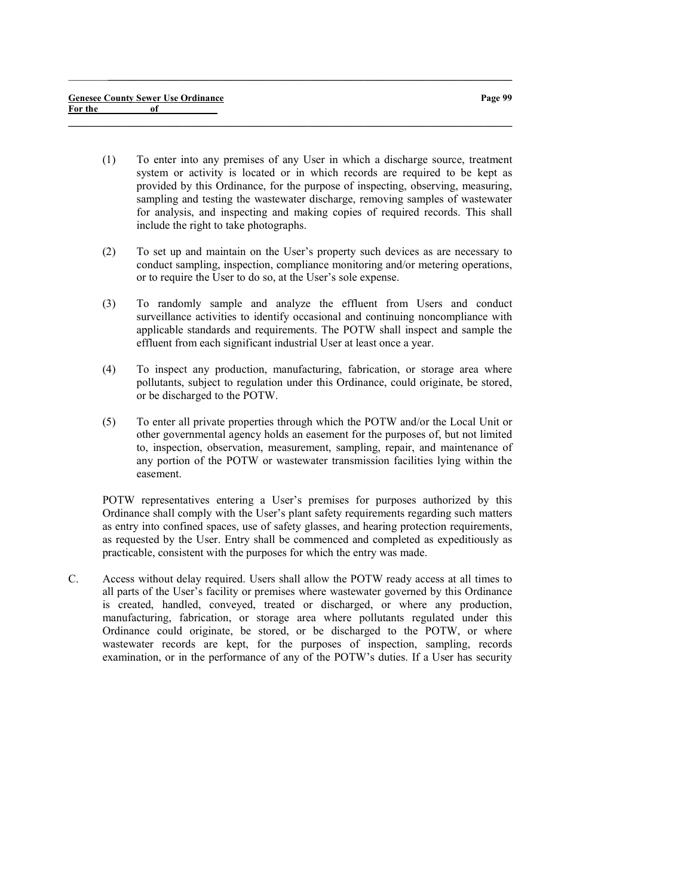(1) To enter into any premises of any User in which a discharge source, treatment system or activity is located or in which records are required to be kept as provided by this Ordinance, for the purpose of inspecting, observing, measuring, sampling and testing the wastewater discharge, removing samples of wastewater for analysis, and inspecting and making copies of required records. This shall include the right to take photographs.

(2) To set up and maintain on the User's property such devices as are necessary to conduct sampling, inspection, compliance monitoring and/or metering operations, or to require the User to do so, at the User's sole expense.

(3) To randomly sample and analyze the effluent from Users and conduct surveillance activities to identify occasional and continuing noncompliance with applicable standards and requirements. The POTW shall inspect and sample the effluent from each significant industrial User at least once a year.

(4) To inspect any production, manufacturing, fabrication, or storage area where pollutants, subject to regulation under this Ordinance, could originate, be stored, or be discharged to the POTW.

(5) To enter all private properties through which the POTW and/or the Local Unit or other governmental agency holds an easement for the purposes of, but not limited to, inspection, observation, measurement, sampling, repair, and maintenance of any portion of the POTW or wastewater transmission facilities lying within the easement.

POTW representatives entering a User's premises for purposes authorized by this Ordinance shall comply with the User's plant safety requirements regarding such matters as entry into confined spaces, use of safety glasses, and hearing protection requirements, as requested by the User. Entry shall be commenced and completed as expeditiously as practicable, consistent with the purposes for which the entry was made.

C. Access without delay required. Users shall allow the POTW ready access at all times to all parts of the User's facility or premises where wastewater governed by this Ordinance is created, handled, conveyed, treated or discharged, or where any production, manufacturing, fabrication, or storage area where pollutants regulated under this Ordinance could originate, be stored, or be discharged to the POTW, or where wastewater records are kept, for the purposes of inspection, sampling, records examination, or in the performance of any of the POTW's duties. If a User has security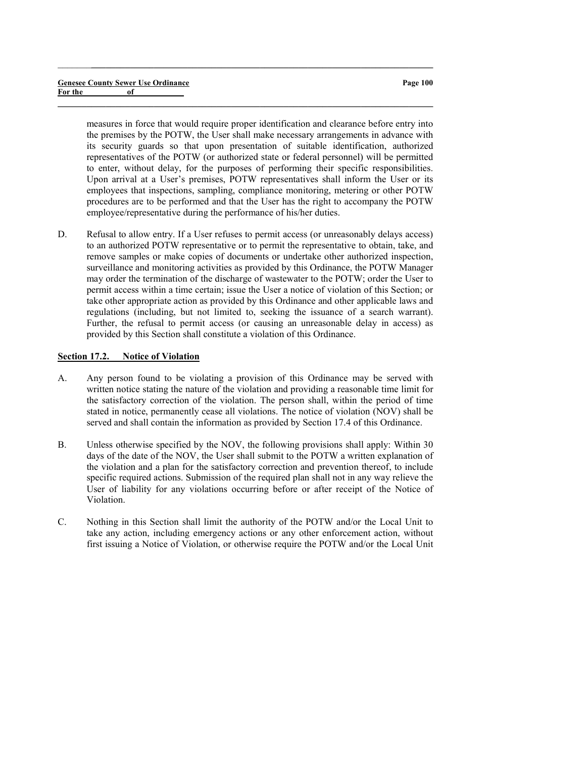measures in force that would require proper identification and clearance before entry into the premises by the POTW, the User shall make necessary arrangements in advance with its security guards so that upon presentation of suitable identification, authorized representatives of the POTW (or authorized state or federal personnel) will be permitted to enter, without delay, for the purposes of performing their specific responsibilities. Upon arrival at a User's premises, POTW representatives shall inform the User or its employees that inspections, sampling, compliance monitoring, metering or other POTW procedures are to be performed and that the User has the right to accompany the POTW employee/representative during the performance of his/her duties.

D. Refusal to allow entry. If a User refuses to permit access (or unreasonably delays access) to an authorized POTW representative or to permit the representative to obtain, take, and remove samples or make copies of documents or undertake other authorized inspection, surveillance and monitoring activities as provided by this Ordinance, the POTW Manager may order the termination of the discharge of wastewater to the POTW; order the User to permit access within a time certain; issue the User a notice of violation of this Section; or take other appropriate action as provided by this Ordinance and other applicable laws and regulations (including, but not limited to, seeking the issuance of a search warrant). Further, the refusal to permit access (or causing an unreasonable delay in access) as provided by this Section shall constitute a violation of this Ordinance.

**Section 17.2. Notice of Violation**

A. Any person found to be violating a provision of this Ordinance may be served with written notice stating the nature of the violation and providing a reasonable time limit for the satisfactory correction of the violation. The person shall, within the period of time stated in notice, permanently cease all violations. The notice of violation (NOV) shall be served and shall contain the information as provided by Section 17.4 of this Ordinance.

B. Unless otherwise specified by the NOV, the following provisions shall apply: Within 30 days of the date of the NOV, the User shall submit to the POTW a written explanation of the violation and a plan for the satisfactory correction and prevention thereof, to include specific required actions. Submission of the required plan shall not in any way relieve the User of liability for any violations occurring before or after receipt of the Notice of Violation.

C. Nothing in this Section shall limit the authority of the POTW and/or the Local Unit to take any action, including emergency actions or any other enforcement action, without first issuing a Notice of Violation, or otherwise require the POTW and/or the Local Unit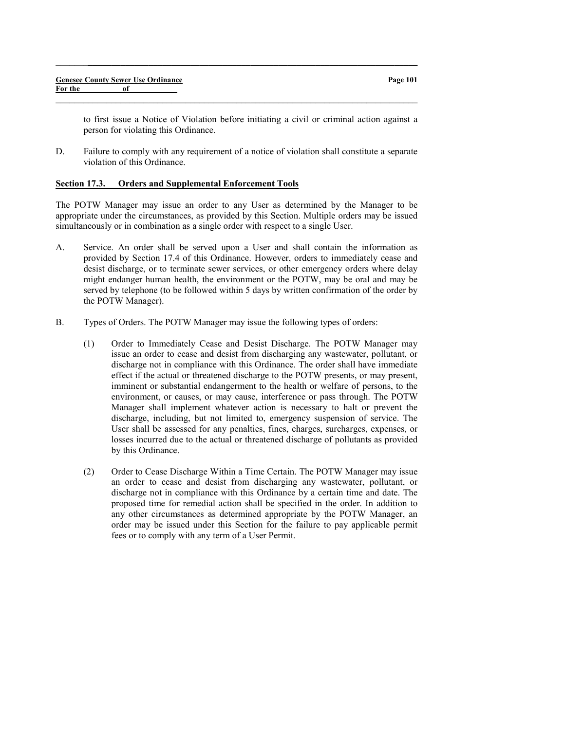to first issue a Notice of Violation before initiating a civil or criminal action against a person for violating this Ordinance.

D. Failure to comply with any requirement of a notice of violation shall constitute a separate violation of this Ordinance.

**Section 17.3. Orders and Supplemental Enforcement Tools**

The POTW Manager may issue an order to any User as determined by the Manager to be appropriate under the circumstances, as provided by this Section. Multiple orders may be issued simultaneously or in combination as a single order with respect to a single User.

A. Service. An order shall be served upon a User and shall contain the information as provided by Section 17.4 of this Ordinance. However, orders to immediately cease and desist discharge, or to terminate sewer services, or other emergency orders where delay might endanger human health, the environment or the POTW, may be oral and may be served by telephone (to be followed within 5 days by written confirmation of the order by the POTW Manager).

B. Types of Orders. The POTW Manager may issue the following types of orders:

   (1) Order to Immediately Cease and Desist Discharge. The POTW Manager may issue an order to cease and desist from discharging any wastewater, pollutant, or discharge not in compliance with this Ordinance. The order shall have immediate effect if the actual or threatened discharge to the POTW presents, or may present, imminent or substantial endangerment to the health or welfare of persons, to the environment, or causes, or may cause, interference or pass through. The POTW Manager shall implement whatever action is necessary to halt or prevent the discharge, including, but not limited to, emergency suspension of service. The User shall be assessed for any penalties, fines, charges, surcharges, expenses, or losses incurred due to the actual or threatened discharge of pollutants as provided by this Ordinance.

   (2) Order to Cease Discharge Within a Time Certain. The POTW Manager may issue an order to cease and desist from discharging any wastewater, pollutant, or discharge not in compliance with this Ordinance by a certain time and date. The proposed time for remedial action shall be specified in the order. In addition to any other circumstances as determined appropriate by the POTW Manager, an order may be issued under this Section for the failure to pay applicable permit fees or to comply with any term of a User Permit.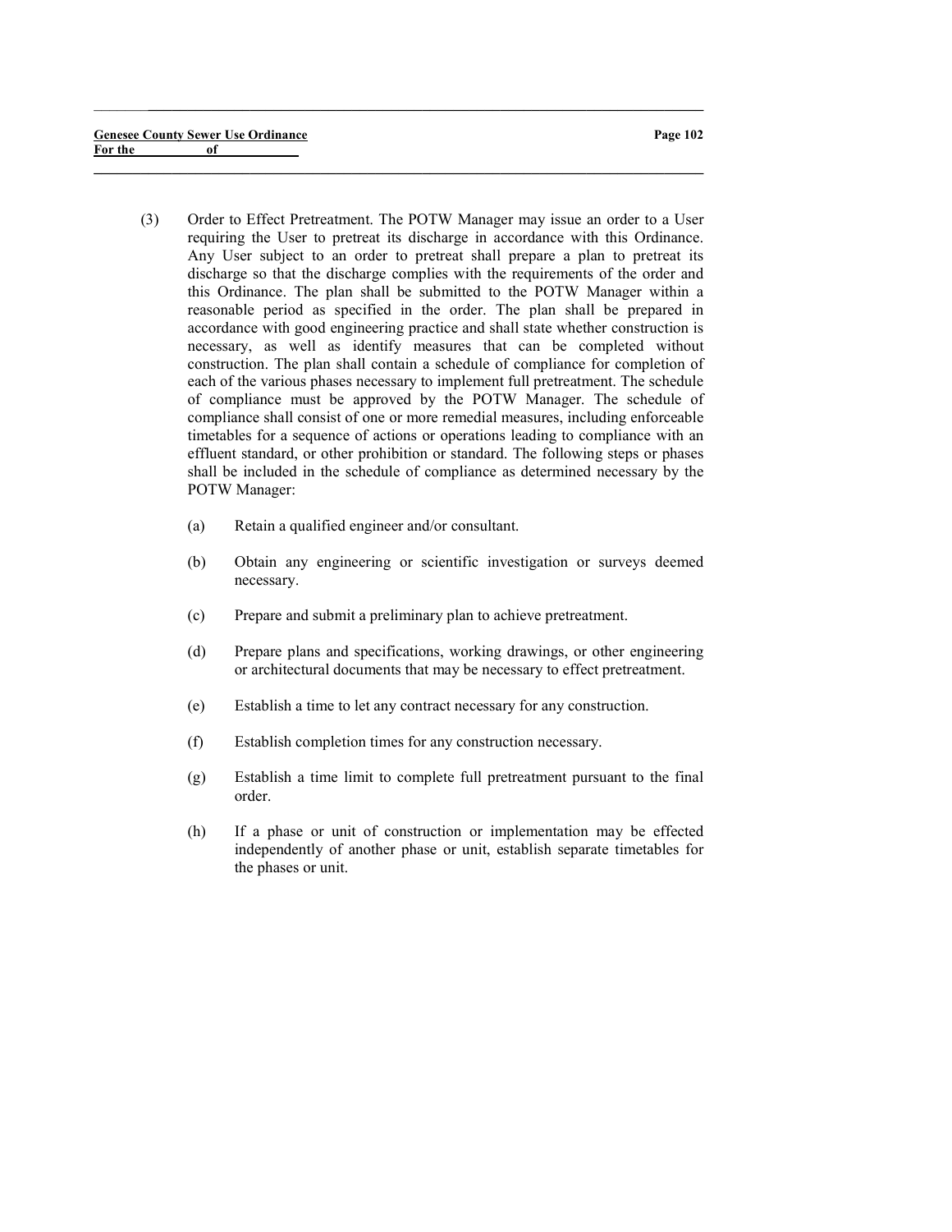(3) Order to Effect Pretreatment. The POTW Manager may issue an order to a User requiring the User to pretreat its discharge in accordance with this Ordinance. Any User subject to an order to pretreat shall prepare a plan to pretreat its discharge so that the discharge complies with the requirements of the order and this Ordinance. The plan shall be submitted to the POTW Manager within a reasonable period as specified in the order. The plan shall be prepared in accordance with good engineering practice and shall state whether construction is necessary, as well as identify measures that can be completed without construction. The plan shall contain a schedule of compliance for completion of each of the various phases necessary to implement full pretreatment. The schedule of compliance must be approved by the POTW Manager. The schedule of compliance shall consist of one or more remedial measures, including enforceable timetables for a sequence of actions or operations leading to compliance with an effluent standard, or other prohibition or standard. The following steps or phases shall be included in the schedule of compliance as determined necessary by the POTW Manager:

   (a) Retain a qualified engineer and/or consultant.

   (b) Obtain any engineering or scientific investigation or surveys deemed necessary.

   (c) Prepare and submit a preliminary plan to achieve pretreatment.

   (d) Prepare plans and specifications, working drawings, or other engineering or architectural documents that may be necessary to effect pretreatment.

   (e) Establish a time to let any contract necessary for any construction.

   (f) Establish completion times for any construction necessary.

   (g) Establish a time limit to complete full pretreatment pursuant to the final order.

   (h) If a phase or unit of construction or implementation may be effected independently of another phase or unit, establish separate timetables for the phases or unit.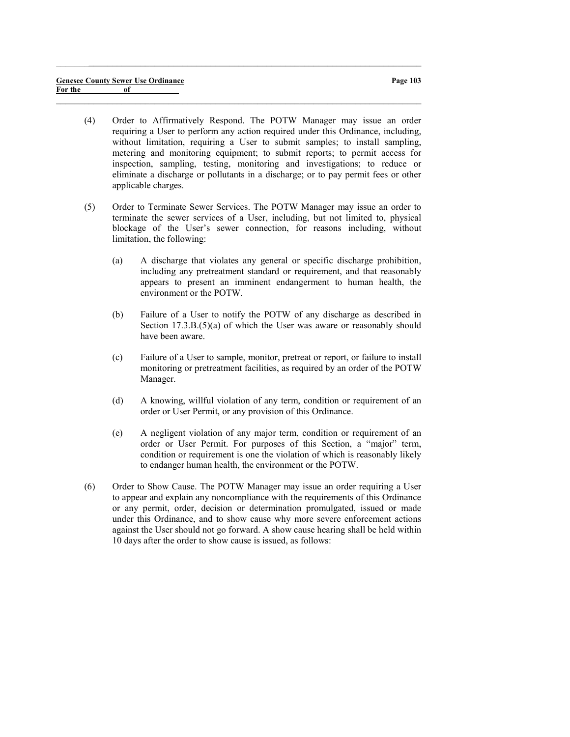(4) Order to Affirmatively Respond. The POTW Manager may issue an order requiring a User to perform any action required under this Ordinance, including, without limitation, requiring a User to submit samples; to install sampling, metering and monitoring equipment; to submit reports; to permit access for inspection, sampling, testing, monitoring and investigations; to reduce or eliminate a discharge or pollutants in a discharge; or to pay permit fees or other applicable charges.

(5) Order to Terminate Sewer Services. The POTW Manager may issue an order to terminate the sewer services of a User, including, but not limited to, physical blockage of the User's sewer connection, for reasons including, without limitation, the following:

  (a) A discharge that violates any general or specific discharge prohibition, including any pretreatment standard or requirement, and that reasonably appears to present an imminent endangerment to human health, the environment or the POTW.

  (b) Failure of a User to notify the POTW of any discharge as described in Section 17.3.B.(5)(a) of which the User was aware or reasonably should have been aware.

  (c) Failure of a User to sample, monitor, pretreat or report, or failure to install monitoring or pretreatment facilities, as required by an order of the POTW Manager.

  (d) A knowing, willful violation of any term, condition or requirement of an order or User Permit, or any provision of this Ordinance.

  (e) A negligent violation of any major term, condition or requirement of an order or User Permit. For purposes of this Section, a "major" term, condition or requirement is one the violation of which is reasonably likely to endanger human health, the environment or the POTW.

(6) Order to Show Cause. The POTW Manager may issue an order requiring a User to appear and explain any noncompliance with the requirements of this Ordinance or any permit, order, decision or determination promulgated, issued or made under this Ordinance, and to show cause why more severe enforcement actions against the User should not go forward. A show cause hearing shall be held within 10 days after the order to show cause is issued, as follows: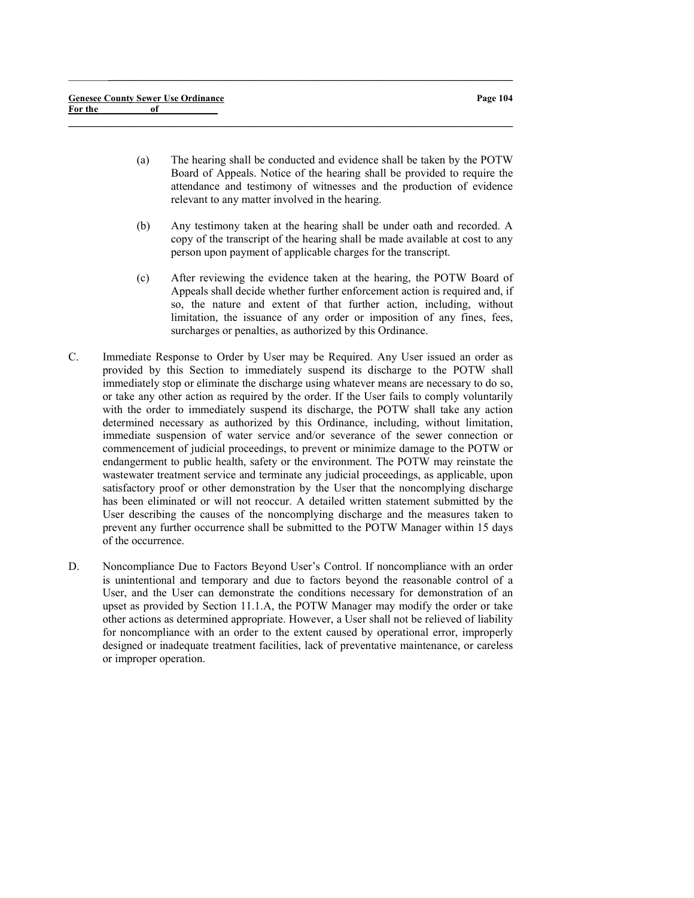(a) The hearing shall be conducted and evidence shall be taken by the POTW Board of Appeals. Notice of the hearing shall be provided to require the attendance and testimony of witnesses and the production of evidence relevant to any matter involved in the hearing.

(b) Any testimony taken at the hearing shall be under oath and recorded. A copy of the transcript of the hearing shall be made available at cost to any person upon payment of applicable charges for the transcript.

(c) After reviewing the evidence taken at the hearing, the POTW Board of Appeals shall decide whether further enforcement action is required and, if so, the nature and extent of that further action, including, without limitation, the issuance of any order or imposition of any fines, fees, surcharges or penalties, as authorized by this Ordinance.

C. Immediate Response to Order by User may be Required. Any User issued an order as provided by this Section to immediately suspend its discharge to the POTW shall immediately stop or eliminate the discharge using whatever means are necessary to do so, or take any other action as required by the order. If the User fails to comply voluntarily with the order to immediately suspend its discharge, the POTW shall take any action determined necessary as authorized by this Ordinance, including, without limitation, immediate suspension of water service and/or severance of the sewer connection or commencement of judicial proceedings, to prevent or minimize damage to the POTW or endangerment to public health, safety or the environment. The POTW may reinstate the wastewater treatment service and terminate any judicial proceedings, as applicable, upon satisfactory proof or other demonstration by the User that the noncomplying discharge has been eliminated or will not reoccur. A detailed written statement submitted by the User describing the causes of the noncomplying discharge and the measures taken to prevent any further occurrence shall be submitted to the POTW Manager within 15 days of the occurrence.

D. Noncompliance Due to Factors Beyond User's Control. If noncompliance with an order is unintentional and temporary and due to factors beyond the reasonable control of a User, and the User can demonstrate the conditions necessary for demonstration of an upset as provided by Section 11.1.A, the POTW Manager may modify the order or take other actions as determined appropriate. However, a User shall not be relieved of liability for noncompliance with an order to the extent caused by operational error, improperly designed or inadequate treatment facilities, lack of preventative maintenance, or careless or improper operation.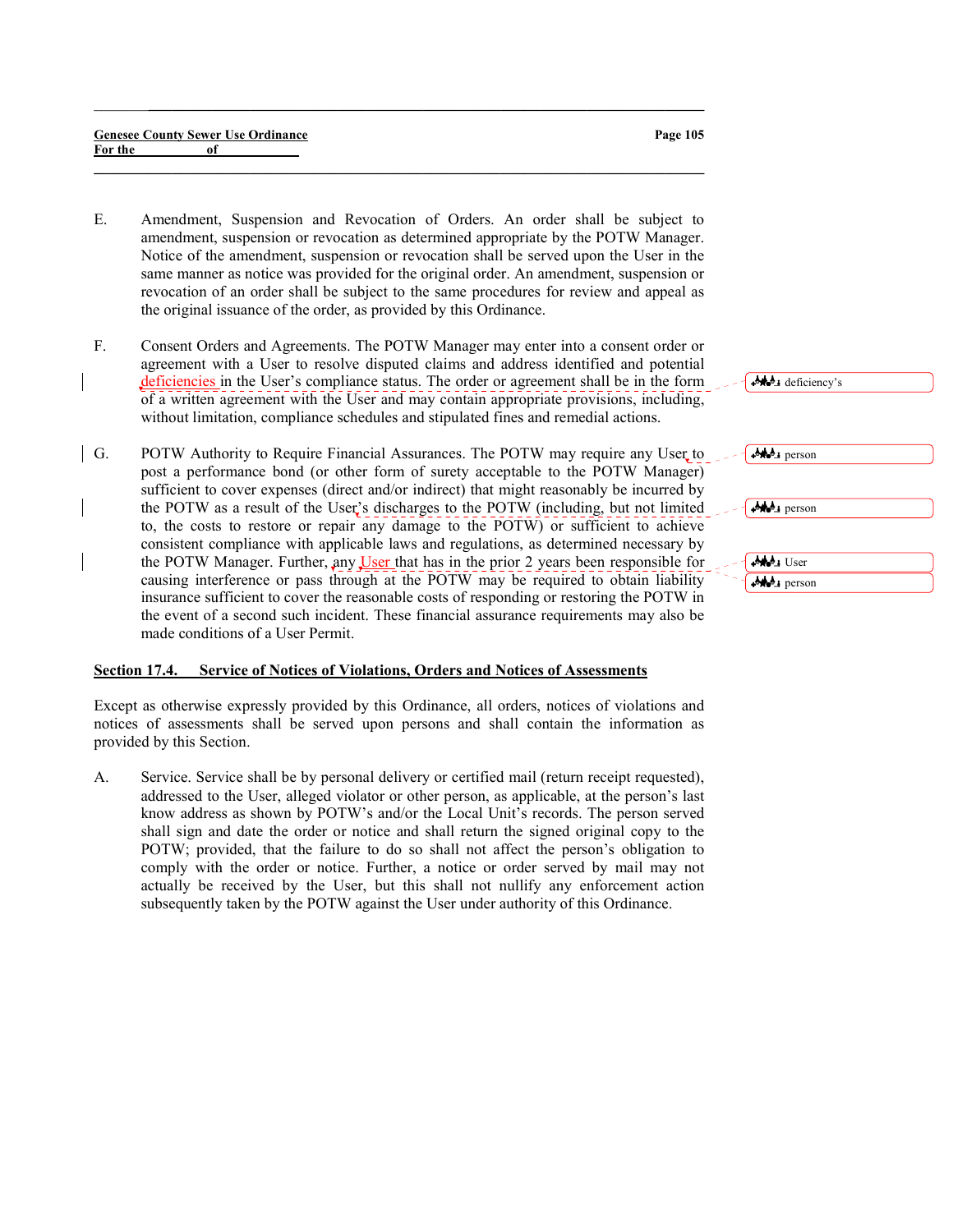E. Amendment, Suspension and Revocation of Orders. An order shall be subject to amendment, suspension or revocation as determined appropriate by the POTW Manager. Notice of the amendment, suspension or revocation shall be served upon the User in the same manner as notice was provided for the original order. An amendment, suspension or revocation of an order shall be subject to the same procedures for review and appeal as the original issuance of the order, as provided by this Ordinance.

F. Consent Orders and Agreements. The POTW Manager may enter into a consent order or agreement with a User to resolve disputed claims and address identified and potential deficiencies in the User's compliance status. The order or agreement shall be in the form of a written agreement with the User and may contain appropriate provisions, including, without limitation, compliance schedules and stipulated fines and remedial actions.

G. POTW Authority to Require Financial Assurances. The POTW may require any User to post a performance bond (or other form of surety acceptable to the POTW Manager) sufficient to cover expenses (direct and/or indirect) that might reasonably be incurred by the POTW as a result of the User's discharges to the POTW (including, but not limited to, the costs to restore or repair any damage to the POTW) or sufficient to achieve consistent compliance with applicable laws and regulations, as determined necessary by the POTW Manager. Further, any User that has in the prior 2 years been responsible for causing interference or pass through at the POTW may be required to obtain liability insurance sufficient to cover the reasonable costs of responding or restoring the POTW in the event of a second such incident. These financial assurance requirements may also be made conditions of a User Permit.

## Section 17.4. Service of Notices of Violations, Orders and Notices of Assessments

Except as otherwise expressly provided by this Ordinance, all orders, notices of violations and notices of assessments shall be served upon persons and shall contain the information as provided by this Section.

A. Service. Service shall be by personal delivery or certified mail (return receipt requested), addressed to the User, alleged violator or other person, as applicable, at the person's last know address as shown by POTW's and/or the Local Unit's records. The person served shall sign and date the order or notice and shall return the signed original copy to the POTW; provided, that the failure to do so shall not affect the person's obligation to comply with the order or notice. Further, a notice or order served by mail may not actually be received by the User, but this shall not nullify any enforcement action subsequently taken by the POTW against the User under authority of this Ordinance.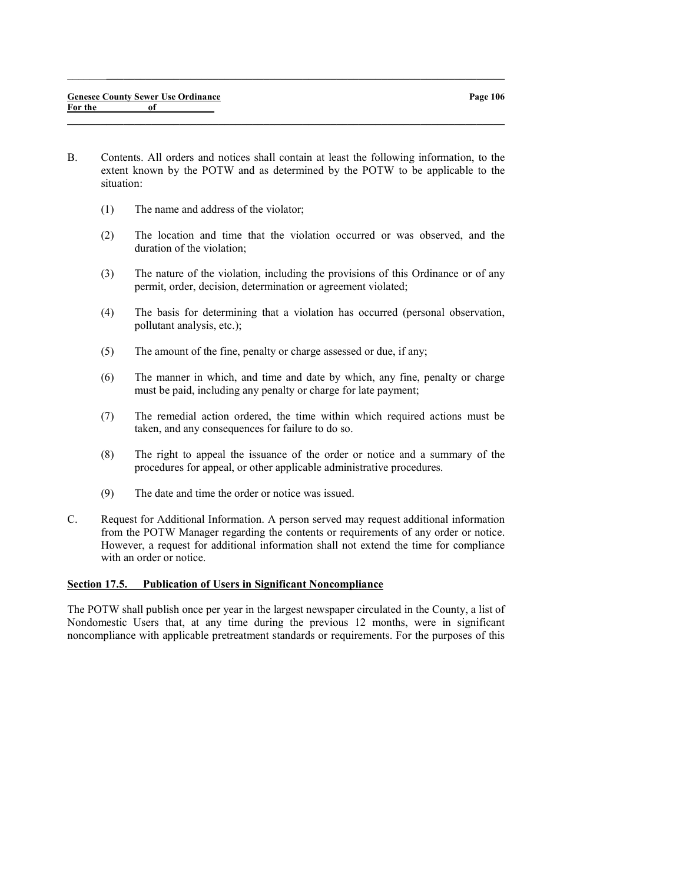B. Contents. All orders and notices shall contain at least the following information, to the extent known by the POTW and as determined by the POTW to be applicable to the situation:

(1) The name and address of the violator;

(2) The location and time that the violation occurred or was observed, and the duration of the violation;

(3) The nature of the violation, including the provisions of this Ordinance or of any permit, order, decision, determination or agreement violated;

(4) The basis for determining that a violation has occurred (personal observation, pollutant analysis, etc.);

(5) The amount of the fine, penalty or charge assessed or due, if any;

(6) The manner in which, and time and date by which, any fine, penalty or charge must be paid, including any penalty or charge for late payment;

(7) The remedial action ordered, the time within which required actions must be taken, and any consequences for failure to do so.

(8) The right to appeal the issuance of the order or notice and a summary of the procedures for appeal, or other applicable administrative procedures.

(9) The date and time the order or notice was issued.

C. Request for Additional Information. A person served may request additional information from the POTW Manager regarding the contents or requirements of any order or notice. However, a request for additional information shall not extend the time for compliance with an order or notice.

## Section 17.5. Publication of Users in Significant Noncompliance

The POTW shall publish once per year in the largest newspaper circulated in the County, a list of Nondomestic Users that, at any time during the previous 12 months, were in significant noncompliance with applicable pretreatment standards or requirements. For the purposes of this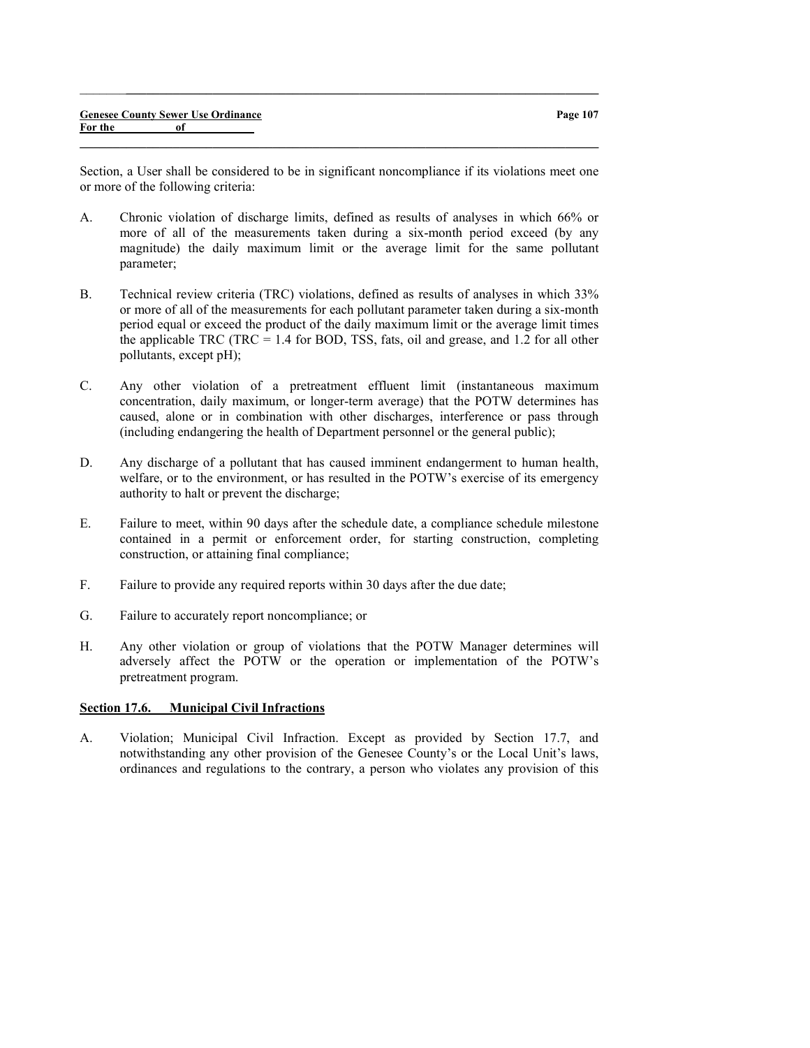Section, a User shall be considered to be in significant noncompliance if its violations meet one or more of the following criteria:

A. Chronic violation of discharge limits, defined as results of analyses in which 66% or more of all of the measurements taken during a six-month period exceed (by any magnitude) the daily maximum limit or the average limit for the same pollutant parameter;

B. Technical review criteria (TRC) violations, defined as results of analyses in which 33% or more of all of the measurements for each pollutant parameter taken during a six-month period equal or exceed the product of the daily maximum limit or the average limit times the applicable TRC (TRC = 1.4 for BOD, TSS, fats, oil and grease, and 1.2 for all other pollutants, except pH);

C. Any other violation of a pretreatment effluent limit (instantaneous maximum concentration, daily maximum, or longer-term average) that the POTW determines has caused, alone or in combination with other discharges, interference or pass through (including endangering the health of Department personnel or the general public);

D. Any discharge of a pollutant that has caused imminent endangerment to human health, welfare, or to the environment, or has resulted in the POTW's exercise of its emergency authority to halt or prevent the discharge;

E. Failure to meet, within 90 days after the schedule date, a compliance schedule milestone contained in a permit or enforcement order, for starting construction, completing construction, or attaining final compliance;

F. Failure to provide any required reports within 30 days after the due date;

G. Failure to accurately report noncompliance; or

H. Any other violation or group of violations that the POTW Manager determines will adversely affect the POTW or the operation or implementation of the POTW's pretreatment program.

## Section 17.6. Municipal Civil Infractions

A. Violation; Municipal Civil Infraction. Except as provided by Section 17.7, and notwithstanding any other provision of the Genesee County's or the Local Unit's laws, ordinances and regulations to the contrary, a person who violates any provision of this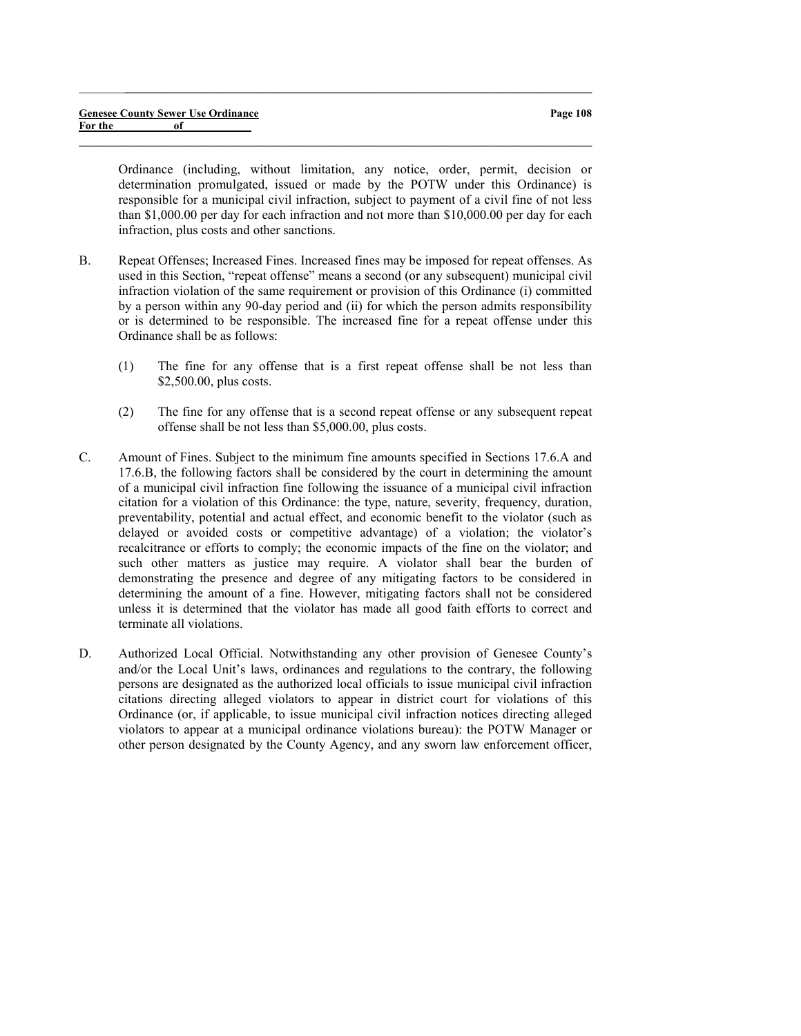Ordinance (including, without limitation, any notice, order, permit, decision or determination promulgated, issued or made by the POTW under this Ordinance) is responsible for a municipal civil infraction, subject to payment of a civil fine of not less than $1,000.00 per day for each infraction and not more than $10,000.00 per day for each infraction, plus costs and other sanctions.

B. Repeat Offenses; Increased Fines. Increased fines may be imposed for repeat offenses. As used in this Section, "repeat offense" means a second (or any subsequent) municipal civil infraction violation of the same requirement or provision of this Ordinance (i) committed by a person within any 90-day period and (ii) for which the person admits responsibility or is determined to be responsible. The increased fine for a repeat offense under this Ordinance shall be as follows:

   (1) The fine for any offense that is a first repeat offense shall be not less than $2,500.00, plus costs.

   (2) The fine for any offense that is a second repeat offense or any subsequent repeat offense shall be not less than $5,000.00, plus costs.

C. Amount of Fines. Subject to the minimum fine amounts specified in Sections 17.6.A and 17.6.B, the following factors shall be considered by the court in determining the amount of a municipal civil infraction fine following the issuance of a municipal civil infraction citation for a violation of this Ordinance: the type, nature, severity, frequency, duration, preventability, potential and actual effect, and economic benefit to the violator (such as delayed or avoided costs or competitive advantage) of a violation; the violator's recalcitrance or efforts to comply; the economic impacts of the fine on the violator; and such other matters as justice may require. A violator shall bear the burden of demonstrating the presence and degree of any mitigating factors to be considered in determining the amount of a fine. However, mitigating factors shall not be considered unless it is determined that the violator has made all good faith efforts to correct and terminate all violations.

D. Authorized Local Official. Notwithstanding any other provision of Genesee County's and/or the Local Unit's laws, ordinances and regulations to the contrary, the following persons are designated as the authorized local officials to issue municipal civil infraction citations directing alleged violators to appear in district court for violations of this Ordinance (or, if applicable, to issue municipal civil infraction notices directing alleged violators to appear at a municipal ordinance violations bureau): the POTW Manager or other person designated by the County Agency, and any sworn law enforcement officer,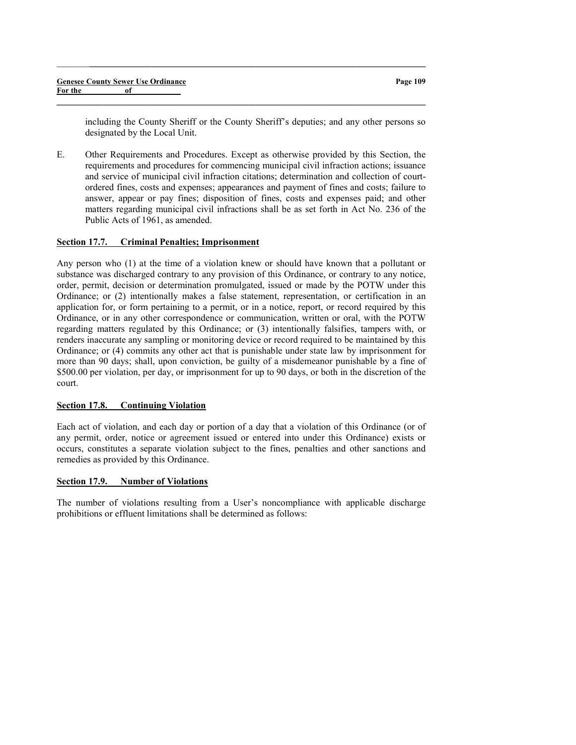including the County Sheriff or the County Sheriff's deputies; and any other persons so designated by the Local Unit.

E. Other Requirements and Procedures. Except as otherwise provided by this Section, the requirements and procedures for commencing municipal civil infraction actions; issuance and service of municipal civil infraction citations; determination and collection of court-ordered fines, costs and expenses; appearances and payment of fines and costs; failure to answer, appear or pay fines; disposition of fines, costs and expenses paid; and other matters regarding municipal civil infractions shall be as set forth in Act No. 236 of the Public Acts of 1961, as amended.

**Section 17.7. Criminal Penalties; Imprisonment**

Any person who (1) at the time of a violation knew or should have known that a pollutant or substance was discharged contrary to any provision of this Ordinance, or contrary to any notice, order, permit, decision or determination promulgated, issued or made by the POTW under this Ordinance; or (2) intentionally makes a false statement, representation, or certification in an application for, or form pertaining to a permit, or in a notice, report, or record required by this Ordinance, or in any other correspondence or communication, written or oral, with the POTW regarding matters regulated by this Ordinance; or (3) intentionally falsifies, tampers with, or renders inaccurate any sampling or monitoring device or record required to be maintained by this Ordinance; or (4) commits any other act that is punishable under state law by imprisonment for more than 90 days; shall, upon conviction, be guilty of a misdemeanor punishable by a fine of $500.00 per violation, per day, or imprisonment for up to 90 days, or both in the discretion of the court.

**Section 17.8. Continuing Violation**

Each act of violation, and each day or portion of a day that a violation of this Ordinance (or of any permit, order, notice or agreement issued or entered into under this Ordinance) exists or occurs, constitutes a separate violation subject to the fines, penalties and other sanctions and remedies as provided by this Ordinance.

**Section 17.9. Number of Violations**

The number of violations resulting from a User's noncompliance with applicable discharge prohibitions or effluent limitations shall be determined as follows: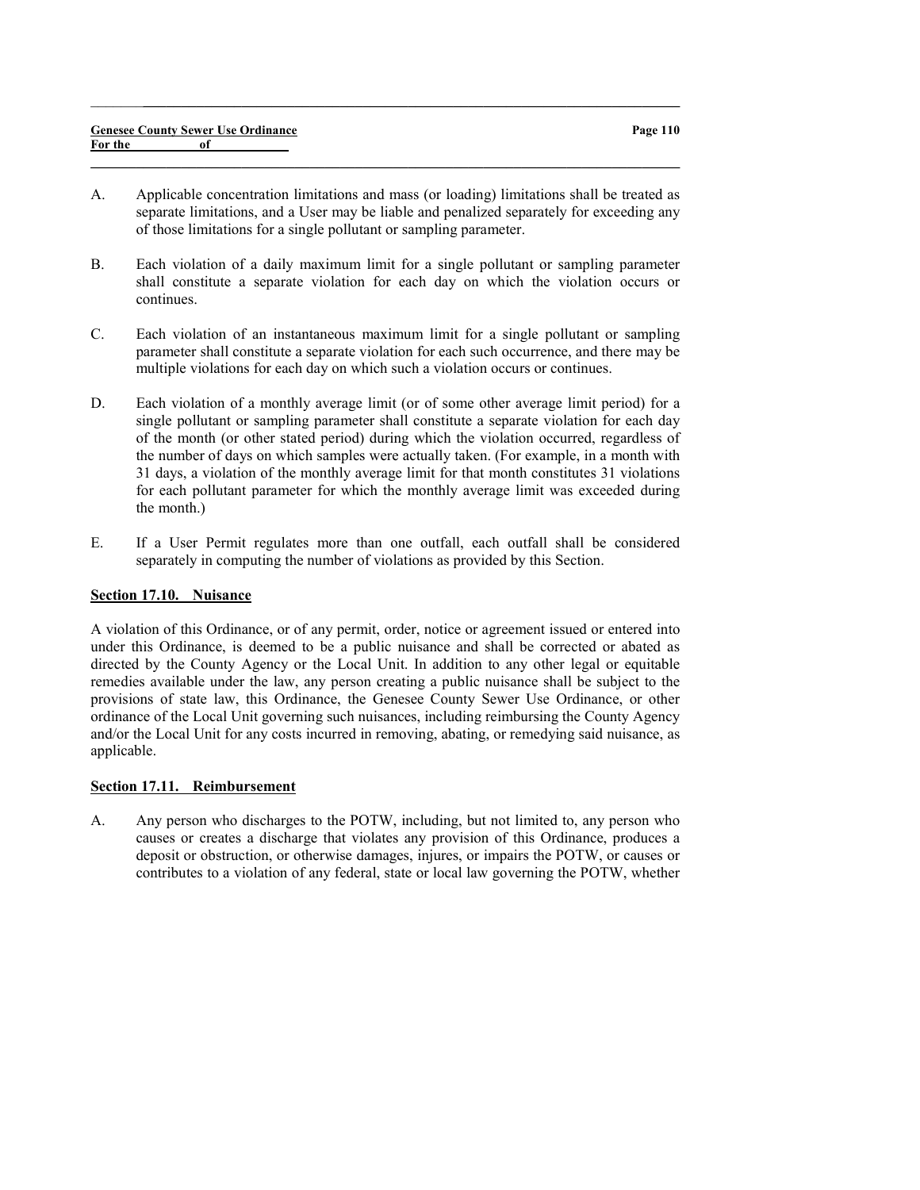A. Applicable concentration limitations and mass (or loading) limitations shall be treated as separate limitations, and a User may be liable and penalized separately for exceeding any of those limitations for a single pollutant or sampling parameter.

B. Each violation of a daily maximum limit for a single pollutant or sampling parameter shall constitute a separate violation for each day on which the violation occurs or continues.

C. Each violation of an instantaneous maximum limit for a single pollutant or sampling parameter shall constitute a separate violation for each such occurrence, and there may be multiple violations for each day on which such a violation occurs or continues.

D. Each violation of a monthly average limit (or of some other average limit period) for a single pollutant or sampling parameter shall constitute a separate violation for each day of the month (or other stated period) during which the violation occurred, regardless of the number of days on which samples were actually taken. (For example, in a month with 31 days, a violation of the monthly average limit for that month constitutes 31 violations for each pollutant parameter for which the monthly average limit was exceeded during the month.)

E. If a User Permit regulates more than one outfall, each outfall shall be considered separately in computing the number of violations as provided by this Section.

**Section 17.10. Nuisance**

A violation of this Ordinance, or of any permit, order, notice or agreement issued or entered into under this Ordinance, is deemed to be a public nuisance and shall be corrected or abated as directed by the County Agency or the Local Unit. In addition to any other legal or equitable remedies available under the law, any person creating a public nuisance shall be subject to the provisions of state law, this Ordinance, the Genesee County Sewer Use Ordinance, or other ordinance of the Local Unit governing such nuisances, including reimbursing the County Agency and/or the Local Unit for any costs incurred in removing, abating, or remedying said nuisance, as applicable.

**Section 17.11. Reimbursement**

A. Any person who discharges to the POTW, including, but not limited to, any person who causes or creates a discharge that violates any provision of this Ordinance, produces a deposit or obstruction, or otherwise damages, injures, or impairs the POTW, or causes or contributes to a violation of any federal, state or local law governing the POTW, whether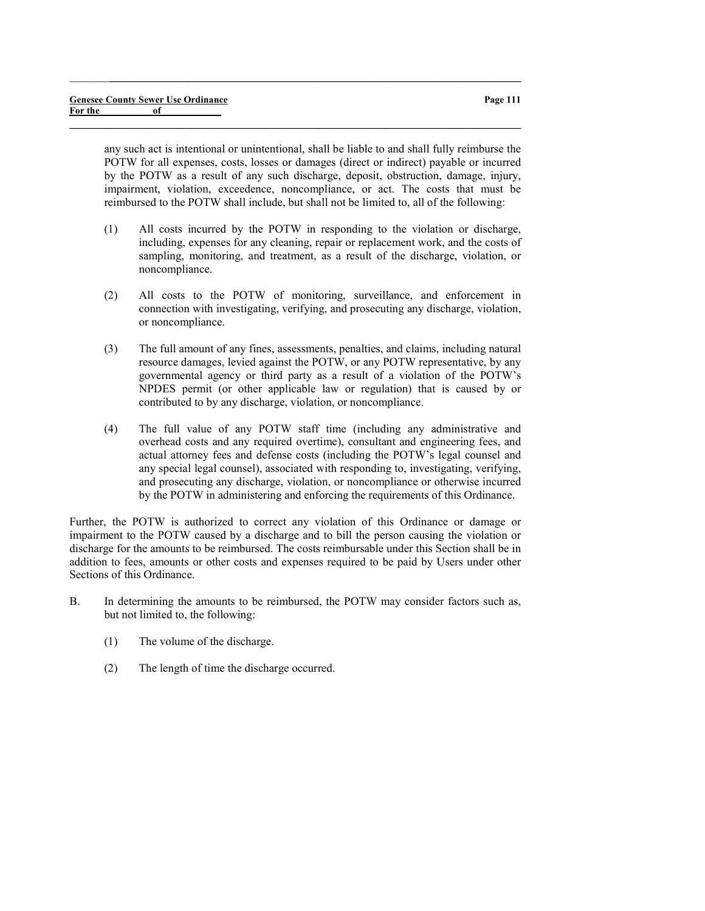any such act is intentional or unintentional, shall be liable to and shall fully reimburse the POTW for all expenses, costs, losses or damages (direct or indirect) payable or incurred by the POTW as a result of any such discharge, deposit, obstruction, damage, injury, impairment, violation, exceedence, noncompliance, or act. The costs that must be reimbursed to the POTW shall include, but shall not be limited to, all of the following:

(1) All costs incurred by the POTW in responding to the violation or discharge, including, expenses for any cleaning, repair or replacement work, and the costs of sampling, monitoring, and treatment, as a result of the discharge, violation, or noncompliance.

(2) All costs to the POTW of monitoring, surveillance, and enforcement in connection with investigating, verifying, and prosecuting any discharge, violation, or noncompliance.

(3) The full amount of any fines, assessments, penalties, and claims, including natural resource damages, levied against the POTW, or any POTW representative, by any governmental agency or third party as a result of a violation of the POTW's NPDES permit (or other applicable law or regulation) that is caused by or contributed to by any discharge, violation, or noncompliance.

(4) The full value of any POTW staff time (including any administrative and overhead costs and any required overtime), consultant and engineering fees, and actual attorney fees and defense costs (including the POTW's legal counsel and any special legal counsel), associated with responding to, investigating, verifying, and prosecuting any discharge, violation, or noncompliance or otherwise incurred by the POTW in administering and enforcing the requirements of this Ordinance.

Further, the POTW is authorized to correct any violation of this Ordinance or damage or impairment to the POTW caused by a discharge and to bill the person causing the violation or discharge for the amounts to be reimbursed. The costs reimbursable under this Section shall be in addition to fees, amounts or other costs and expenses required to be paid by Users under other Sections of this Ordinance.

B. In determining the amounts to be reimbursed, the POTW may consider factors such as, but not limited to, the following:

(1) The volume of the discharge.

(2) The length of time the discharge occurred.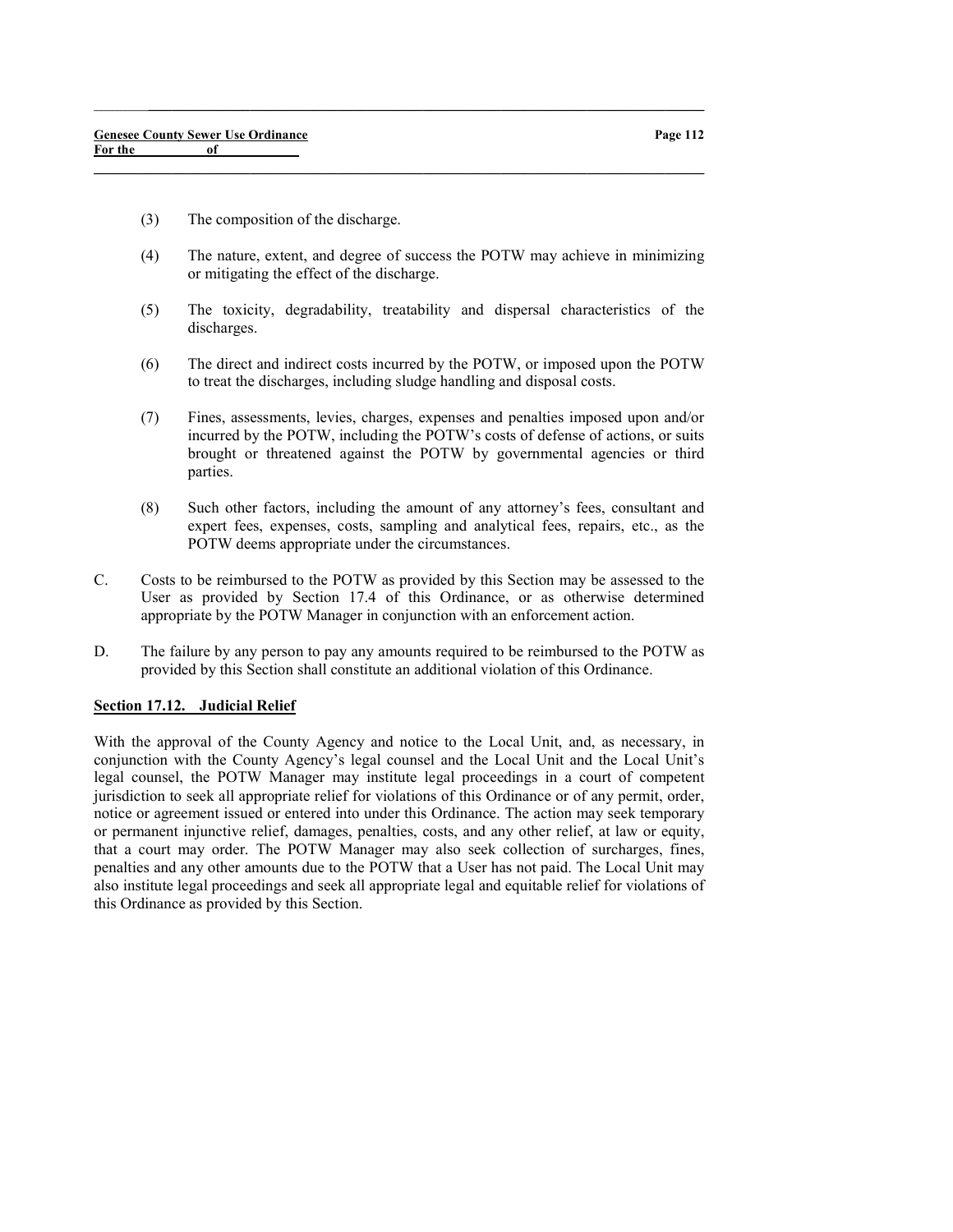(3) The composition of the discharge.

(4) The nature, extent, and degree of success the POTW may achieve in minimizing or mitigating the effect of the discharge.

(5) The toxicity, degradability, treatability and dispersal characteristics of the discharges.

(6) The direct and indirect costs incurred by the POTW, or imposed upon the POTW to treat the discharges, including sludge handling and disposal costs.

(7) Fines, assessments, levies, charges, expenses and penalties imposed upon and/or incurred by the POTW, including the POTW's costs of defense of actions, or suits brought or threatened against the POTW by governmental agencies or third parties.

(8) Such other factors, including the amount of any attorney's fees, consultant and expert fees, expenses, costs, sampling and analytical fees, repairs, etc., as the POTW deems appropriate under the circumstances.

C. Costs to be reimbursed to the POTW as provided by this Section may be assessed to the User as provided by Section 17.4 of this Ordinance, or as otherwise determined appropriate by the POTW Manager in conjunction with an enforcement action.

D. The failure by any person to pay any amounts required to be reimbursed to the POTW as provided by this Section shall constitute an additional violation of this Ordinance.

## Section 17.12. Judicial Relief

With the approval of the County Agency and notice to the Local Unit, and, as necessary, in conjunction with the County Agency's legal counsel and the Local Unit and the Local Unit's legal counsel, the POTW Manager may institute legal proceedings in a court of competent jurisdiction to seek all appropriate relief for violations of this Ordinance or of any permit, order, notice or agreement issued or entered into under this Ordinance. The action may seek temporary or permanent injunctive relief, damages, penalties, costs, and any other relief, at law or equity, that a court may order. The POTW Manager may also seek collection of surcharges, fines, penalties and any other amounts due to the POTW that a User has not paid. The Local Unit may also institute legal proceedings and seek all appropriate legal and equitable relief for violations of this Ordinance as provided by this Section.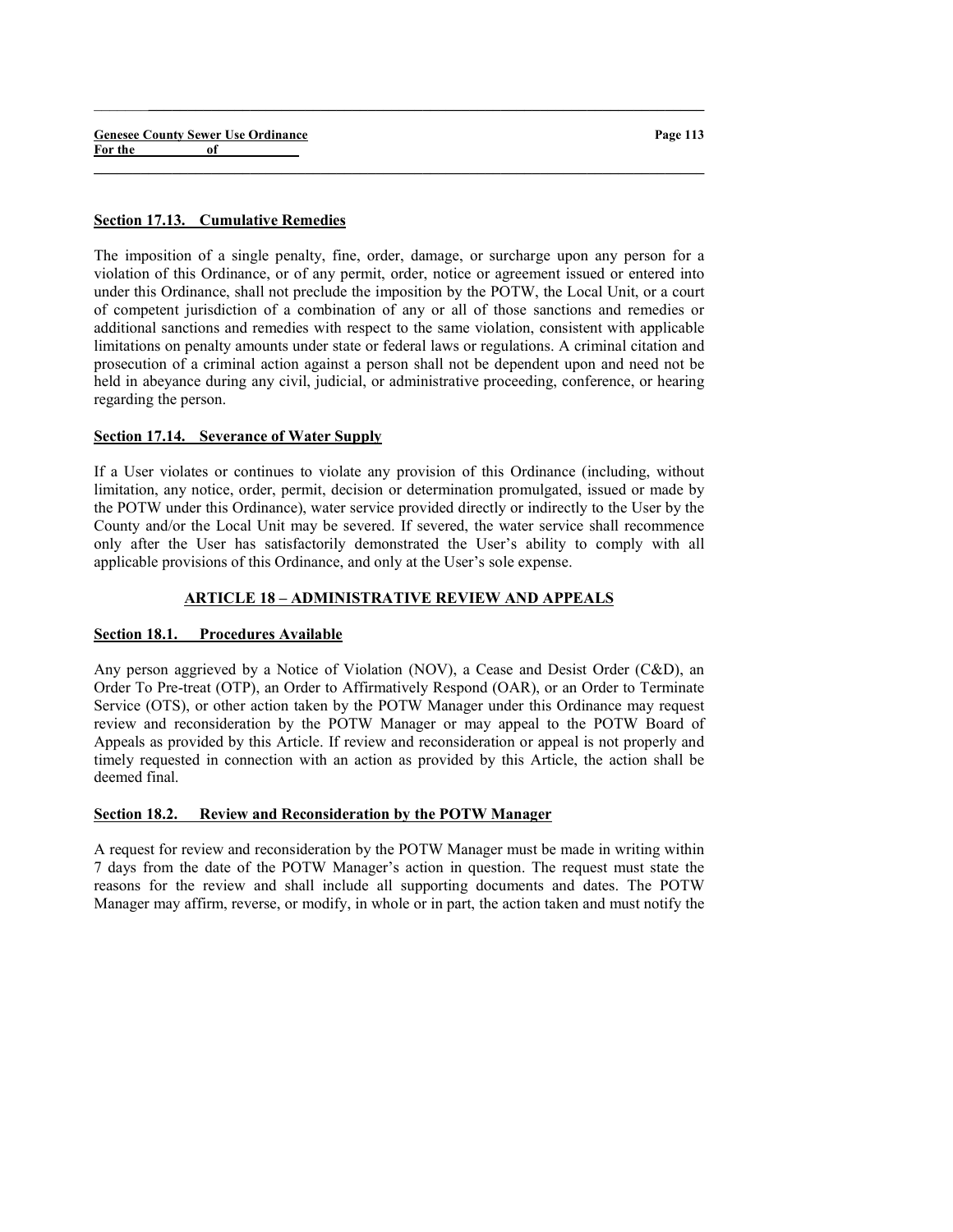## Section 17.13. Cumulative Remedies

The imposition of a single penalty, fine, order, damage, or surcharge upon any person for a violation of this Ordinance, or of any permit, order, notice or agreement issued or entered into under this Ordinance, shall not preclude the imposition by the POTW, the Local Unit, or a court of competent jurisdiction of a combination of any or all of those sanctions and remedies or additional sanctions and remedies with respect to the same violation, consistent with applicable limitations on penalty amounts under state or federal laws or regulations. A criminal citation and prosecution of a criminal action against a person shall not be dependent upon and need not be held in abeyance during any civil, judicial, or administrative proceeding, conference, or hearing regarding the person.

## Section 17.14. Severance of Water Supply

If a User violates or continues to violate any provision of this Ordinance (including, without limitation, any notice, order, permit, decision or determination promulgated, issued or made by the POTW under this Ordinance), water service provided directly or indirectly to the User by the County and/or the Local Unit may be severed. If severed, the water service shall recommence only after the User has satisfactorily demonstrated the User's ability to comply with all applicable provisions of this Ordinance, and only at the User's sole expense.

# ARTICLE 18 – ADMINISTRATIVE REVIEW AND APPEALS

## Section 18.1. Procedures Available

Any person aggrieved by a Notice of Violation (NOV), a Cease and Desist Order (C&D), an Order To Pre-treat (OTP), an Order to Affirmatively Respond (OAR), or an Order to Terminate Service (OTS), or other action taken by the POTW Manager under this Ordinance may request review and reconsideration by the POTW Manager or may appeal to the POTW Board of Appeals as provided by this Article. If review and reconsideration or appeal is not properly and timely requested in connection with an action as provided by this Article, the action shall be deemed final.

## Section 18.2. Review and Reconsideration by the POTW Manager

A request for review and reconsideration by the POTW Manager must be made in writing within 7 days from the date of the POTW Manager's action in question. The request must state the reasons for the review and shall include all supporting documents and dates. The POTW Manager may affirm, reverse, or modify, in whole or in part, the action taken and must notify the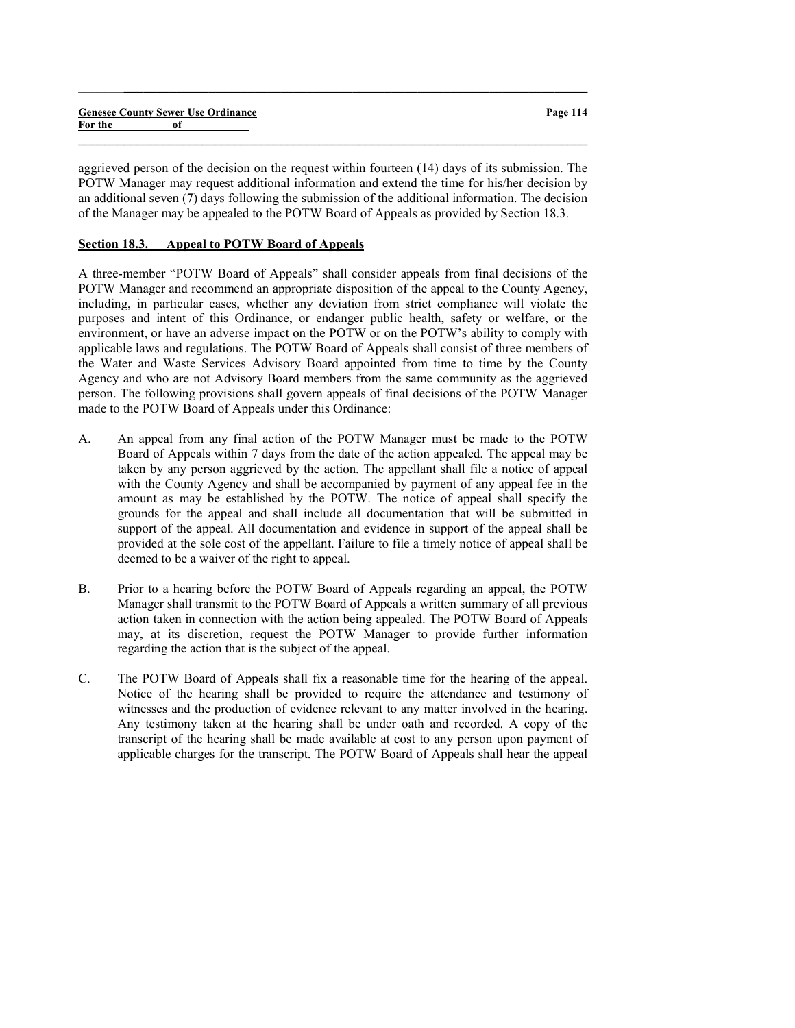aggrieved person of the decision on the request within fourteen (14) days of its submission. The POTW Manager may request additional information and extend the time for his/her decision by an additional seven (7) days following the submission of the additional information. The decision of the Manager may be appealed to the POTW Board of Appeals as provided by Section 18.3.

## Section 18.3. Appeal to POTW Board of Appeals

A three-member "POTW Board of Appeals" shall consider appeals from final decisions of the POTW Manager and recommend an appropriate disposition of the appeal to the County Agency, including, in particular cases, whether any deviation from strict compliance will violate the purposes and intent of this Ordinance, or endanger public health, safety or welfare, or the environment, or have an adverse impact on the POTW or on the POTW's ability to comply with applicable laws and regulations. The POTW Board of Appeals shall consist of three members of the Water and Waste Services Advisory Board appointed from time to time by the County Agency and who are not Advisory Board members from the same community as the aggrieved person. The following provisions shall govern appeals of final decisions of the POTW Manager made to the POTW Board of Appeals under this Ordinance:

A. An appeal from any final action of the POTW Manager must be made to the POTW Board of Appeals within 7 days from the date of the action appealed. The appeal may be taken by any person aggrieved by the action. The appellant shall file a notice of appeal with the County Agency and shall be accompanied by payment of any appeal fee in the amount as may be established by the POTW. The notice of appeal shall specify the grounds for the appeal and shall include all documentation that will be submitted in support of the appeal. All documentation and evidence in support of the appeal shall be provided at the sole cost of the appellant. Failure to file a timely notice of appeal shall be deemed to be a waiver of the right to appeal.

B. Prior to a hearing before the POTW Board of Appeals regarding an appeal, the POTW Manager shall transmit to the POTW Board of Appeals a written summary of all previous action taken in connection with the action being appealed. The POTW Board of Appeals may, at its discretion, request the POTW Manager to provide further information regarding the action that is the subject of the appeal.

C. The POTW Board of Appeals shall fix a reasonable time for the hearing of the appeal. Notice of the hearing shall be provided to require the attendance and testimony of witnesses and the production of evidence relevant to any matter involved in the hearing. Any testimony taken at the hearing shall be under oath and recorded. A copy of the transcript of the hearing shall be made available at cost to any person upon payment of applicable charges for the transcript. The POTW Board of Appeals shall hear the appeal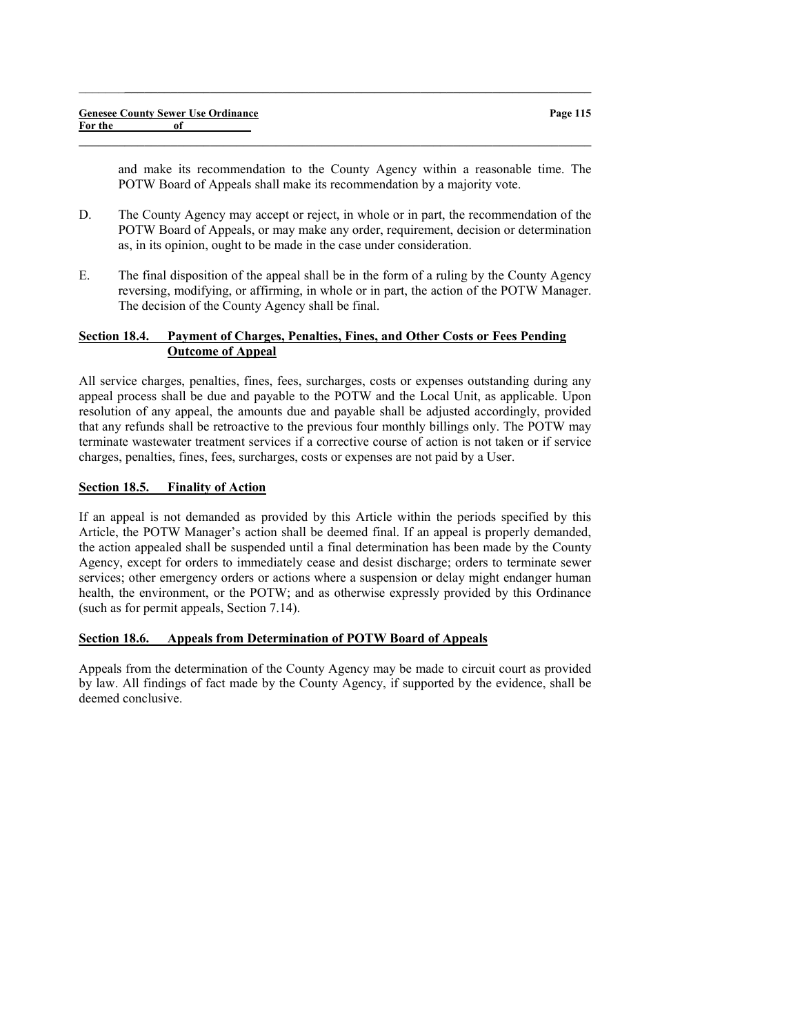and make its recommendation to the County Agency within a reasonable time. The POTW Board of Appeals shall make its recommendation by a majority vote.

D. The County Agency may accept or reject, in whole or in part, the recommendation of the POTW Board of Appeals, or may make any order, requirement, decision or determination as, in its opinion, ought to be made in the case under consideration.

E. The final disposition of the appeal shall be in the form of a ruling by the County Agency reversing, modifying, or affirming, in whole or in part, the action of the POTW Manager. The decision of the County Agency shall be final.

### Section 18.4. Payment of Charges, Penalties, Fines, and Other Costs or Fees Pending Outcome of Appeal

All service charges, penalties, fines, fees, surcharges, costs or expenses outstanding during any appeal process shall be due and payable to the POTW and the Local Unit, as applicable. Upon resolution of any appeal, the amounts due and payable shall be adjusted accordingly, provided that any refunds shall be retroactive to the previous four monthly billings only. The POTW may terminate wastewater treatment services if a corrective course of action is not taken or if service charges, penalties, fines, fees, surcharges, costs or expenses are not paid by a User.

### Section 18.5. Finality of Action

If an appeal is not demanded as provided by this Article within the periods specified by this Article, the POTW Manager's action shall be deemed final. If an appeal is properly demanded, the action appealed shall be suspended until a final determination has been made by the County Agency, except for orders to immediately cease and desist discharge; orders to terminate sewer services; other emergency orders or actions where a suspension or delay might endanger human health, the environment, or the POTW; and as otherwise expressly provided by this Ordinance (such as for permit appeals, Section 7.14).

### Section 18.6. Appeals from Determination of POTW Board of Appeals

Appeals from the determination of the County Agency may be made to circuit court as provided by law. All findings of fact made by the County Agency, if supported by the evidence, shall be deemed conclusive.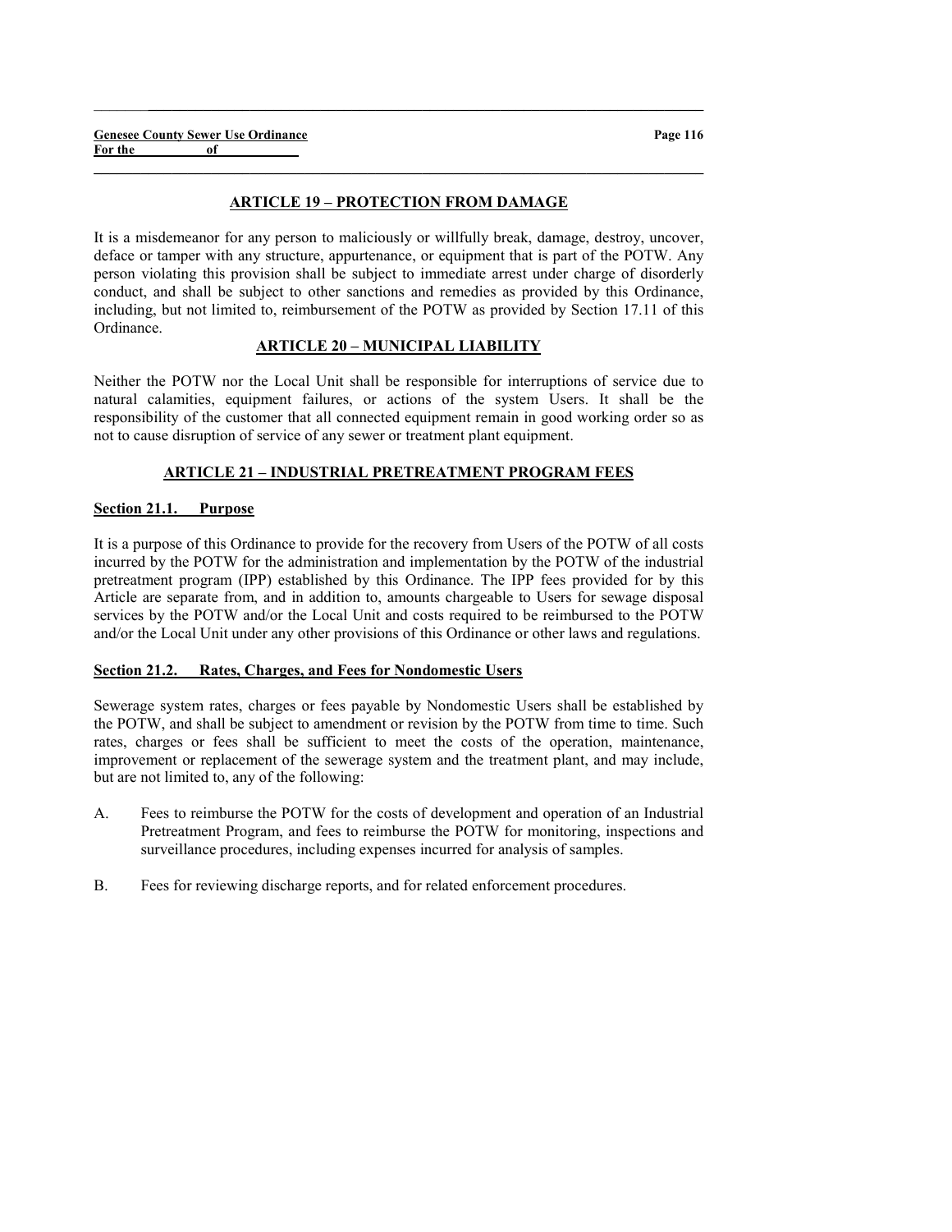## ARTICLE 19 – PROTECTION FROM DAMAGE

It is a misdemeanor for any person to maliciously or willfully break, damage, destroy, uncover, deface or tamper with any structure, appurtenance, or equipment that is part of the POTW. Any person violating this provision shall be subject to immediate arrest under charge of disorderly conduct, and shall be subject to other sanctions and remedies as provided by this Ordinance, including, but not limited to, reimbursement of the POTW as provided by Section 17.11 of this Ordinance.

## ARTICLE 20 – MUNICIPAL LIABILITY

Neither the POTW nor the Local Unit shall be responsible for interruptions of service due to natural calamities, equipment failures, or actions of the system Users. It shall be the responsibility of the customer that all connected equipment remain in good working order so as not to cause disruption of service of any sewer or treatment plant equipment.

## ARTICLE 21 – INDUSTRIAL PRETREATMENT PROGRAM FEES

### Section 21.1. Purpose

It is a purpose of this Ordinance to provide for the recovery from Users of the POTW of all costs incurred by the POTW for the administration and implementation by the POTW of the industrial pretreatment program (IPP) established by this Ordinance. The IPP fees provided for by this Article are separate from, and in addition to, amounts chargeable to Users for sewage disposal services by the POTW and/or the Local Unit and costs required to be reimbursed to the POTW and/or the Local Unit under any other provisions of this Ordinance or other laws and regulations.

### Section 21.2. Rates, Charges, and Fees for Nondomestic Users

Sewerage system rates, charges or fees payable by Nondomestic Users shall be established by the POTW, and shall be subject to amendment or revision by the POTW from time to time. Such rates, charges or fees shall be sufficient to meet the costs of the operation, maintenance, improvement or replacement of the sewerage system and the treatment plant, and may include, but are not limited to, any of the following:

A. Fees to reimburse the POTW for the costs of development and operation of an Industrial Pretreatment Program, and fees to reimburse the POTW for monitoring, inspections and surveillance procedures, including expenses incurred for analysis of samples.

B. Fees for reviewing discharge reports, and for related enforcement procedures.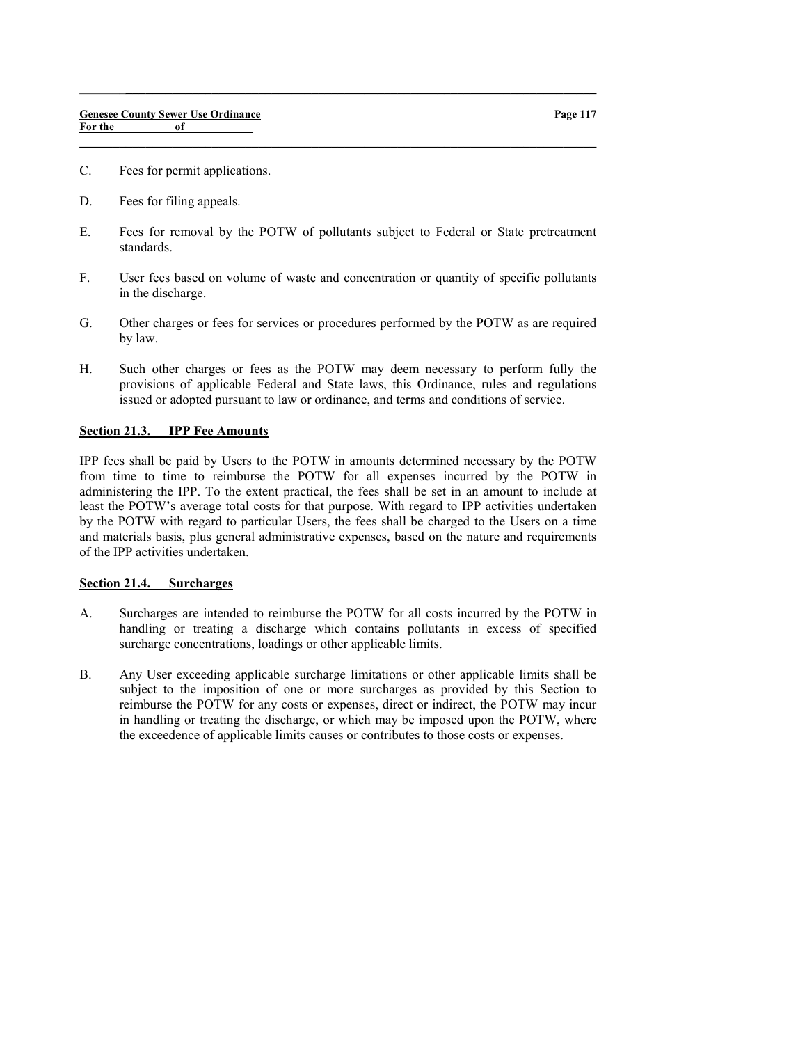C. Fees for permit applications.

D. Fees for filing appeals.

E. Fees for removal by the POTW of pollutants subject to Federal or State pretreatment standards.

F. User fees based on volume of waste and concentration or quantity of specific pollutants in the discharge.

G. Other charges or fees for services or procedures performed by the POTW as are required by law.

H. Such other charges or fees as the POTW may deem necessary to perform fully the provisions of applicable Federal and State laws, this Ordinance, rules and regulations issued or adopted pursuant to law or ordinance, and terms and conditions of service.

**Section 21.3. IPP Fee Amounts**

IPP fees shall be paid by Users to the POTW in amounts determined necessary by the POTW from time to time to reimburse the POTW for all expenses incurred by the POTW in administering the IPP. To the extent practical, the fees shall be set in an amount to include at least the POTW's average total costs for that purpose. With regard to IPP activities undertaken by the POTW with regard to particular Users, the fees shall be charged to the Users on a time and materials basis, plus general administrative expenses, based on the nature and requirements of the IPP activities undertaken.

**Section 21.4. Surcharges**

A. Surcharges are intended to reimburse the POTW for all costs incurred by the POTW in handling or treating a discharge which contains pollutants in excess of specified surcharge concentrations, loadings or other applicable limits.

B. Any User exceeding applicable surcharge limitations or other applicable limits shall be subject to the imposition of one or more surcharges as provided by this Section to reimburse the POTW for any costs or expenses, direct or indirect, the POTW may incur in handling or treating the discharge, or which may be imposed upon the POTW, where the exceedence of applicable limits causes or contributes to those costs or expenses.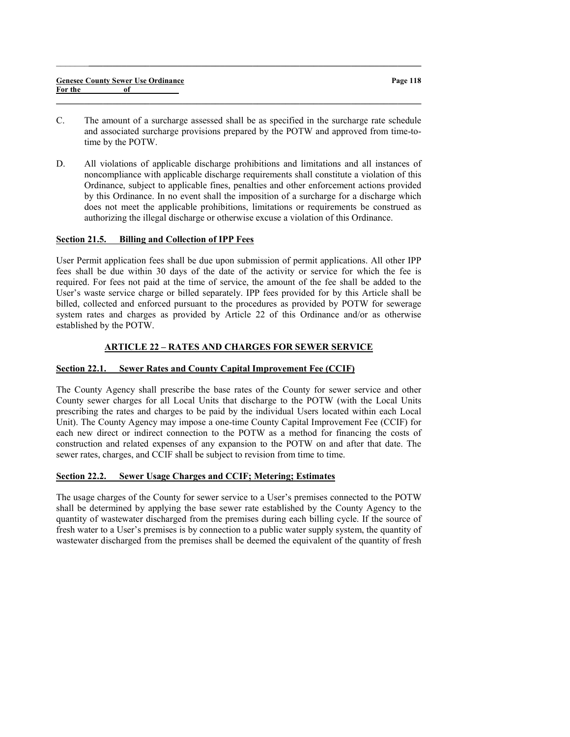C. The amount of a surcharge assessed shall be as specified in the surcharge rate schedule and associated surcharge provisions prepared by the POTW and approved from time-to-time by the POTW.

D. All violations of applicable discharge prohibitions and limitations and all instances of noncompliance with applicable discharge requirements shall constitute a violation of this Ordinance, subject to applicable fines, penalties and other enforcement actions provided by this Ordinance. In no event shall the imposition of a surcharge for a discharge which does not meet the applicable prohibitions, limitations or requirements be construed as authorizing the illegal discharge or otherwise excuse a violation of this Ordinance.

**Section 21.5. Billing and Collection of IPP Fees**

User Permit application fees shall be due upon submission of permit applications. All other IPP fees shall be due within 30 days of the date of the activity or service for which the fee is required. For fees not paid at the time of service, the amount of the fee shall be added to the User's waste service charge or billed separately. IPP fees provided for by this Article shall be billed, collected and enforced pursuant to the procedures as provided by POTW for sewerage system rates and charges as provided by Article 22 of this Ordinance and/or as otherwise established by the POTW.

## ARTICLE 22 – RATES AND CHARGES FOR SEWER SERVICE

**Section 22.1. Sewer Rates and County Capital Improvement Fee (CCIF)**

The County Agency shall prescribe the base rates of the County for sewer service and other County sewer charges for all Local Units that discharge to the POTW (with the Local Units prescribing the rates and charges to be paid by the individual Users located within each Local Unit). The County Agency may impose a one-time County Capital Improvement Fee (CCIF) for each new direct or indirect connection to the POTW as a method for financing the costs of construction and related expenses of any expansion to the POTW on and after that date. The sewer rates, charges, and CCIF shall be subject to revision from time to time.

**Section 22.2. Sewer Usage Charges and CCIF; Metering; Estimates**

The usage charges of the County for sewer service to a User's premises connected to the POTW shall be determined by applying the base sewer rate established by the County Agency to the quantity of wastewater discharged from the premises during each billing cycle. If the source of fresh water to a User's premises is by connection to a public water supply system, the quantity of wastewater discharged from the premises shall be deemed the equivalent of the quantity of fresh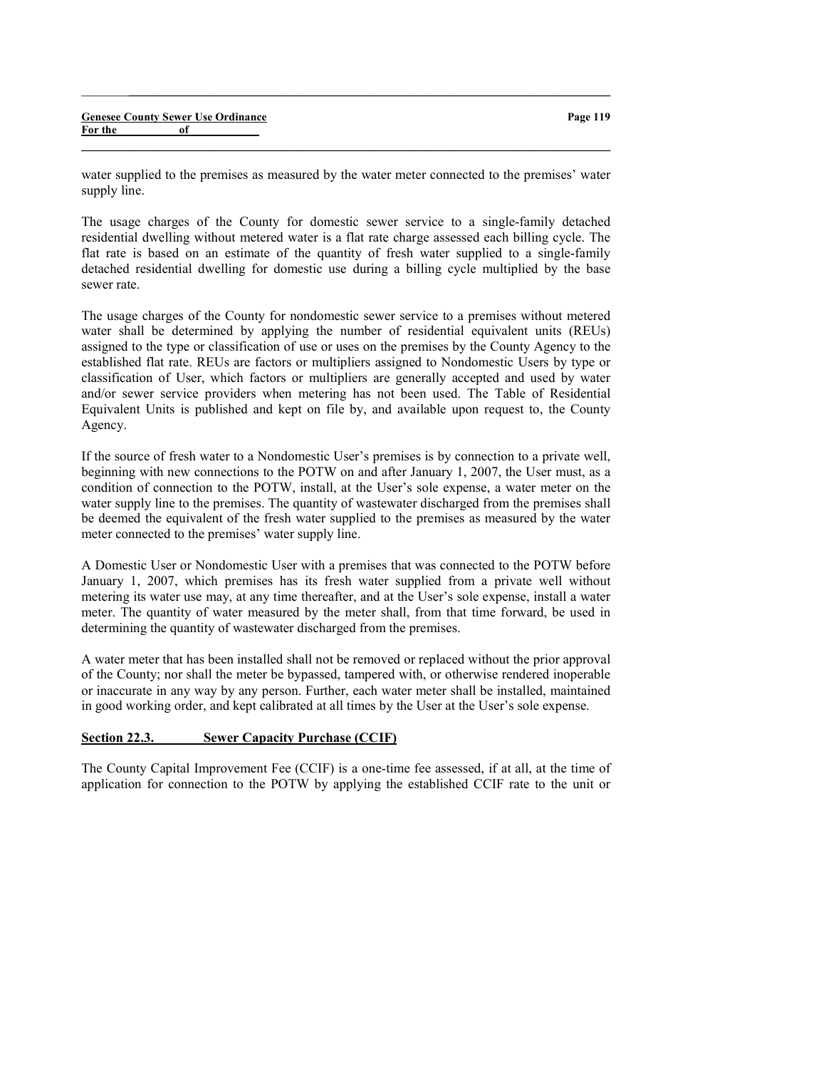water supplied to the premises as measured by the water meter connected to the premises' water supply line.

The usage charges of the County for domestic sewer service to a single-family detached residential dwelling without metered water is a flat rate charge assessed each billing cycle. The flat rate is based on an estimate of the quantity of fresh water supplied to a single-family detached residential dwelling for domestic use during a billing cycle multiplied by the base sewer rate.

The usage charges of the County for nondomestic sewer service to a premises without metered water shall be determined by applying the number of residential equivalent units (REUs) assigned to the type or classification of use or uses on the premises by the County Agency to the established flat rate. REUs are factors or multipliers assigned to Nondomestic Users by type or classification of User, which factors or multipliers are generally accepted and used by water and/or sewer service providers when metering has not been used. The Table of Residential Equivalent Units is published and kept on file by, and available upon request to, the County Agency.

If the source of fresh water to a Nondomestic User's premises is by connection to a private well, beginning with new connections to the POTW on and after January 1, 2007, the User must, as a condition of connection to the POTW, install, at the User's sole expense, a water meter on the water supply line to the premises. The quantity of wastewater discharged from the premises shall be deemed the equivalent of the fresh water supplied to the premises as measured by the water meter connected to the premises' water supply line.

A Domestic User or Nondomestic User with a premises that was connected to the POTW before January 1, 2007, which premises has its fresh water supplied from a private well without metering its water use may, at any time thereafter, and at the User's sole expense, install a water meter. The quantity of water measured by the meter shall, from that time forward, be used in determining the quantity of wastewater discharged from the premises.

A water meter that has been installed shall not be removed or replaced without the prior approval of the County; nor shall the meter be bypassed, tampered with, or otherwise rendered inoperable or inaccurate in any way by any person. Further, each water meter shall be installed, maintained in good working order, and kept calibrated at all times by the User at the User's sole expense.

## Section 22.3. Sewer Capacity Purchase (CCIF)

The County Capital Improvement Fee (CCIF) is a one-time fee assessed, if at all, at the time of application for connection to the POTW by applying the established CCIF rate to the unit or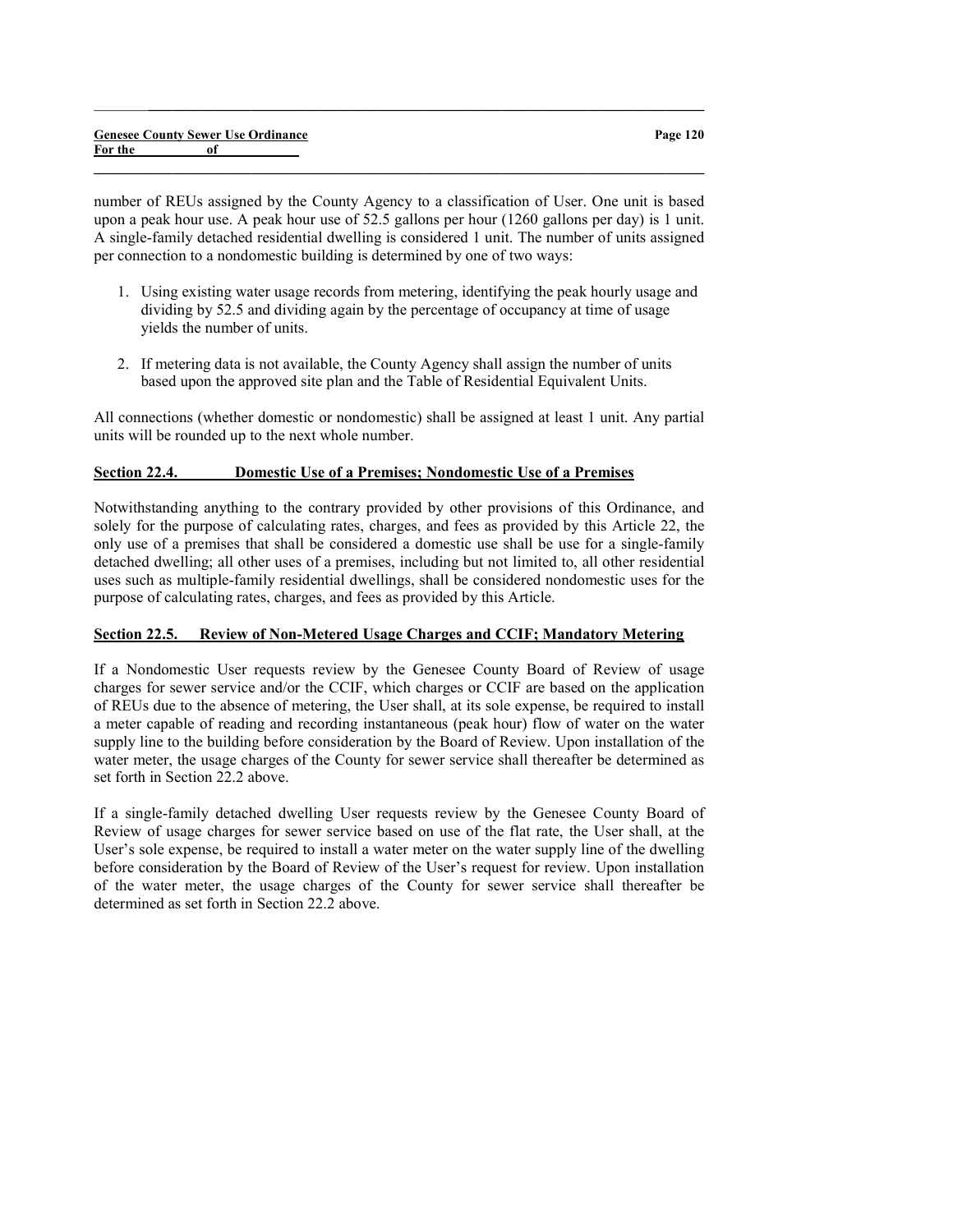number of REUs assigned by the County Agency to a classification of User. One unit is based upon a peak hour use. A peak hour use of 52.5 gallons per hour (1260 gallons per day) is 1 unit. A single-family detached residential dwelling is considered 1 unit. The number of units assigned per connection to a nondomestic building is determined by one of two ways:

1. Using existing water usage records from metering, identifying the peak hourly usage and dividing by 52.5 and dividing again by the percentage of occupancy at time of usage yields the number of units.

2. If metering data is not available, the County Agency shall assign the number of units based upon the approved site plan and the Table of Residential Equivalent Units.

All connections (whether domestic or nondomestic) shall be assigned at least 1 unit. Any partial units will be rounded up to the next whole number.

## Section 22.4. Domestic Use of a Premises; Nondomestic Use of a Premises

Notwithstanding anything to the contrary provided by other provisions of this Ordinance, and solely for the purpose of calculating rates, charges, and fees as provided by this Article 22, the only use of a premises that shall be considered a domestic use shall be use for a single-family detached dwelling; all other uses of a premises, including but not limited to, all other residential uses such as multiple-family residential dwellings, shall be considered nondomestic uses for the purpose of calculating rates, charges, and fees as provided by this Article.

## Section 22.5. Review of Non-Metered Usage Charges and CCIF; Mandatory Metering

If a Nondomestic User requests review by the Genesee County Board of Review of usage charges for sewer service and/or the CCIF, which charges or CCIF are based on the application of REUs due to the absence of metering, the User shall, at its sole expense, be required to install a meter capable of reading and recording instantaneous (peak hour) flow of water on the water supply line to the building before consideration by the Board of Review. Upon installation of the water meter, the usage charges of the County for sewer service shall thereafter be determined as set forth in Section 22.2 above.

If a single-family detached dwelling User requests review by the Genesee County Board of Review of usage charges for sewer service based on use of the flat rate, the User shall, at the User's sole expense, be required to install a water meter on the water supply line of the dwelling before consideration by the Board of Review of the User's request for review. Upon installation of the water meter, the usage charges of the County for sewer service shall thereafter be determined as set forth in Section 22.2 above.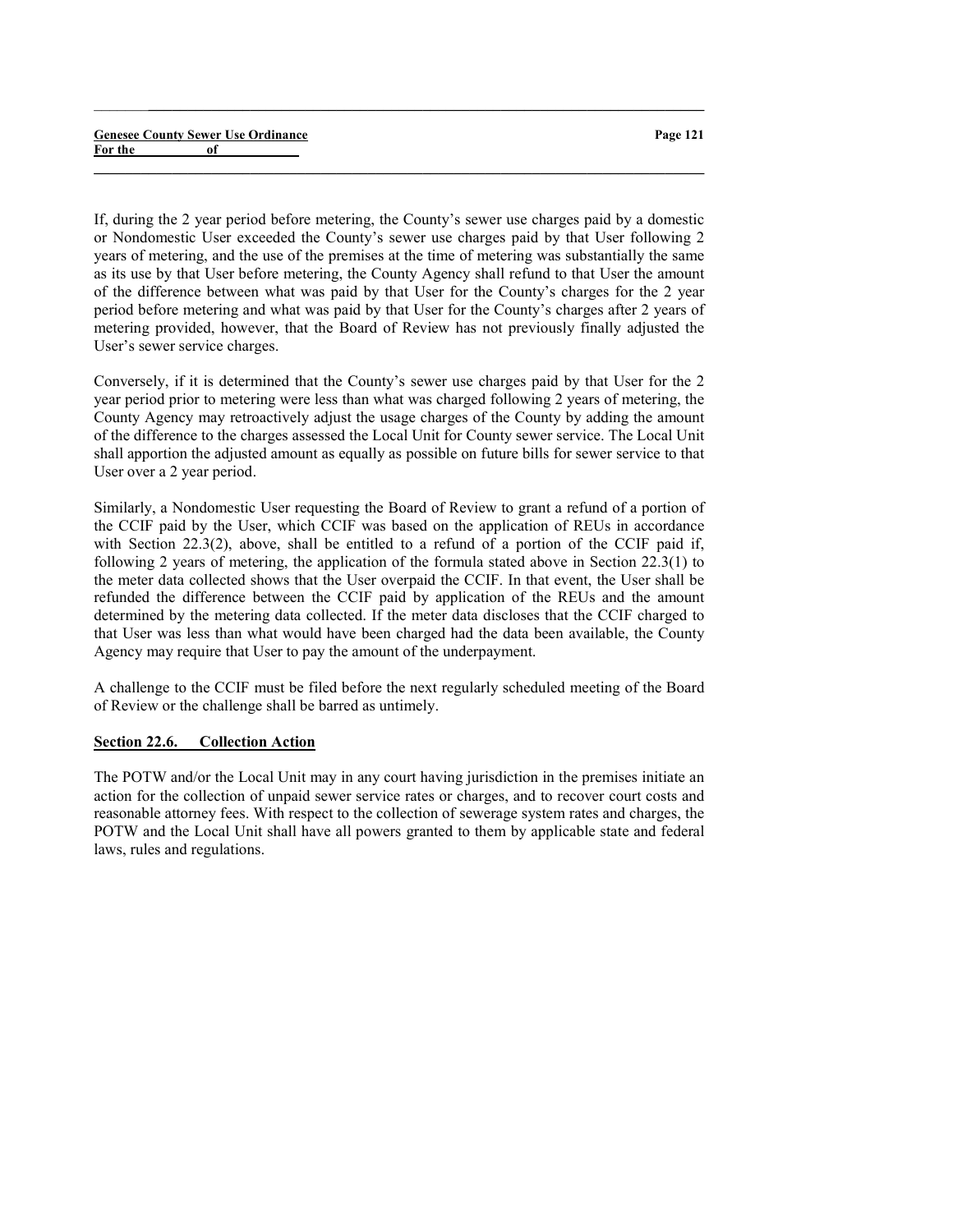If, during the 2 year period before metering, the County's sewer use charges paid by a domestic or Nondomestic User exceeded the County's sewer use charges paid by that User following 2 years of metering, and the use of the premises at the time of metering was substantially the same as its use by that User before metering, the County Agency shall refund to that User the amount of the difference between what was paid by that User for the County's charges for the 2 year period before metering and what was paid by that User for the County's charges after 2 years of metering provided, however, that the Board of Review has not previously finally adjusted the User's sewer service charges.

Conversely, if it is determined that the County's sewer use charges paid by that User for the 2 year period prior to metering were less than what was charged following 2 years of metering, the County Agency may retroactively adjust the usage charges of the County by adding the amount of the difference to the charges assessed the Local Unit for County sewer service. The Local Unit shall apportion the adjusted amount as equally as possible on future bills for sewer service to that User over a 2 year period.

Similarly, a Nondomestic User requesting the Board of Review to grant a refund of a portion of the CCIF paid by the User, which CCIF was based on the application of REUs in accordance with Section 22.3(2), above, shall be entitled to a refund of a portion of the CCIF paid if, following 2 years of metering, the application of the formula stated above in Section 22.3(1) to the meter data collected shows that the User overpaid the CCIF. In that event, the User shall be refunded the difference between the CCIF paid by application of the REUs and the amount determined by the metering data collected. If the meter data discloses that the CCIF charged to that User was less than what would have been charged had the data been available, the County Agency may require that User to pay the amount of the underpayment.

A challenge to the CCIF must be filed before the next regularly scheduled meeting of the Board of Review or the challenge shall be barred as untimely.

## Section 22.6. Collection Action

The POTW and/or the Local Unit may in any court having jurisdiction in the premises initiate an action for the collection of unpaid sewer service rates or charges, and to recover court costs and reasonable attorney fees. With respect to the collection of sewerage system rates and charges, the POTW and the Local Unit shall have all powers granted to them by applicable state and federal laws, rules and regulations.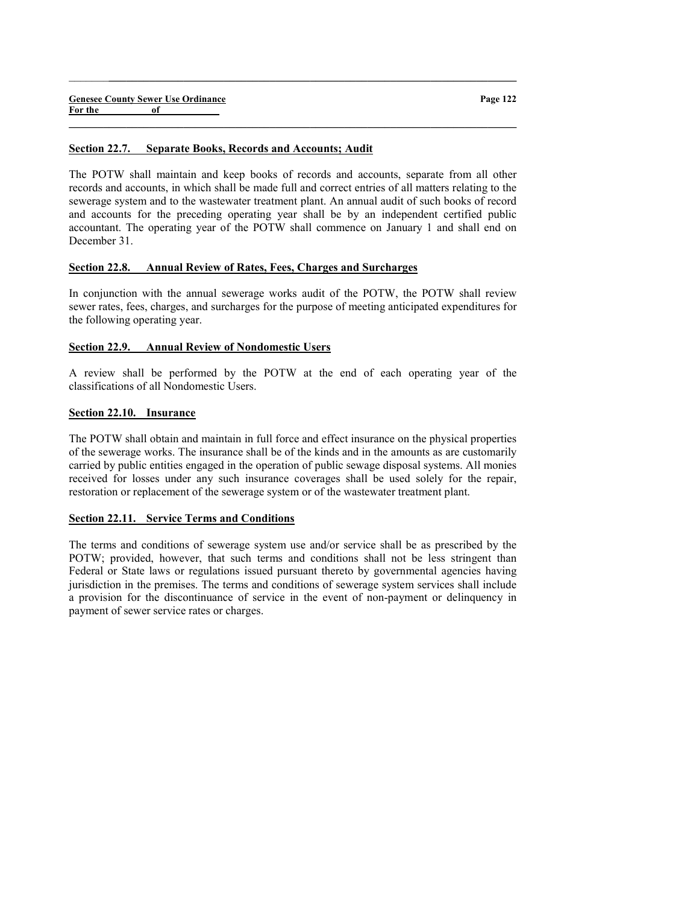## Section 22.7. Separate Books, Records and Accounts; Audit

The POTW shall maintain and keep books of records and accounts, separate from all other records and accounts, in which shall be made full and correct entries of all matters relating to the sewerage system and to the wastewater treatment plant. An annual audit of such books of record and accounts for the preceding operating year shall be by an independent certified public accountant. The operating year of the POTW shall commence on January 1 and shall end on December 31.

## Section 22.8. Annual Review of Rates, Fees, Charges and Surcharges

In conjunction with the annual sewerage works audit of the POTW, the POTW shall review sewer rates, fees, charges, and surcharges for the purpose of meeting anticipated expenditures for the following operating year.

## Section 22.9. Annual Review of Nondomestic Users

A review shall be performed by the POTW at the end of each operating year of the classifications of all Nondomestic Users.

## Section 22.10. Insurance

The POTW shall obtain and maintain in full force and effect insurance on the physical properties of the sewerage works. The insurance shall be of the kinds and in the amounts as are customarily carried by public entities engaged in the operation of public sewage disposal systems. All monies received for losses under any such insurance coverages shall be used solely for the repair, restoration or replacement of the sewerage system or of the wastewater treatment plant.

## Section 22.11. Service Terms and Conditions

The terms and conditions of sewerage system use and/or service shall be as prescribed by the POTW; provided, however, that such terms and conditions shall not be less stringent than Federal or State laws or regulations issued pursuant thereto by governmental agencies having jurisdiction in the premises. The terms and conditions of sewerage system services shall include a provision for the discontinuance of service in the event of non-payment or delinquency in payment of sewer service rates or charges.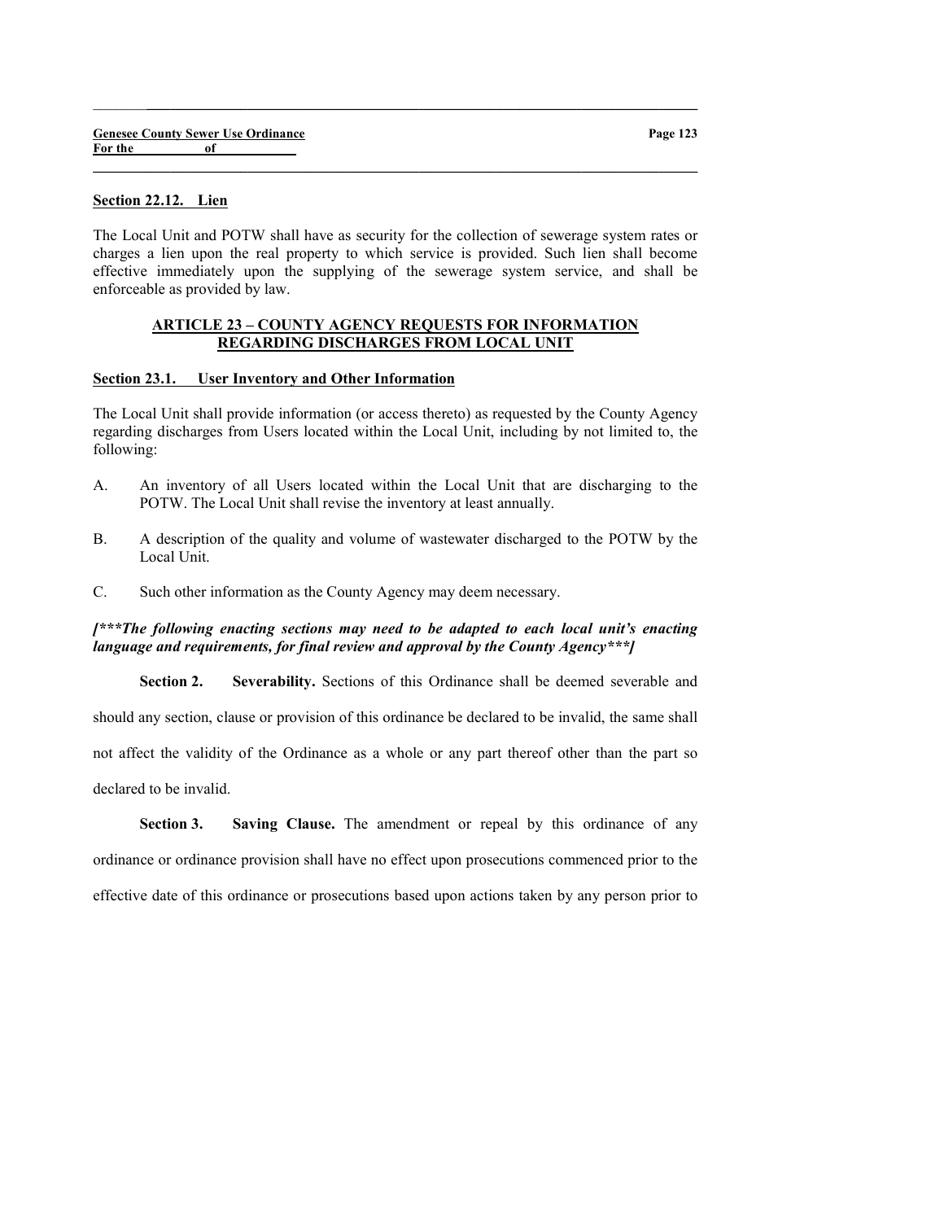**Section 22.12. Lien**

The Local Unit and POTW shall have as security for the collection of sewerage system rates or charges a lien upon the real property to which service is provided. Such lien shall become effective immediately upon the supplying of the sewerage system service, and shall be enforceable as provided by law.

## ARTICLE 23 – COUNTY AGENCY REQUESTS FOR INFORMATION REGARDING DISCHARGES FROM LOCAL UNIT

**Section 23.1. User Inventory and Other Information**

The Local Unit shall provide information (or access thereto) as requested by the County Agency regarding discharges from Users located within the Local Unit, including by not limited to, the following:

A. An inventory of all Users located within the Local Unit that are discharging to the POTW. The Local Unit shall revise the inventory at least annually.

B. A description of the quality and volume of wastewater discharged to the POTW by the Local Unit.

C. Such other information as the County Agency may deem necessary.

***[\*\*\*The following enacting sections may need to be adapted to each local unit's enacting language and requirements, for final review and approval by the County Agency\*\*\*]***

**Section 2. Severability.** Sections of this Ordinance shall be deemed severable and should any section, clause or provision of this ordinance be declared to be invalid, the same shall not affect the validity of the Ordinance as a whole or any part thereof other than the part so declared to be invalid.

**Section 3. Saving Clause.** The amendment or repeal by this ordinance of any ordinance or ordinance provision shall have no effect upon prosecutions commenced prior to the effective date of this ordinance or prosecutions based upon actions taken by any person prior to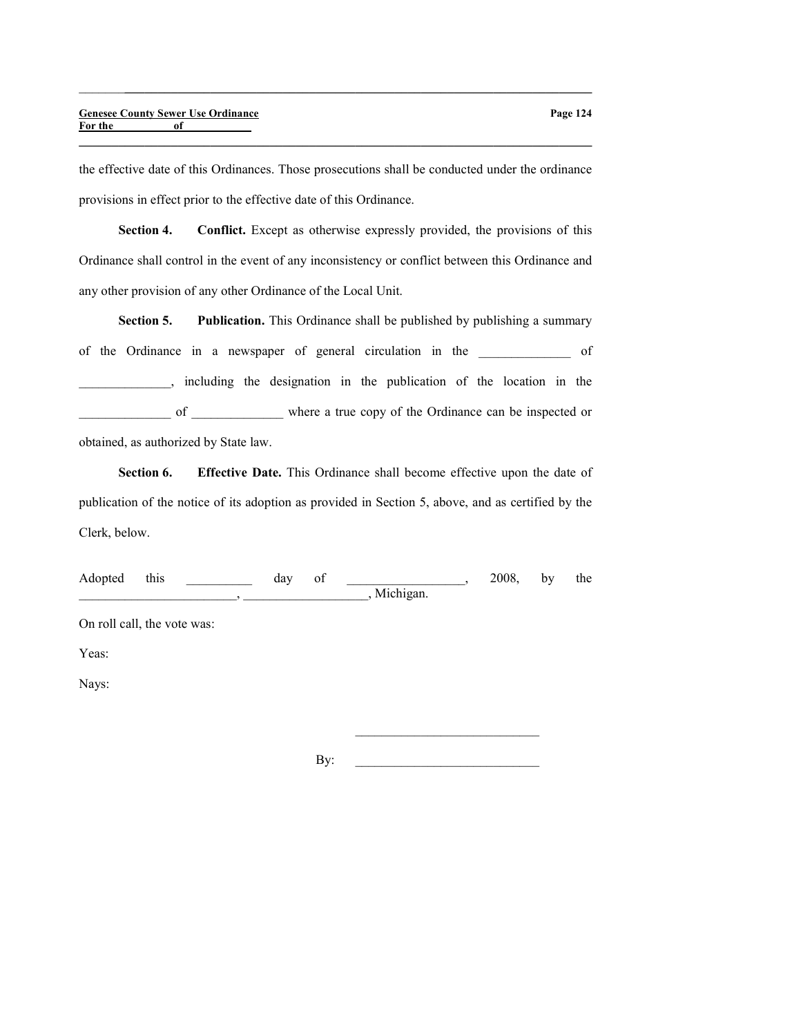the effective date of this Ordinances. Those prosecutions shall be conducted under the ordinance provisions in effect prior to the effective date of this Ordinance.

**Section 4. Conflict.** Except as otherwise expressly provided, the provisions of this Ordinance shall control in the event of any inconsistency or conflict between this Ordinance and any other provision of any other Ordinance of the Local Unit.

**Section 5. Publication.** This Ordinance shall be published by publishing a summary of the Ordinance in a newspaper of general circulation in the ______________ of ______________, including the designation in the publication of the location in the ______________ of ______________ where a true copy of the Ordinance can be inspected or obtained, as authorized by State law.

**Section 6. Effective Date.** This Ordinance shall become effective upon the date of publication of the notice of its adoption as provided in Section 5, above, and as certified by the Clerk, below.

Adopted this __________ day of __________________, 2008, by the ________________________, ___________________, Michigan.

On roll call, the vote was:

Yeas:

Nays:

____________________________

By: ____________________________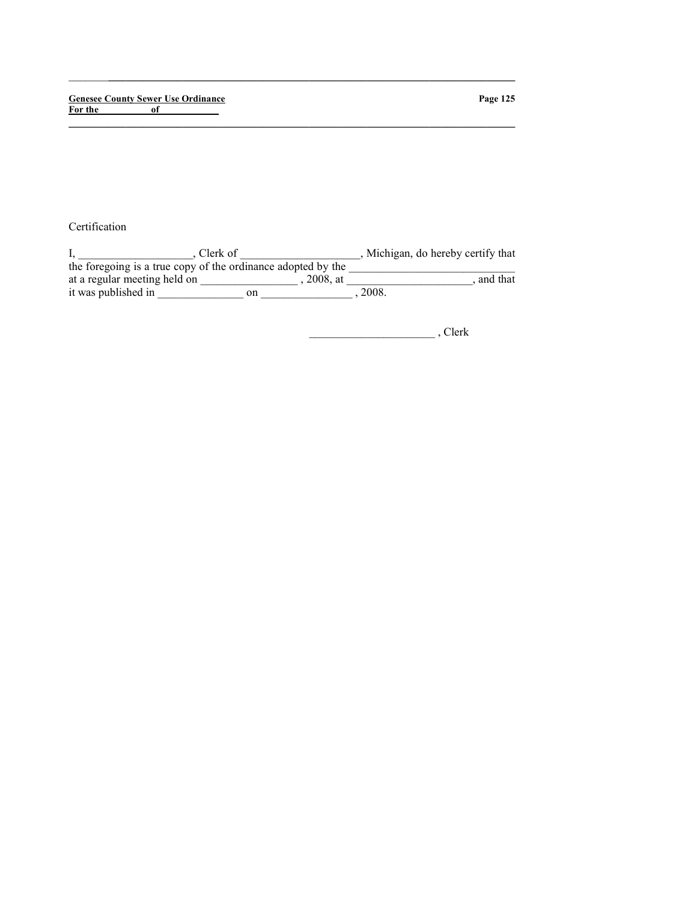Certification

I, ____________________, Clerk of _____________________, Michigan, do hereby certify that the foregoing is a true copy of the ordinance adopted by the ______________________________ at a regular meeting held on _________________ , 2008, at ______________________, and that it was published in _______________ on ________________ , 2008.

______________________ , Clerk